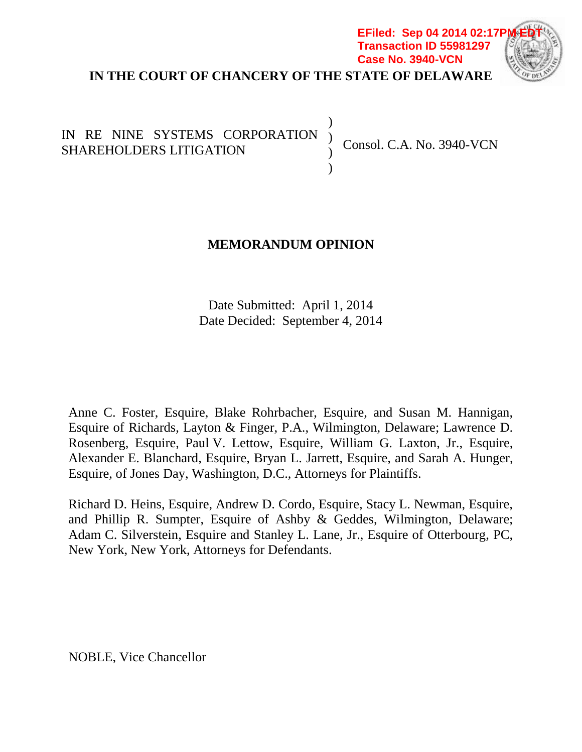EFiled: Sep 04 2014 02:17PM EDT
Transaction ID 55981297
Case No. 3940-VCN

**IN THE COURT OF CHANCERY OF THE STATE OF DELAWARE**

| | | |
|---|---|---|
| IN RE NINE SYSTEMS CORPORATION SHAREHOLDERS LITIGATION | ) ) ) ) | Consol. C.A. No. 3940-VCN |

**MEMORANDUM OPINION**

Date Submitted: April 1, 2014
Date Decided: September 4, 2014

Anne C. Foster, Esquire, Blake Rohrbacher, Esquire, and Susan M. Hannigan, Esquire of Richards, Layton & Finger, P.A., Wilmington, Delaware; Lawrence D. Rosenberg, Esquire, Paul V. Lettow, Esquire, William G. Laxton, Jr., Esquire, Alexander E. Blanchard, Esquire, Bryan L. Jarrett, Esquire, and Sarah A. Hunger, Esquire, of Jones Day, Washington, D.C., Attorneys for Plaintiffs.

Richard D. Heins, Esquire, Andrew D. Cordo, Esquire, Stacy L. Newman, Esquire, and Phillip R. Sumpter, Esquire of Ashby & Geddes, Wilmington, Delaware; Adam C. Silverstein, Esquire and Stanley L. Lane, Jr., Esquire of Otterbourg, PC, New York, New York, Attorneys for Defendants.

NOBLE, Vice Chancellor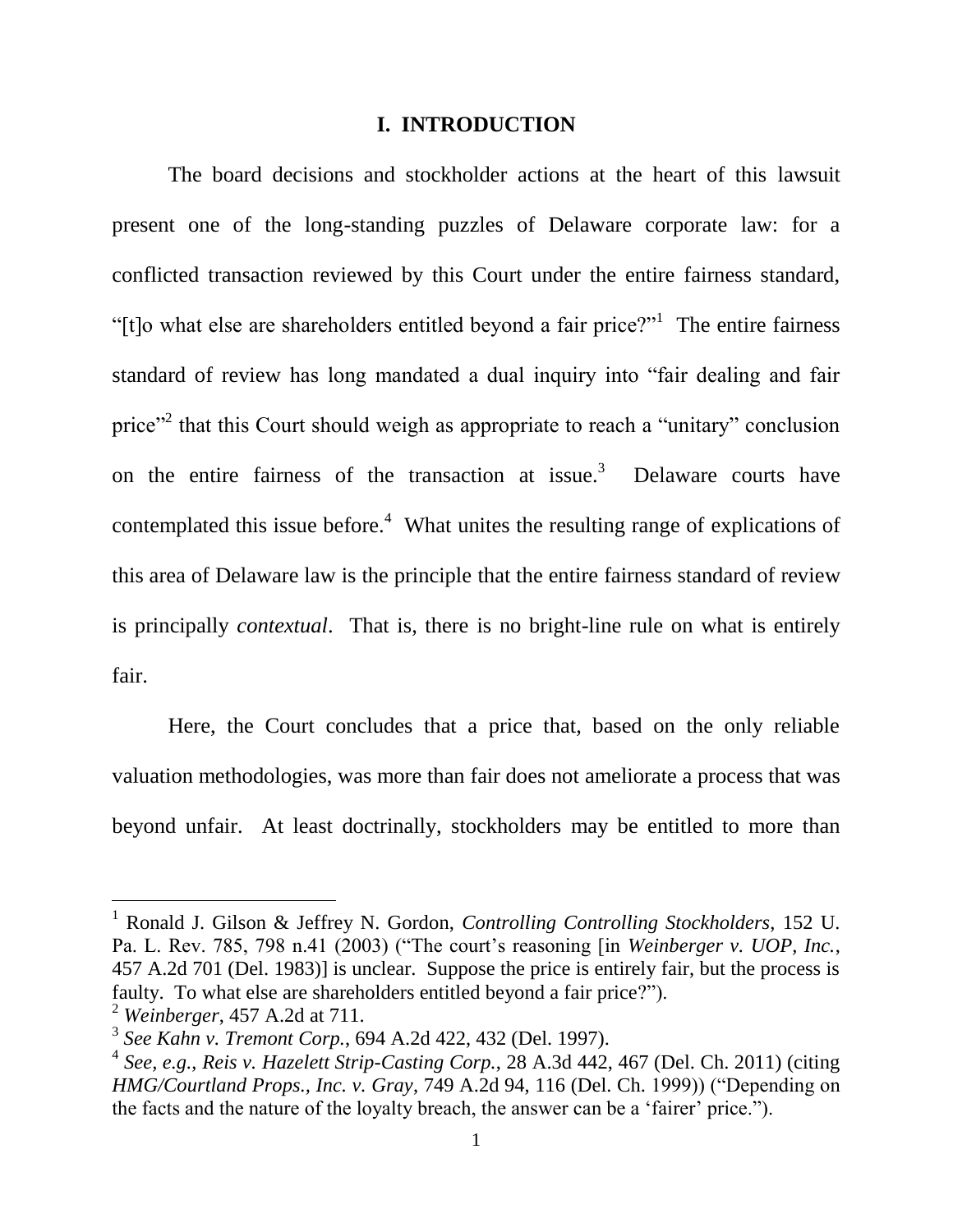# I. INTRODUCTION

The board decisions and stockholder actions at the heart of this lawsuit present one of the long-standing puzzles of Delaware corporate law: for a conflicted transaction reviewed by this Court under the entire fairness standard, "[t]o what else are shareholders entitled beyond a fair price?"[1] The entire fairness standard of review has long mandated a dual inquiry into "fair dealing and fair price"[2] that this Court should weigh as appropriate to reach a "unitary" conclusion on the entire fairness of the transaction at issue.[3] Delaware courts have contemplated this issue before.[4] What unites the resulting range of explications of this area of Delaware law is the principle that the entire fairness standard of review is principally *contextual*. That is, there is no bright-line rule on what is entirely fair.

Here, the Court concludes that a price that, based on the only reliable valuation methodologies, was more than fair does not ameliorate a process that was beyond unfair. At least doctrinally, stockholders may be entitled to more than

---

[1] Ronald J. Gilson & Jeffrey N. Gordon, *Controlling Controlling Stockholders*, 152 U. Pa. L. Rev. 785, 798 n.41 (2003) ("The court's reasoning [in *Weinberger v. UOP, Inc.*, 457 A.2d 701 (Del. 1983)] is unclear. Suppose the price is entirely fair, but the process is faulty. To what else are shareholders entitled beyond a fair price?").

[2] *Weinberger*, 457 A.2d at 711.

[3] *See Kahn v. Tremont Corp.*, 694 A.2d 422, 432 (Del. 1997).

[4] *See, e.g.*, *Reis v. Hazelett Strip-Casting Corp.*, 28 A.3d 442, 467 (Del. Ch. 2011) (citing *HMG/Courtland Props., Inc. v. Gray*, 749 A.2d 94, 116 (Del. Ch. 1999)) ("Depending on the facts and the nature of the loyalty breach, the answer can be a 'fairer' price.").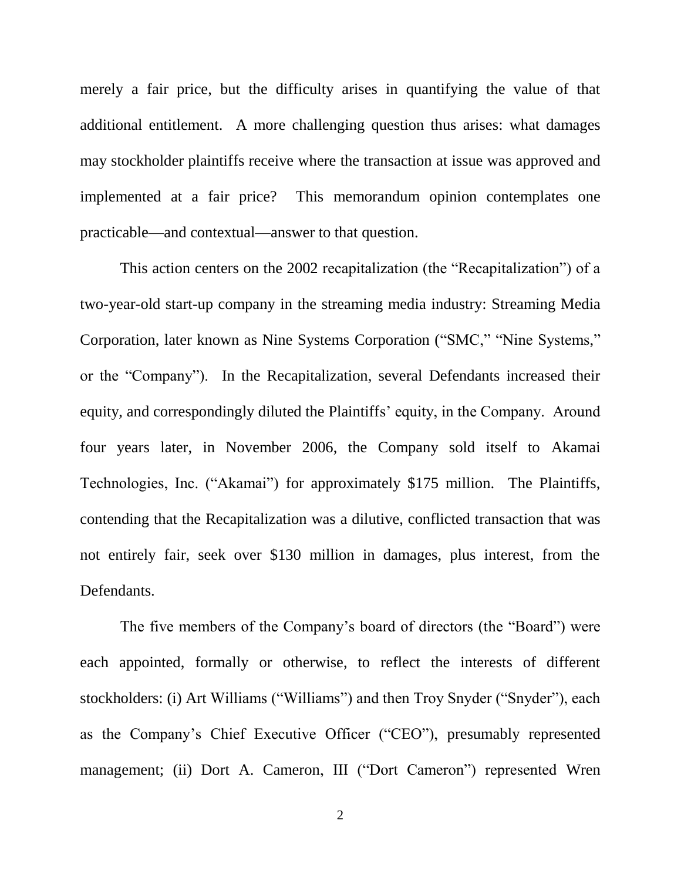merely a fair price, but the difficulty arises in quantifying the value of that additional entitlement. A more challenging question thus arises: what damages may stockholder plaintiffs receive where the transaction at issue was approved and implemented at a fair price? This memorandum opinion contemplates one practicable—and contextual—answer to that question.

This action centers on the 2002 recapitalization (the "Recapitalization") of a two-year-old start-up company in the streaming media industry: Streaming Media Corporation, later known as Nine Systems Corporation ("SMC," "Nine Systems," or the "Company"). In the Recapitalization, several Defendants increased their equity, and correspondingly diluted the Plaintiffs' equity, in the Company. Around four years later, in November 2006, the Company sold itself to Akamai Technologies, Inc. ("Akamai") for approximately $175 million. The Plaintiffs, contending that the Recapitalization was a dilutive, conflicted transaction that was not entirely fair, seek over $130 million in damages, plus interest, from the Defendants.

The five members of the Company's board of directors (the "Board") were each appointed, formally or otherwise, to reflect the interests of different stockholders: (i) Art Williams ("Williams") and then Troy Snyder ("Snyder"), each as the Company's Chief Executive Officer ("CEO"), presumably represented management; (ii) Dort A. Cameron, III ("Dort Cameron") represented Wren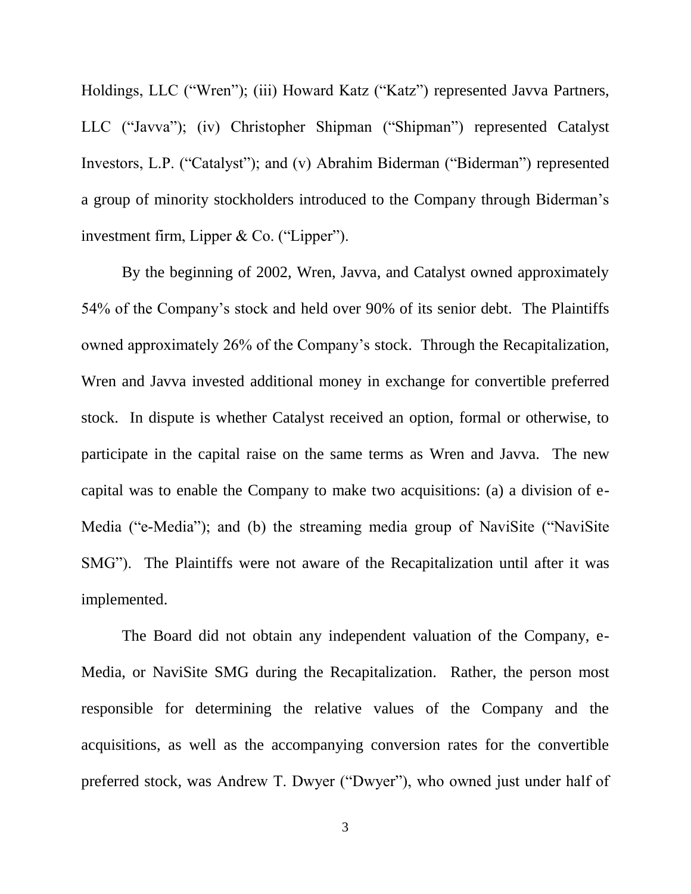Holdings, LLC ("Wren"); (iii) Howard Katz ("Katz") represented Javva Partners, LLC ("Javva"); (iv) Christopher Shipman ("Shipman") represented Catalyst Investors, L.P. ("Catalyst"); and (v) Abrahim Biderman ("Biderman") represented a group of minority stockholders introduced to the Company through Biderman's investment firm, Lipper & Co. ("Lipper").

By the beginning of 2002, Wren, Javva, and Catalyst owned approximately 54% of the Company's stock and held over 90% of its senior debt. The Plaintiffs owned approximately 26% of the Company's stock. Through the Recapitalization, Wren and Javva invested additional money in exchange for convertible preferred stock. In dispute is whether Catalyst received an option, formal or otherwise, to participate in the capital raise on the same terms as Wren and Javva. The new capital was to enable the Company to make two acquisitions: (a) a division of e-Media ("e-Media"); and (b) the streaming media group of NaviSite ("NaviSite SMG"). The Plaintiffs were not aware of the Recapitalization until after it was implemented.

The Board did not obtain any independent valuation of the Company, e-Media, or NaviSite SMG during the Recapitalization. Rather, the person most responsible for determining the relative values of the Company and the acquisitions, as well as the accompanying conversion rates for the convertible preferred stock, was Andrew T. Dwyer ("Dwyer"), who owned just under half of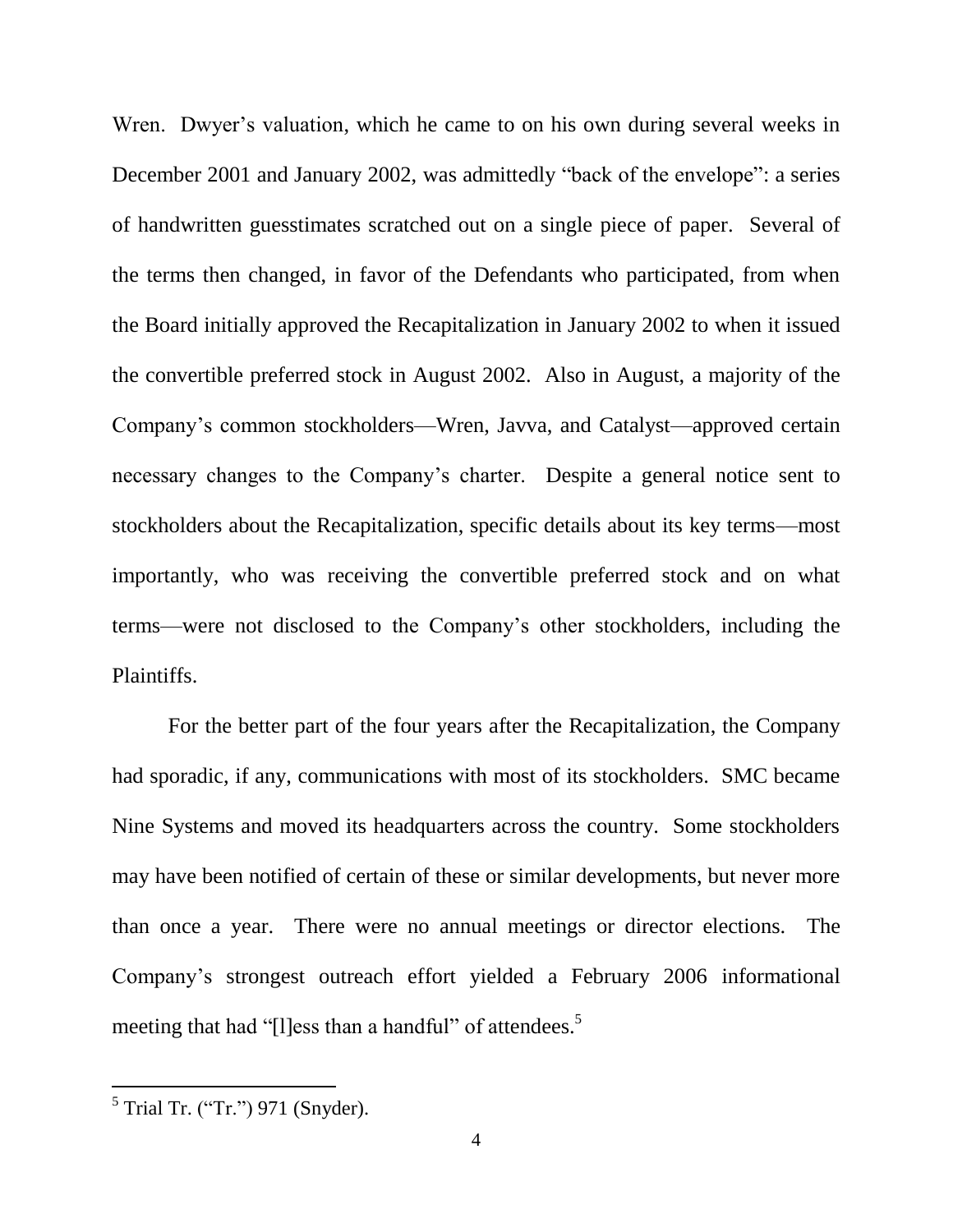Wren. Dwyer's valuation, which he came to on his own during several weeks in December 2001 and January 2002, was admittedly "back of the envelope": a series of handwritten guesstimates scratched out on a single piece of paper. Several of the terms then changed, in favor of the Defendants who participated, from when the Board initially approved the Recapitalization in January 2002 to when it issued the convertible preferred stock in August 2002. Also in August, a majority of the Company's common stockholders—Wren, Javva, and Catalyst—approved certain necessary changes to the Company's charter. Despite a general notice sent to stockholders about the Recapitalization, specific details about its key terms—most importantly, who was receiving the convertible preferred stock and on what terms—were not disclosed to the Company's other stockholders, including the Plaintiffs.

For the better part of the four years after the Recapitalization, the Company had sporadic, if any, communications with most of its stockholders. SMC became Nine Systems and moved its headquarters across the country. Some stockholders may have been notified of certain of these or similar developments, but never more than once a year. There were no annual meetings or director elections. The Company's strongest outreach effort yielded a February 2006 informational meeting that had "[l]ess than a handful" of attendees.[5]

---

[5] Trial Tr. ("Tr.") 971 (Snyder).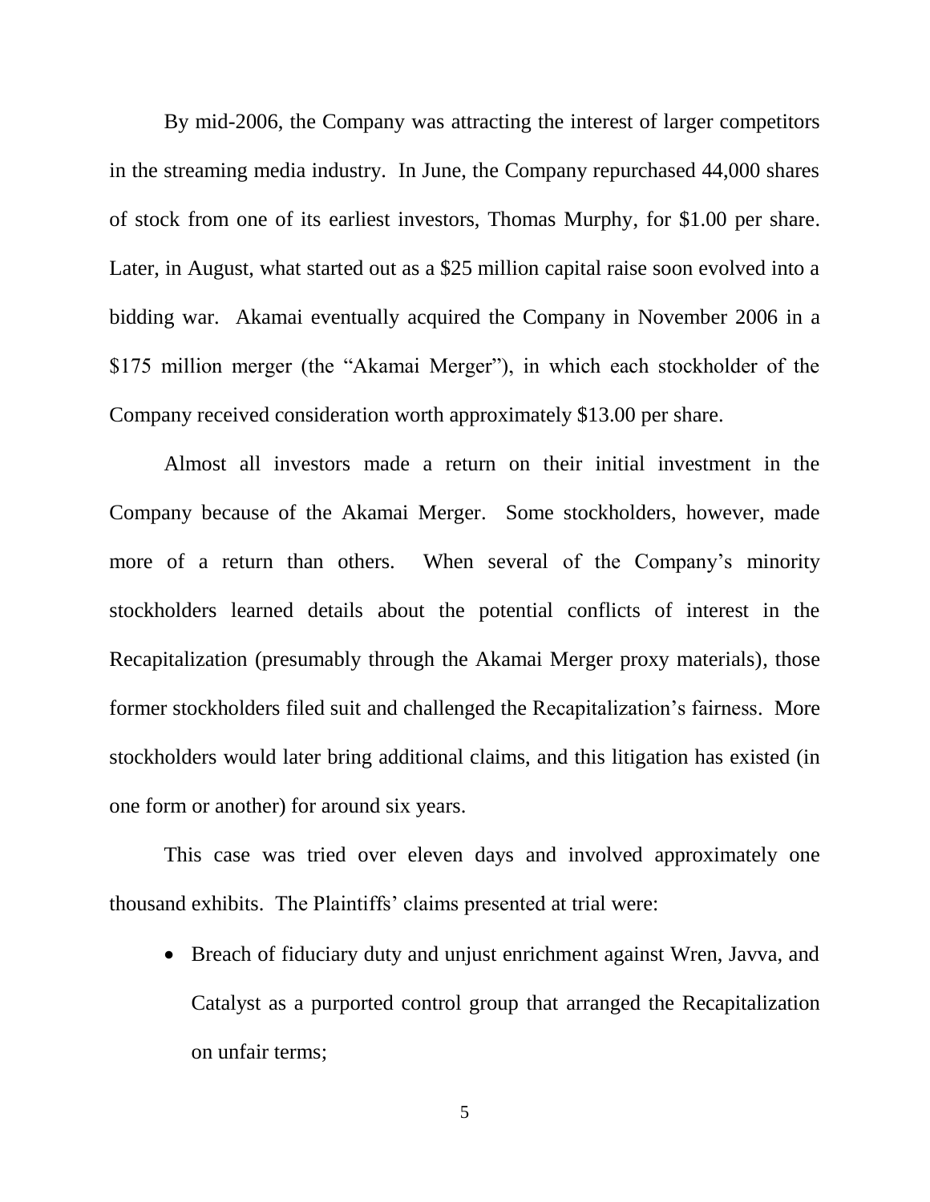By mid-2006, the Company was attracting the interest of larger competitors in the streaming media industry. In June, the Company repurchased 44,000 shares of stock from one of its earliest investors, Thomas Murphy, for $1.00 per share. Later, in August, what started out as a $25 million capital raise soon evolved into a bidding war. Akamai eventually acquired the Company in November 2006 in a $175 million merger (the "Akamai Merger"), in which each stockholder of the Company received consideration worth approximately $13.00 per share.

Almost all investors made a return on their initial investment in the Company because of the Akamai Merger. Some stockholders, however, made more of a return than others. When several of the Company's minority stockholders learned details about the potential conflicts of interest in the Recapitalization (presumably through the Akamai Merger proxy materials), those former stockholders filed suit and challenged the Recapitalization's fairness. More stockholders would later bring additional claims, and this litigation has existed (in one form or another) for around six years.

This case was tried over eleven days and involved approximately one thousand exhibits. The Plaintiffs' claims presented at trial were:

- Breach of fiduciary duty and unjust enrichment against Wren, Javva, and Catalyst as a purported control group that arranged the Recapitalization on unfair terms;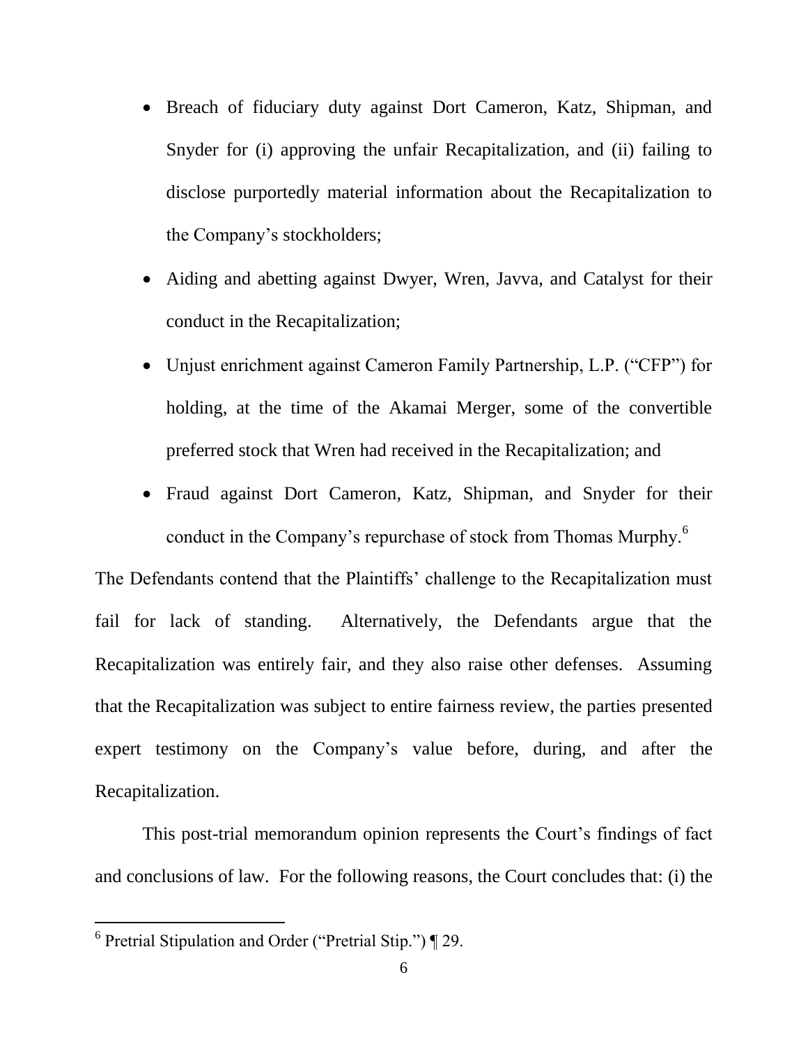- Breach of fiduciary duty against Dort Cameron, Katz, Shipman, and Snyder for (i) approving the unfair Recapitalization, and (ii) failing to disclose purportedly material information about the Recapitalization to the Company's stockholders;
- Aiding and abetting against Dwyer, Wren, Javva, and Catalyst for their conduct in the Recapitalization;
- Unjust enrichment against Cameron Family Partnership, L.P. ("CFP") for holding, at the time of the Akamai Merger, some of the convertible preferred stock that Wren had received in the Recapitalization; and
- Fraud against Dort Cameron, Katz, Shipman, and Snyder for their conduct in the Company's repurchase of stock from Thomas Murphy.[6]

The Defendants contend that the Plaintiffs' challenge to the Recapitalization must fail for lack of standing. Alternatively, the Defendants argue that the Recapitalization was entirely fair, and they also raise other defenses. Assuming that the Recapitalization was subject to entire fairness review, the parties presented expert testimony on the Company's value before, during, and after the Recapitalization.

This post-trial memorandum opinion represents the Court's findings of fact and conclusions of law. For the following reasons, the Court concludes that: (i) the

[6] Pretrial Stipulation and Order ("Pretrial Stip.") ¶ 29.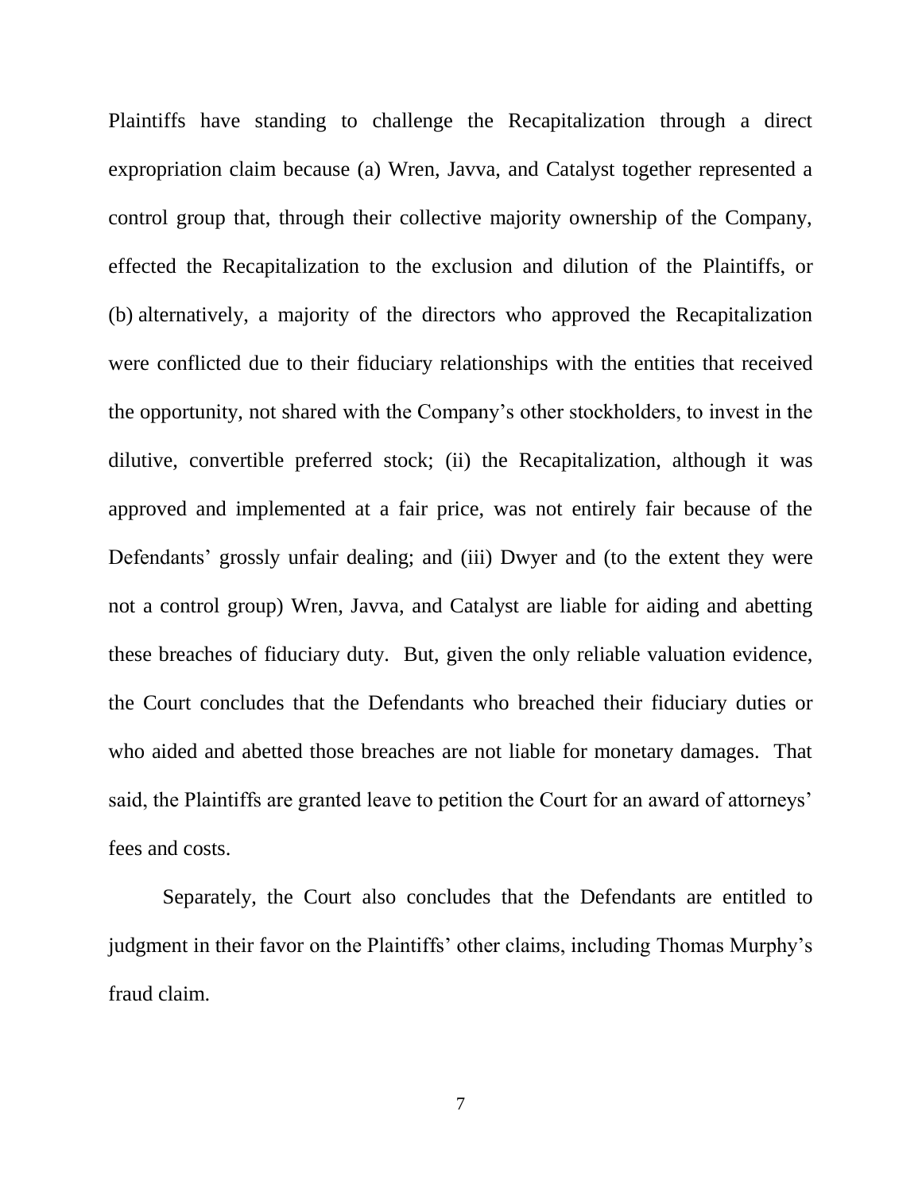Plaintiffs have standing to challenge the Recapitalization through a direct expropriation claim because (a) Wren, Javva, and Catalyst together represented a control group that, through their collective majority ownership of the Company, effected the Recapitalization to the exclusion and dilution of the Plaintiffs, or (b) alternatively, a majority of the directors who approved the Recapitalization were conflicted due to their fiduciary relationships with the entities that received the opportunity, not shared with the Company's other stockholders, to invest in the dilutive, convertible preferred stock; (ii) the Recapitalization, although it was approved and implemented at a fair price, was not entirely fair because of the Defendants' grossly unfair dealing; and (iii) Dwyer and (to the extent they were not a control group) Wren, Javva, and Catalyst are liable for aiding and abetting these breaches of fiduciary duty. But, given the only reliable valuation evidence, the Court concludes that the Defendants who breached their fiduciary duties or who aided and abetted those breaches are not liable for monetary damages. That said, the Plaintiffs are granted leave to petition the Court for an award of attorneys' fees and costs.

Separately, the Court also concludes that the Defendants are entitled to judgment in their favor on the Plaintiffs' other claims, including Thomas Murphy's fraud claim.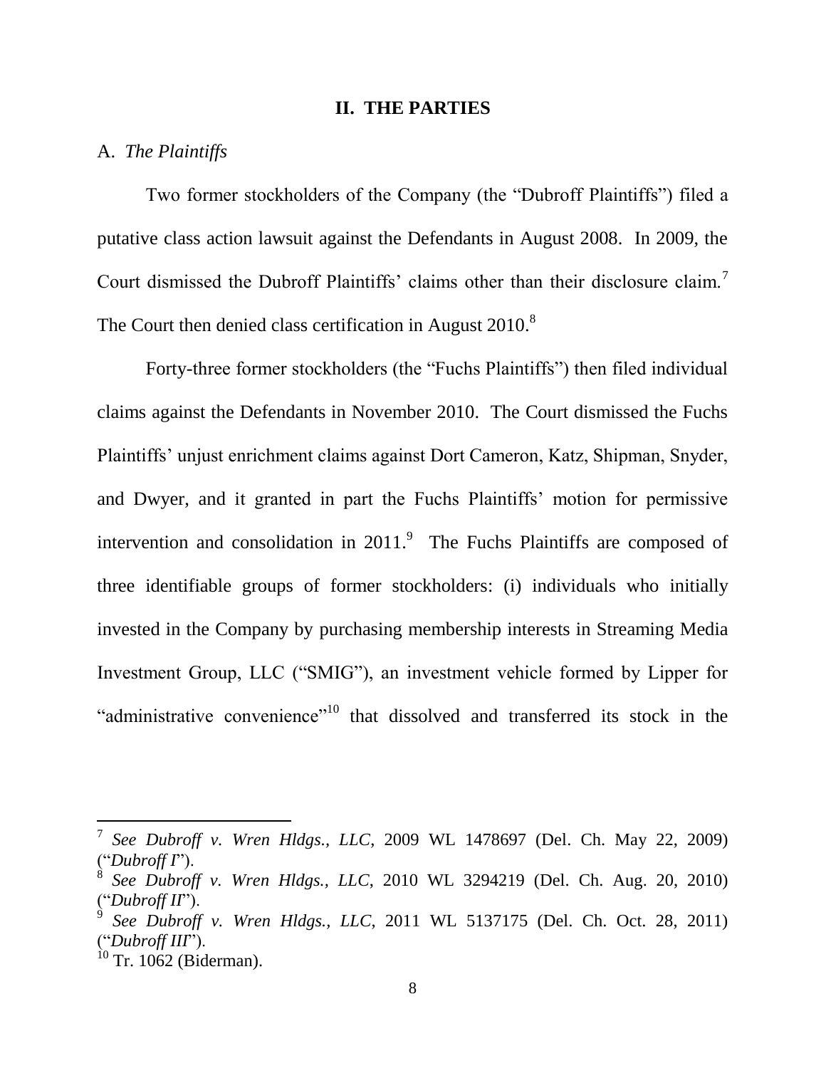## II. THE PARTIES

A. *The Plaintiffs*

Two former stockholders of the Company (the "Dubroff Plaintiffs") filed a putative class action lawsuit against the Defendants in August 2008. In 2009, the Court dismissed the Dubroff Plaintiffs' claims other than their disclosure claim.[7] The Court then denied class certification in August 2010.[8]

Forty-three former stockholders (the "Fuchs Plaintiffs") then filed individual claims against the Defendants in November 2010. The Court dismissed the Fuchs Plaintiffs' unjust enrichment claims against Dort Cameron, Katz, Shipman, Snyder, and Dwyer, and it granted in part the Fuchs Plaintiffs' motion for permissive intervention and consolidation in 2011.[9] The Fuchs Plaintiffs are composed of three identifiable groups of former stockholders: (i) individuals who initially invested in the Company by purchasing membership interests in Streaming Media Investment Group, LLC ("SMIG"), an investment vehicle formed by Lipper for "administrative convenience"[10] that dissolved and transferred its stock in the

---

[7] *See Dubroff v. Wren Hldgs., LLC*, 2009 WL 1478697 (Del. Ch. May 22, 2009) ("*Dubroff I*").

[8] *See Dubroff v. Wren Hldgs., LLC*, 2010 WL 3294219 (Del. Ch. Aug. 20, 2010) ("*Dubroff II*").

[9] *See Dubroff v. Wren Hldgs., LLC*, 2011 WL 5137175 (Del. Ch. Oct. 28, 2011) ("*Dubroff III*").

[10] Tr. 1062 (Biderman).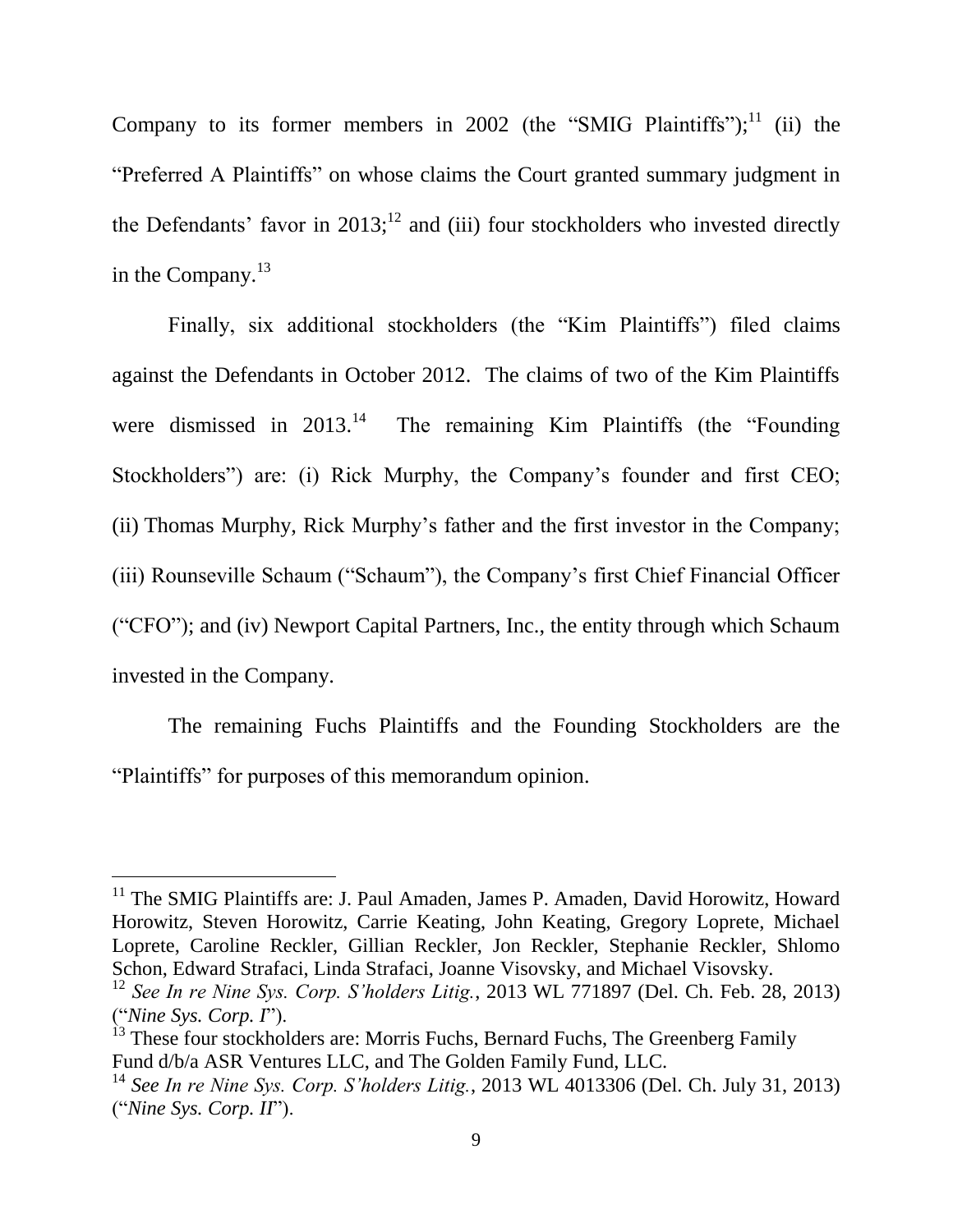Company to its former members in 2002 (the "SMIG Plaintiffs");[11] (ii) the "Preferred A Plaintiffs" on whose claims the Court granted summary judgment in the Defendants' favor in 2013;[12] and (iii) four stockholders who invested directly in the Company.[13]

Finally, six additional stockholders (the "Kim Plaintiffs") filed claims against the Defendants in October 2012. The claims of two of the Kim Plaintiffs were dismissed in 2013.[14] The remaining Kim Plaintiffs (the "Founding Stockholders") are: (i) Rick Murphy, the Company's founder and first CEO; (ii) Thomas Murphy, Rick Murphy's father and the first investor in the Company; (iii) Rounseville Schaum ("Schaum"), the Company's first Chief Financial Officer ("CFO"); and (iv) Newport Capital Partners, Inc., the entity through which Schaum invested in the Company.

The remaining Fuchs Plaintiffs and the Founding Stockholders are the "Plaintiffs" for purposes of this memorandum opinion.

---

[11] The SMIG Plaintiffs are: J. Paul Amaden, James P. Amaden, David Horowitz, Howard Horowitz, Steven Horowitz, Carrie Keating, John Keating, Gregory Loprete, Michael Loprete, Caroline Reckler, Gillian Reckler, Jon Reckler, Stephanie Reckler, Shlomo Schon, Edward Strafaci, Linda Strafaci, Joanne Visovsky, and Michael Visovsky.

[12] *See In re Nine Sys. Corp. S'holders Litig.*, 2013 WL 771897 (Del. Ch. Feb. 28, 2013) ("*Nine Sys. Corp. I*").

[13] These four stockholders are: Morris Fuchs, Bernard Fuchs, The Greenberg Family Fund d/b/a ASR Ventures LLC, and The Golden Family Fund, LLC.

[14] *See In re Nine Sys. Corp. S'holders Litig.*, 2013 WL 4013306 (Del. Ch. July 31, 2013) ("*Nine Sys. Corp. II*").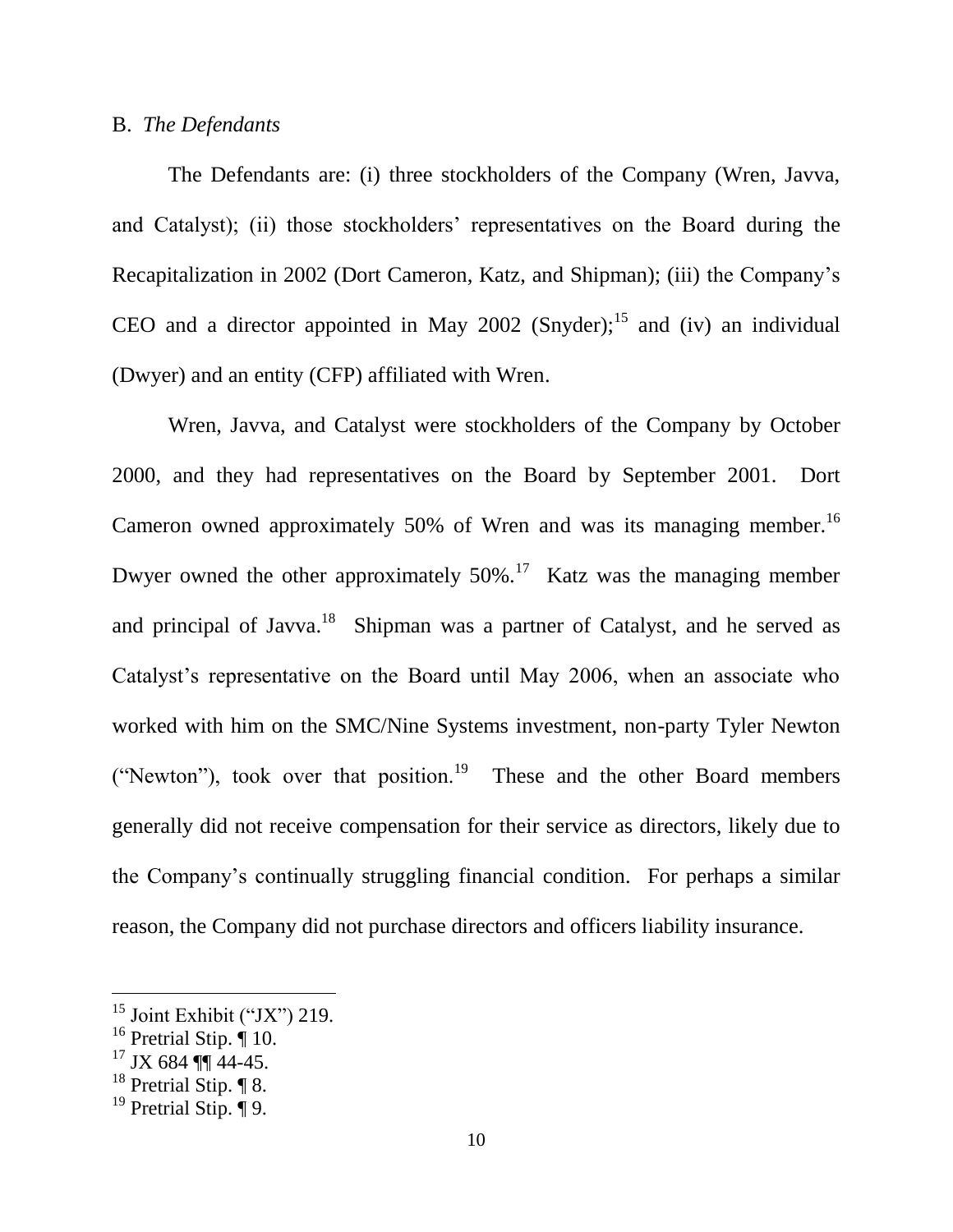## B. *The Defendants*

The Defendants are: (i) three stockholders of the Company (Wren, Javva, and Catalyst); (ii) those stockholders' representatives on the Board during the Recapitalization in 2002 (Dort Cameron, Katz, and Shipman); (iii) the Company's CEO and a director appointed in May 2002 (Snyder);[15] and (iv) an individual (Dwyer) and an entity (CFP) affiliated with Wren.

Wren, Javva, and Catalyst were stockholders of the Company by October 2000, and they had representatives on the Board by September 2001. Dort Cameron owned approximately 50% of Wren and was its managing member.[16] Dwyer owned the other approximately 50%.[17] Katz was the managing member and principal of Javva.[18] Shipman was a partner of Catalyst, and he served as Catalyst's representative on the Board until May 2006, when an associate who worked with him on the SMC/Nine Systems investment, non-party Tyler Newton ("Newton"), took over that position.[19] These and the other Board members generally did not receive compensation for their service as directors, likely due to the Company's continually struggling financial condition. For perhaps a similar reason, the Company did not purchase directors and officers liability insurance.

---

[15] Joint Exhibit ("JX") 219.

[16] Pretrial Stip. ¶ 10.

[17] JX 684 ¶¶ 44-45.

[18] Pretrial Stip. ¶ 8.

[19] Pretrial Stip. ¶ 9.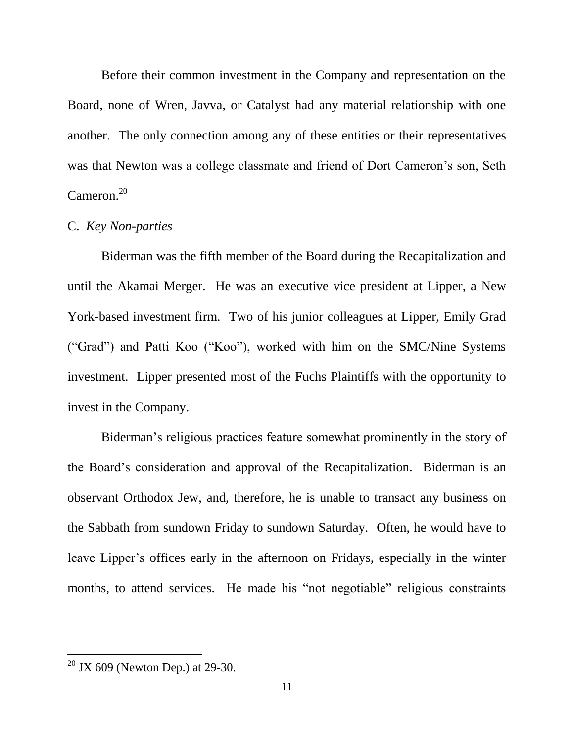Before their common investment in the Company and representation on the Board, none of Wren, Javva, or Catalyst had any material relationship with one another. The only connection among any of these entities or their representatives was that Newton was a college classmate and friend of Dort Cameron's son, Seth Cameron.[20]

C. *Key Non-parties*

Biderman was the fifth member of the Board during the Recapitalization and until the Akamai Merger. He was an executive vice president at Lipper, a New York-based investment firm. Two of his junior colleagues at Lipper, Emily Grad ("Grad") and Patti Koo ("Koo"), worked with him on the SMC/Nine Systems investment. Lipper presented most of the Fuchs Plaintiffs with the opportunity to invest in the Company.

Biderman's religious practices feature somewhat prominently in the story of the Board's consideration and approval of the Recapitalization. Biderman is an observant Orthodox Jew, and, therefore, he is unable to transact any business on the Sabbath from sundown Friday to sundown Saturday. Often, he would have to leave Lipper's offices early in the afternoon on Fridays, especially in the winter months, to attend services. He made his "not negotiable" religious constraints

---

[20] JX 609 (Newton Dep.) at 29-30.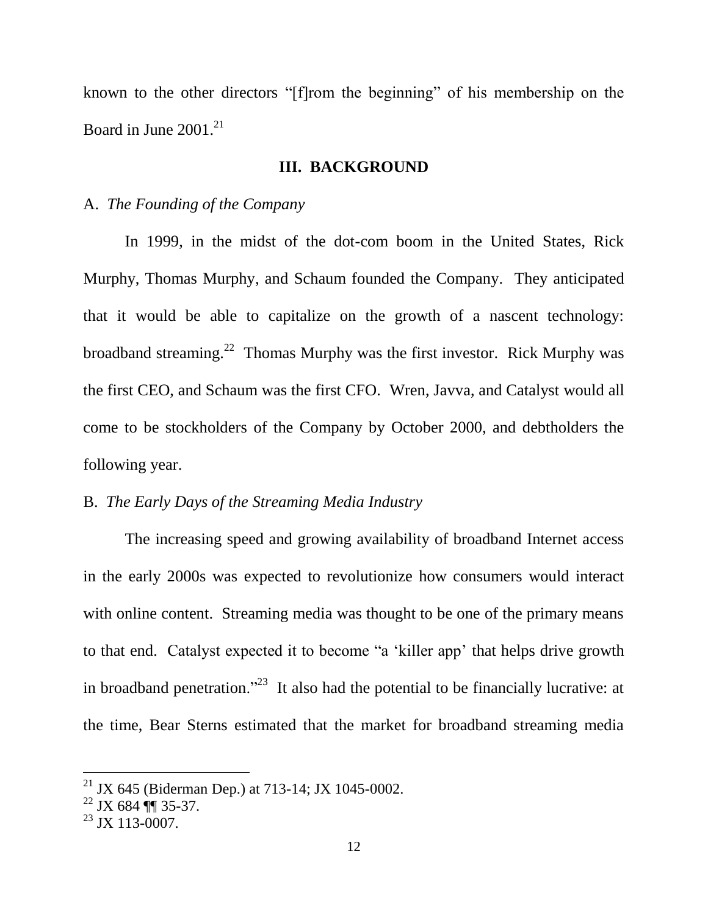known to the other directors "[f]rom the beginning" of his membership on the Board in June 2001.[21]

## III. BACKGROUND

### A. *The Founding of the Company*

In 1999, in the midst of the dot-com boom in the United States, Rick Murphy, Thomas Murphy, and Schaum founded the Company. They anticipated that it would be able to capitalize on the growth of a nascent technology: broadband streaming.[22] Thomas Murphy was the first investor. Rick Murphy was the first CEO, and Schaum was the first CFO. Wren, Javva, and Catalyst would all come to be stockholders of the Company by October 2000, and debtholders the following year.

### B. *The Early Days of the Streaming Media Industry*

The increasing speed and growing availability of broadband Internet access in the early 2000s was expected to revolutionize how consumers would interact with online content. Streaming media was thought to be one of the primary means to that end. Catalyst expected it to become "a 'killer app' that helps drive growth in broadband penetration."[23] It also had the potential to be financially lucrative: at the time, Bear Sterns estimated that the market for broadband streaming media

---

[21] JX 645 (Biderman Dep.) at 713-14; JX 1045-0002.

[22] JX 684 ¶¶ 35-37.

[23] JX 113-0007.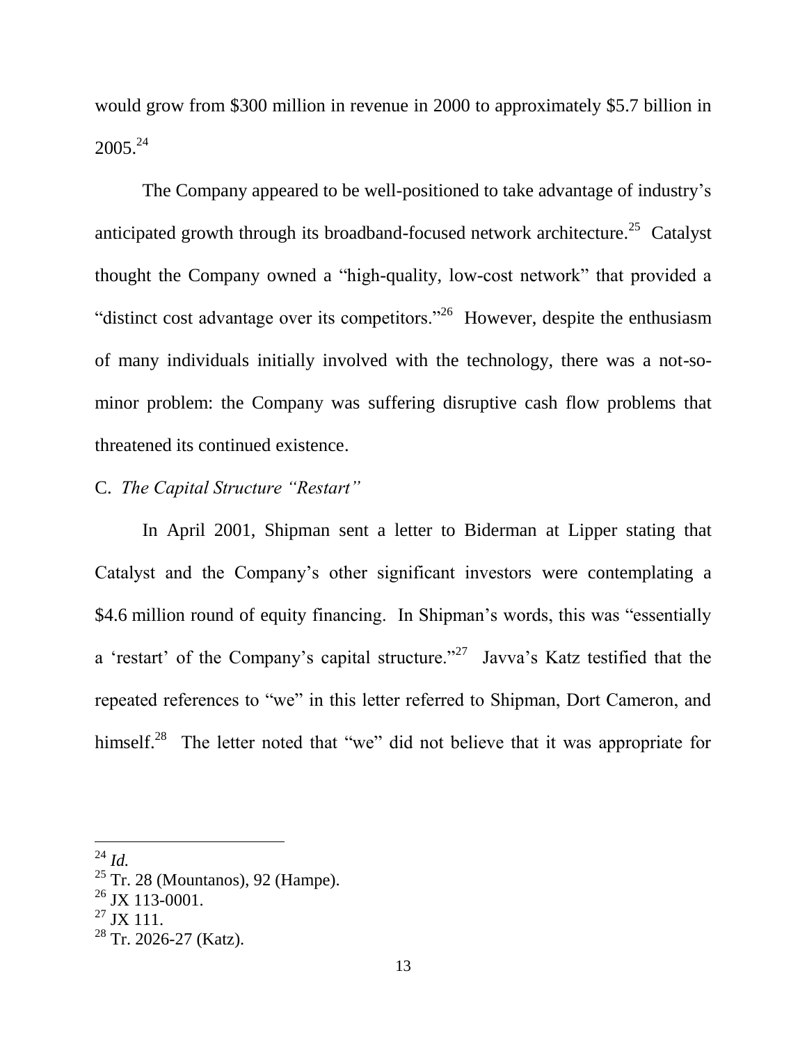would grow from $300 million in revenue in 2000 to approximately $5.7 billion in 2005.[24]

The Company appeared to be well-positioned to take advantage of industry's anticipated growth through its broadband-focused network architecture.[25] Catalyst thought the Company owned a "high-quality, low-cost network" that provided a "distinct cost advantage over its competitors."[26] However, despite the enthusiasm of many individuals initially involved with the technology, there was a not-so-minor problem: the Company was suffering disruptive cash flow problems that threatened its continued existence.

C. *The Capital Structure "Restart"*

In April 2001, Shipman sent a letter to Biderman at Lipper stating that Catalyst and the Company's other significant investors were contemplating a $4.6 million round of equity financing. In Shipman's words, this was "essentially a 'restart' of the Company's capital structure."[27] Javva's Katz testified that the repeated references to "we" in this letter referred to Shipman, Dort Cameron, and himself.[28] The letter noted that "we" did not believe that it was appropriate for

---

[24] *Id.*

[25] Tr. 28 (Mountanos), 92 (Hampe).

[26] JX 113-0001.

[27] JX 111.

[28] Tr. 2026-27 (Katz).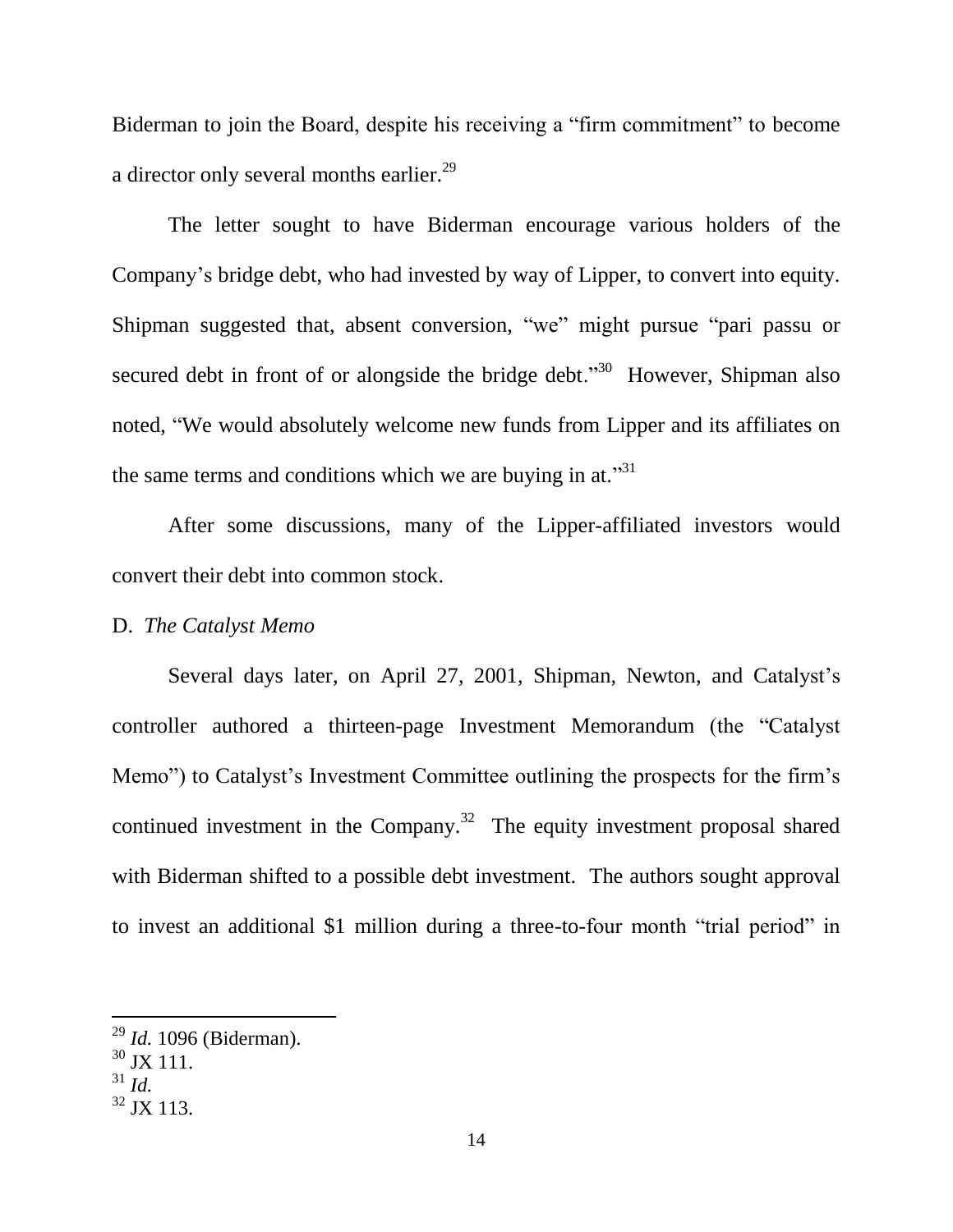Biderman to join the Board, despite his receiving a "firm commitment" to become a director only several months earlier.[29]

The letter sought to have Biderman encourage various holders of the Company's bridge debt, who had invested by way of Lipper, to convert into equity. Shipman suggested that, absent conversion, "we" might pursue "pari passu or secured debt in front of or alongside the bridge debt."[30] However, Shipman also noted, "We would absolutely welcome new funds from Lipper and its affiliates on the same terms and conditions which we are buying in at."[31]

After some discussions, many of the Lipper-affiliated investors would convert their debt into common stock.

D. *The Catalyst Memo*

Several days later, on April 27, 2001, Shipman, Newton, and Catalyst's controller authored a thirteen-page Investment Memorandum (the "Catalyst Memo") to Catalyst's Investment Committee outlining the prospects for the firm's continued investment in the Company.[32] The equity investment proposal shared with Biderman shifted to a possible debt investment. The authors sought approval to invest an additional $1 million during a three-to-four month "trial period" in

---

[29] *Id.* 1096 (Biderman).

[30] JX 111.

[31] *Id.*

[32] JX 113.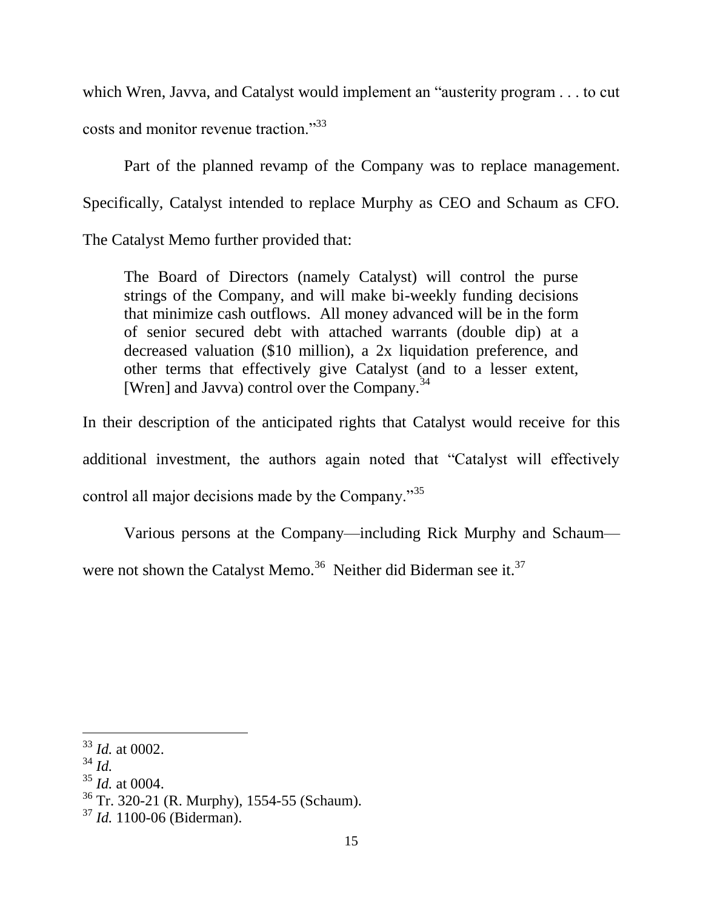which Wren, Javva, and Catalyst would implement an "austerity program . . . to cut costs and monitor revenue traction."[33]

Part of the planned revamp of the Company was to replace management. Specifically, Catalyst intended to replace Murphy as CEO and Schaum as CFO. The Catalyst Memo further provided that:

> The Board of Directors (namely Catalyst) will control the purse strings of the Company, and will make bi-weekly funding decisions that minimize cash outflows. All money advanced will be in the form of senior secured debt with attached warrants (double dip) at a decreased valuation ($10 million), a 2x liquidation preference, and other terms that effectively give Catalyst (and to a lesser extent, [Wren] and Javva) control over the Company.[34]

In their description of the anticipated rights that Catalyst would receive for this additional investment, the authors again noted that "Catalyst will effectively control all major decisions made by the Company."[35]

Various persons at the Company—including Rick Murphy and Schaum—were not shown the Catalyst Memo.[36] Neither did Biderman see it.[37]

---

[33] *Id.* at 0002.

[34] *Id.*

[35] *Id.* at 0004.

[36] Tr. 320-21 (R. Murphy), 1554-55 (Schaum).

[37] *Id.* 1100-06 (Biderman).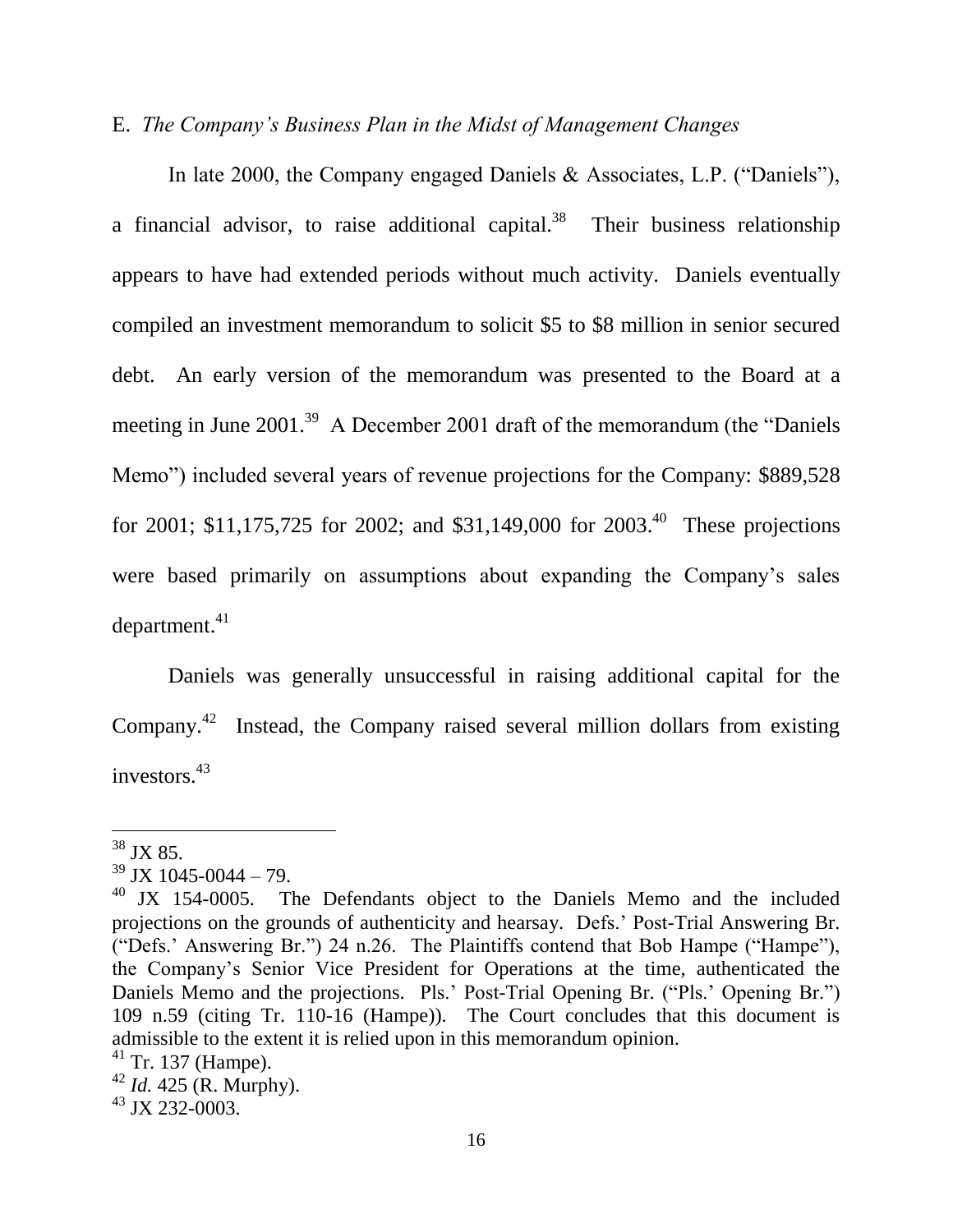E. *The Company's Business Plan in the Midst of Management Changes*

In late 2000, the Company engaged Daniels & Associates, L.P. ("Daniels"), a financial advisor, to raise additional capital.[38] Their business relationship appears to have had extended periods without much activity. Daniels eventually compiled an investment memorandum to solicit $5 to $8 million in senior secured debt. An early version of the memorandum was presented to the Board at a meeting in June 2001.[39] A December 2001 draft of the memorandum (the "Daniels Memo") included several years of revenue projections for the Company: $889,528 for 2001; $11,175,725 for 2002; and $31,149,000 for 2003.[40] These projections were based primarily on assumptions about expanding the Company's sales department.[41]

Daniels was generally unsuccessful in raising additional capital for the Company.[42] Instead, the Company raised several million dollars from existing investors.[43]

---

[38] JX 85.

[39] JX 1045-0044 – 79.

[40] JX 154-0005. The Defendants object to the Daniels Memo and the included projections on the grounds of authenticity and hearsay. Defs.' Post-Trial Answering Br. ("Defs.' Answering Br.") 24 n.26. The Plaintiffs contend that Bob Hampe ("Hampe"), the Company's Senior Vice President for Operations at the time, authenticated the Daniels Memo and the projections. Pls.' Post-Trial Opening Br. ("Pls.' Opening Br.") 109 n.59 (citing Tr. 110-16 (Hampe)). The Court concludes that this document is admissible to the extent it is relied upon in this memorandum opinion.

[41] Tr. 137 (Hampe).

[42] *Id.* 425 (R. Murphy).

[43] JX 232-0003.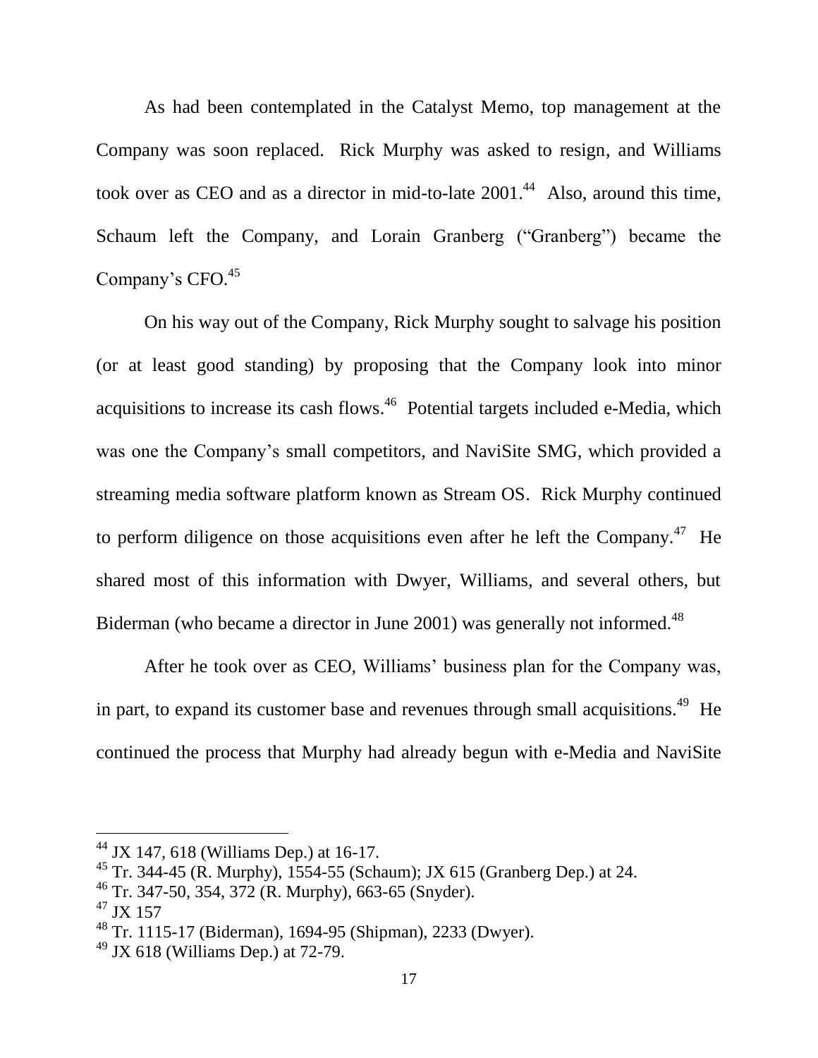As had been contemplated in the Catalyst Memo, top management at the Company was soon replaced. Rick Murphy was asked to resign, and Williams took over as CEO and as a director in mid-to-late 2001.[44] Also, around this time, Schaum left the Company, and Lorain Granberg ("Granberg") became the Company's CFO.[45]

On his way out of the Company, Rick Murphy sought to salvage his position (or at least good standing) by proposing that the Company look into minor acquisitions to increase its cash flows.[46] Potential targets included e-Media, which was one the Company's small competitors, and NaviSite SMG, which provided a streaming media software platform known as Stream OS. Rick Murphy continued to perform diligence on those acquisitions even after he left the Company.[47] He shared most of this information with Dwyer, Williams, and several others, but Biderman (who became a director in June 2001) was generally not informed.[48]

After he took over as CEO, Williams' business plan for the Company was, in part, to expand its customer base and revenues through small acquisitions.[49] He continued the process that Murphy had already begun with e-Media and NaviSite

---

[44] JX 147, 618 (Williams Dep.) at 16-17.

[45] Tr. 344-45 (R. Murphy), 1554-55 (Schaum); JX 615 (Granberg Dep.) at 24.

[46] Tr. 347-50, 354, 372 (R. Murphy), 663-65 (Snyder).

[47] JX 157

[48] Tr. 1115-17 (Biderman), 1694-95 (Shipman), 2233 (Dwyer).

[49] JX 618 (Williams Dep.) at 72-79.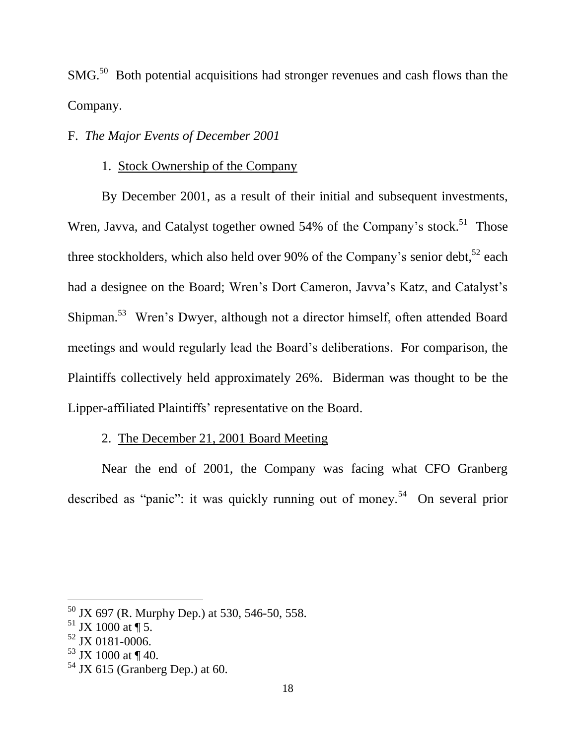SMG.[50] Both potential acquisitions had stronger revenues and cash flows than the Company.

F. *The Major Events of December 2001*

1. Stock Ownership of the Company

By December 2001, as a result of their initial and subsequent investments, Wren, Javva, and Catalyst together owned 54% of the Company's stock.[51] Those three stockholders, which also held over 90% of the Company's senior debt,[52] each had a designee on the Board; Wren's Dort Cameron, Javva's Katz, and Catalyst's Shipman.[53] Wren's Dwyer, although not a director himself, often attended Board meetings and would regularly lead the Board's deliberations. For comparison, the Plaintiffs collectively held approximately 26%. Biderman was thought to be the Lipper-affiliated Plaintiffs' representative on the Board.

2. The December 21, 2001 Board Meeting

Near the end of 2001, the Company was facing what CFO Granberg described as "panic": it was quickly running out of money.[54] On several prior

---

[50] JX 697 (R. Murphy Dep.) at 530, 546-50, 558.

[51] JX 1000 at ¶ 5.

[52] JX 0181-0006.

[53] JX 1000 at ¶ 40.

[54] JX 615 (Granberg Dep.) at 60.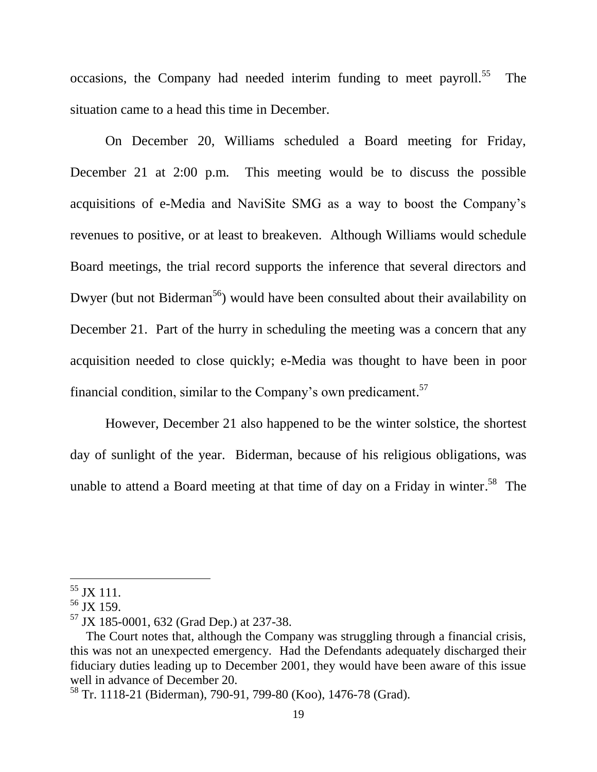occasions, the Company had needed interim funding to meet payroll.[55] The situation came to a head this time in December.

On December 20, Williams scheduled a Board meeting for Friday, December 21 at 2:00 p.m. This meeting would be to discuss the possible acquisitions of e-Media and NaviSite SMG as a way to boost the Company's revenues to positive, or at least to breakeven. Although Williams would schedule Board meetings, the trial record supports the inference that several directors and Dwyer (but not Biderman[56]) would have been consulted about their availability on December 21. Part of the hurry in scheduling the meeting was a concern that any acquisition needed to close quickly; e-Media was thought to have been in poor financial condition, similar to the Company's own predicament.[57]

However, December 21 also happened to be the winter solstice, the shortest day of sunlight of the year. Biderman, because of his religious obligations, was unable to attend a Board meeting at that time of day on a Friday in winter.[58] The

---

[55] JX 111.

[56] JX 159.

[57] JX 185-0001, 632 (Grad Dep.) at 237-38.

The Court notes that, although the Company was struggling through a financial crisis, this was not an unexpected emergency. Had the Defendants adequately discharged their fiduciary duties leading up to December 2001, they would have been aware of this issue well in advance of December 20.

[58] Tr. 1118-21 (Biderman), 790-91, 799-80 (Koo), 1476-78 (Grad).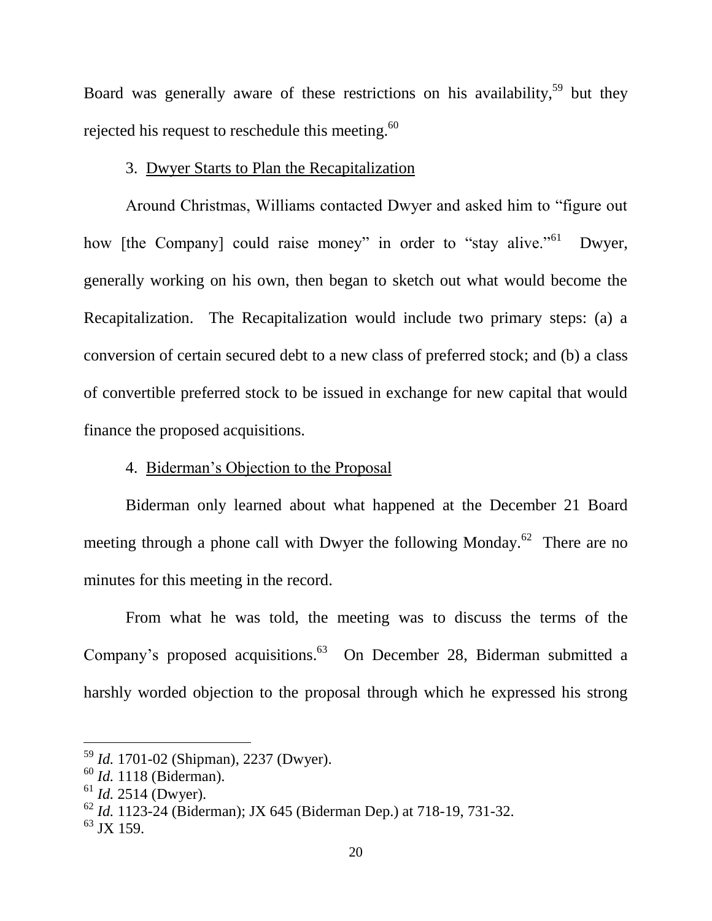Board was generally aware of these restrictions on his availability,[59] but they rejected his request to reschedule this meeting.[60]

### 3. Dwyer Starts to Plan the Recapitalization

Around Christmas, Williams contacted Dwyer and asked him to "figure out how [the Company] could raise money" in order to "stay alive."[61] Dwyer, generally working on his own, then began to sketch out what would become the Recapitalization. The Recapitalization would include two primary steps: (a) a conversion of certain secured debt to a new class of preferred stock; and (b) a class of convertible preferred stock to be issued in exchange for new capital that would finance the proposed acquisitions.

### 4. Biderman's Objection to the Proposal

Biderman only learned about what happened at the December 21 Board meeting through a phone call with Dwyer the following Monday.[62] There are no minutes for this meeting in the record.

From what he was told, the meeting was to discuss the terms of the Company's proposed acquisitions.[63] On December 28, Biderman submitted a harshly worded objection to the proposal through which he expressed his strong

---

[59] *Id.* 1701-02 (Shipman), 2237 (Dwyer).

[60] *Id.* 1118 (Biderman).

[61] *Id.* 2514 (Dwyer).

[62] *Id.* 1123-24 (Biderman); JX 645 (Biderman Dep.) at 718-19, 731-32.

[63] JX 159.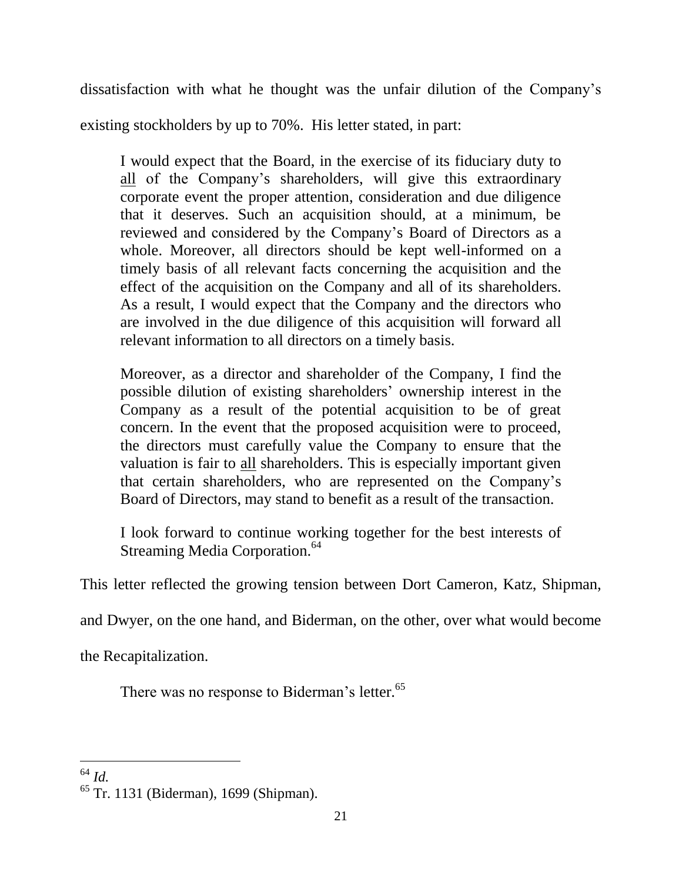dissatisfaction with what he thought was the unfair dilution of the Company's existing stockholders by up to 70%. His letter stated, in part:

> I would expect that the Board, in the exercise of its fiduciary duty to <u>all</u> of the Company's shareholders, will give this extraordinary corporate event the proper attention, consideration and due diligence that it deserves. Such an acquisition should, at a minimum, be reviewed and considered by the Company's Board of Directors as a whole. Moreover, all directors should be kept well-informed on a timely basis of all relevant facts concerning the acquisition and the effect of the acquisition on the Company and all of its shareholders. As a result, I would expect that the Company and the directors who are involved in the due diligence of this acquisition will forward all relevant information to all directors on a timely basis.
>
> Moreover, as a director and shareholder of the Company, I find the possible dilution of existing shareholders' ownership interest in the Company as a result of the potential acquisition to be of great concern. In the event that the proposed acquisition were to proceed, the directors must carefully value the Company to ensure that the valuation is fair to <u>all</u> shareholders. This is especially important given that certain shareholders, who are represented on the Company's Board of Directors, may stand to benefit as a result of the transaction.
>
> I look forward to continue working together for the best interests of Streaming Media Corporation.[64]

This letter reflected the growing tension between Dort Cameron, Katz, Shipman, and Dwyer, on the one hand, and Biderman, on the other, over what would become the Recapitalization.

There was no response to Biderman's letter.[65]

---

[64] *Id.*

[65] Tr. 1131 (Biderman), 1699 (Shipman).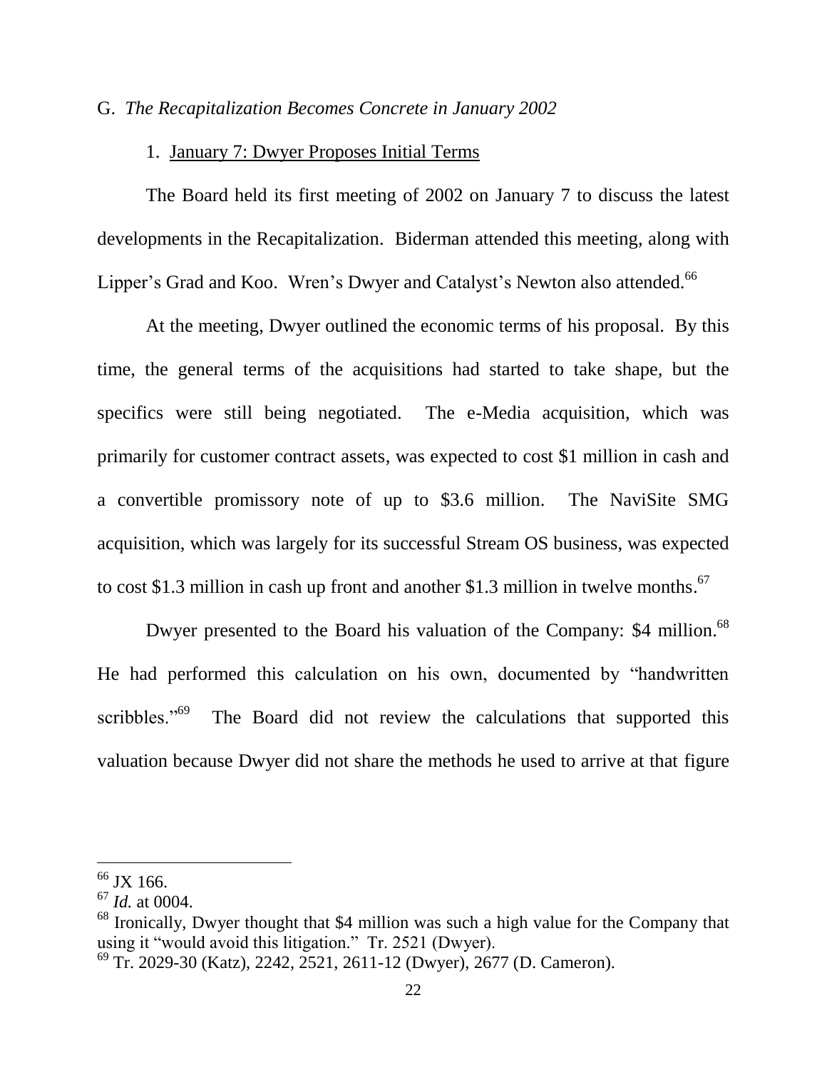G. *The Recapitalization Becomes Concrete in January 2002*

1. January 7: Dwyer Proposes Initial Terms

The Board held its first meeting of 2002 on January 7 to discuss the latest developments in the Recapitalization. Biderman attended this meeting, along with Lipper's Grad and Koo. Wren's Dwyer and Catalyst's Newton also attended.[66]

At the meeting, Dwyer outlined the economic terms of his proposal. By this time, the general terms of the acquisitions had started to take shape, but the specifics were still being negotiated. The e-Media acquisition, which was primarily for customer contract assets, was expected to cost $1 million in cash and a convertible promissory note of up to $3.6 million. The NaviSite SMG acquisition, which was largely for its successful Stream OS business, was expected to cost $1.3 million in cash up front and another $1.3 million in twelve months.[67]

Dwyer presented to the Board his valuation of the Company: $4 million.[68] He had performed this calculation on his own, documented by "handwritten scribbles."[69] The Board did not review the calculations that supported this valuation because Dwyer did not share the methods he used to arrive at that figure

---

[66] JX 166.

[67] *Id.* at 0004.

[68] Ironically, Dwyer thought that $4 million was such a high value for the Company that using it "would avoid this litigation." Tr. 2521 (Dwyer).

[69] Tr. 2029-30 (Katz), 2242, 2521, 2611-12 (Dwyer), 2677 (D. Cameron).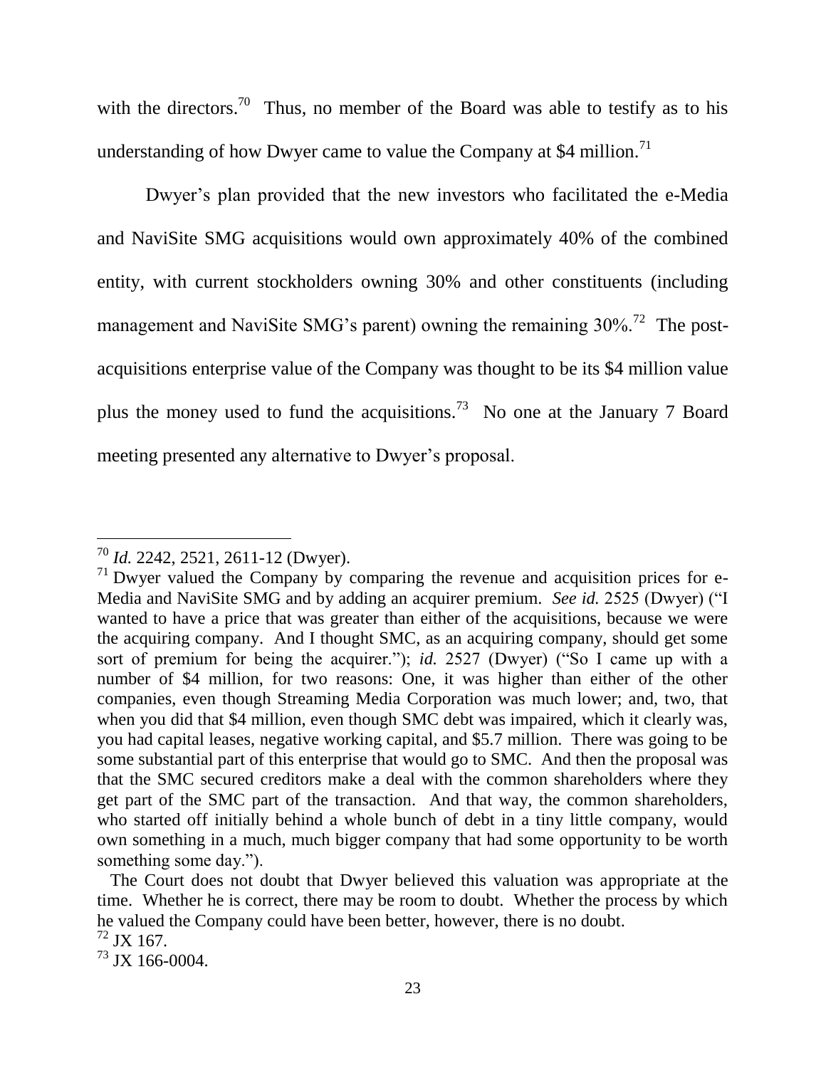with the directors.[70] Thus, no member of the Board was able to testify as to his understanding of how Dwyer came to value the Company at $4 million.[71]

Dwyer's plan provided that the new investors who facilitated the e-Media and NaviSite SMG acquisitions would own approximately 40% of the combined entity, with current stockholders owning 30% and other constituents (including management and NaviSite SMG's parent) owning the remaining 30%.[72] The post-acquisitions enterprise value of the Company was thought to be its $4 million value plus the money used to fund the acquisitions.[73] No one at the January 7 Board meeting presented any alternative to Dwyer's proposal.

---

[70] *Id.* 2242, 2521, 2611-12 (Dwyer).

[71] Dwyer valued the Company by comparing the revenue and acquisition prices for e-Media and NaviSite SMG and by adding an acquirer premium. *See id.* 2525 (Dwyer) ("I wanted to have a price that was greater than either of the acquisitions, because we were the acquiring company. And I thought SMC, as an acquiring company, should get some sort of premium for being the acquirer."); *id.* 2527 (Dwyer) ("So I came up with a number of $4 million, for two reasons: One, it was higher than either of the other companies, even though Streaming Media Corporation was much lower; and, two, that when you did that $4 million, even though SMC debt was impaired, which it clearly was, you had capital leases, negative working capital, and $5.7 million. There was going to be some substantial part of this enterprise that would go to SMC. And then the proposal was that the SMC secured creditors make a deal with the common shareholders where they get part of the SMC part of the transaction. And that way, the common shareholders, who started off initially behind a whole bunch of debt in a tiny little company, would own something in a much, much bigger company that had some opportunity to be worth something some day.").

The Court does not doubt that Dwyer believed this valuation was appropriate at the time. Whether he is correct, there may be room to doubt. Whether the process by which he valued the Company could have been better, however, there is no doubt.

[72] JX 167.

[73] JX 166-0004.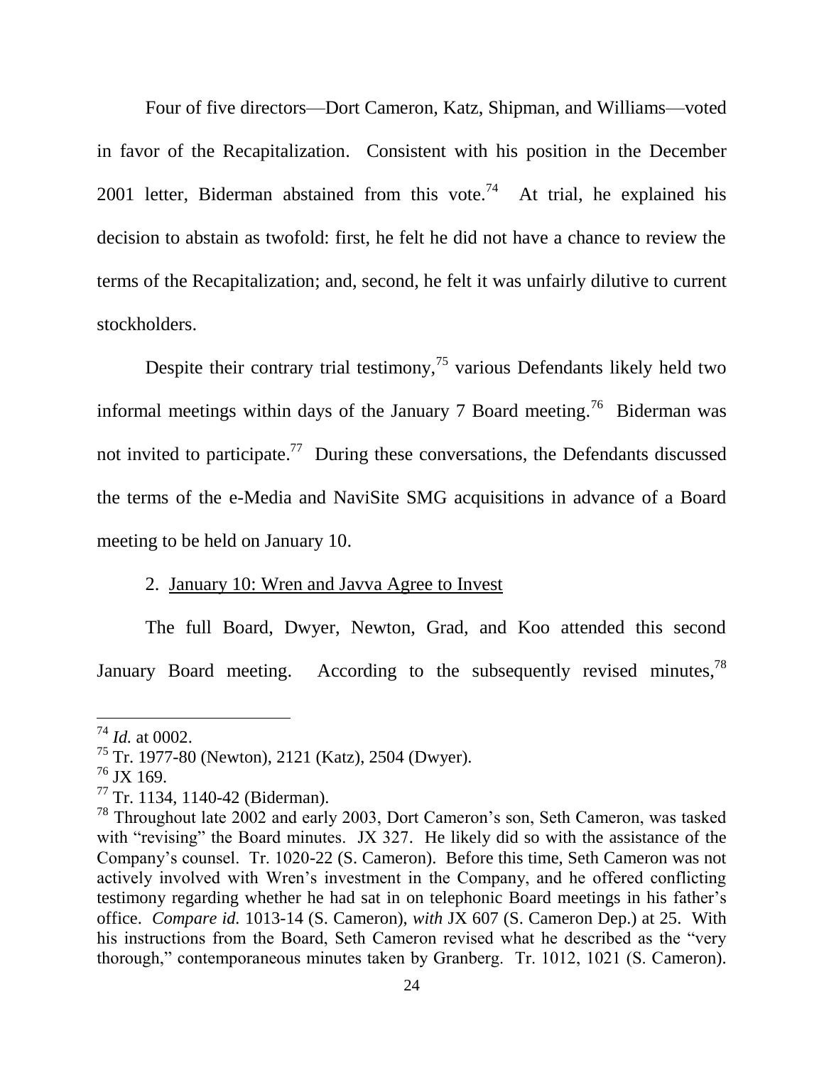Four of five directors—Dort Cameron, Katz, Shipman, and Williams—voted in favor of the Recapitalization. Consistent with his position in the December 2001 letter, Biderman abstained from this vote.[74] At trial, he explained his decision to abstain as twofold: first, he felt he did not have a chance to review the terms of the Recapitalization; and, second, he felt it was unfairly dilutive to current stockholders.

Despite their contrary trial testimony,[75] various Defendants likely held two informal meetings within days of the January 7 Board meeting.[76] Biderman was not invited to participate.[77] During these conversations, the Defendants discussed the terms of the e-Media and NaviSite SMG acquisitions in advance of a Board meeting to be held on January 10.

2. January 10: Wren and Javva Agree to Invest

The full Board, Dwyer, Newton, Grad, and Koo attended this second January Board meeting. According to the subsequently revised minutes,[78]

---

[74] *Id.* at 0002.

[75] Tr. 1977-80 (Newton), 2121 (Katz), 2504 (Dwyer).

[76] JX 169.

[77] Tr. 1134, 1140-42 (Biderman).

[78] Throughout late 2002 and early 2003, Dort Cameron's son, Seth Cameron, was tasked with "revising" the Board minutes. JX 327. He likely did so with the assistance of the Company's counsel. Tr. 1020-22 (S. Cameron). Before this time, Seth Cameron was not actively involved with Wren's investment in the Company, and he offered conflicting testimony regarding whether he had sat in on telephonic Board meetings in his father's office. *Compare id.* 1013-14 (S. Cameron), *with* JX 607 (S. Cameron Dep.) at 25. With his instructions from the Board, Seth Cameron revised what he described as the "very thorough," contemporaneous minutes taken by Granberg. Tr. 1012, 1021 (S. Cameron).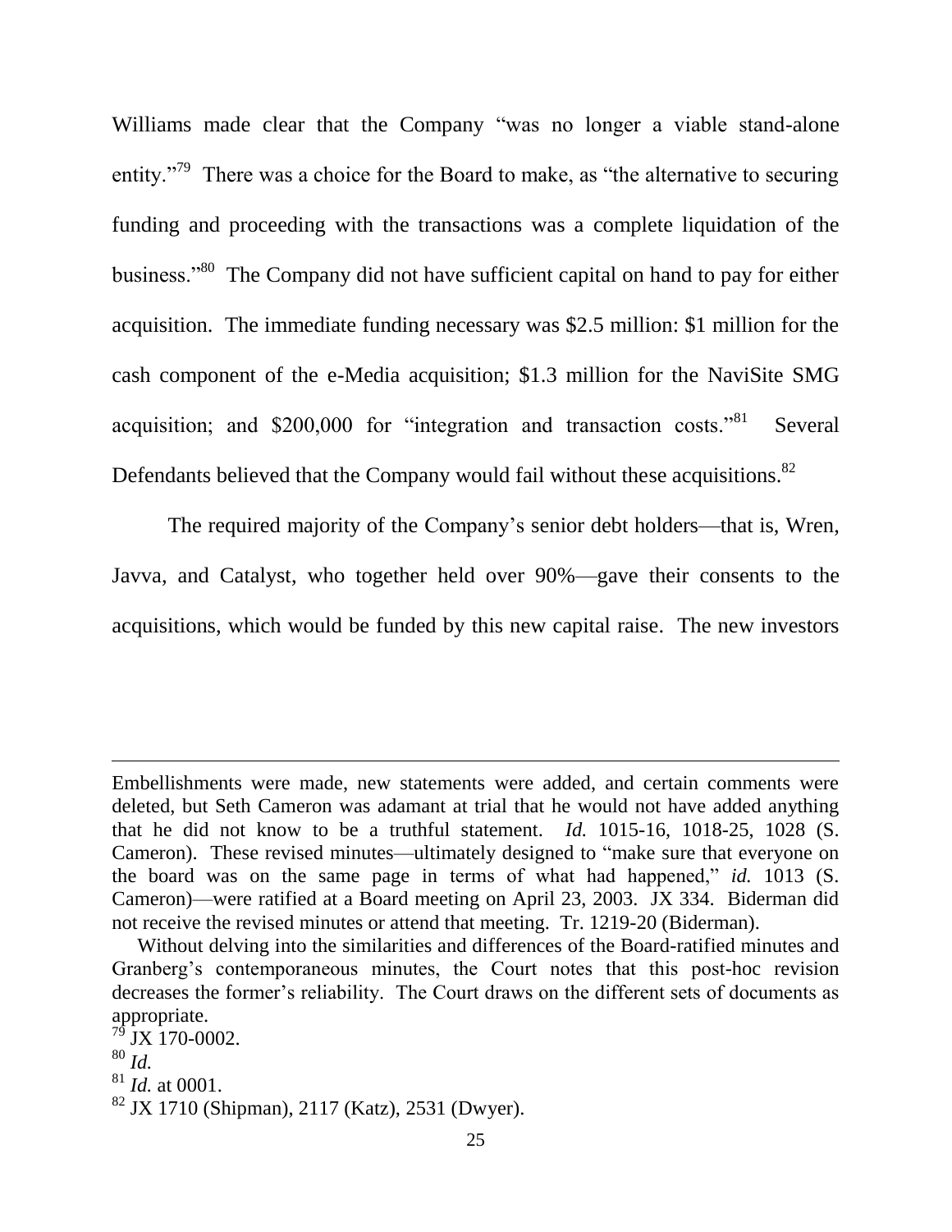Williams made clear that the Company "was no longer a viable stand-alone entity."[79] There was a choice for the Board to make, as "the alternative to securing funding and proceeding with the transactions was a complete liquidation of the business."[80] The Company did not have sufficient capital on hand to pay for either acquisition. The immediate funding necessary was $2.5 million: $1 million for the cash component of the e-Media acquisition; $1.3 million for the NaviSite SMG acquisition; and $200,000 for "integration and transaction costs."[81] Several Defendants believed that the Company would fail without these acquisitions.[82]

The required majority of the Company's senior debt holders—that is, Wren, Javva, and Catalyst, who together held over 90%—gave their consents to the acquisitions, which would be funded by this new capital raise. The new investors

---

Embellishments were made, new statements were added, and certain comments were deleted, but Seth Cameron was adamant at trial that he would not have added anything that he did not know to be a truthful statement. *Id.* 1015-16, 1018-25, 1028 (S. Cameron). These revised minutes—ultimately designed to "make sure that everyone on the board was on the same page in terms of what had happened," *id.* 1013 (S. Cameron)—were ratified at a Board meeting on April 23, 2003. JX 334. Biderman did not receive the revised minutes or attend that meeting. Tr. 1219-20 (Biderman).

Without delving into the similarities and differences of the Board-ratified minutes and Granberg's contemporaneous minutes, the Court notes that this post-hoc revision decreases the former's reliability. The Court draws on the different sets of documents as appropriate.

[79] JX 170-0002.

[80] *Id.*

[81] *Id.* at 0001.

[82] JX 1710 (Shipman), 2117 (Katz), 2531 (Dwyer).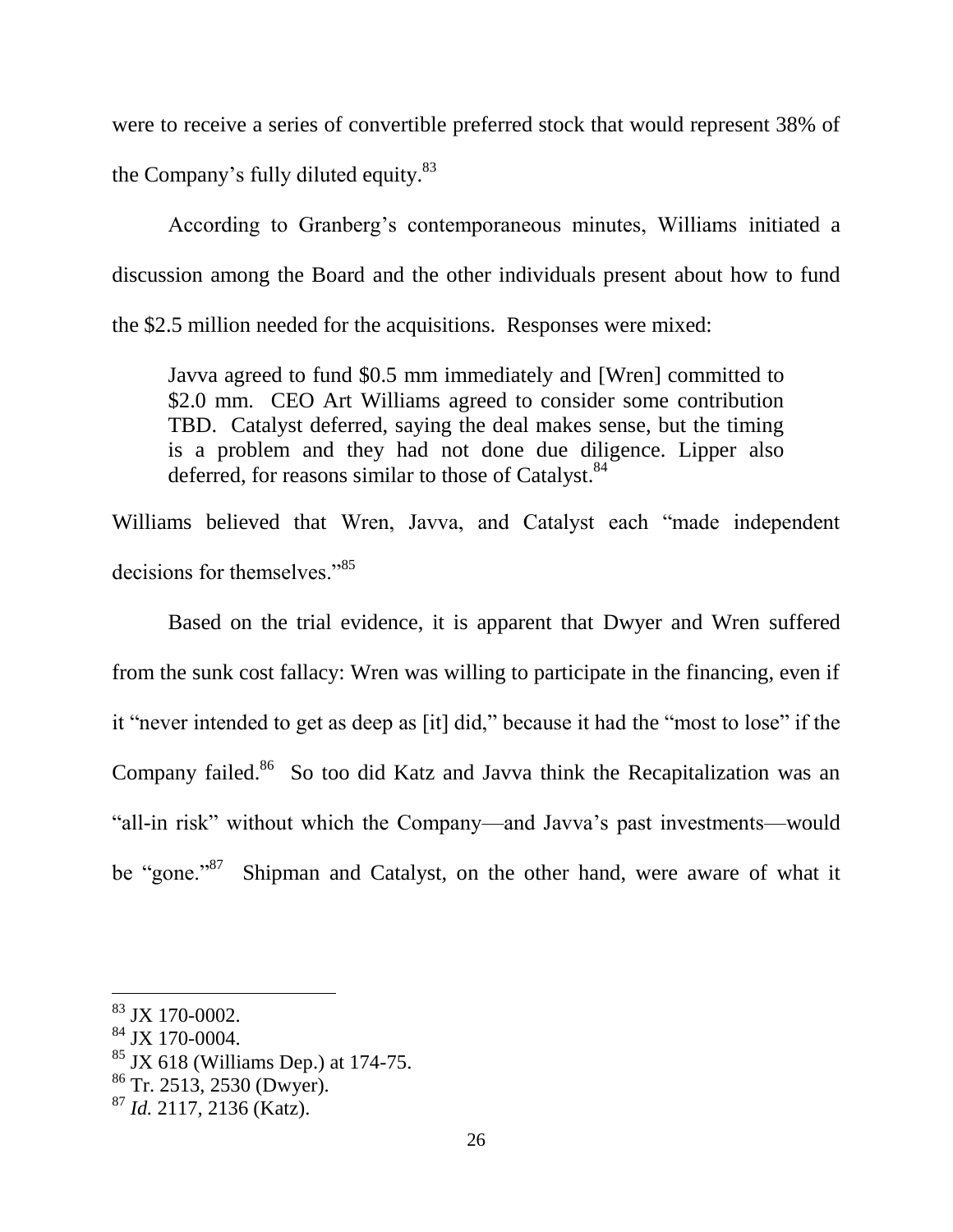were to receive a series of convertible preferred stock that would represent 38% of the Company's fully diluted equity.[83]

According to Granberg's contemporaneous minutes, Williams initiated a discussion among the Board and the other individuals present about how to fund the $2.5 million needed for the acquisitions. Responses were mixed:

> Javva agreed to fund $0.5 mm immediately and [Wren] committed to $2.0 mm. CEO Art Williams agreed to consider some contribution TBD. Catalyst deferred, saying the deal makes sense, but the timing is a problem and they had not done due diligence. Lipper also deferred, for reasons similar to those of Catalyst.[84]

Williams believed that Wren, Javva, and Catalyst each "made independent decisions for themselves."[85]

Based on the trial evidence, it is apparent that Dwyer and Wren suffered from the sunk cost fallacy: Wren was willing to participate in the financing, even if it "never intended to get as deep as [it] did," because it had the "most to lose" if the Company failed.[86] So too did Katz and Javva think the Recapitalization was an "all-in risk" without which the Company—and Javva's past investments—would be "gone."[87] Shipman and Catalyst, on the other hand, were aware of what it

---

[83] JX 170-0002.

[84] JX 170-0004.

[85] JX 618 (Williams Dep.) at 174-75.

[86] Tr. 2513, 2530 (Dwyer).

[87] *Id.* 2117, 2136 (Katz).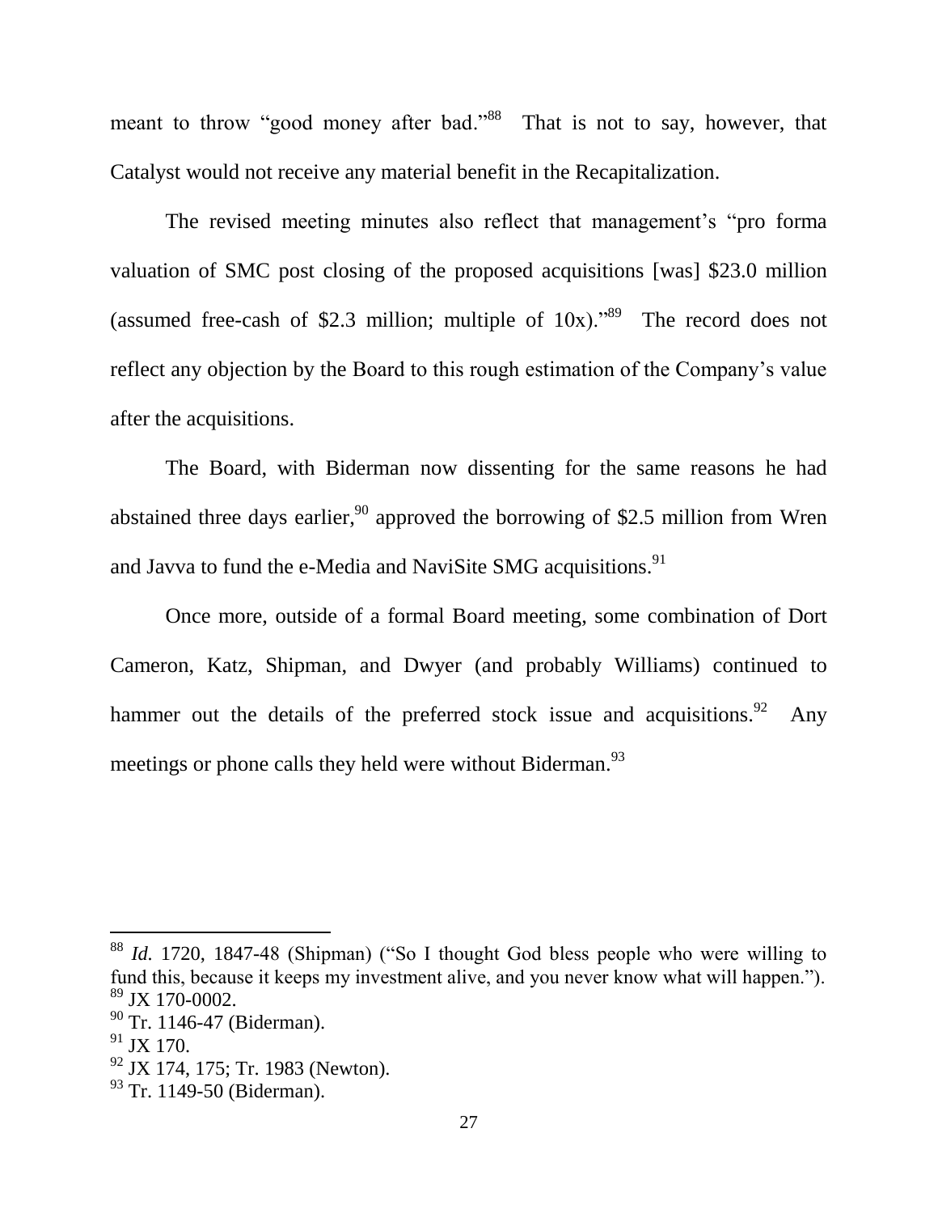meant to throw "good money after bad."[88] That is not to say, however, that Catalyst would not receive any material benefit in the Recapitalization.

The revised meeting minutes also reflect that management's "pro forma valuation of SMC post closing of the proposed acquisitions [was] $23.0 million (assumed free-cash of $2.3 million; multiple of 10x)."[89] The record does not reflect any objection by the Board to this rough estimation of the Company's value after the acquisitions.

The Board, with Biderman now dissenting for the same reasons he had abstained three days earlier,[90] approved the borrowing of $2.5 million from Wren and Javva to fund the e-Media and NaviSite SMG acquisitions.[91]

Once more, outside of a formal Board meeting, some combination of Dort Cameron, Katz, Shipman, and Dwyer (and probably Williams) continued to hammer out the details of the preferred stock issue and acquisitions.[92] Any meetings or phone calls they held were without Biderman.[93]

---

[88] *Id.* 1720, 1847-48 (Shipman) ("So I thought God bless people who were willing to fund this, because it keeps my investment alive, and you never know what will happen.").

[89] JX 170-0002.

[90] Tr. 1146-47 (Biderman).

[91] JX 170.

[92] JX 174, 175; Tr. 1983 (Newton).

[93] Tr. 1149-50 (Biderman).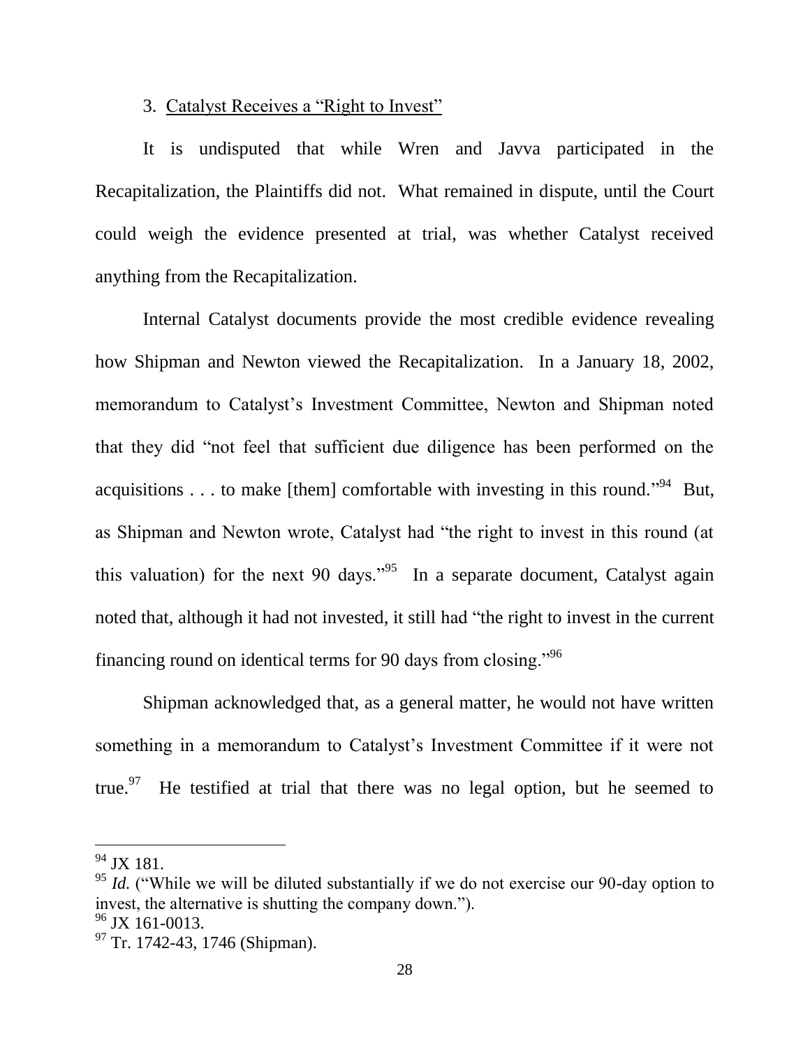3. Catalyst Receives a "Right to Invest"

It is undisputed that while Wren and Javva participated in the Recapitalization, the Plaintiffs did not. What remained in dispute, until the Court could weigh the evidence presented at trial, was whether Catalyst received anything from the Recapitalization.

Internal Catalyst documents provide the most credible evidence revealing how Shipman and Newton viewed the Recapitalization. In a January 18, 2002, memorandum to Catalyst's Investment Committee, Newton and Shipman noted that they did "not feel that sufficient due diligence has been performed on the acquisitions . . . to make [them] comfortable with investing in this round."[94] But, as Shipman and Newton wrote, Catalyst had "the right to invest in this round (at this valuation) for the next 90 days."[95] In a separate document, Catalyst again noted that, although it had not invested, it still had "the right to invest in the current financing round on identical terms for 90 days from closing."[96]

Shipman acknowledged that, as a general matter, he would not have written something in a memorandum to Catalyst's Investment Committee if it were not true.[97] He testified at trial that there was no legal option, but he seemed to

---

[94] JX 181.

[95] *Id.* ("While we will be diluted substantially if we do not exercise our 90-day option to invest, the alternative is shutting the company down.").

[96] JX 161-0013.

[97] Tr. 1742-43, 1746 (Shipman).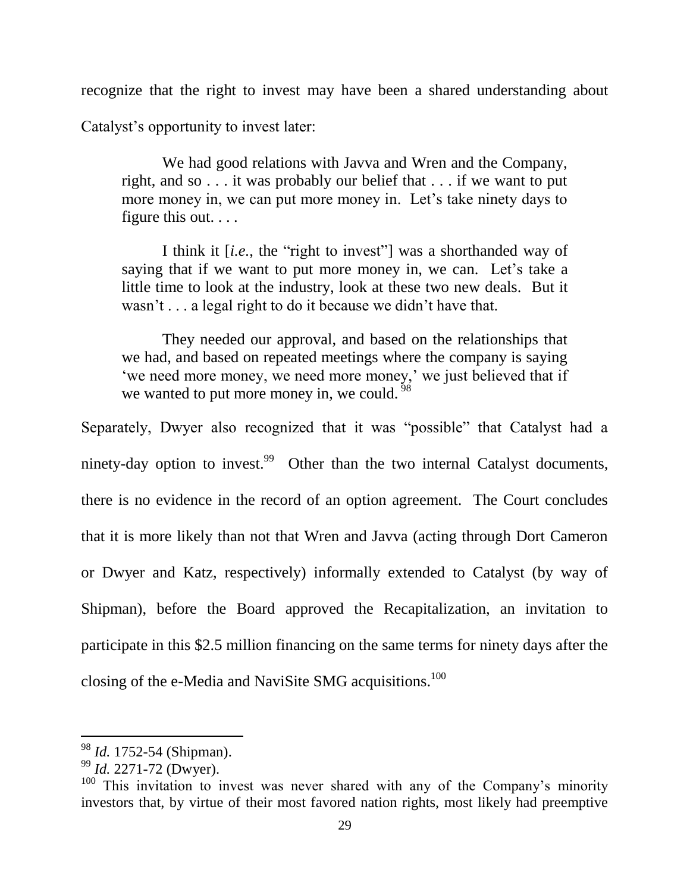recognize that the right to invest may have been a shared understanding about Catalyst's opportunity to invest later:

> We had good relations with Javva and Wren and the Company, right, and so . . . it was probably our belief that . . . if we want to put more money in, we can put more money in. Let's take ninety days to figure this out. . . .
>
> I think it [*i.e.*, the "right to invest"] was a shorthanded way of saying that if we want to put more money in, we can. Let's take a little time to look at the industry, look at these two new deals. But it wasn't . . . a legal right to do it because we didn't have that.
>
> They needed our approval, and based on the relationships that we had, and based on repeated meetings where the company is saying 'we need more money, we need more money,' we just believed that if we wanted to put more money in, we could. [98]

Separately, Dwyer also recognized that it was "possible" that Catalyst had a ninety-day option to invest.[99] Other than the two internal Catalyst documents, there is no evidence in the record of an option agreement. The Court concludes that it is more likely than not that Wren and Javva (acting through Dort Cameron or Dwyer and Katz, respectively) informally extended to Catalyst (by way of Shipman), before the Board approved the Recapitalization, an invitation to participate in this $2.5 million financing on the same terms for ninety days after the closing of the e-Media and NaviSite SMG acquisitions.[100]

---

[98] *Id.* 1752-54 (Shipman).

[99] *Id.* 2271-72 (Dwyer).

[100] This invitation to invest was never shared with any of the Company's minority investors that, by virtue of their most favored nation rights, most likely had preemptive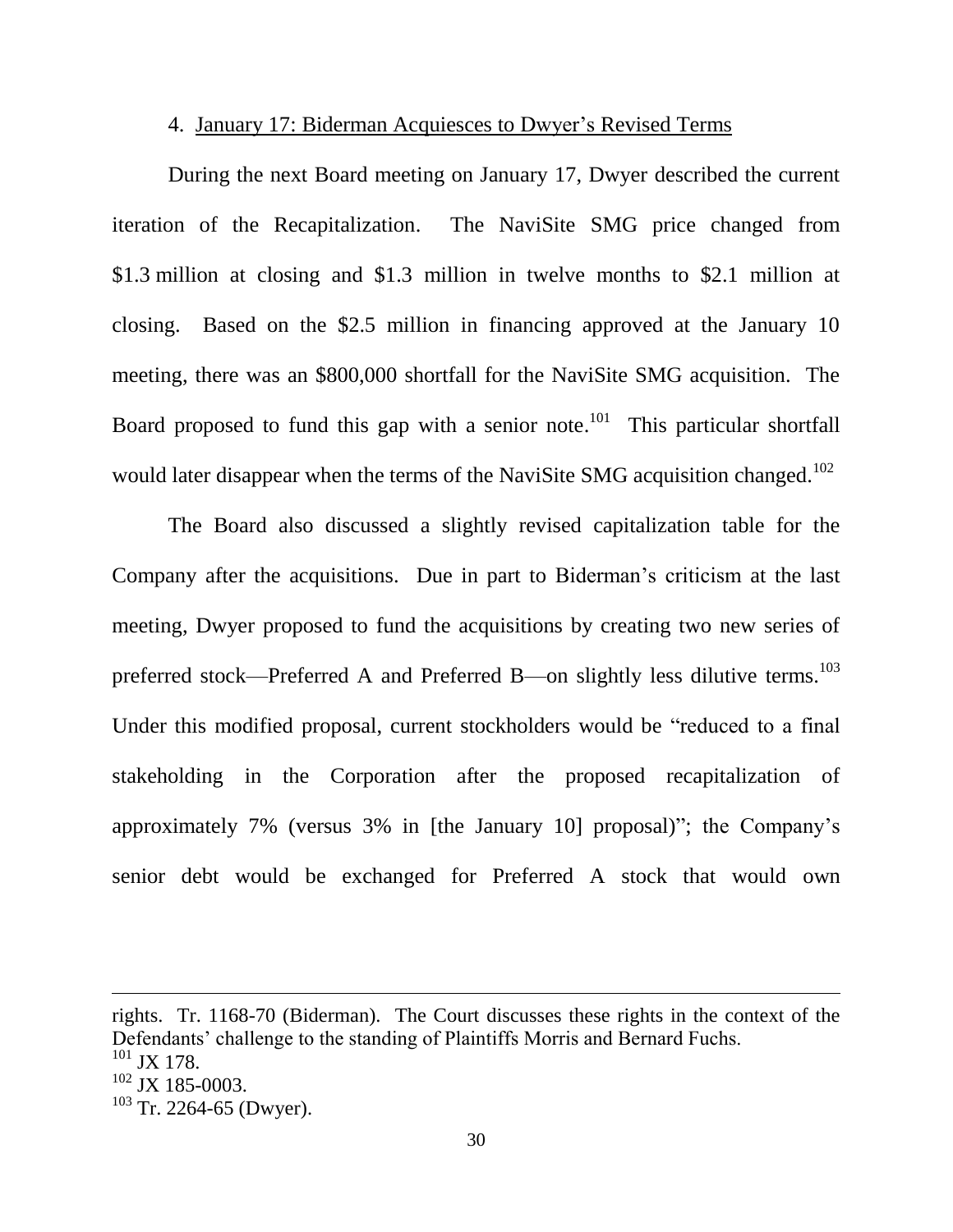4. January 17: Biderman Acquiesces to Dwyer's Revised Terms

During the next Board meeting on January 17, Dwyer described the current iteration of the Recapitalization. The NaviSite SMG price changed from $1.3 million at closing and $1.3 million in twelve months to $2.1 million at closing. Based on the $2.5 million in financing approved at the January 10 meeting, there was an $800,000 shortfall for the NaviSite SMG acquisition. The Board proposed to fund this gap with a senior note.[101] This particular shortfall would later disappear when the terms of the NaviSite SMG acquisition changed.[102]

The Board also discussed a slightly revised capitalization table for the Company after the acquisitions. Due in part to Biderman's criticism at the last meeting, Dwyer proposed to fund the acquisitions by creating two new series of preferred stock—Preferred A and Preferred B—on slightly less dilutive terms.[103] Under this modified proposal, current stockholders would be "reduced to a final stakeholding in the Corporation after the proposed recapitalization of approximately 7% (versus 3% in [the January 10] proposal)"; the Company's senior debt would be exchanged for Preferred A stock that would own

---

rights. Tr. 1168-70 (Biderman). The Court discusses these rights in the context of the Defendants' challenge to the standing of Plaintiffs Morris and Bernard Fuchs.

[101] JX 178.

[102] JX 185-0003.

[103] Tr. 2264-65 (Dwyer).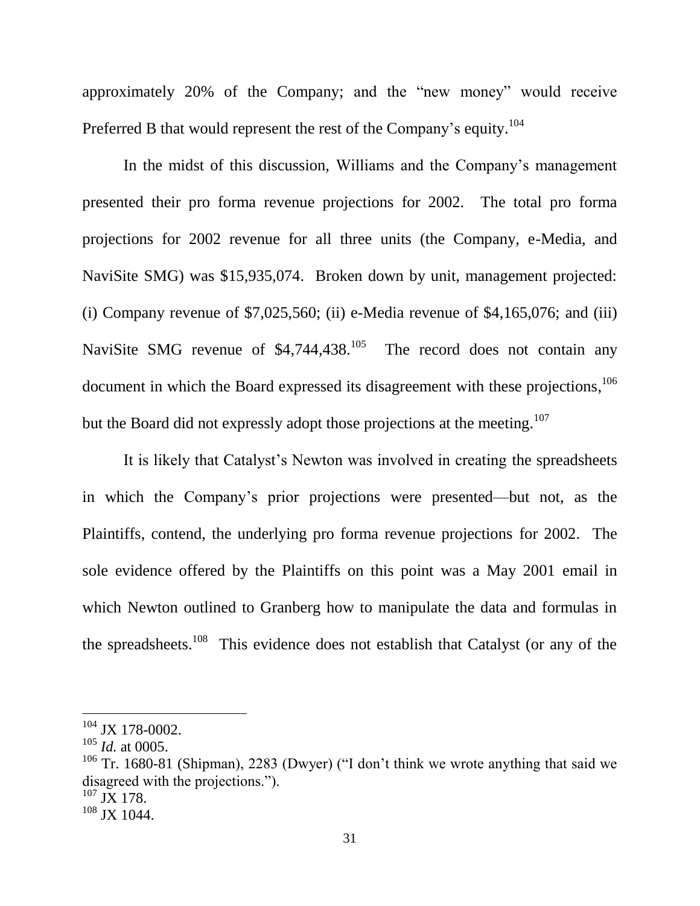approximately 20% of the Company; and the "new money" would receive Preferred B that would represent the rest of the Company's equity.[104]

In the midst of this discussion, Williams and the Company's management presented their pro forma revenue projections for 2002. The total pro forma projections for 2002 revenue for all three units (the Company, e-Media, and NaviSite SMG) was $15,935,074. Broken down by unit, management projected: (i) Company revenue of $7,025,560; (ii) e-Media revenue of $4,165,076; and (iii) NaviSite SMG revenue of $4,744,438.[105] The record does not contain any document in which the Board expressed its disagreement with these projections,[106] but the Board did not expressly adopt those projections at the meeting.[107]

It is likely that Catalyst's Newton was involved in creating the spreadsheets in which the Company's prior projections were presented—but not, as the Plaintiffs, contend, the underlying pro forma revenue projections for 2002. The sole evidence offered by the Plaintiffs on this point was a May 2001 email in which Newton outlined to Granberg how to manipulate the data and formulas in the spreadsheets.[108] This evidence does not establish that Catalyst (or any of the

---

[104] JX 178-0002.

[105] *Id.* at 0005.

[106] Tr. 1680-81 (Shipman), 2283 (Dwyer) ("I don't think we wrote anything that said we disagreed with the projections.").

[107] JX 178.

[108] JX 1044.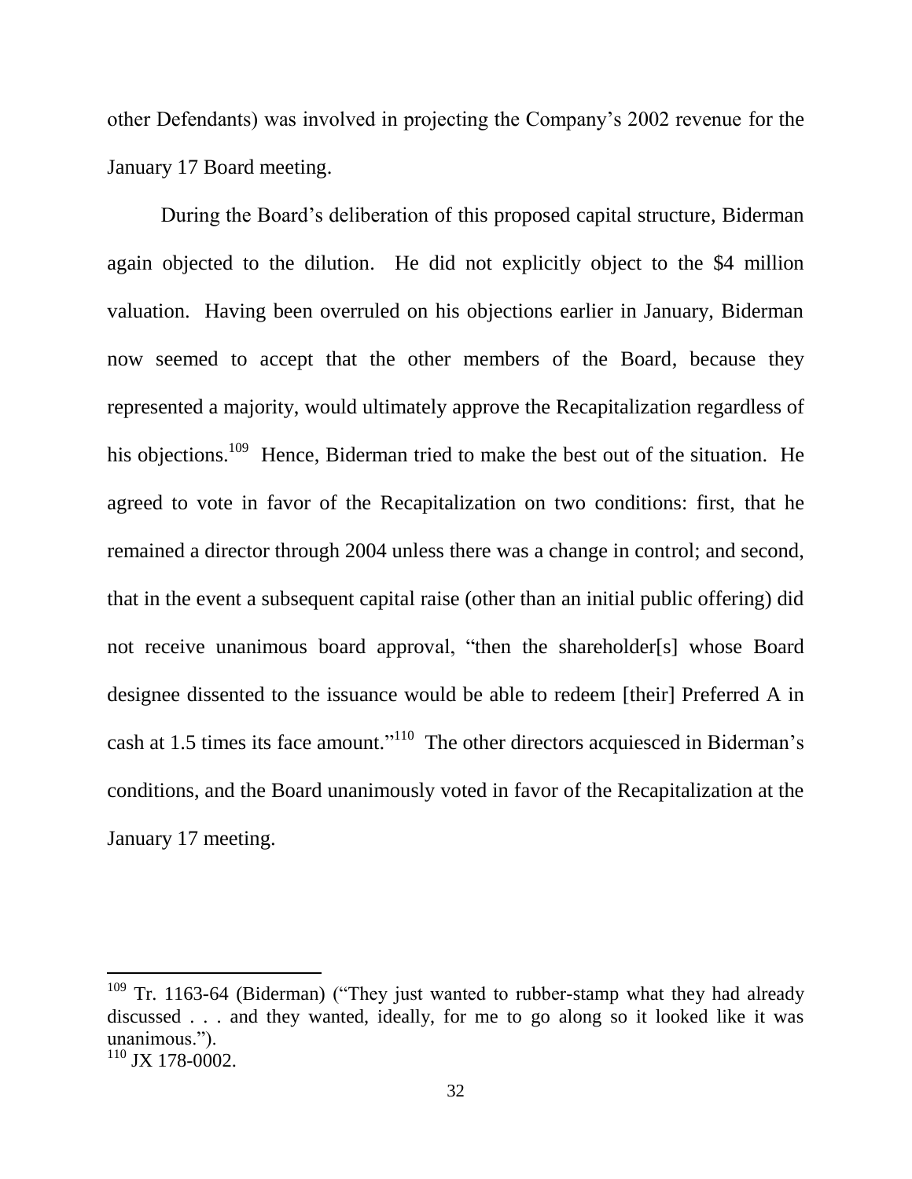other Defendants) was involved in projecting the Company's 2002 revenue for the January 17 Board meeting.

During the Board's deliberation of this proposed capital structure, Biderman again objected to the dilution. He did not explicitly object to the $4 million valuation. Having been overruled on his objections earlier in January, Biderman now seemed to accept that the other members of the Board, because they represented a majority, would ultimately approve the Recapitalization regardless of his objections.[109] Hence, Biderman tried to make the best out of the situation. He agreed to vote in favor of the Recapitalization on two conditions: first, that he remained a director through 2004 unless there was a change in control; and second, that in the event a subsequent capital raise (other than an initial public offering) did not receive unanimous board approval, "then the shareholder[s] whose Board designee dissented to the issuance would be able to redeem [their] Preferred A in cash at 1.5 times its face amount."[110] The other directors acquiesced in Biderman's conditions, and the Board unanimously voted in favor of the Recapitalization at the January 17 meeting.

---

[109] Tr. 1163-64 (Biderman) ("They just wanted to rubber-stamp what they had already discussed . . . and they wanted, ideally, for me to go along so it looked like it was unanimous.").

[110] JX 178-0002.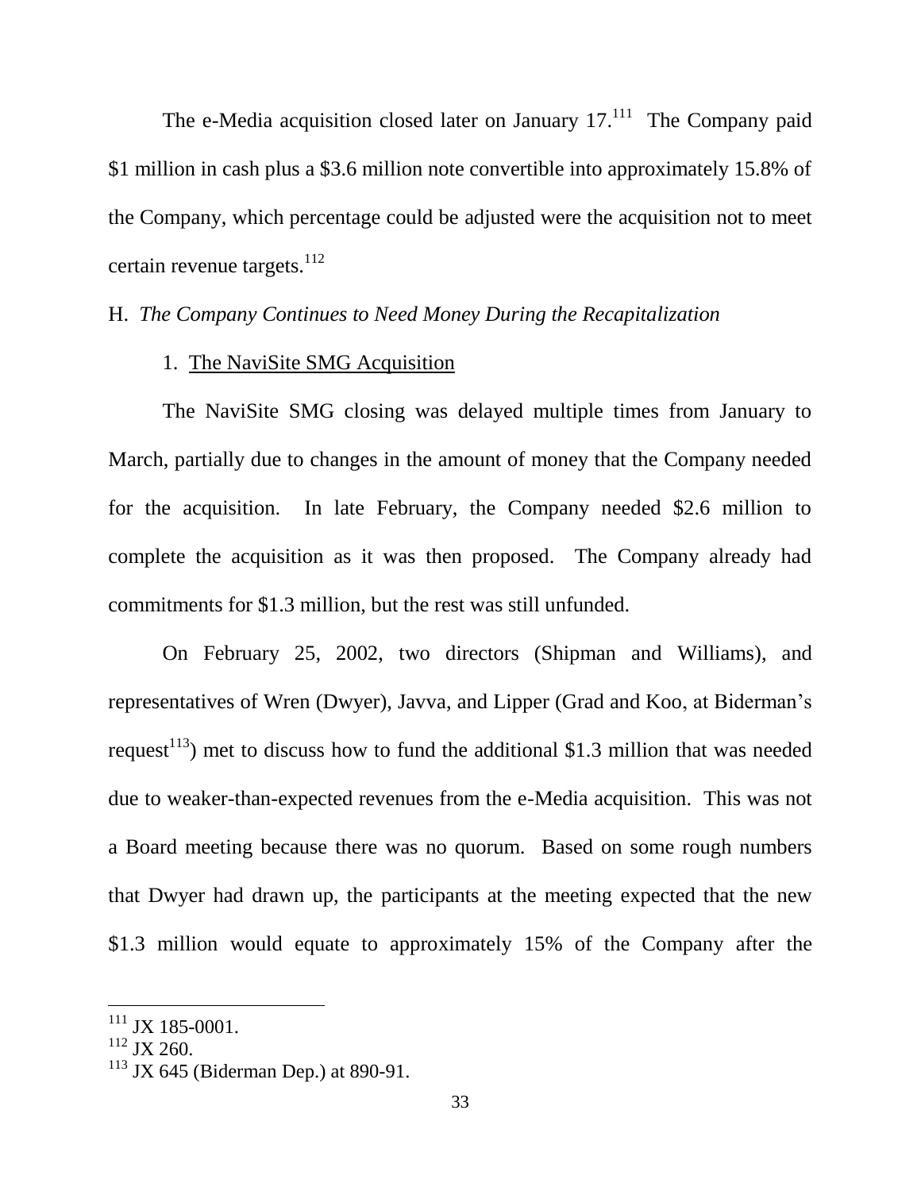The e-Media acquisition closed later on January 17.[111] The Company paid $1 million in cash plus a $3.6 million note convertible into approximately 15.8% of the Company, which percentage could be adjusted were the acquisition not to meet certain revenue targets.[112]

H. *The Company Continues to Need Money During the Recapitalization*

1. <u>The NaviSite SMG Acquisition</u>

The NaviSite SMG closing was delayed multiple times from January to March, partially due to changes in the amount of money that the Company needed for the acquisition. In late February, the Company needed $2.6 million to complete the acquisition as it was then proposed. The Company already had commitments for $1.3 million, but the rest was still unfunded.

On February 25, 2002, two directors (Shipman and Williams), and representatives of Wren (Dwyer), Javva, and Lipper (Grad and Koo, at Biderman's request[113]) met to discuss how to fund the additional $1.3 million that was needed due to weaker-than-expected revenues from the e-Media acquisition. This was not a Board meeting because there was no quorum. Based on some rough numbers that Dwyer had drawn up, the participants at the meeting expected that the new $1.3 million would equate to approximately 15% of the Company after the

[111] JX 185-0001.

[112] JX 260.

[113] JX 645 (Biderman Dep.) at 890-91.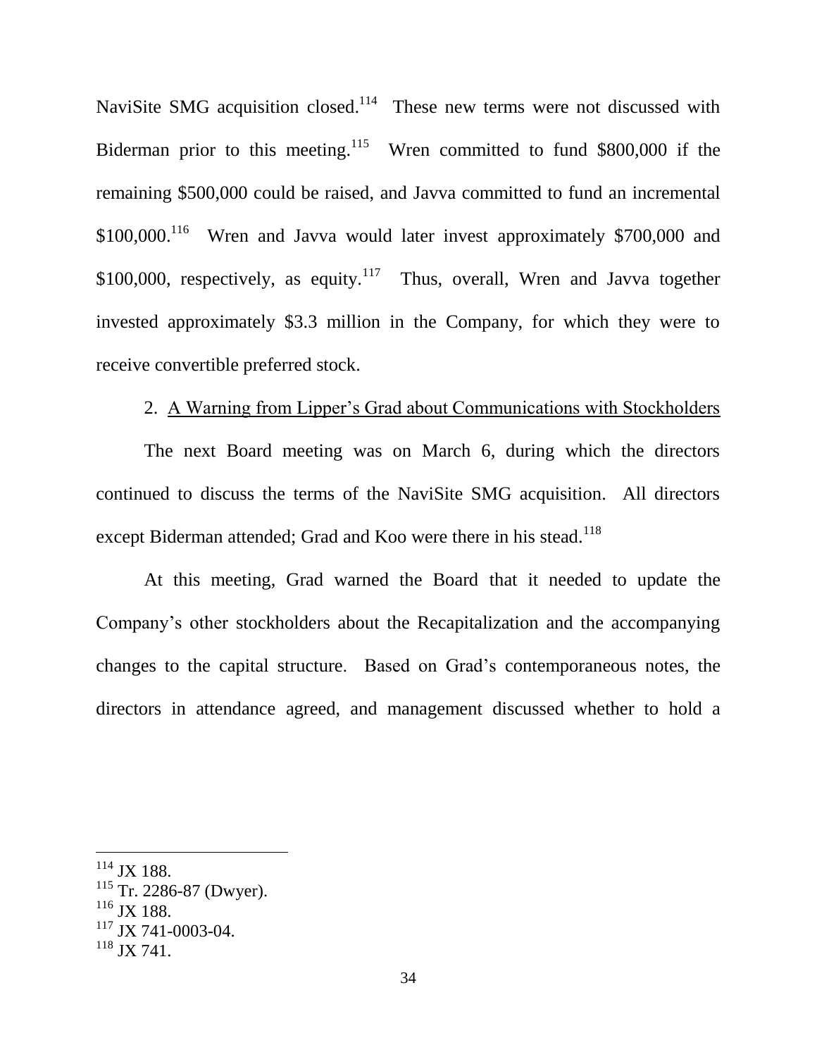NaviSite SMG acquisition closed.[114] These new terms were not discussed with Biderman prior to this meeting.[115] Wren committed to fund $800,000 if the remaining $500,000 could be raised, and Javva committed to fund an incremental $100,000.[116] Wren and Javva would later invest approximately $700,000 and $100,000, respectively, as equity.[117] Thus, overall, Wren and Javva together invested approximately $3.3 million in the Company, for which they were to receive convertible preferred stock.

2. <u>A Warning from Lipper's Grad about Communications with Stockholders</u>

The next Board meeting was on March 6, during which the directors continued to discuss the terms of the NaviSite SMG acquisition. All directors except Biderman attended; Grad and Koo were there in his stead.[118]

At this meeting, Grad warned the Board that it needed to update the Company's other stockholders about the Recapitalization and the accompanying changes to the capital structure. Based on Grad's contemporaneous notes, the directors in attendance agreed, and management discussed whether to hold a

---

[114] JX 188.
[115] Tr. 2286-87 (Dwyer).
[116] JX 188.
[117] JX 741-0003-04.
[118] JX 741.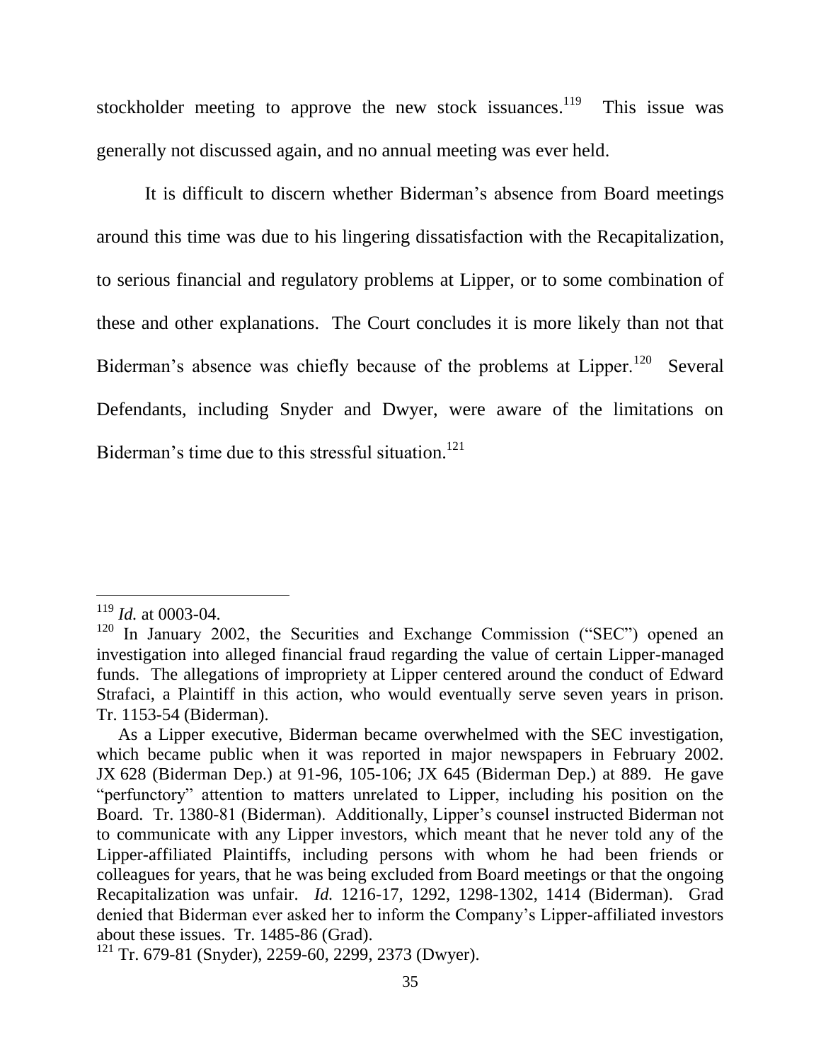stockholder meeting to approve the new stock issuances.[119] This issue was generally not discussed again, and no annual meeting was ever held.

It is difficult to discern whether Biderman's absence from Board meetings around this time was due to his lingering dissatisfaction with the Recapitalization, to serious financial and regulatory problems at Lipper, or to some combination of these and other explanations. The Court concludes it is more likely than not that Biderman's absence was chiefly because of the problems at Lipper.[120] Several Defendants, including Snyder and Dwyer, were aware of the limitations on Biderman's time due to this stressful situation.[121]

---

[119] *Id.* at 0003-04.

[120] In January 2002, the Securities and Exchange Commission ("SEC") opened an investigation into alleged financial fraud regarding the value of certain Lipper-managed funds. The allegations of impropriety at Lipper centered around the conduct of Edward Strafaci, a Plaintiff in this action, who would eventually serve seven years in prison. Tr. 1153-54 (Biderman).

As a Lipper executive, Biderman became overwhelmed with the SEC investigation, which became public when it was reported in major newspapers in February 2002. JX 628 (Biderman Dep.) at 91-96, 105-106; JX 645 (Biderman Dep.) at 889. He gave "perfunctory" attention to matters unrelated to Lipper, including his position on the Board. Tr. 1380-81 (Biderman). Additionally, Lipper's counsel instructed Biderman not to communicate with any Lipper investors, which meant that he never told any of the Lipper-affiliated Plaintiffs, including persons with whom he had been friends or colleagues for years, that he was being excluded from Board meetings or that the ongoing Recapitalization was unfair. *Id.* 1216-17, 1292, 1298-1302, 1414 (Biderman). Grad denied that Biderman ever asked her to inform the Company's Lipper-affiliated investors about these issues. Tr. 1485-86 (Grad).

[121] Tr. 679-81 (Snyder), 2259-60, 2299, 2373 (Dwyer).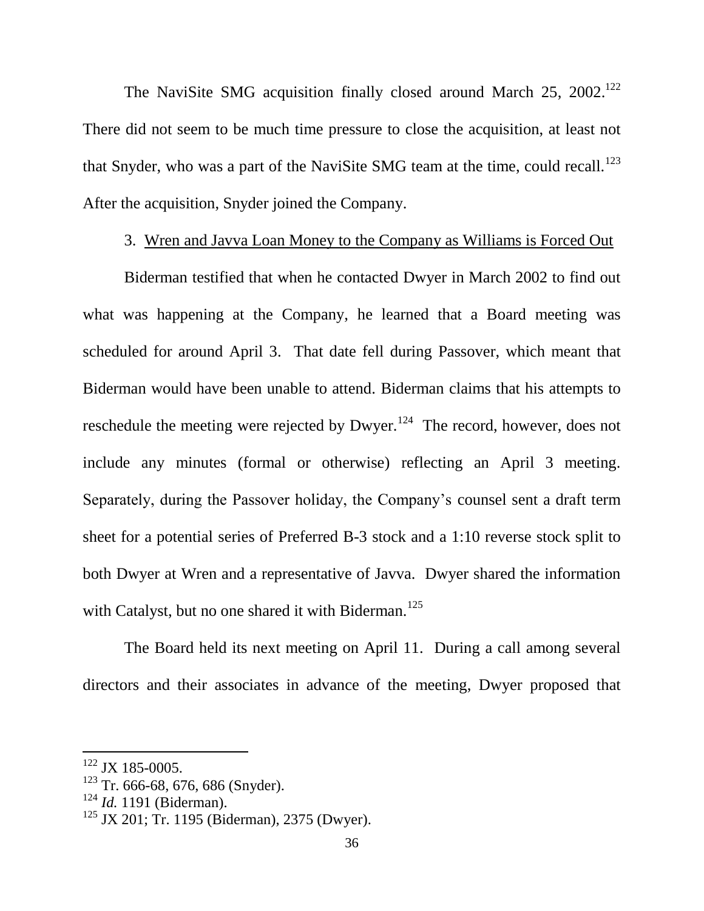The NaviSite SMG acquisition finally closed around March 25, 2002.[122] There did not seem to be much time pressure to close the acquisition, at least not that Snyder, who was a part of the NaviSite SMG team at the time, could recall.[123] After the acquisition, Snyder joined the Company.

3. Wren and Javva Loan Money to the Company as Williams is Forced Out

Biderman testified that when he contacted Dwyer in March 2002 to find out what was happening at the Company, he learned that a Board meeting was scheduled for around April 3. That date fell during Passover, which meant that Biderman would have been unable to attend. Biderman claims that his attempts to reschedule the meeting were rejected by Dwyer.[124] The record, however, does not include any minutes (formal or otherwise) reflecting an April 3 meeting. Separately, during the Passover holiday, the Company's counsel sent a draft term sheet for a potential series of Preferred B-3 stock and a 1:10 reverse stock split to both Dwyer at Wren and a representative of Javva. Dwyer shared the information with Catalyst, but no one shared it with Biderman.[125]

The Board held its next meeting on April 11. During a call among several directors and their associates in advance of the meeting, Dwyer proposed that

---

[122] JX 185-0005.

[123] Tr. 666-68, 676, 686 (Snyder).

[124] *Id.* 1191 (Biderman).

[125] JX 201; Tr. 1195 (Biderman), 2375 (Dwyer).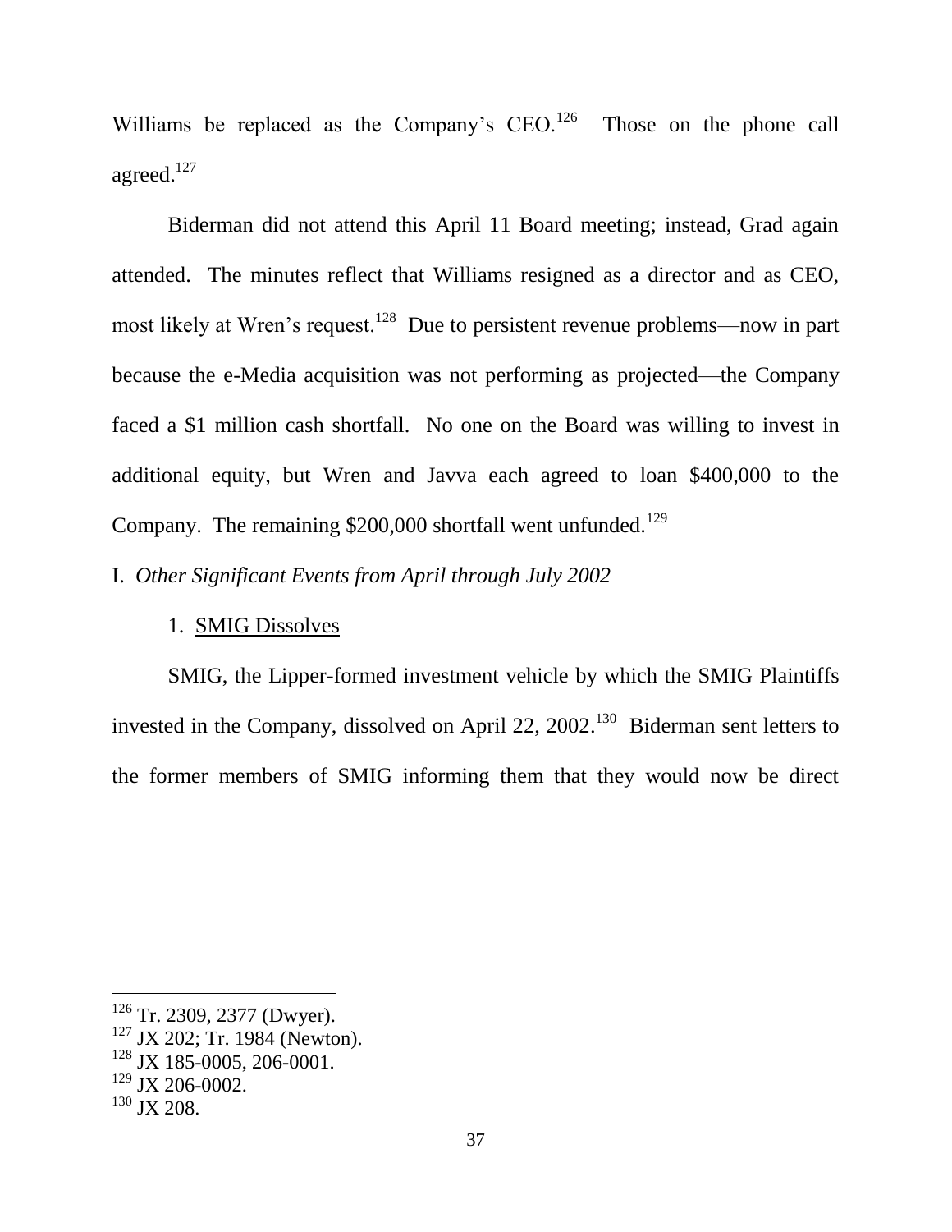Williams be replaced as the Company's CEO.[126] Those on the phone call agreed.[127]

Biderman did not attend this April 11 Board meeting; instead, Grad again attended. The minutes reflect that Williams resigned as a director and as CEO, most likely at Wren's request.[128] Due to persistent revenue problems—now in part because the e-Media acquisition was not performing as projected—the Company faced a $1 million cash shortfall. No one on the Board was willing to invest in additional equity, but Wren and Javva each agreed to loan $400,000 to the Company. The remaining $200,000 shortfall went unfunded.[129]

I. *Other Significant Events from April through July 2002*

1. <u>SMIG Dissolves</u>

SMIG, the Lipper-formed investment vehicle by which the SMIG Plaintiffs invested in the Company, dissolved on April 22, 2002.[130] Biderman sent letters to the former members of SMIG informing them that they would now be direct

---

[126] Tr. 2309, 2377 (Dwyer).

[127] JX 202; Tr. 1984 (Newton).

[128] JX 185-0005, 206-0001.

[129] JX 206-0002.

[130] JX 208.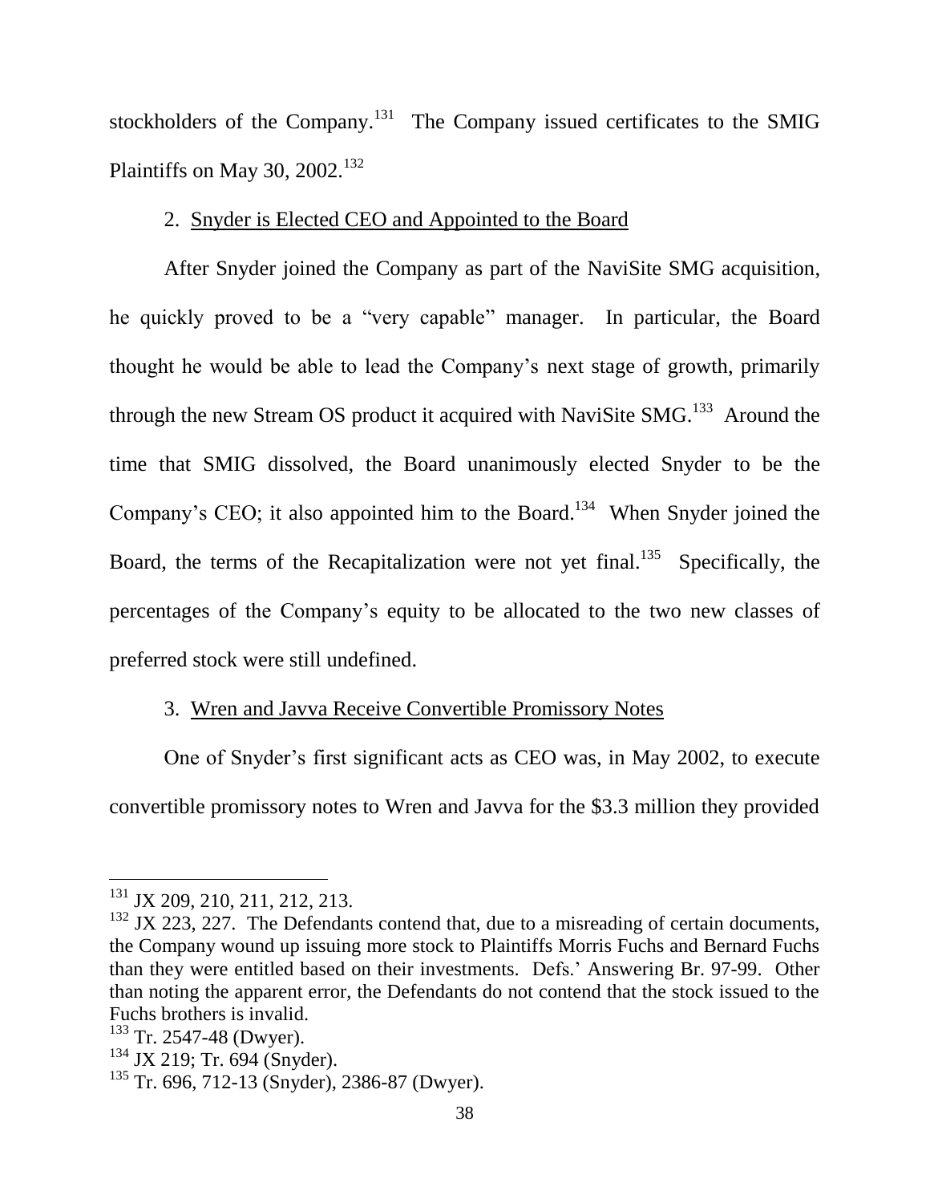stockholders of the Company.[131] The Company issued certificates to the SMIG Plaintiffs on May 30, 2002.[132]

2. Snyder is Elected CEO and Appointed to the Board

After Snyder joined the Company as part of the NaviSite SMG acquisition, he quickly proved to be a "very capable" manager. In particular, the Board thought he would be able to lead the Company's next stage of growth, primarily through the new Stream OS product it acquired with NaviSite SMG.[133] Around the time that SMIG dissolved, the Board unanimously elected Snyder to be the Company's CEO; it also appointed him to the Board.[134] When Snyder joined the Board, the terms of the Recapitalization were not yet final.[135] Specifically, the percentages of the Company's equity to be allocated to the two new classes of preferred stock were still undefined.

3. Wren and Javva Receive Convertible Promissory Notes

One of Snyder's first significant acts as CEO was, in May 2002, to execute convertible promissory notes to Wren and Javva for the $3.3 million they provided

[131] JX 209, 210, 211, 212, 213.

[132] JX 223, 227. The Defendants contend that, due to a misreading of certain documents, the Company wound up issuing more stock to Plaintiffs Morris Fuchs and Bernard Fuchs than they were entitled based on their investments. Defs.' Answering Br. 97-99. Other than noting the apparent error, the Defendants do not contend that the stock issued to the Fuchs brothers is invalid.

[133] Tr. 2547-48 (Dwyer).

[134] JX 219; Tr. 694 (Snyder).

[135] Tr. 696, 712-13 (Snyder), 2386-87 (Dwyer).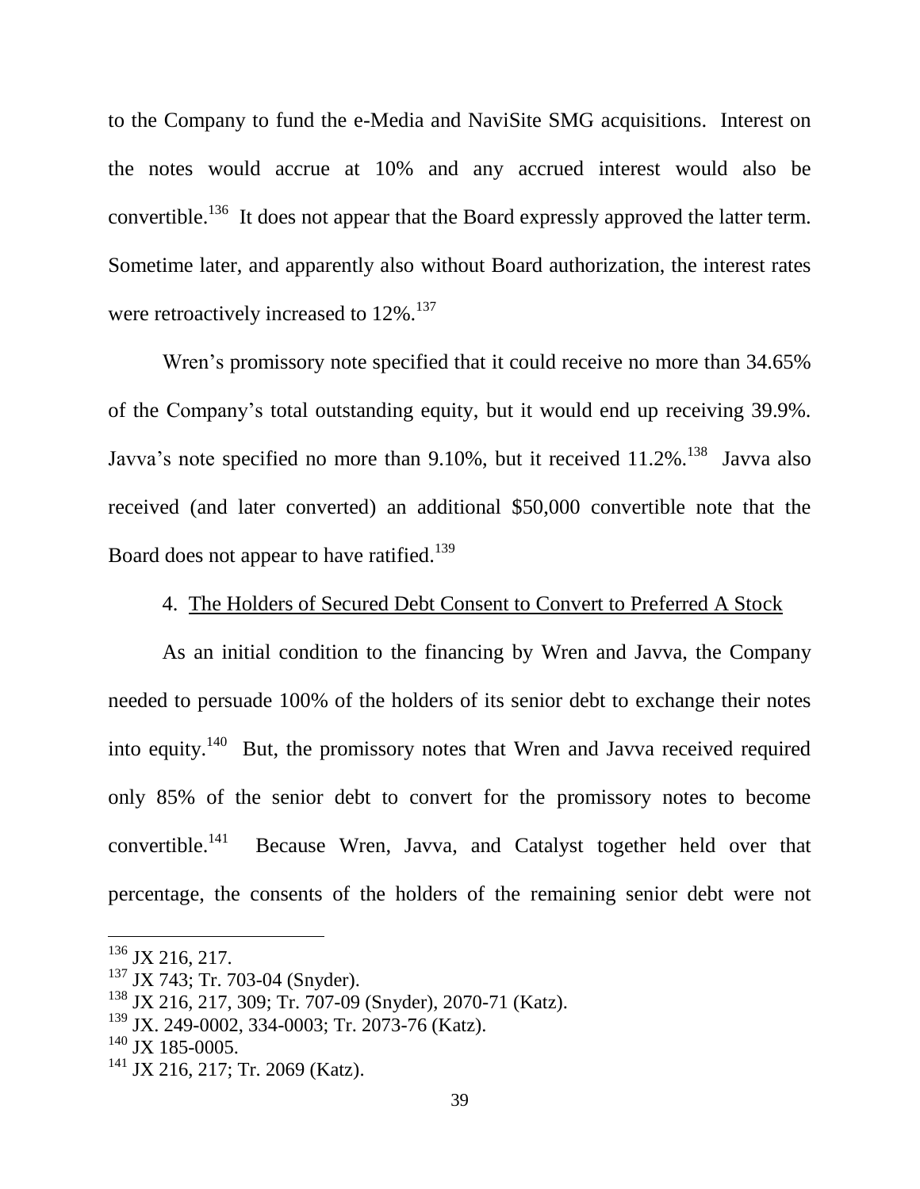to the Company to fund the e-Media and NaviSite SMG acquisitions. Interest on the notes would accrue at 10% and any accrued interest would also be convertible.[136] It does not appear that the Board expressly approved the latter term. Sometime later, and apparently also without Board authorization, the interest rates were retroactively increased to 12%.[137]

Wren's promissory note specified that it could receive no more than 34.65% of the Company's total outstanding equity, but it would end up receiving 39.9%. Javva's note specified no more than 9.10%, but it received 11.2%.[138] Javva also received (and later converted) an additional $50,000 convertible note that the Board does not appear to have ratified.[139]

4. The Holders of Secured Debt Consent to Convert to Preferred A Stock

As an initial condition to the financing by Wren and Javva, the Company needed to persuade 100% of the holders of its senior debt to exchange their notes into equity.[140] But, the promissory notes that Wren and Javva received required only 85% of the senior debt to convert for the promissory notes to become convertible.[141] Because Wren, Javva, and Catalyst together held over that percentage, the consents of the holders of the remaining senior debt were not

---

[136] JX 216, 217.
[137] JX 743; Tr. 703-04 (Snyder).
[138] JX 216, 217, 309; Tr. 707-09 (Snyder), 2070-71 (Katz).
[139] JX. 249-0002, 334-0003; Tr. 2073-76 (Katz).
[140] JX 185-0005.
[141] JX 216, 217; Tr. 2069 (Katz).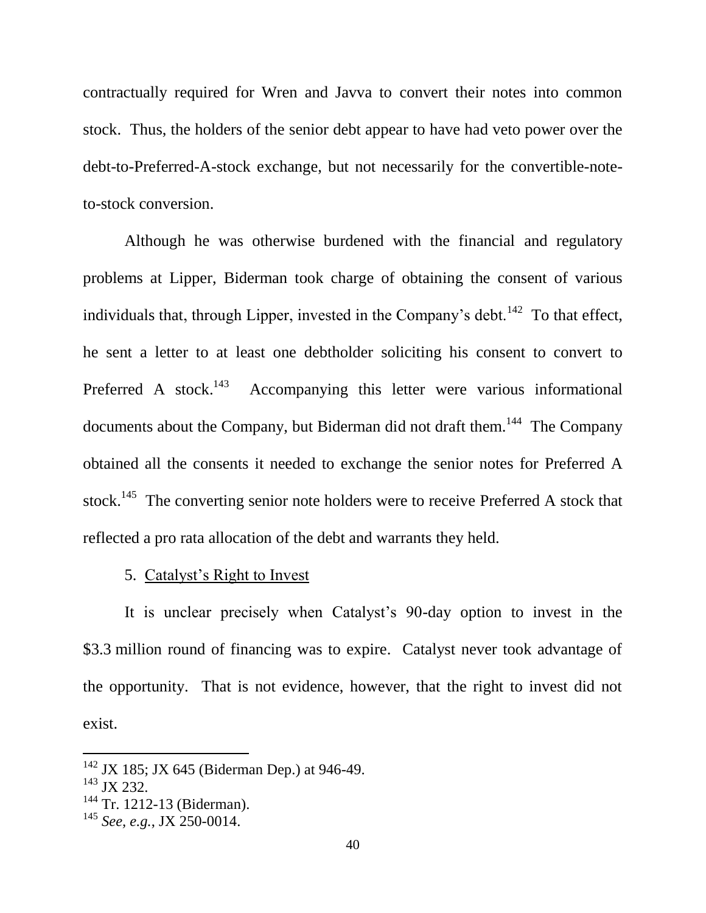contractually required for Wren and Javva to convert their notes into common stock. Thus, the holders of the senior debt appear to have had veto power over the debt-to-Preferred-A-stock exchange, but not necessarily for the convertible-note-to-stock conversion.

Although he was otherwise burdened with the financial and regulatory problems at Lipper, Biderman took charge of obtaining the consent of various individuals that, through Lipper, invested in the Company's debt.[142] To that effect, he sent a letter to at least one debtholder soliciting his consent to convert to Preferred A stock.[143] Accompanying this letter were various informational documents about the Company, but Biderman did not draft them.[144] The Company obtained all the consents it needed to exchange the senior notes for Preferred A stock.[145] The converting senior note holders were to receive Preferred A stock that reflected a pro rata allocation of the debt and warrants they held.

5. Catalyst's Right to Invest

It is unclear precisely when Catalyst's 90-day option to invest in the \$3.3 million round of financing was to expire. Catalyst never took advantage of the opportunity. That is not evidence, however, that the right to invest did not exist.

[142] JX 185; JX 645 (Biderman Dep.) at 946-49.
[143] JX 232.
[144] Tr. 1212-13 (Biderman).
[145] *See, e.g.*, JX 250-0014.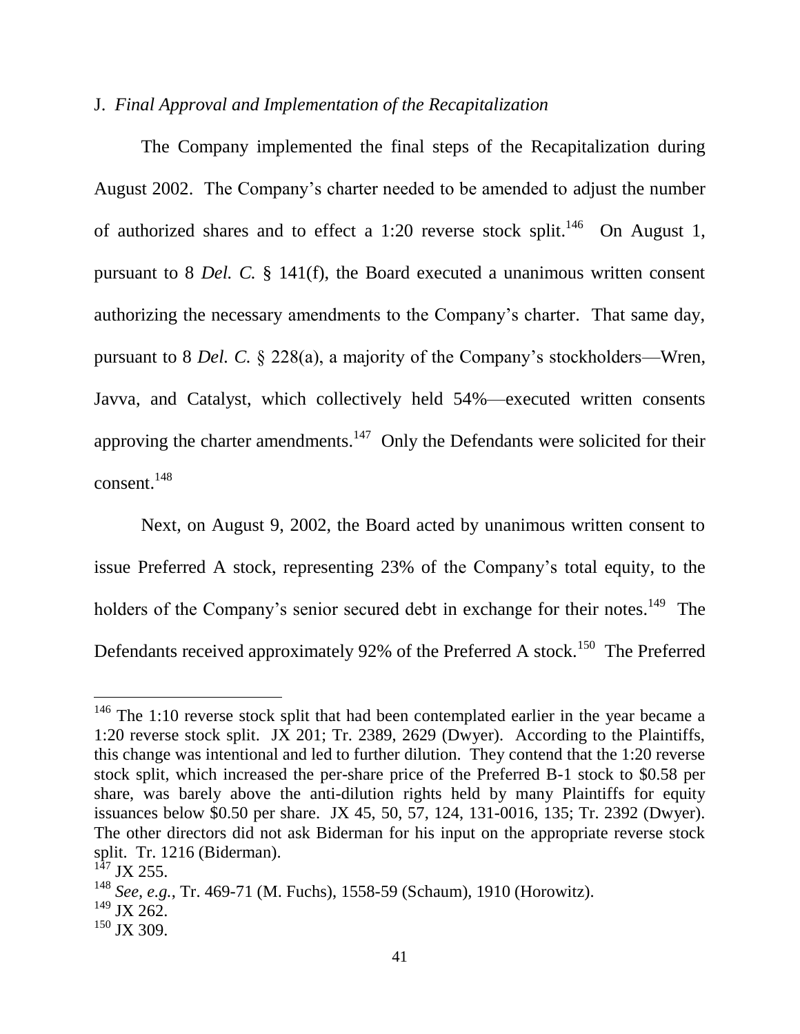J. *Final Approval and Implementation of the Recapitalization*

The Company implemented the final steps of the Recapitalization during August 2002. The Company's charter needed to be amended to adjust the number of authorized shares and to effect a 1:20 reverse stock split.[146] On August 1, pursuant to 8 *Del. C.* § 141(f), the Board executed a unanimous written consent authorizing the necessary amendments to the Company's charter. That same day, pursuant to 8 *Del. C.* § 228(a), a majority of the Company's stockholders—Wren, Javva, and Catalyst, which collectively held 54%—executed written consents approving the charter amendments.[147] Only the Defendants were solicited for their consent.[148]

Next, on August 9, 2002, the Board acted by unanimous written consent to issue Preferred A stock, representing 23% of the Company's total equity, to the holders of the Company's senior secured debt in exchange for their notes.[149] The Defendants received approximately 92% of the Preferred A stock.[150] The Preferred

---

[146] The 1:10 reverse stock split that had been contemplated earlier in the year became a 1:20 reverse stock split. JX 201; Tr. 2389, 2629 (Dwyer). According to the Plaintiffs, this change was intentional and led to further dilution. They contend that the 1:20 reverse stock split, which increased the per-share price of the Preferred B-1 stock to $0.58 per share, was barely above the anti-dilution rights held by many Plaintiffs for equity issuances below $0.50 per share. JX 45, 50, 57, 124, 131-0016, 135; Tr. 2392 (Dwyer). The other directors did not ask Biderman for his input on the appropriate reverse stock split. Tr. 1216 (Biderman).

[147] JX 255.

[148] *See, e.g.*, Tr. 469-71 (M. Fuchs), 1558-59 (Schaum), 1910 (Horowitz).

[149] JX 262.

[150] JX 309.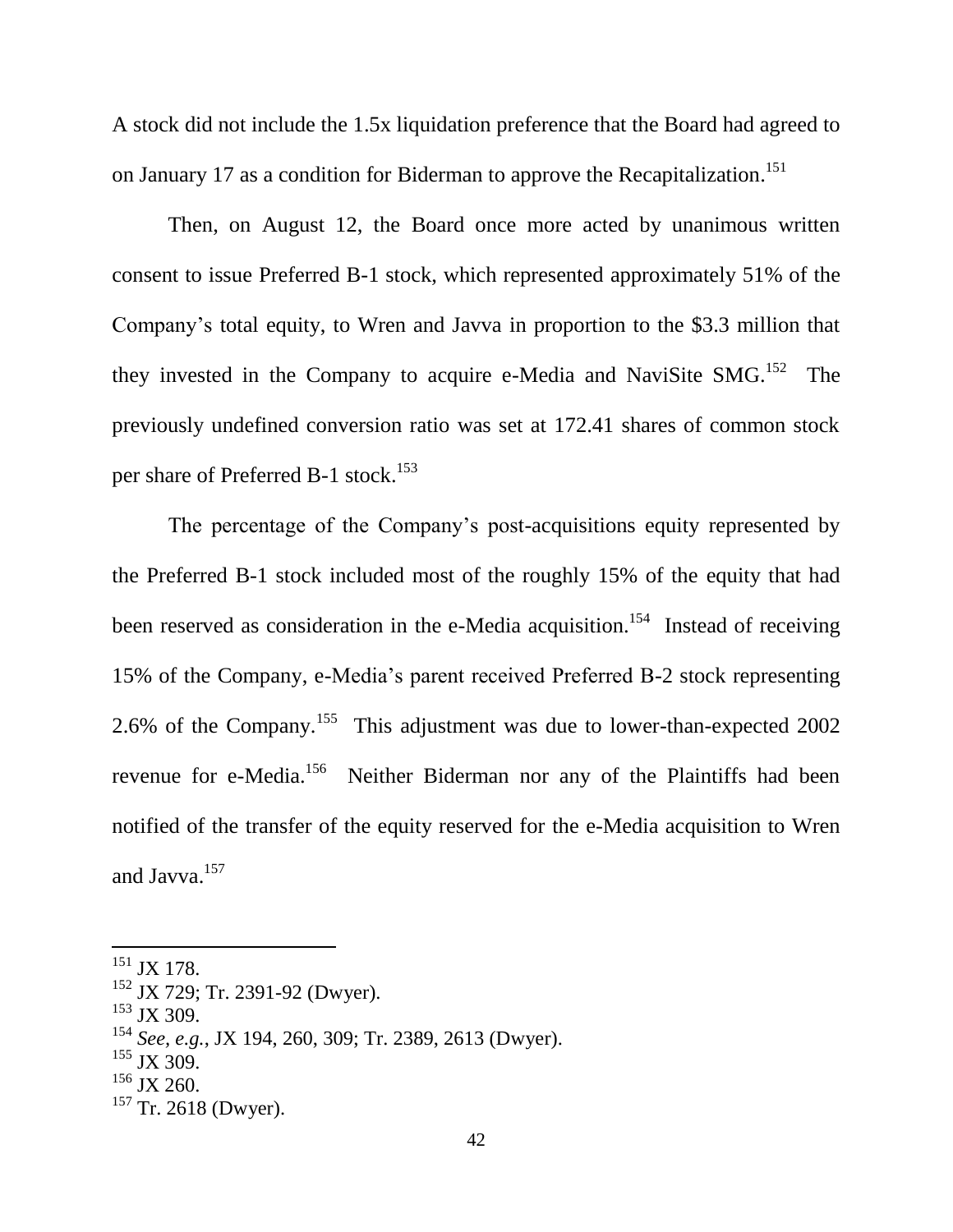A stock did not include the 1.5x liquidation preference that the Board had agreed to on January 17 as a condition for Biderman to approve the Recapitalization.[151]

Then, on August 12, the Board once more acted by unanimous written consent to issue Preferred B-1 stock, which represented approximately 51% of the Company's total equity, to Wren and Javva in proportion to the $3.3 million that they invested in the Company to acquire e-Media and NaviSite SMG.[152] The previously undefined conversion ratio was set at 172.41 shares of common stock per share of Preferred B-1 stock.[153]

The percentage of the Company's post-acquisitions equity represented by the Preferred B-1 stock included most of the roughly 15% of the equity that had been reserved as consideration in the e-Media acquisition.[154] Instead of receiving 15% of the Company, e-Media's parent received Preferred B-2 stock representing 2.6% of the Company.[155] This adjustment was due to lower-than-expected 2002 revenue for e-Media.[156] Neither Biderman nor any of the Plaintiffs had been notified of the transfer of the equity reserved for the e-Media acquisition to Wren and Javva.[157]

---

[151] JX 178.

[152] JX 729; Tr. 2391-92 (Dwyer).

[153] JX 309.

[154] *See, e.g.*, JX 194, 260, 309; Tr. 2389, 2613 (Dwyer).

[155] JX 309.

[156] JX 260.

[157] Tr. 2618 (Dwyer).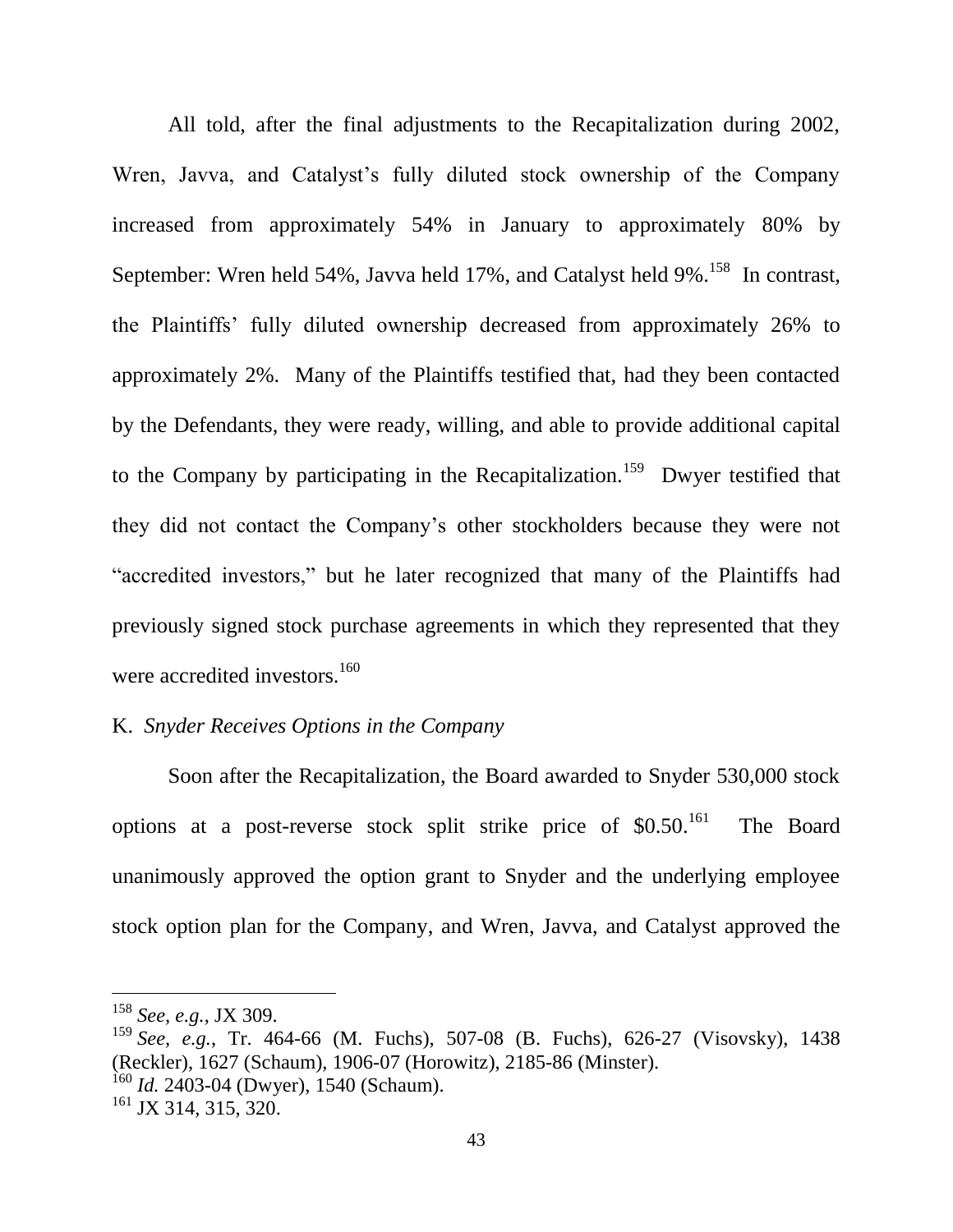All told, after the final adjustments to the Recapitalization during 2002, Wren, Javva, and Catalyst's fully diluted stock ownership of the Company increased from approximately 54% in January to approximately 80% by September: Wren held 54%, Javva held 17%, and Catalyst held 9%.[158] In contrast, the Plaintiffs' fully diluted ownership decreased from approximately 26% to approximately 2%. Many of the Plaintiffs testified that, had they been contacted by the Defendants, they were ready, willing, and able to provide additional capital to the Company by participating in the Recapitalization.[159] Dwyer testified that they did not contact the Company's other stockholders because they were not "accredited investors," but he later recognized that many of the Plaintiffs had previously signed stock purchase agreements in which they represented that they were accredited investors.[160]

K. *Snyder Receives Options in the Company*

Soon after the Recapitalization, the Board awarded to Snyder 530,000 stock options at a post-reverse stock split strike price of $0.50.[161] The Board unanimously approved the option grant to Snyder and the underlying employee stock option plan for the Company, and Wren, Javva, and Catalyst approved the

---

[158] *See, e.g.*, JX 309.

[159] *See, e.g.*, Tr. 464-66 (M. Fuchs), 507-08 (B. Fuchs), 626-27 (Visovsky), 1438 (Reckler), 1627 (Schaum), 1906-07 (Horowitz), 2185-86 (Minster).

[160] *Id.* 2403-04 (Dwyer), 1540 (Schaum).

[161] JX 314, 315, 320.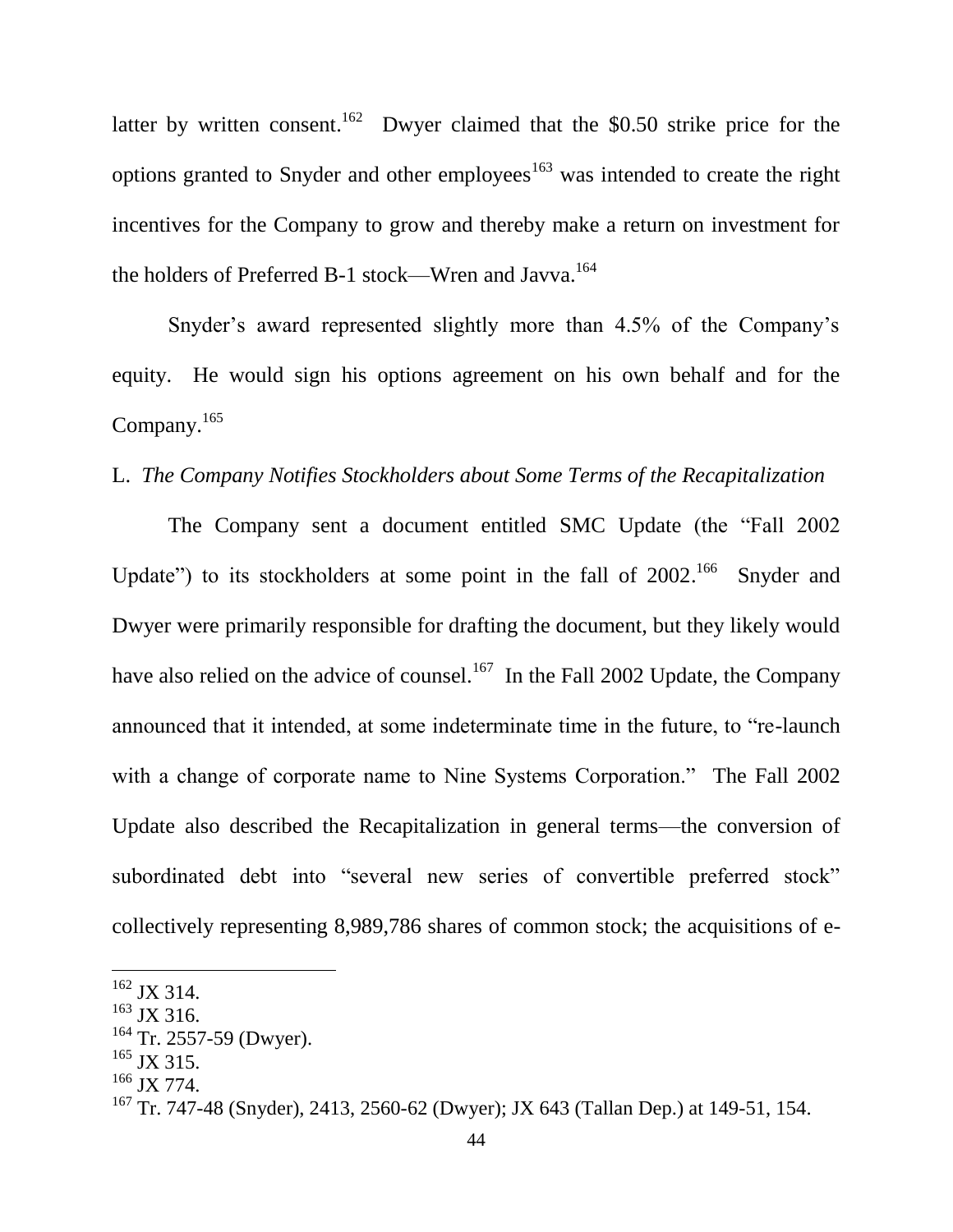latter by written consent.[162] Dwyer claimed that the $0.50 strike price for the options granted to Snyder and other employees[163] was intended to create the right incentives for the Company to grow and thereby make a return on investment for the holders of Preferred B-1 stock—Wren and Javva.[164]

Snyder's award represented slightly more than 4.5% of the Company's equity. He would sign his options agreement on his own behalf and for the Company.[165]

L. *The Company Notifies Stockholders about Some Terms of the Recapitalization*

The Company sent a document entitled SMC Update (the "Fall 2002 Update") to its stockholders at some point in the fall of 2002.[166] Snyder and Dwyer were primarily responsible for drafting the document, but they likely would have also relied on the advice of counsel.[167] In the Fall 2002 Update, the Company announced that it intended, at some indeterminate time in the future, to "re-launch with a change of corporate name to Nine Systems Corporation." The Fall 2002 Update also described the Recapitalization in general terms—the conversion of subordinated debt into "several new series of convertible preferred stock" collectively representing 8,989,786 shares of common stock; the acquisitions of e-

---

[162] JX 314.

[163] JX 316.

[164] Tr. 2557-59 (Dwyer).

[165] JX 315.

[166] JX 774.

[167] Tr. 747-48 (Snyder), 2413, 2560-62 (Dwyer); JX 643 (Tallan Dep.) at 149-51, 154.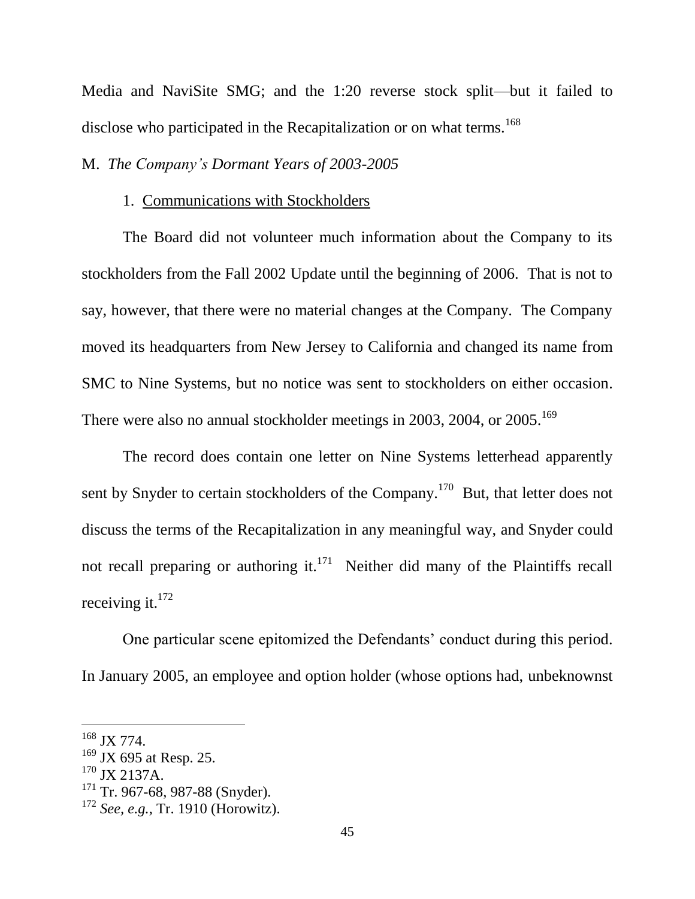Media and NaviSite SMG; and the 1:20 reverse stock split—but it failed to disclose who participated in the Recapitalization or on what terms.[168]

M. *The Company's Dormant Years of 2003-2005*

1. Communications with Stockholders

The Board did not volunteer much information about the Company to its stockholders from the Fall 2002 Update until the beginning of 2006. That is not to say, however, that there were no material changes at the Company. The Company moved its headquarters from New Jersey to California and changed its name from SMC to Nine Systems, but no notice was sent to stockholders on either occasion. There were also no annual stockholder meetings in 2003, 2004, or 2005.[169]

The record does contain one letter on Nine Systems letterhead apparently sent by Snyder to certain stockholders of the Company.[170] But, that letter does not discuss the terms of the Recapitalization in any meaningful way, and Snyder could not recall preparing or authoring it.[171] Neither did many of the Plaintiffs recall receiving it.[172]

One particular scene epitomized the Defendants' conduct during this period. In January 2005, an employee and option holder (whose options had, unbeknownst

---

[168] JX 774.

[169] JX 695 at Resp. 25.

[170] JX 2137A.

[171] Tr. 967-68, 987-88 (Snyder).

[172] *See, e.g.*, Tr. 1910 (Horowitz).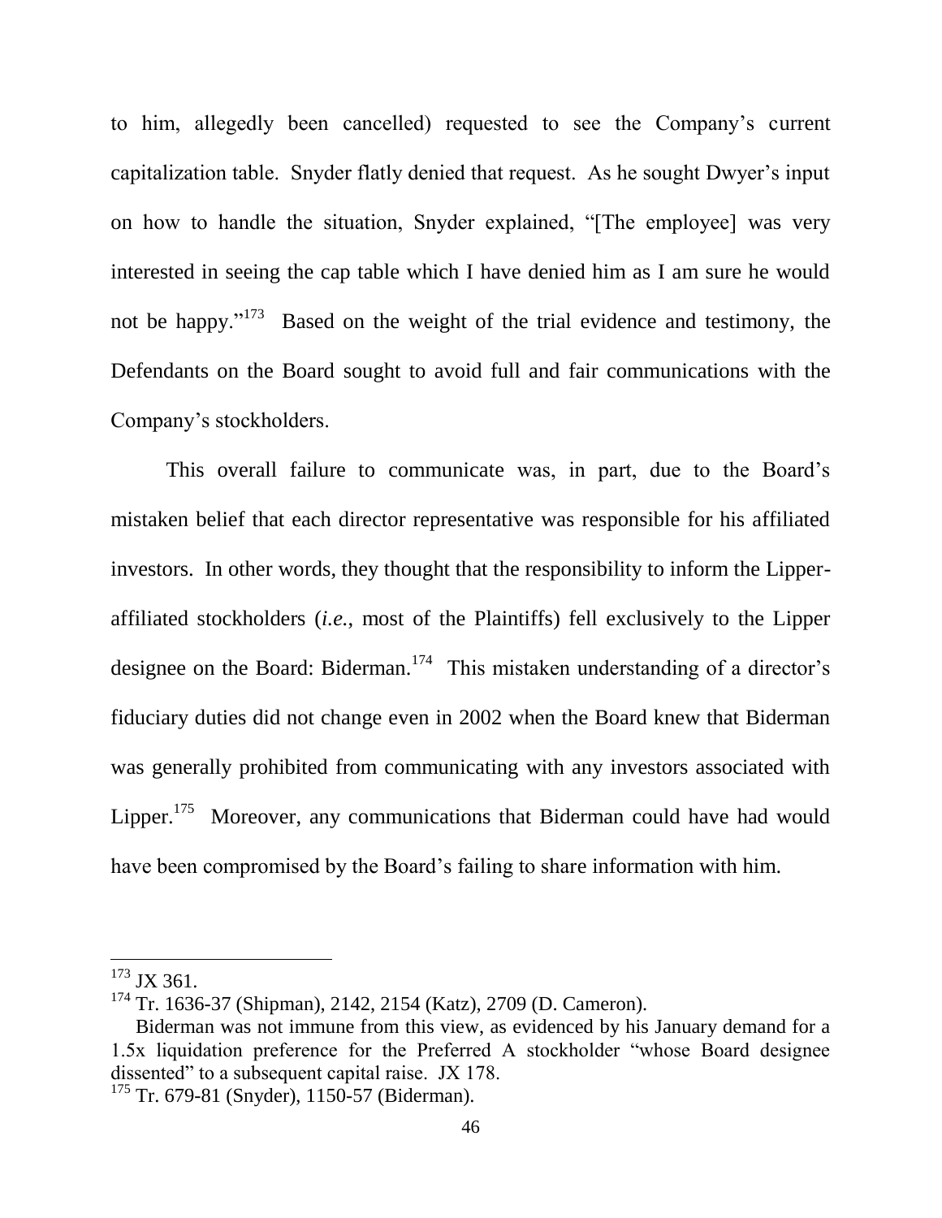to him, allegedly been cancelled) requested to see the Company's current capitalization table. Snyder flatly denied that request. As he sought Dwyer's input on how to handle the situation, Snyder explained, "[The employee] was very interested in seeing the cap table which I have denied him as I am sure he would not be happy."[173] Based on the weight of the trial evidence and testimony, the Defendants on the Board sought to avoid full and fair communications with the Company's stockholders.

This overall failure to communicate was, in part, due to the Board's mistaken belief that each director representative was responsible for his affiliated investors. In other words, they thought that the responsibility to inform the Lipper-affiliated stockholders (*i.e.*, most of the Plaintiffs) fell exclusively to the Lipper designee on the Board: Biderman.[174] This mistaken understanding of a director's fiduciary duties did not change even in 2002 when the Board knew that Biderman was generally prohibited from communicating with any investors associated with Lipper.[175] Moreover, any communications that Biderman could have had would have been compromised by the Board's failing to share information with him.

---

[173] JX 361.

[174] Tr. 1636-37 (Shipman), 2142, 2154 (Katz), 2709 (D. Cameron).

Biderman was not immune from this view, as evidenced by his January demand for a 1.5x liquidation preference for the Preferred A stockholder "whose Board designee dissented" to a subsequent capital raise. JX 178.

[175] Tr. 679-81 (Snyder), 1150-57 (Biderman).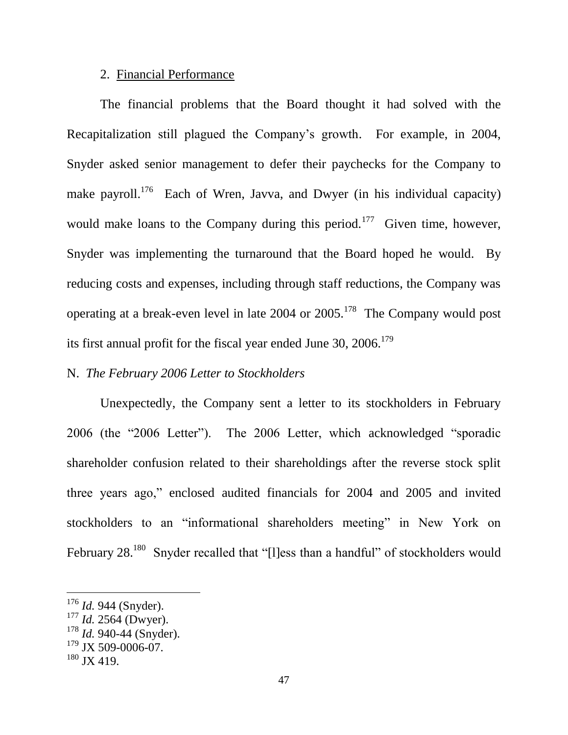2. Financial Performance

The financial problems that the Board thought it had solved with the Recapitalization still plagued the Company's growth. For example, in 2004, Snyder asked senior management to defer their paychecks for the Company to make payroll.[176] Each of Wren, Javva, and Dwyer (in his individual capacity) would make loans to the Company during this period.[177] Given time, however, Snyder was implementing the turnaround that the Board hoped he would. By reducing costs and expenses, including through staff reductions, the Company was operating at a break-even level in late 2004 or 2005.[178] The Company would post its first annual profit for the fiscal year ended June 30, 2006.[179]

N. *The February 2006 Letter to Stockholders*

Unexpectedly, the Company sent a letter to its stockholders in February 2006 (the "2006 Letter"). The 2006 Letter, which acknowledged "sporadic shareholder confusion related to their shareholdings after the reverse stock split three years ago," enclosed audited financials for 2004 and 2005 and invited stockholders to an "informational shareholders meeting" in New York on February 28.[180] Snyder recalled that "[l]ess than a handful" of stockholders would

---

[176] *Id.* 944 (Snyder).

[177] *Id.* 2564 (Dwyer).

[178] *Id.* 940-44 (Snyder).

[179] JX 509-0006-07.

[180] JX 419.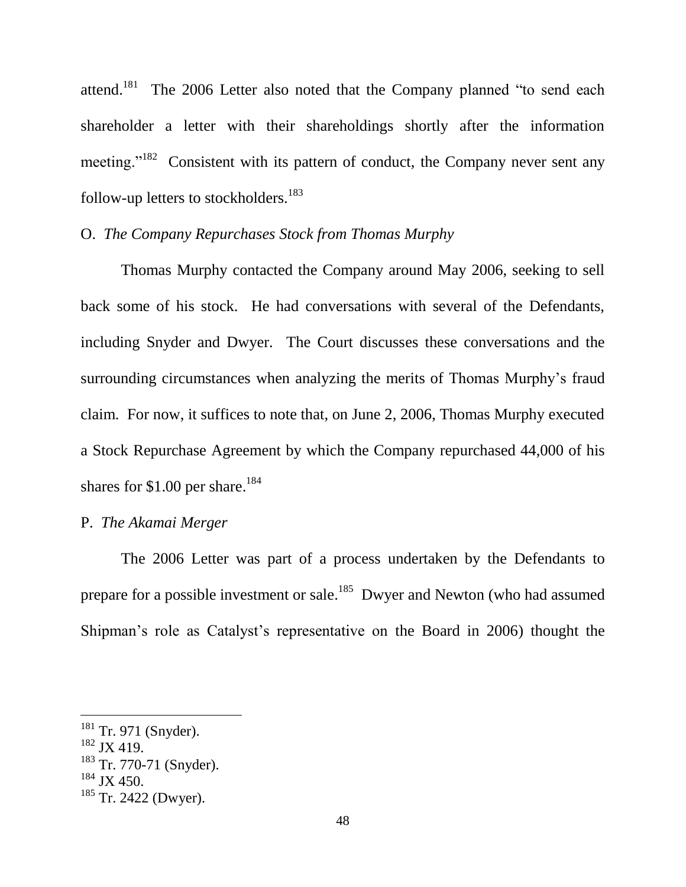attend.[181] The 2006 Letter also noted that the Company planned "to send each shareholder a letter with their shareholdings shortly after the information meeting."[182] Consistent with its pattern of conduct, the Company never sent any follow-up letters to stockholders.[183]

O. *The Company Repurchases Stock from Thomas Murphy*

Thomas Murphy contacted the Company around May 2006, seeking to sell back some of his stock. He had conversations with several of the Defendants, including Snyder and Dwyer. The Court discusses these conversations and the surrounding circumstances when analyzing the merits of Thomas Murphy's fraud claim. For now, it suffices to note that, on June 2, 2006, Thomas Murphy executed a Stock Repurchase Agreement by which the Company repurchased 44,000 of his shares for $1.00 per share.[184]

P. *The Akamai Merger*

The 2006 Letter was part of a process undertaken by the Defendants to prepare for a possible investment or sale.[185] Dwyer and Newton (who had assumed Shipman's role as Catalyst's representative on the Board in 2006) thought the

---

[181] Tr. 971 (Snyder).

[182] JX 419.

[183] Tr. 770-71 (Snyder).

[184] JX 450.

[185] Tr. 2422 (Dwyer).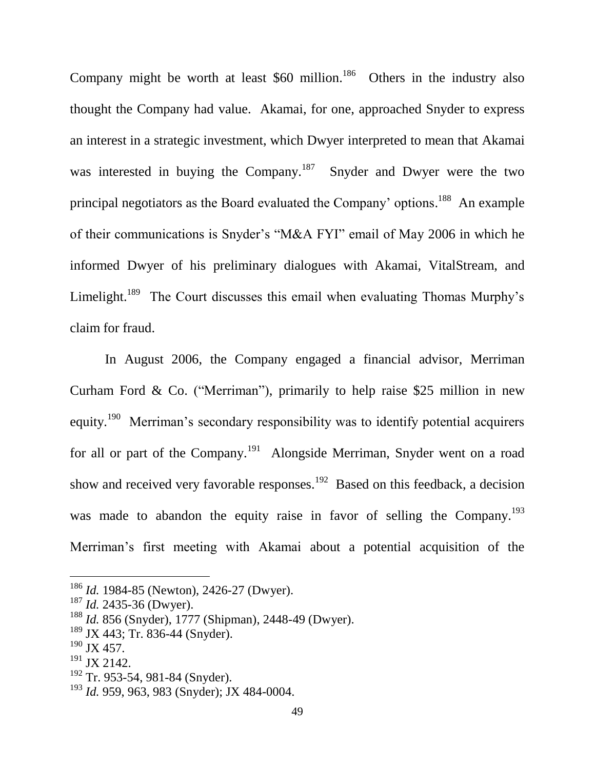Company might be worth at least $60 million.[186] Others in the industry also thought the Company had value. Akamai, for one, approached Snyder to express an interest in a strategic investment, which Dwyer interpreted to mean that Akamai was interested in buying the Company.[187] Snyder and Dwyer were the two principal negotiators as the Board evaluated the Company' options.[188] An example of their communications is Snyder's "M&A FYI" email of May 2006 in which he informed Dwyer of his preliminary dialogues with Akamai, VitalStream, and Limelight.[189] The Court discusses this email when evaluating Thomas Murphy's claim for fraud.

In August 2006, the Company engaged a financial advisor, Merriman Curham Ford & Co. ("Merriman"), primarily to help raise $25 million in new equity.[190] Merriman's secondary responsibility was to identify potential acquirers for all or part of the Company.[191] Alongside Merriman, Snyder went on a road show and received very favorable responses.[192] Based on this feedback, a decision was made to abandon the equity raise in favor of selling the Company.[193] Merriman's first meeting with Akamai about a potential acquisition of the

---

[186] *Id.* 1984-85 (Newton), 2426-27 (Dwyer).

[187] *Id.* 2435-36 (Dwyer).

[188] *Id.* 856 (Snyder), 1777 (Shipman), 2448-49 (Dwyer).

[189] JX 443; Tr. 836-44 (Snyder).

[190] JX 457.

[191] JX 2142.

[192] Tr. 953-54, 981-84 (Snyder).

[193] *Id.* 959, 963, 983 (Snyder); JX 484-0004.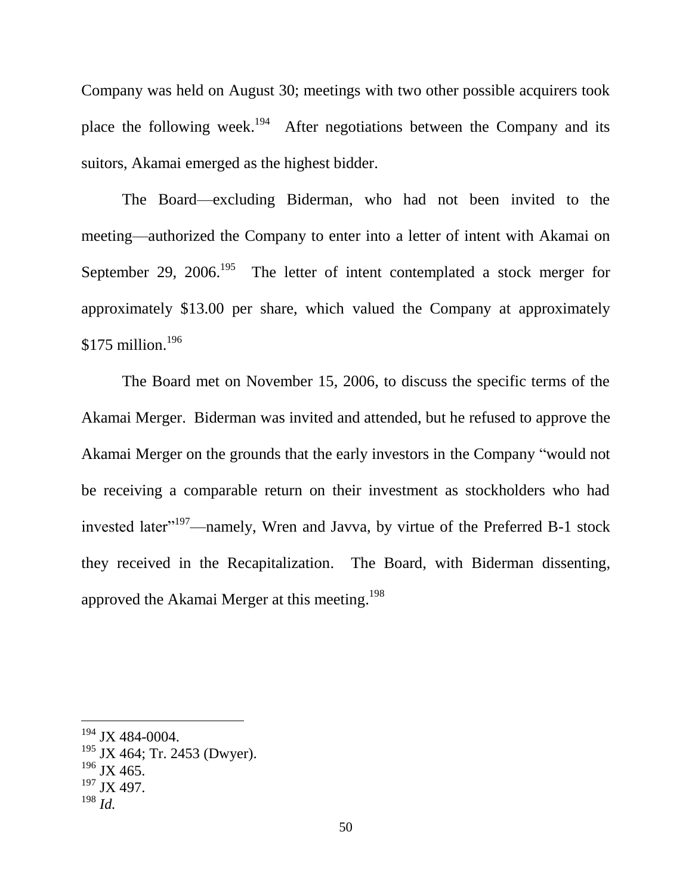Company was held on August 30; meetings with two other possible acquirers took place the following week.[194] After negotiations between the Company and its suitors, Akamai emerged as the highest bidder.

The Board—excluding Biderman, who had not been invited to the meeting—authorized the Company to enter into a letter of intent with Akamai on September 29, 2006.[195] The letter of intent contemplated a stock merger for approximately $13.00 per share, which valued the Company at approximately $175 million.[196]

The Board met on November 15, 2006, to discuss the specific terms of the Akamai Merger. Biderman was invited and attended, but he refused to approve the Akamai Merger on the grounds that the early investors in the Company "would not be receiving a comparable return on their investment as stockholders who had invested later"[197]—namely, Wren and Javva, by virtue of the Preferred B-1 stock they received in the Recapitalization. The Board, with Biderman dissenting, approved the Akamai Merger at this meeting.[198]

---

[194] JX 484-0004.
[195] JX 464; Tr. 2453 (Dwyer).
[196] JX 465.
[197] JX 497.
[198] *Id.*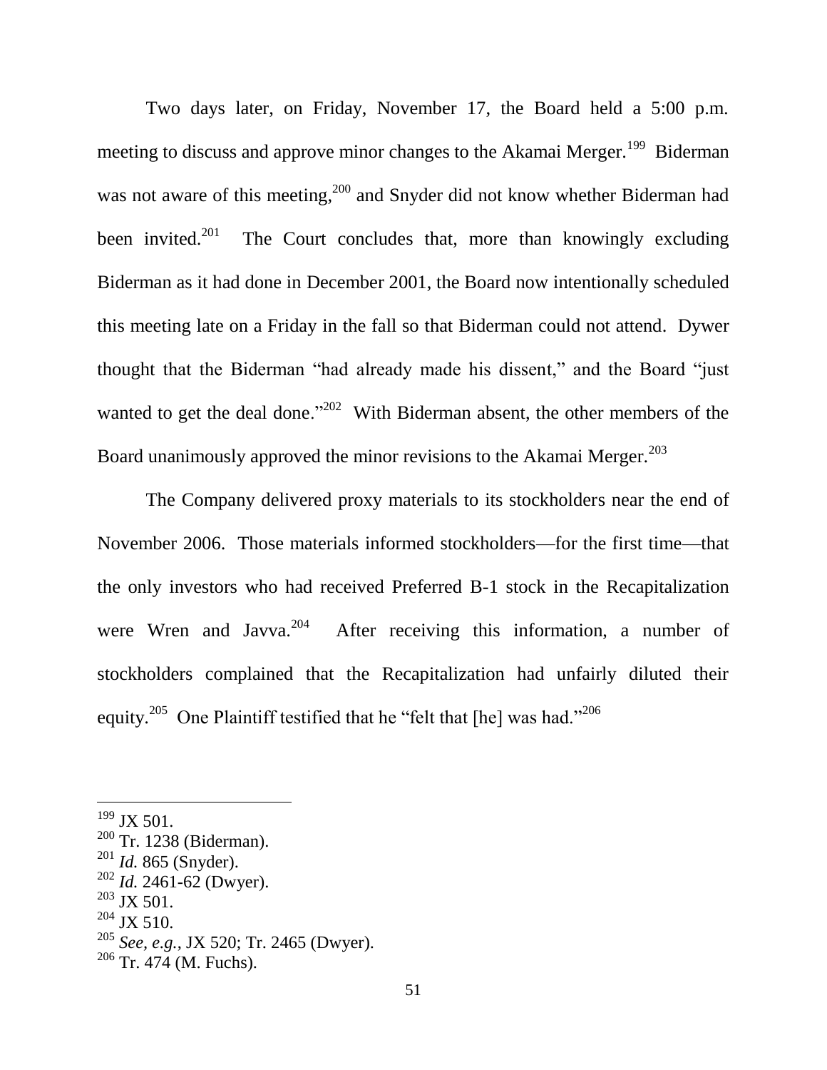Two days later, on Friday, November 17, the Board held a 5:00 p.m. meeting to discuss and approve minor changes to the Akamai Merger.[199] Biderman was not aware of this meeting,[200] and Snyder did not know whether Biderman had been invited.[201] The Court concludes that, more than knowingly excluding Biderman as it had done in December 2001, the Board now intentionally scheduled this meeting late on a Friday in the fall so that Biderman could not attend. Dywer thought that the Biderman "had already made his dissent," and the Board "just wanted to get the deal done."[202] With Biderman absent, the other members of the Board unanimously approved the minor revisions to the Akamai Merger.[203]

The Company delivered proxy materials to its stockholders near the end of November 2006. Those materials informed stockholders—for the first time—that the only investors who had received Preferred B-1 stock in the Recapitalization were Wren and Javva.[204] After receiving this information, a number of stockholders complained that the Recapitalization had unfairly diluted their equity.[205] One Plaintiff testified that he "felt that [he] was had."[206]

---

[199] JX 501.
[200] Tr. 1238 (Biderman).
[201] *Id.* 865 (Snyder).
[202] *Id.* 2461-62 (Dwyer).
[203] JX 501.
[204] JX 510.
[205] *See, e.g.*, JX 520; Tr. 2465 (Dwyer).
[206] Tr. 474 (M. Fuchs).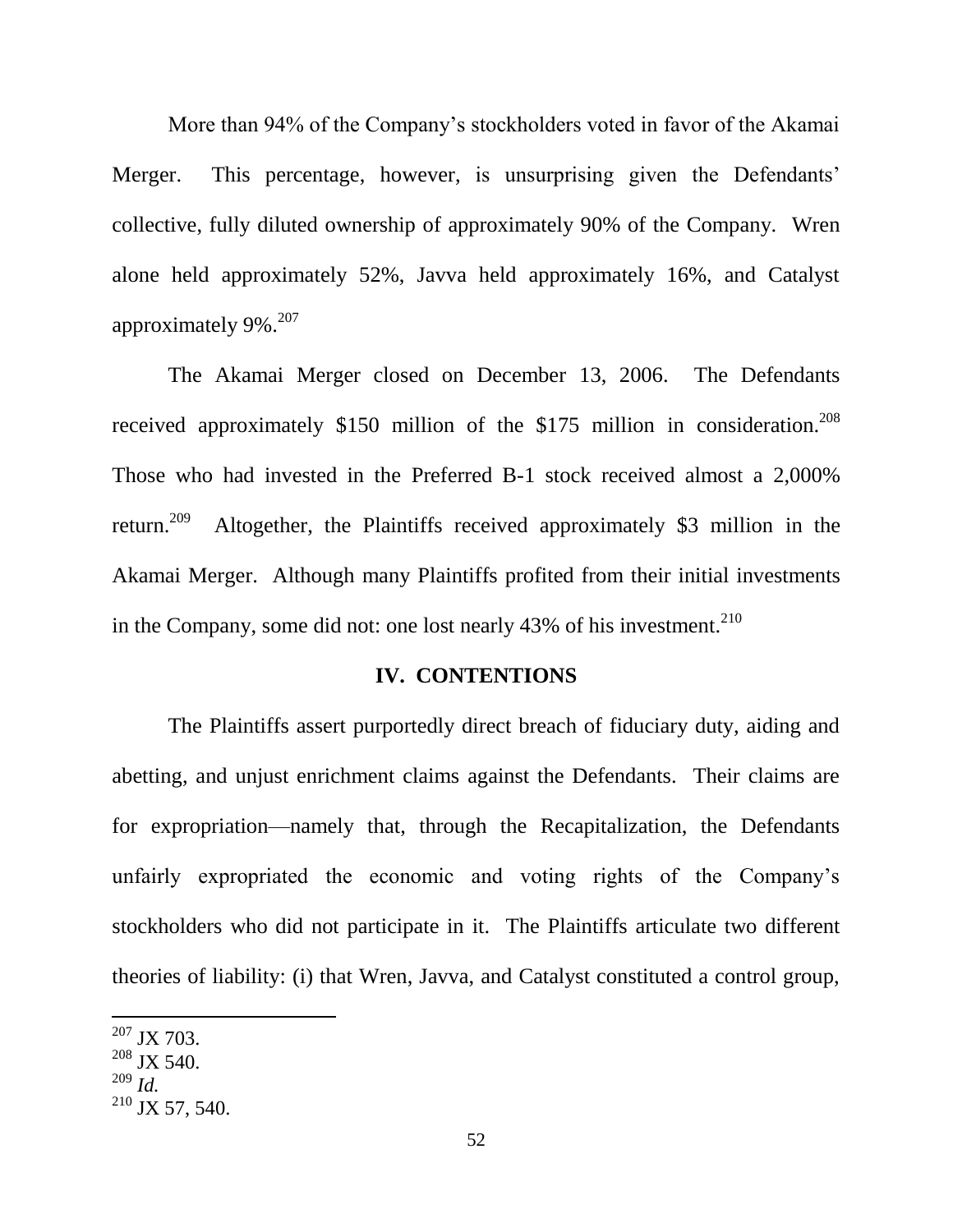More than 94% of the Company's stockholders voted in favor of the Akamai Merger. This percentage, however, is unsurprising given the Defendants' collective, fully diluted ownership of approximately 90% of the Company. Wren alone held approximately 52%, Javva held approximately 16%, and Catalyst approximately 9%.[207]

The Akamai Merger closed on December 13, 2006. The Defendants received approximately \$150 million of the \$175 million in consideration.[208] Those who had invested in the Preferred B-1 stock received almost a 2,000% return.[209] Altogether, the Plaintiffs received approximately \$3 million in the Akamai Merger. Although many Plaintiffs profited from their initial investments in the Company, some did not: one lost nearly 43% of his investment.[210]

## IV. CONTENTIONS

The Plaintiffs assert purportedly direct breach of fiduciary duty, aiding and abetting, and unjust enrichment claims against the Defendants. Their claims are for expropriation—namely that, through the Recapitalization, the Defendants unfairly expropriated the economic and voting rights of the Company's stockholders who did not participate in it. The Plaintiffs articulate two different theories of liability: (i) that Wren, Javva, and Catalyst constituted a control group,

---

[207] JX 703.

[208] JX 540.

[209] *Id.*

[210] JX 57, 540.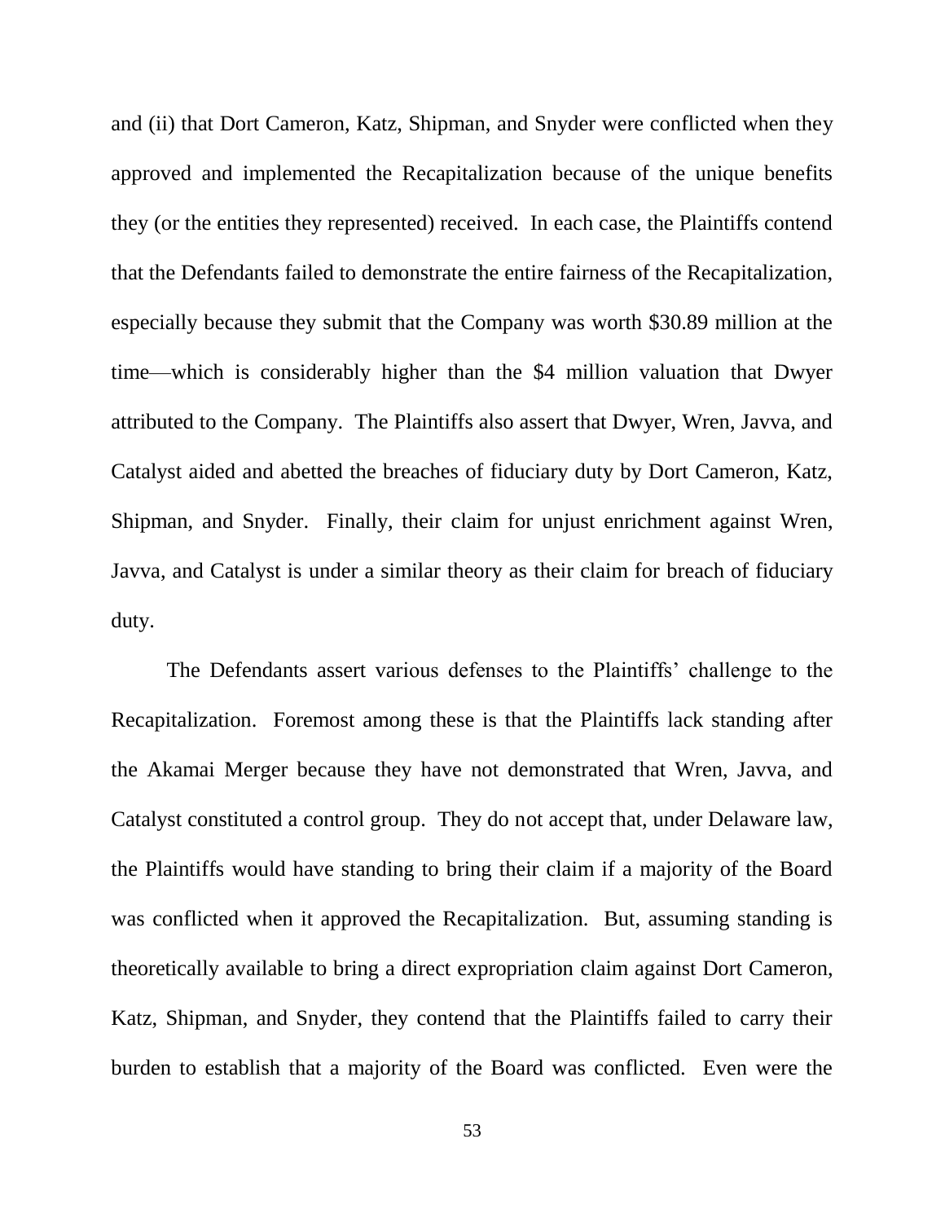and (ii) that Dort Cameron, Katz, Shipman, and Snyder were conflicted when they approved and implemented the Recapitalization because of the unique benefits they (or the entities they represented) received. In each case, the Plaintiffs contend that the Defendants failed to demonstrate the entire fairness of the Recapitalization, especially because they submit that the Company was worth $30.89 million at the time—which is considerably higher than the $4 million valuation that Dwyer attributed to the Company. The Plaintiffs also assert that Dwyer, Wren, Javva, and Catalyst aided and abetted the breaches of fiduciary duty by Dort Cameron, Katz, Shipman, and Snyder. Finally, their claim for unjust enrichment against Wren, Javva, and Catalyst is under a similar theory as their claim for breach of fiduciary duty.

The Defendants assert various defenses to the Plaintiffs' challenge to the Recapitalization. Foremost among these is that the Plaintiffs lack standing after the Akamai Merger because they have not demonstrated that Wren, Javva, and Catalyst constituted a control group. They do not accept that, under Delaware law, the Plaintiffs would have standing to bring their claim if a majority of the Board was conflicted when it approved the Recapitalization. But, assuming standing is theoretically available to bring a direct expropriation claim against Dort Cameron, Katz, Shipman, and Snyder, they contend that the Plaintiffs failed to carry their burden to establish that a majority of the Board was conflicted. Even were the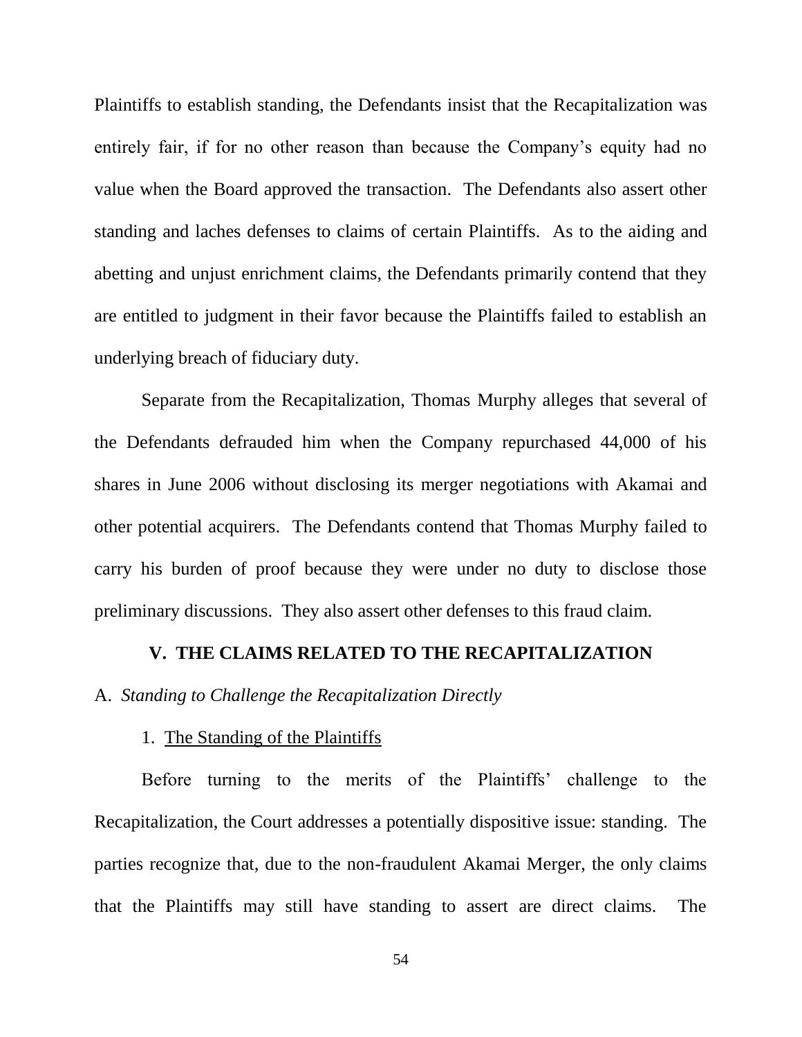Plaintiffs to establish standing, the Defendants insist that the Recapitalization was entirely fair, if for no other reason than because the Company's equity had no value when the Board approved the transaction. The Defendants also assert other standing and laches defenses to claims of certain Plaintiffs. As to the aiding and abetting and unjust enrichment claims, the Defendants primarily contend that they are entitled to judgment in their favor because the Plaintiffs failed to establish an underlying breach of fiduciary duty.

Separate from the Recapitalization, Thomas Murphy alleges that several of the Defendants defrauded him when the Company repurchased 44,000 of his shares in June 2006 without disclosing its merger negotiations with Akamai and other potential acquirers. The Defendants contend that Thomas Murphy failed to carry his burden of proof because they were under no duty to disclose those preliminary discussions. They also assert other defenses to this fraud claim.

## V. THE CLAIMS RELATED TO THE RECAPITALIZATION

### A. *Standing to Challenge the Recapitalization Directly*

#### 1. The Standing of the Plaintiffs

Before turning to the merits of the Plaintiffs' challenge to the Recapitalization, the Court addresses a potentially dispositive issue: standing. The parties recognize that, due to the non-fraudulent Akamai Merger, the only claims that the Plaintiffs may still have standing to assert are direct claims. The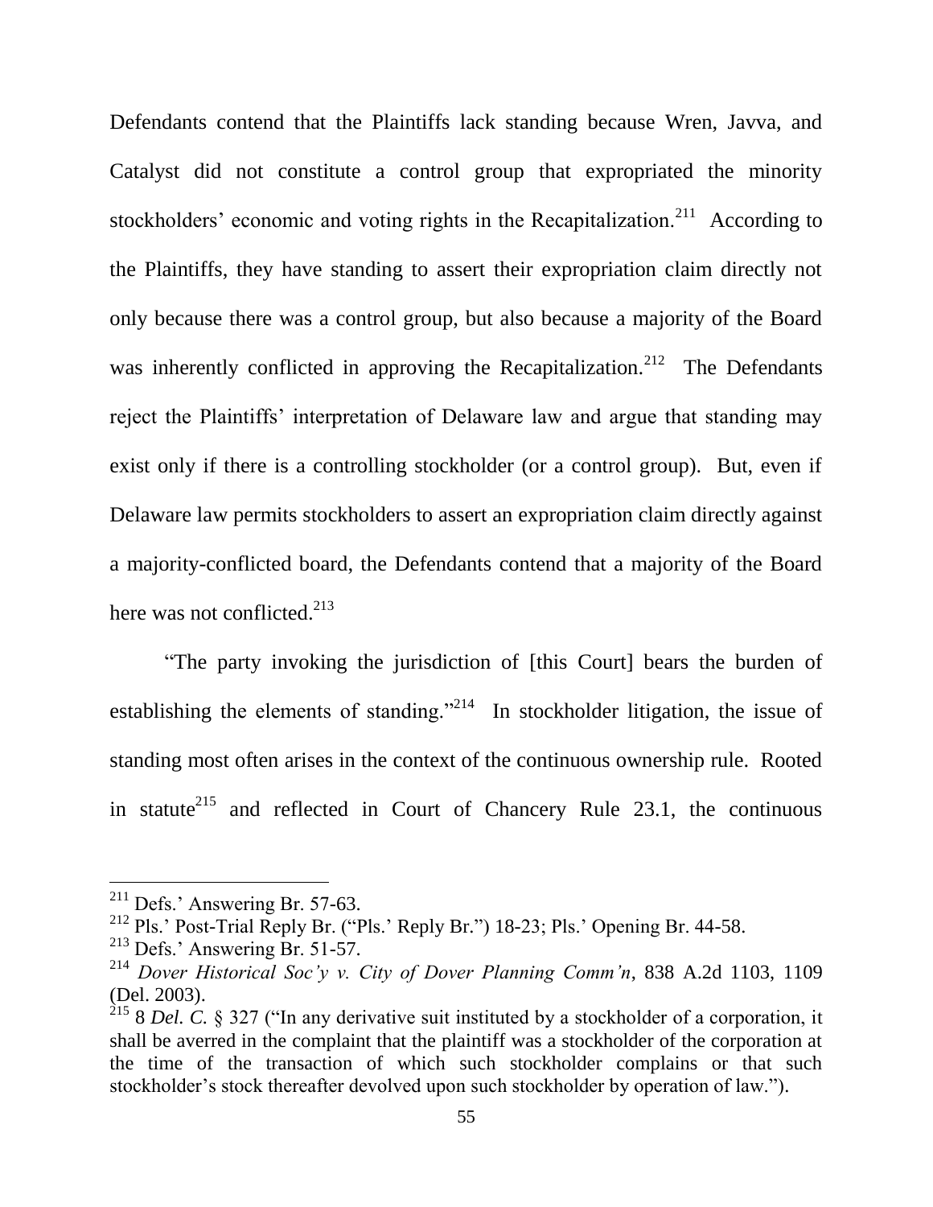Defendants contend that the Plaintiffs lack standing because Wren, Javva, and Catalyst did not constitute a control group that expropriated the minority stockholders' economic and voting rights in the Recapitalization.[211] According to the Plaintiffs, they have standing to assert their expropriation claim directly not only because there was a control group, but also because a majority of the Board was inherently conflicted in approving the Recapitalization.[212] The Defendants reject the Plaintiffs' interpretation of Delaware law and argue that standing may exist only if there is a controlling stockholder (or a control group). But, even if Delaware law permits stockholders to assert an expropriation claim directly against a majority-conflicted board, the Defendants contend that a majority of the Board here was not conflicted.[213]

"The party invoking the jurisdiction of [this Court] bears the burden of establishing the elements of standing."[214] In stockholder litigation, the issue of standing most often arises in the context of the continuous ownership rule. Rooted in statute[215] and reflected in Court of Chancery Rule 23.1, the continuous

---

[211] Defs.' Answering Br. 57-63.

[212] Pls.' Post-Trial Reply Br. ("Pls.' Reply Br.") 18-23; Pls.' Opening Br. 44-58.

[213] Defs.' Answering Br. 51-57.

[214] *Dover Historical Soc'y v. City of Dover Planning Comm'n*, 838 A.2d 1103, 1109 (Del. 2003).

[215] 8 *Del. C.* § 327 ("In any derivative suit instituted by a stockholder of a corporation, it shall be averred in the complaint that the plaintiff was a stockholder of the corporation at the time of the transaction of which such stockholder complains or that such stockholder's stock thereafter devolved upon such stockholder by operation of law.").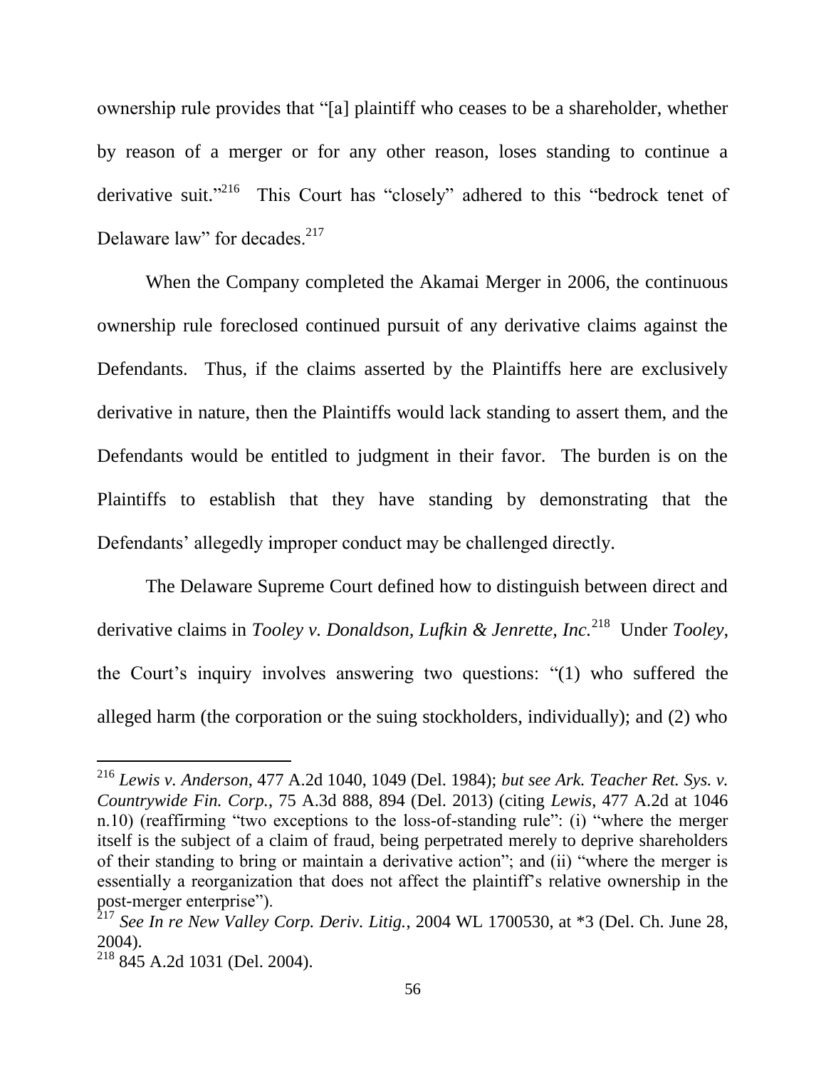ownership rule provides that "[a] plaintiff who ceases to be a shareholder, whether by reason of a merger or for any other reason, loses standing to continue a derivative suit."[216] This Court has "closely" adhered to this "bedrock tenet of Delaware law" for decades.[217]

When the Company completed the Akamai Merger in 2006, the continuous ownership rule foreclosed continued pursuit of any derivative claims against the Defendants. Thus, if the claims asserted by the Plaintiffs here are exclusively derivative in nature, then the Plaintiffs would lack standing to assert them, and the Defendants would be entitled to judgment in their favor. The burden is on the Plaintiffs to establish that they have standing by demonstrating that the Defendants' allegedly improper conduct may be challenged directly.

The Delaware Supreme Court defined how to distinguish between direct and derivative claims in *Tooley v. Donaldson, Lufkin & Jenrette, Inc.*[218] Under *Tooley*, the Court's inquiry involves answering two questions: "(1) who suffered the alleged harm (the corporation or the suing stockholders, individually); and (2) who

---

[216] *Lewis v. Anderson*, 477 A.2d 1040, 1049 (Del. 1984); *but see Ark. Teacher Ret. Sys. v. Countrywide Fin. Corp.*, 75 A.3d 888, 894 (Del. 2013) (citing *Lewis*, 477 A.2d at 1046 n.10) (reaffirming "two exceptions to the loss-of-standing rule": (i) "where the merger itself is the subject of a claim of fraud, being perpetrated merely to deprive shareholders of their standing to bring or maintain a derivative action"; and (ii) "where the merger is essentially a reorganization that does not affect the plaintiff's relative ownership in the post-merger enterprise").

[217] *See In re New Valley Corp. Deriv. Litig.*, 2004 WL 1700530, at *3 (Del. Ch. June 28, 2004).

[218] 845 A.2d 1031 (Del. 2004).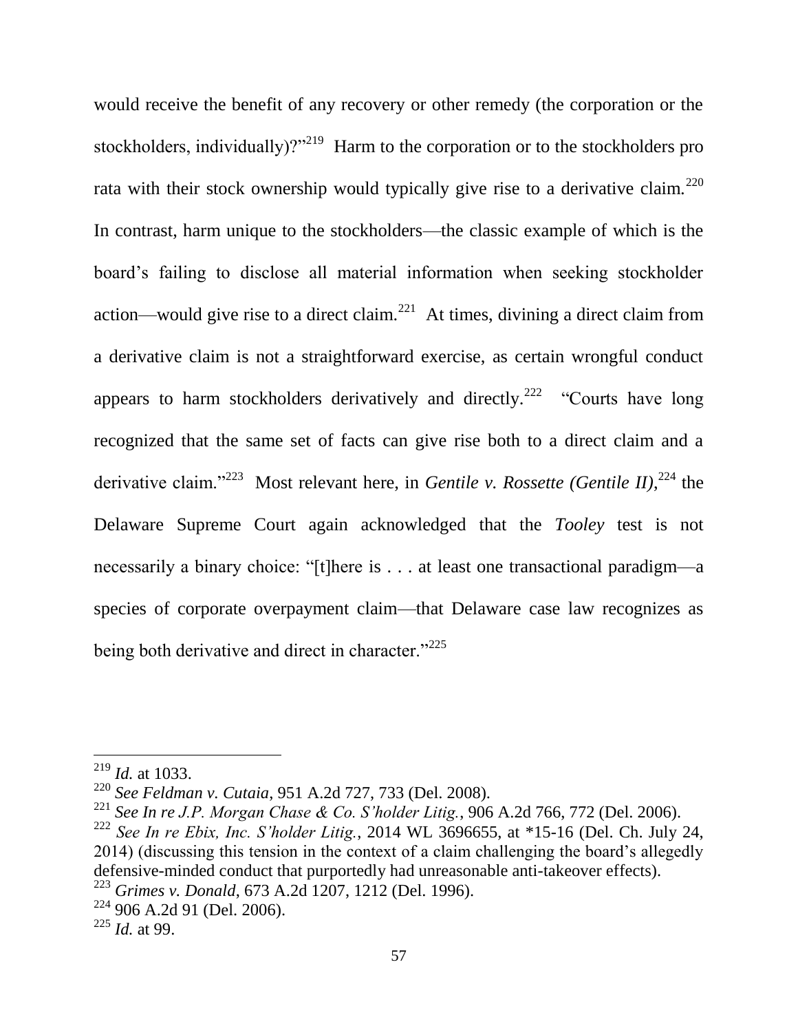would receive the benefit of any recovery or other remedy (the corporation or the stockholders, individually)?"[219] Harm to the corporation or to the stockholders pro rata with their stock ownership would typically give rise to a derivative claim.[220] In contrast, harm unique to the stockholders—the classic example of which is the board's failing to disclose all material information when seeking stockholder action—would give rise to a direct claim.[221] At times, divining a direct claim from a derivative claim is not a straightforward exercise, as certain wrongful conduct appears to harm stockholders derivatively and directly.[222] "Courts have long recognized that the same set of facts can give rise both to a direct claim and a derivative claim."[223] Most relevant here, in *Gentile v. Rossette (Gentile II)*,[224] the Delaware Supreme Court again acknowledged that the *Tooley* test is not necessarily a binary choice: "[t]here is . . . at least one transactional paradigm—a species of corporate overpayment claim—that Delaware case law recognizes as being both derivative and direct in character."[225]

---

[219] *Id.* at 1033.

[220] *See Feldman v. Cutaia*, 951 A.2d 727, 733 (Del. 2008).

[221] *See In re J.P. Morgan Chase & Co. S'holder Litig.*, 906 A.2d 766, 772 (Del. 2006).

[222] *See In re Ebix, Inc. S'holder Litig.*, 2014 WL 3696655, at *15-16 (Del. Ch. July 24, 2014) (discussing this tension in the context of a claim challenging the board's allegedly defensive-minded conduct that purportedly had unreasonable anti-takeover effects).

[223] *Grimes v. Donald*, 673 A.2d 1207, 1212 (Del. 1996).

[224] 906 A.2d 91 (Del. 2006).

[225] *Id.* at 99.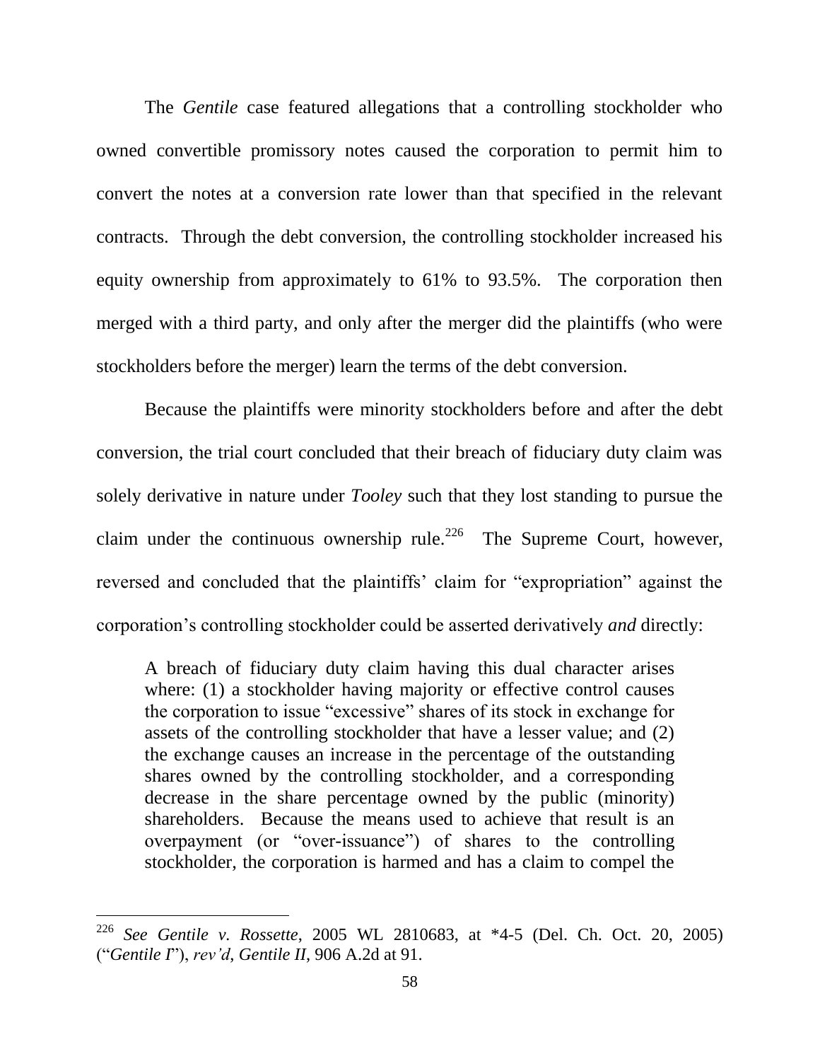The *Gentile* case featured allegations that a controlling stockholder who owned convertible promissory notes caused the corporation to permit him to convert the notes at a conversion rate lower than that specified in the relevant contracts. Through the debt conversion, the controlling stockholder increased his equity ownership from approximately to 61% to 93.5%. The corporation then merged with a third party, and only after the merger did the plaintiffs (who were stockholders before the merger) learn the terms of the debt conversion.

Because the plaintiffs were minority stockholders before and after the debt conversion, the trial court concluded that their breach of fiduciary duty claim was solely derivative in nature under *Tooley* such that they lost standing to pursue the claim under the continuous ownership rule.[226] The Supreme Court, however, reversed and concluded that the plaintiffs' claim for "expropriation" against the corporation's controlling stockholder could be asserted derivatively *and* directly:

> A breach of fiduciary duty claim having this dual character arises where: (1) a stockholder having majority or effective control causes the corporation to issue "excessive" shares of its stock in exchange for assets of the controlling stockholder that have a lesser value; and (2) the exchange causes an increase in the percentage of the outstanding shares owned by the controlling stockholder, and a corresponding decrease in the share percentage owned by the public (minority) shareholders. Because the means used to achieve that result is an overpayment (or "over-issuance") of shares to the controlling stockholder, the corporation is harmed and has a claim to compel the

---

[226] *See Gentile v. Rossette*, 2005 WL 2810683, at *4-5 (Del. Ch. Oct. 20, 2005) ("*Gentile I*"), *rev'd*, *Gentile II*, 906 A.2d at 91.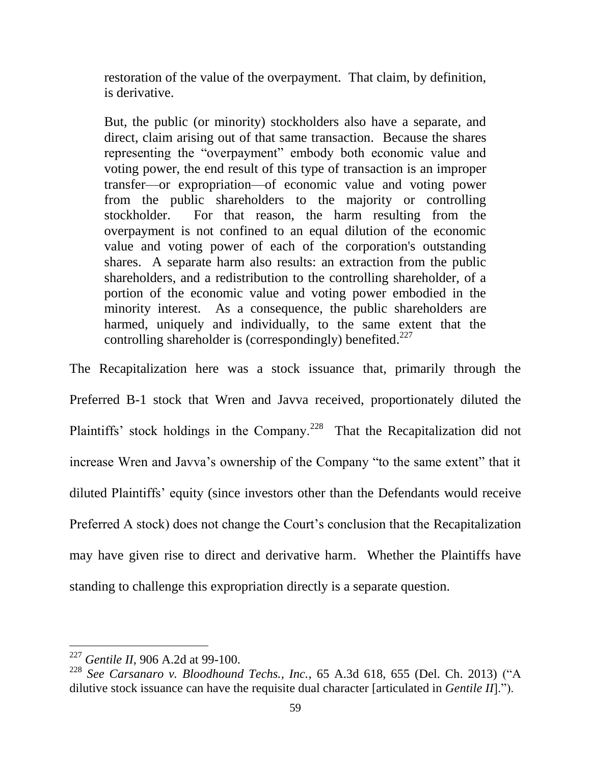> restoration of the value of the overpayment. That claim, by definition, is derivative.
>
> But, the public (or minority) stockholders also have a separate, and direct, claim arising out of that same transaction. Because the shares representing the "overpayment" embody both economic value and voting power, the end result of this type of transaction is an improper transfer—or expropriation—of economic value and voting power from the public shareholders to the majority or controlling stockholder. For that reason, the harm resulting from the overpayment is not confined to an equal dilution of the economic value and voting power of each of the corporation's outstanding shares. A separate harm also results: an extraction from the public shareholders, and a redistribution to the controlling shareholder, of a portion of the economic value and voting power embodied in the minority interest. As a consequence, the public shareholders are harmed, uniquely and individually, to the same extent that the controlling shareholder is (correspondingly) benefited.[227]

The Recapitalization here was a stock issuance that, primarily through the Preferred B-1 stock that Wren and Javva received, proportionately diluted the Plaintiffs' stock holdings in the Company.[228] That the Recapitalization did not increase Wren and Javva's ownership of the Company "to the same extent" that it diluted Plaintiffs' equity (since investors other than the Defendants would receive Preferred A stock) does not change the Court's conclusion that the Recapitalization may have given rise to direct and derivative harm. Whether the Plaintiffs have standing to challenge this expropriation directly is a separate question.

---

[227] *Gentile II*, 906 A.2d at 99-100.

[228] *See Carsanaro v. Bloodhound Techs., Inc.*, 65 A.3d 618, 655 (Del. Ch. 2013) ("A dilutive stock issuance can have the requisite dual character [articulated in *Gentile II*].").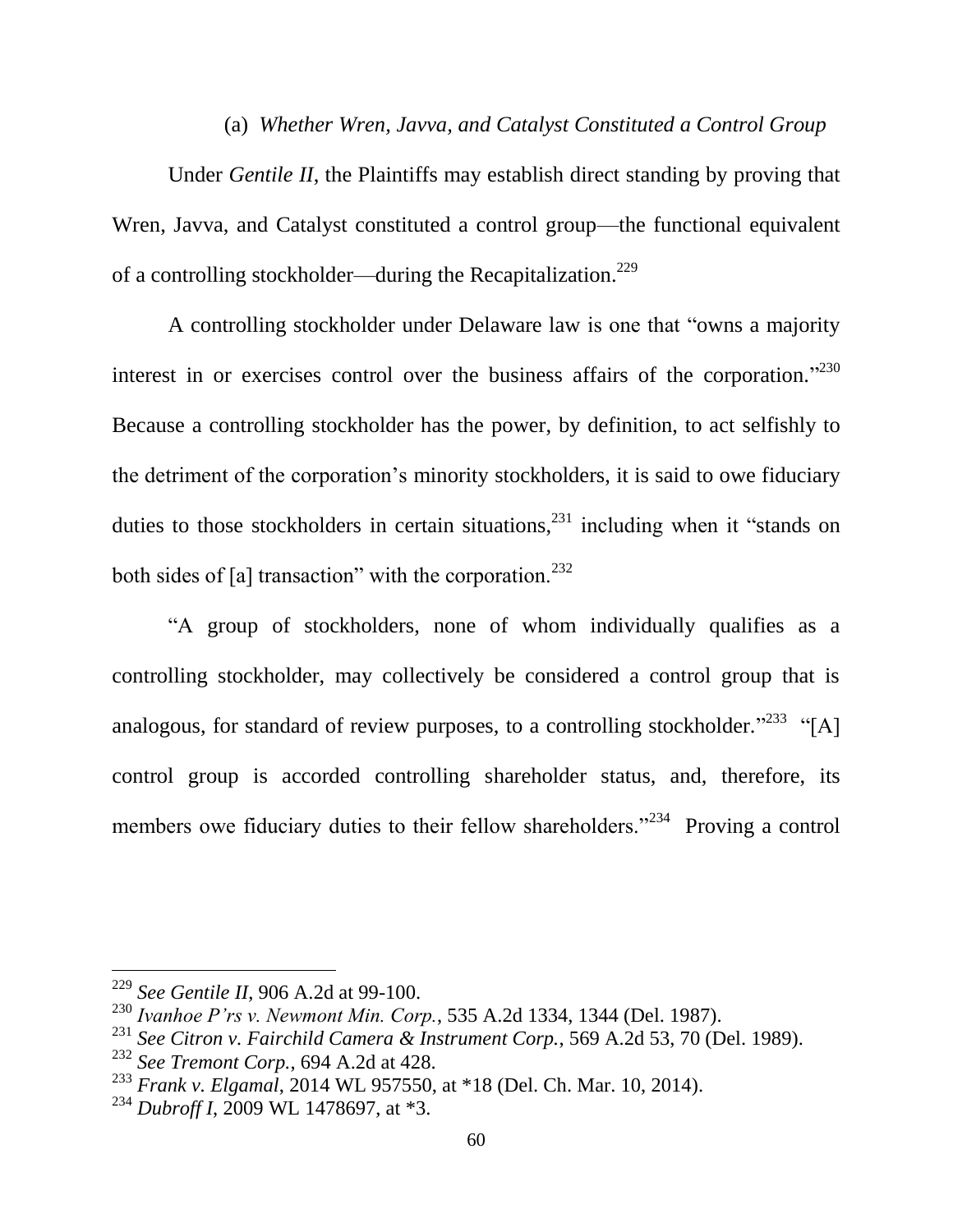### (a) *Whether Wren, Javva, and Catalyst Constituted a Control Group*

Under *Gentile II*, the Plaintiffs may establish direct standing by proving that Wren, Javva, and Catalyst constituted a control group—the functional equivalent of a controlling stockholder—during the Recapitalization.[229]

A controlling stockholder under Delaware law is one that "owns a majority interest in or exercises control over the business affairs of the corporation."[230] Because a controlling stockholder has the power, by definition, to act selfishly to the detriment of the corporation's minority stockholders, it is said to owe fiduciary duties to those stockholders in certain situations,[231] including when it "stands on both sides of [a] transaction" with the corporation.[232]

"A group of stockholders, none of whom individually qualifies as a controlling stockholder, may collectively be considered a control group that is analogous, for standard of review purposes, to a controlling stockholder."[233] "[A] control group is accorded controlling shareholder status, and, therefore, its members owe fiduciary duties to their fellow shareholders."[234] Proving a control

---

[229] *See Gentile II*, 906 A.2d at 99-100.

[230] *Ivanhoe P'rs v. Newmont Min. Corp.*, 535 A.2d 1334, 1344 (Del. 1987).

[231] *See Citron v. Fairchild Camera & Instrument Corp.*, 569 A.2d 53, 70 (Del. 1989).

[232] *See Tremont Corp.*, 694 A.2d at 428.

[233] *Frank v. Elgamal*, 2014 WL 957550, at *18 (Del. Ch. Mar. 10, 2014).

[234] *Dubroff I*, 2009 WL 1478697, at *3.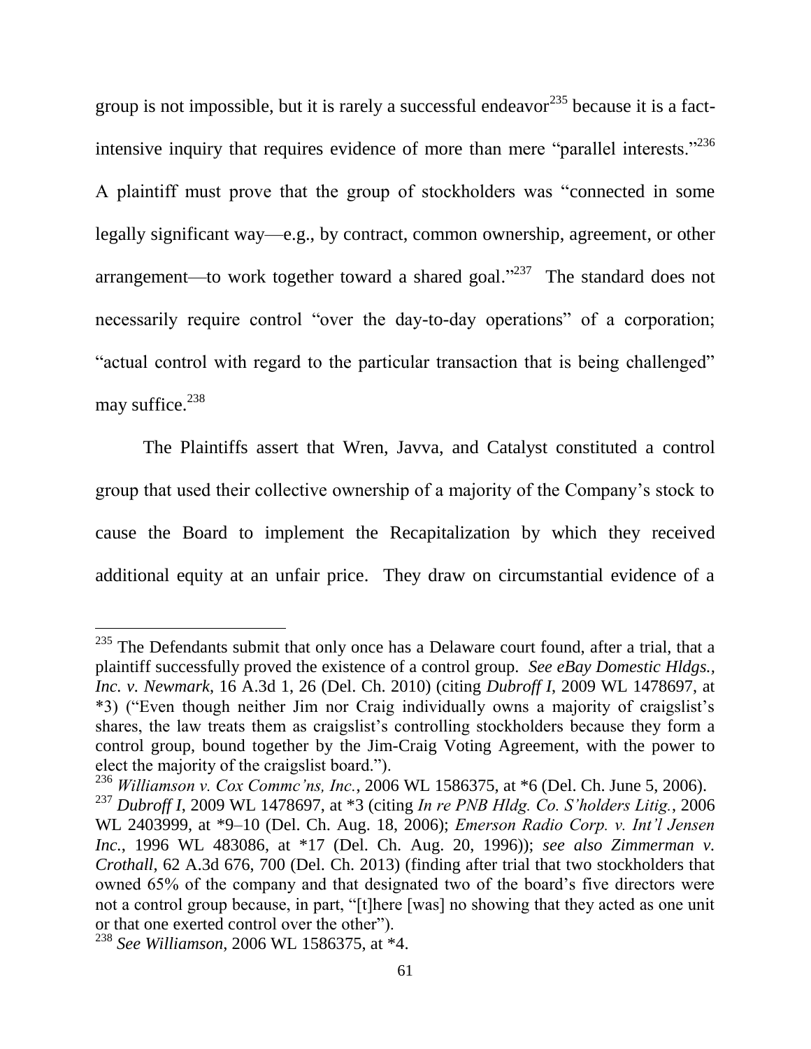group is not impossible, but it is rarely a successful endeavor[235] because it is a fact-intensive inquiry that requires evidence of more than mere "parallel interests."[236] A plaintiff must prove that the group of stockholders was "connected in some legally significant way—e.g., by contract, common ownership, agreement, or other arrangement—to work together toward a shared goal."[237] The standard does not necessarily require control "over the day-to-day operations" of a corporation; "actual control with regard to the particular transaction that is being challenged" may suffice.[238]

The Plaintiffs assert that Wren, Javva, and Catalyst constituted a control group that used their collective ownership of a majority of the Company's stock to cause the Board to implement the Recapitalization by which they received additional equity at an unfair price. They draw on circumstantial evidence of a

---

[235] The Defendants submit that only once has a Delaware court found, after a trial, that a plaintiff successfully proved the existence of a control group. *See eBay Domestic Hldgs., Inc. v. Newmark*, 16 A.3d 1, 26 (Del. Ch. 2010) (citing *Dubroff I*, 2009 WL 1478697, at *3) ("Even though neither Jim nor Craig individually owns a majority of craigslist's shares, the law treats them as craigslist's controlling stockholders because they form a control group, bound together by the Jim-Craig Voting Agreement, with the power to elect the majority of the craigslist board.").

[236] *Williamson v. Cox Commc'ns, Inc.*, 2006 WL 1586375, at *6 (Del. Ch. June 5, 2006).

[237] *Dubroff I*, 2009 WL 1478697, at *3 (citing *In re PNB Hldg. Co. S'holders Litig.*, 2006 WL 2403999, at *9–10 (Del. Ch. Aug. 18, 2006); *Emerson Radio Corp. v. Int'l Jensen Inc.*, 1996 WL 483086, at *17 (Del. Ch. Aug. 20, 1996)); *see also Zimmerman v. Crothall*, 62 A.3d 676, 700 (Del. Ch. 2013) (finding after trial that two stockholders that owned 65% of the company and that designated two of the board's five directors were not a control group because, in part, "[t]here [was] no showing that they acted as one unit or that one exerted control over the other").

[238] *See Williamson*, 2006 WL 1586375, at *4.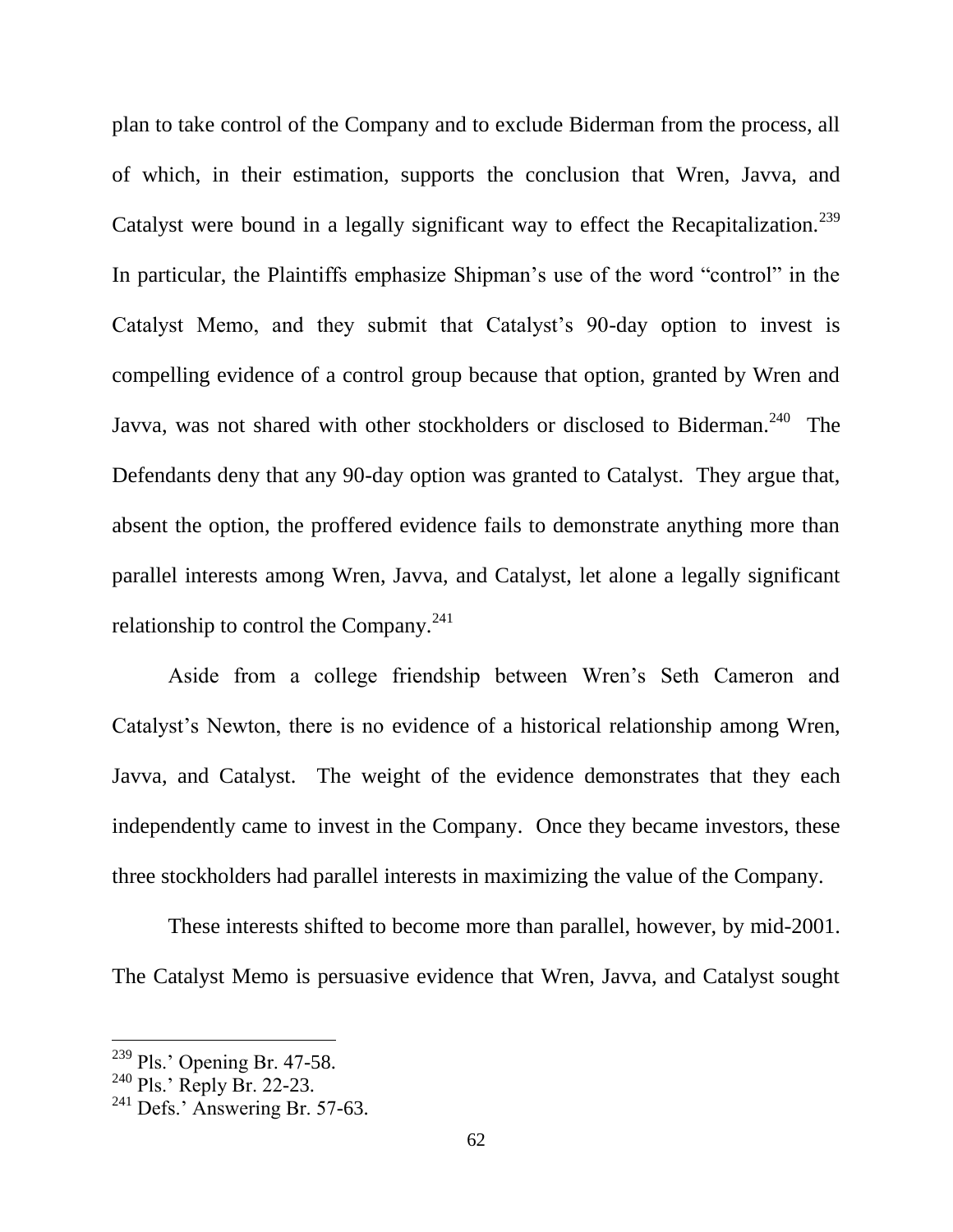plan to take control of the Company and to exclude Biderman from the process, all of which, in their estimation, supports the conclusion that Wren, Javva, and Catalyst were bound in a legally significant way to effect the Recapitalization.[239] In particular, the Plaintiffs emphasize Shipman's use of the word "control" in the Catalyst Memo, and they submit that Catalyst's 90-day option to invest is compelling evidence of a control group because that option, granted by Wren and Javva, was not shared with other stockholders or disclosed to Biderman.[240] The Defendants deny that any 90-day option was granted to Catalyst. They argue that, absent the option, the proffered evidence fails to demonstrate anything more than parallel interests among Wren, Javva, and Catalyst, let alone a legally significant relationship to control the Company.[241]

Aside from a college friendship between Wren's Seth Cameron and Catalyst's Newton, there is no evidence of a historical relationship among Wren, Javva, and Catalyst. The weight of the evidence demonstrates that they each independently came to invest in the Company. Once they became investors, these three stockholders had parallel interests in maximizing the value of the Company.

These interests shifted to become more than parallel, however, by mid-2001. The Catalyst Memo is persuasive evidence that Wren, Javva, and Catalyst sought

---

[239] Pls.' Opening Br. 47-58.

[240] Pls.' Reply Br. 22-23.

[241] Defs.' Answering Br. 57-63.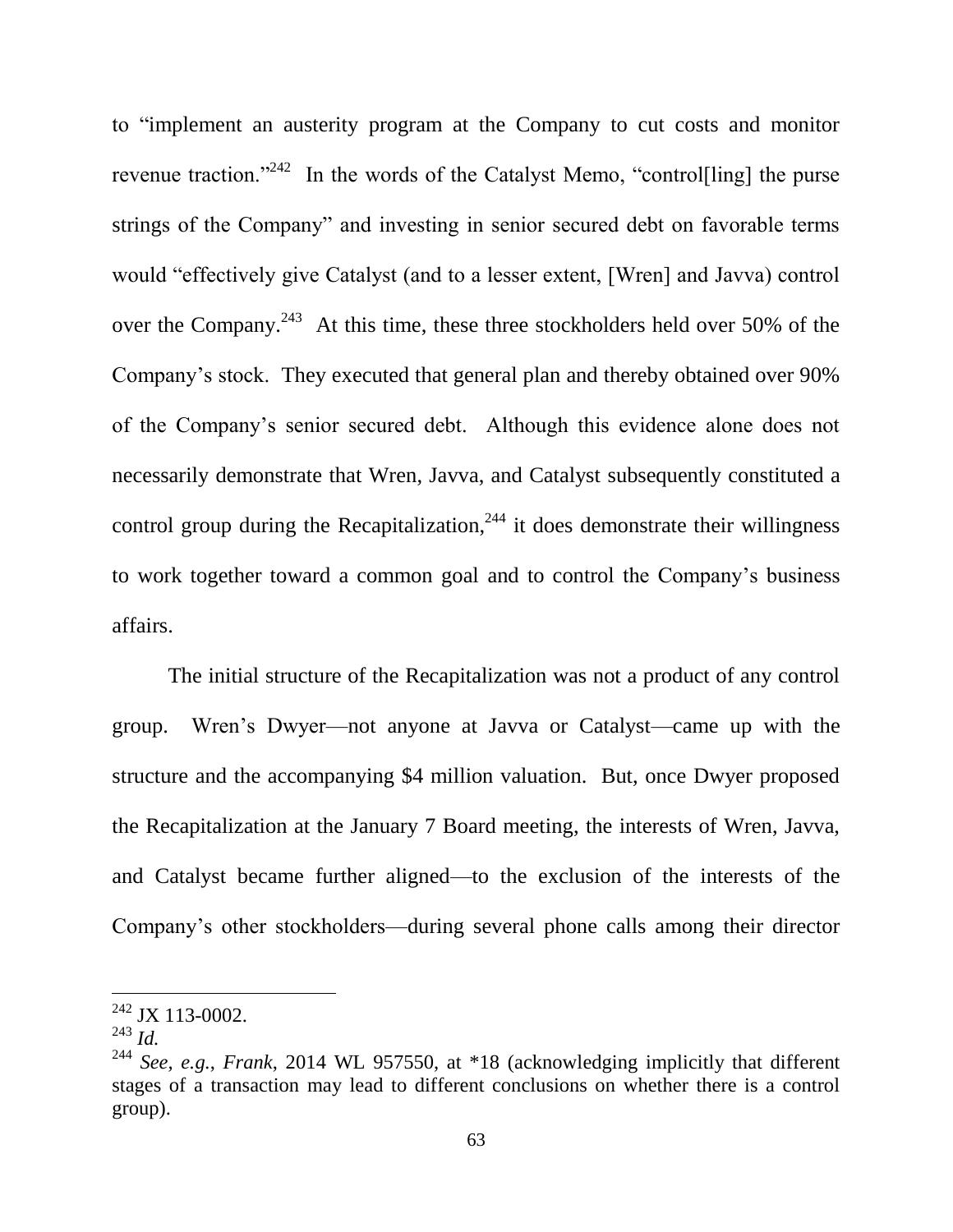to "implement an austerity program at the Company to cut costs and monitor revenue traction."[242] In the words of the Catalyst Memo, "control[ling] the purse strings of the Company" and investing in senior secured debt on favorable terms would "effectively give Catalyst (and to a lesser extent, [Wren] and Javva) control over the Company.[243] At this time, these three stockholders held over 50% of the Company's stock. They executed that general plan and thereby obtained over 90% of the Company's senior secured debt. Although this evidence alone does not necessarily demonstrate that Wren, Javva, and Catalyst subsequently constituted a control group during the Recapitalization,[244] it does demonstrate their willingness to work together toward a common goal and to control the Company's business affairs.

The initial structure of the Recapitalization was not a product of any control group. Wren's Dwyer—not anyone at Javva or Catalyst—came up with the structure and the accompanying $4 million valuation. But, once Dwyer proposed the Recapitalization at the January 7 Board meeting, the interests of Wren, Javva, and Catalyst became further aligned—to the exclusion of the interests of the Company's other stockholders—during several phone calls among their director

---

[242] JX 113-0002.

[243] *Id.*

[244] *See, e.g.*, *Frank*, 2014 WL 957550, at *18 (acknowledging implicitly that different stages of a transaction may lead to different conclusions on whether there is a control group).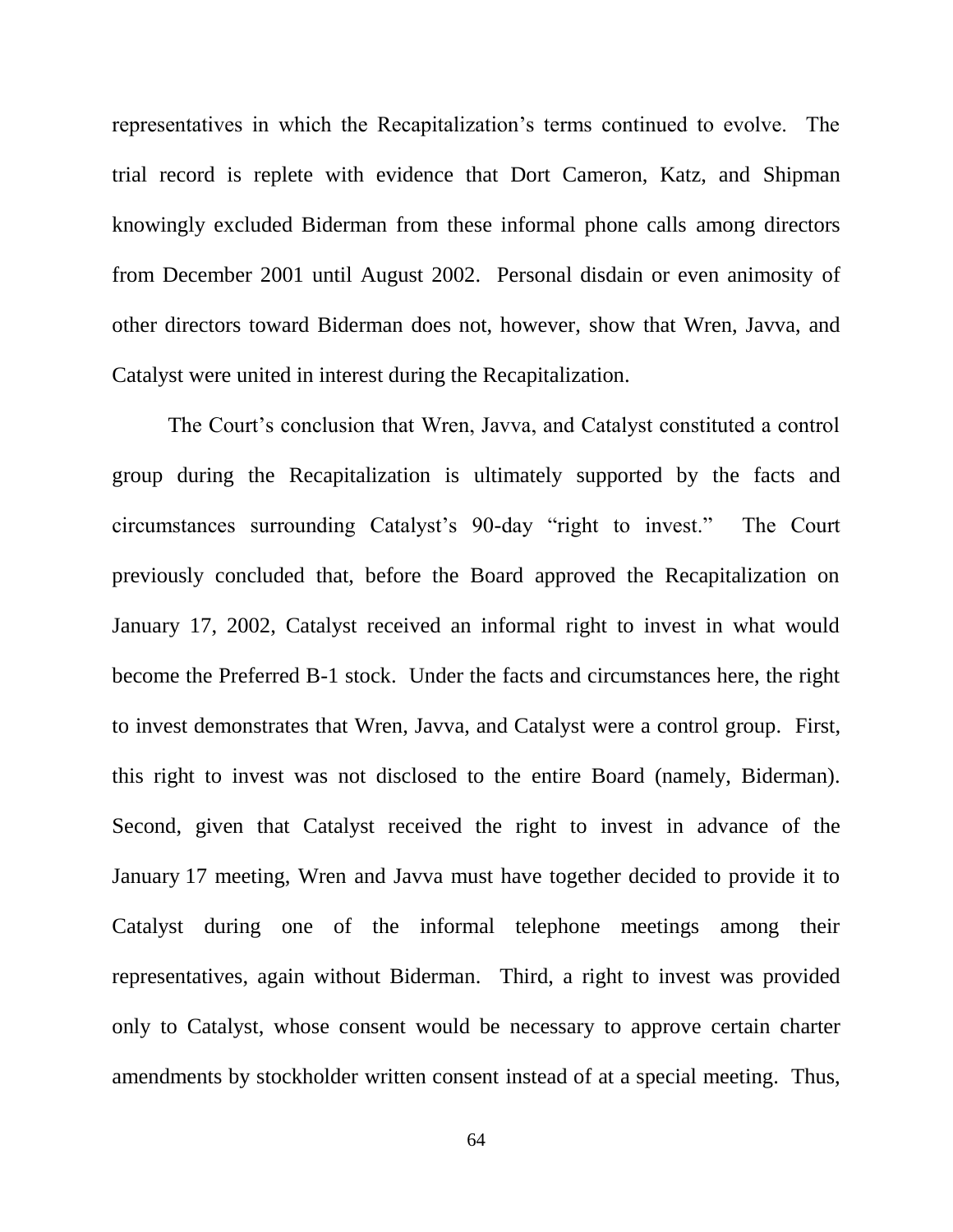representatives in which the Recapitalization's terms continued to evolve. The trial record is replete with evidence that Dort Cameron, Katz, and Shipman knowingly excluded Biderman from these informal phone calls among directors from December 2001 until August 2002. Personal disdain or even animosity of other directors toward Biderman does not, however, show that Wren, Javva, and Catalyst were united in interest during the Recapitalization.

The Court's conclusion that Wren, Javva, and Catalyst constituted a control group during the Recapitalization is ultimately supported by the facts and circumstances surrounding Catalyst's 90-day "right to invest." The Court previously concluded that, before the Board approved the Recapitalization on January 17, 2002, Catalyst received an informal right to invest in what would become the Preferred B-1 stock. Under the facts and circumstances here, the right to invest demonstrates that Wren, Javva, and Catalyst were a control group. First, this right to invest was not disclosed to the entire Board (namely, Biderman). Second, given that Catalyst received the right to invest in advance of the January 17 meeting, Wren and Javva must have together decided to provide it to Catalyst during one of the informal telephone meetings among their representatives, again without Biderman. Third, a right to invest was provided only to Catalyst, whose consent would be necessary to approve certain charter amendments by stockholder written consent instead of at a special meeting. Thus,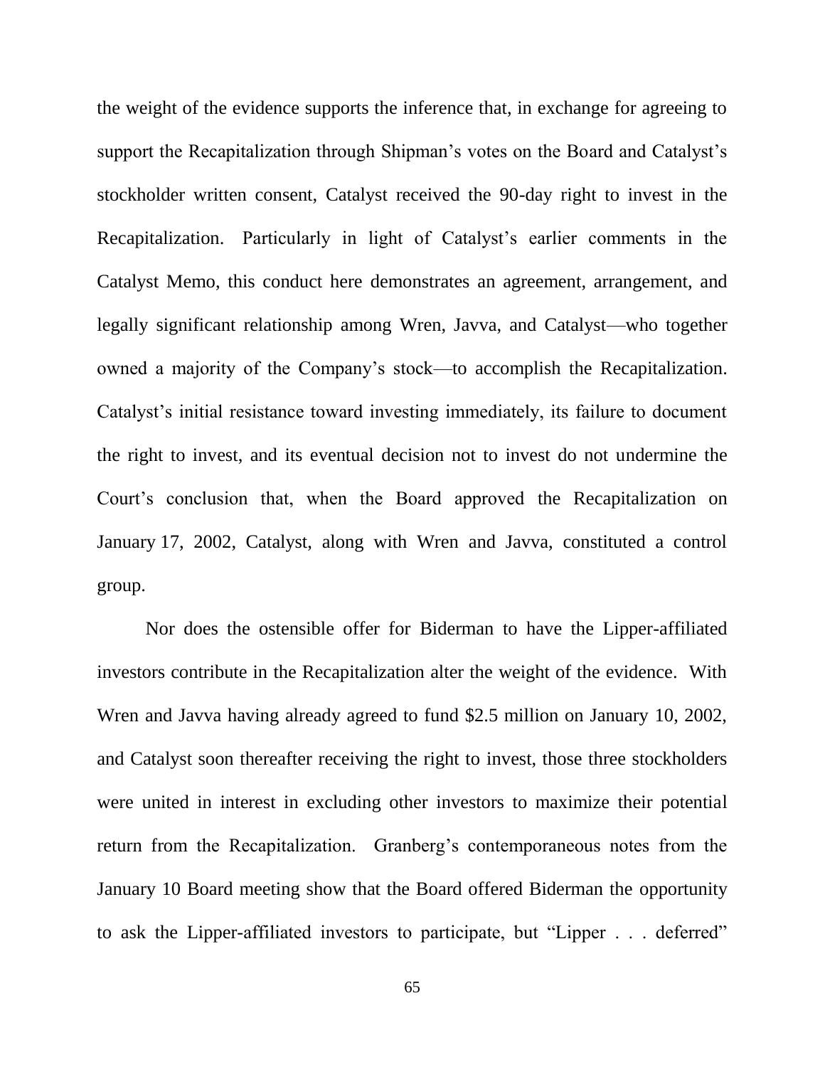the weight of the evidence supports the inference that, in exchange for agreeing to support the Recapitalization through Shipman's votes on the Board and Catalyst's stockholder written consent, Catalyst received the 90-day right to invest in the Recapitalization. Particularly in light of Catalyst's earlier comments in the Catalyst Memo, this conduct here demonstrates an agreement, arrangement, and legally significant relationship among Wren, Javva, and Catalyst—who together owned a majority of the Company's stock—to accomplish the Recapitalization. Catalyst's initial resistance toward investing immediately, its failure to document the right to invest, and its eventual decision not to invest do not undermine the Court's conclusion that, when the Board approved the Recapitalization on January 17, 2002, Catalyst, along with Wren and Javva, constituted a control group.

Nor does the ostensible offer for Biderman to have the Lipper-affiliated investors contribute in the Recapitalization alter the weight of the evidence. With Wren and Javva having already agreed to fund \$2.5 million on January 10, 2002, and Catalyst soon thereafter receiving the right to invest, those three stockholders were united in interest in excluding other investors to maximize their potential return from the Recapitalization. Granberg's contemporaneous notes from the January 10 Board meeting show that the Board offered Biderman the opportunity to ask the Lipper-affiliated investors to participate, but "Lipper . . . deferred"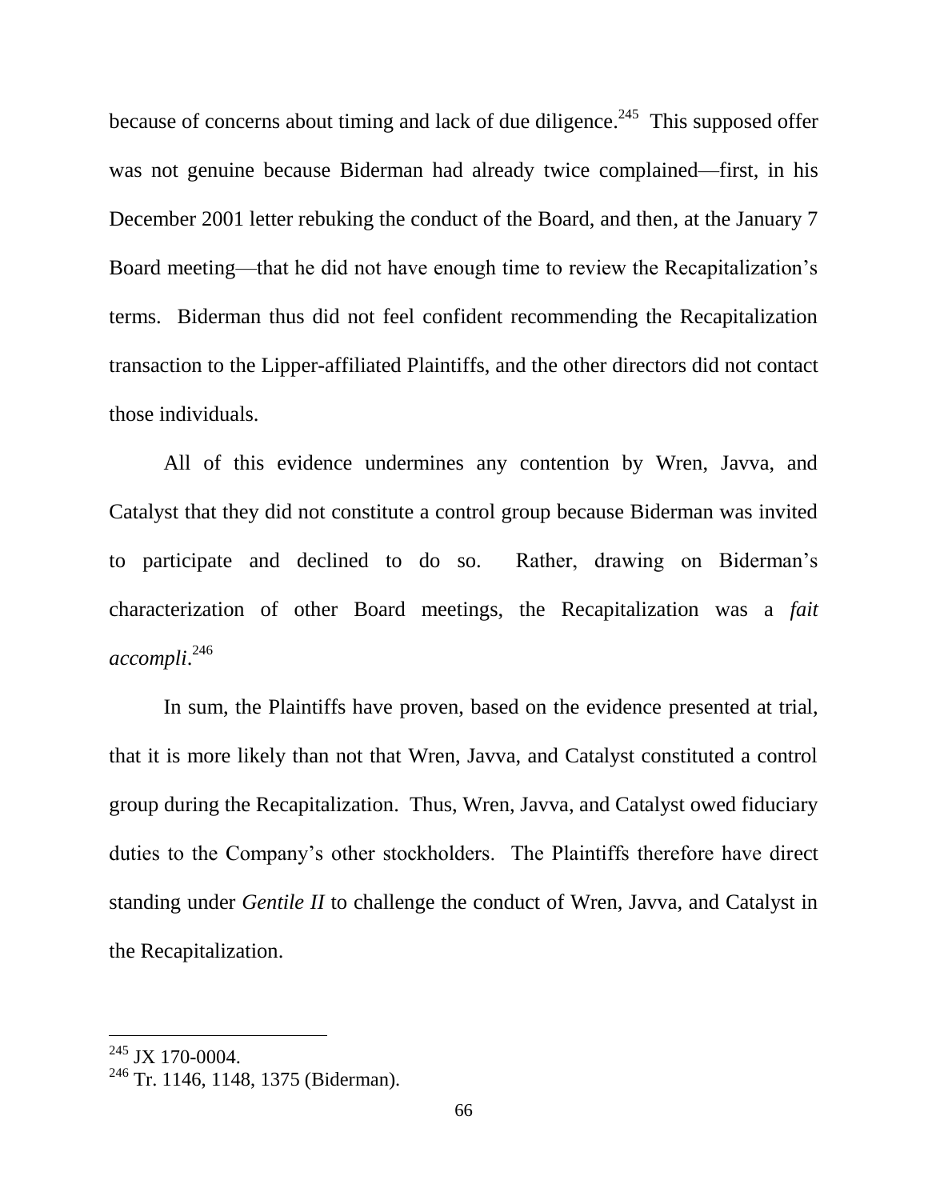because of concerns about timing and lack of due diligence.[245] This supposed offer was not genuine because Biderman had already twice complained—first, in his December 2001 letter rebuking the conduct of the Board, and then, at the January 7 Board meeting—that he did not have enough time to review the Recapitalization's terms. Biderman thus did not feel confident recommending the Recapitalization transaction to the Lipper-affiliated Plaintiffs, and the other directors did not contact those individuals.

All of this evidence undermines any contention by Wren, Javva, and Catalyst that they did not constitute a control group because Biderman was invited to participate and declined to do so. Rather, drawing on Biderman's characterization of other Board meetings, the Recapitalization was a *fait accompli*.[246]

In sum, the Plaintiffs have proven, based on the evidence presented at trial, that it is more likely than not that Wren, Javva, and Catalyst constituted a control group during the Recapitalization. Thus, Wren, Javva, and Catalyst owed fiduciary duties to the Company's other stockholders. The Plaintiffs therefore have direct standing under *Gentile II* to challenge the conduct of Wren, Javva, and Catalyst in the Recapitalization.

---

[245] JX 170-0004.

[246] Tr. 1146, 1148, 1375 (Biderman).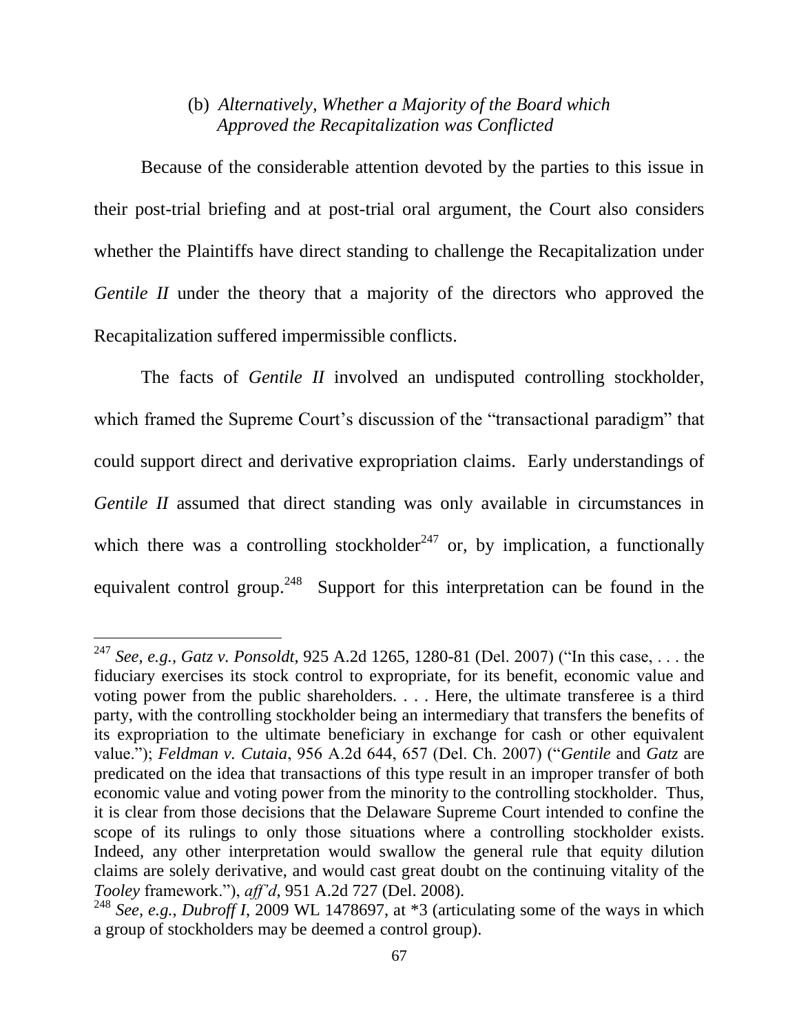#### (b) *Alternatively, Whether a Majority of the Board which Approved the Recapitalization was Conflicted*

Because of the considerable attention devoted by the parties to this issue in their post-trial briefing and at post-trial oral argument, the Court also considers whether the Plaintiffs have direct standing to challenge the Recapitalization under *Gentile II* under the theory that a majority of the directors who approved the Recapitalization suffered impermissible conflicts.

The facts of *Gentile II* involved an undisputed controlling stockholder, which framed the Supreme Court's discussion of the "transactional paradigm" that could support direct and derivative expropriation claims. Early understandings of *Gentile II* assumed that direct standing was only available in circumstances in which there was a controlling stockholder[247] or, by implication, a functionally equivalent control group.[248] Support for this interpretation can be found in the

---

[247] *See, e.g.*, *Gatz v. Ponsoldt*, 925 A.2d 1265, 1280-81 (Del. 2007) ("In this case, . . . the fiduciary exercises its stock control to expropriate, for its benefit, economic value and voting power from the public shareholders. . . . Here, the ultimate transferee is a third party, with the controlling stockholder being an intermediary that transfers the benefits of its expropriation to the ultimate beneficiary in exchange for cash or other equivalent value."); *Feldman v. Cutaia*, 956 A.2d 644, 657 (Del. Ch. 2007) ("*Gentile* and *Gatz* are predicated on the idea that transactions of this type result in an improper transfer of both economic value and voting power from the minority to the controlling stockholder. Thus, it is clear from those decisions that the Delaware Supreme Court intended to confine the scope of its rulings to only those situations where a controlling stockholder exists. Indeed, any other interpretation would swallow the general rule that equity dilution claims are solely derivative, and would cast great doubt on the continuing vitality of the *Tooley* framework."), *aff'd*, 951 A.2d 727 (Del. 2008).

[248] *See, e.g.*, *Dubroff I*, 2009 WL 1478697, at *3 (articulating some of the ways in which a group of stockholders may be deemed a control group).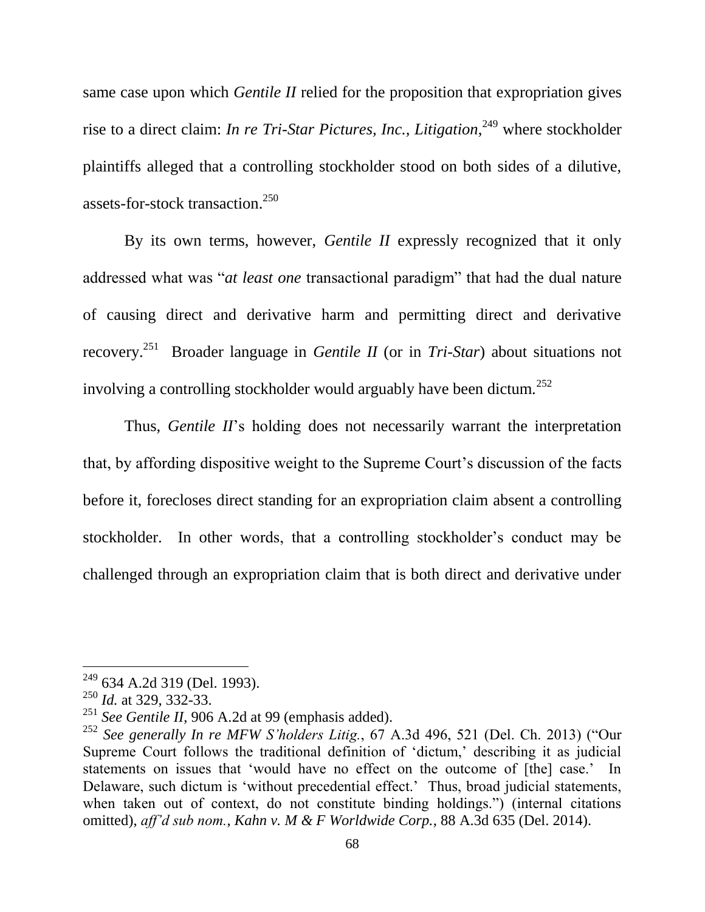same case upon which *Gentile II* relied for the proposition that expropriation gives rise to a direct claim: *In re Tri-Star Pictures, Inc., Litigation*,[249] where stockholder plaintiffs alleged that a controlling stockholder stood on both sides of a dilutive, assets-for-stock transaction.[250]

By its own terms, however, *Gentile II* expressly recognized that it only addressed what was "*at least one* transactional paradigm" that had the dual nature of causing direct and derivative harm and permitting direct and derivative recovery.[251] Broader language in *Gentile II* (or in *Tri-Star*) about situations not involving a controlling stockholder would arguably have been dictum.[252]

Thus, *Gentile II*'s holding does not necessarily warrant the interpretation that, by affording dispositive weight to the Supreme Court's discussion of the facts before it, forecloses direct standing for an expropriation claim absent a controlling stockholder. In other words, that a controlling stockholder's conduct may be challenged through an expropriation claim that is both direct and derivative under

---

[249] 634 A.2d 319 (Del. 1993).

[250] *Id.* at 329, 332-33.

[251] *See Gentile II*, 906 A.2d at 99 (emphasis added).

[252] *See generally In re MFW S'holders Litig.*, 67 A.3d 496, 521 (Del. Ch. 2013) ("Our Supreme Court follows the traditional definition of 'dictum,' describing it as judicial statements on issues that 'would have no effect on the outcome of [the] case.' In Delaware, such dictum is 'without precedential effect.' Thus, broad judicial statements, when taken out of context, do not constitute binding holdings.") (internal citations omitted), *aff'd sub nom., Kahn v. M & F Worldwide Corp.*, 88 A.3d 635 (Del. 2014).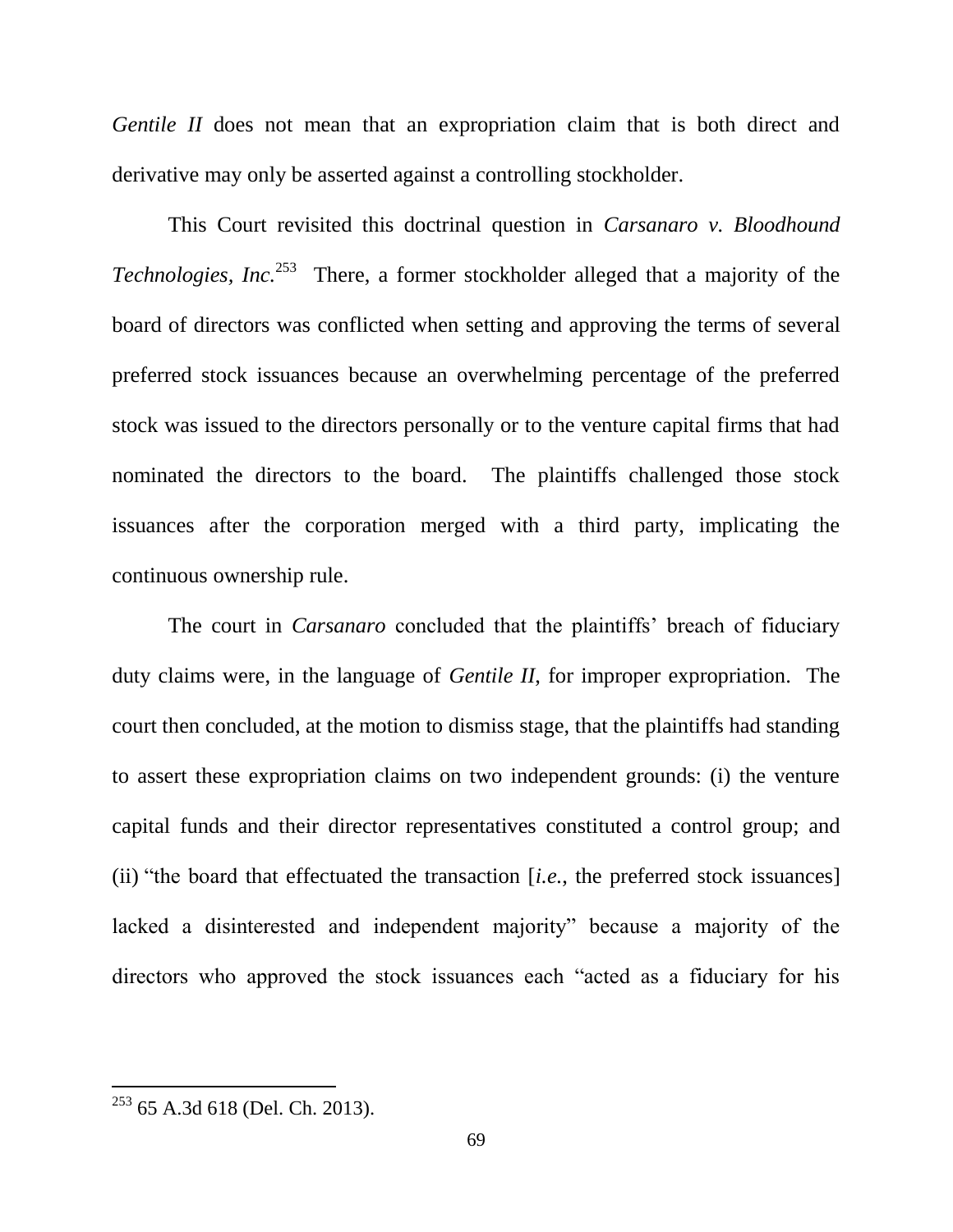*Gentile II* does not mean that an expropriation claim that is both direct and derivative may only be asserted against a controlling stockholder.

This Court revisited this doctrinal question in *Carsanaro v. Bloodhound Technologies, Inc.*[253] There, a former stockholder alleged that a majority of the board of directors was conflicted when setting and approving the terms of several preferred stock issuances because an overwhelming percentage of the preferred stock was issued to the directors personally or to the venture capital firms that had nominated the directors to the board. The plaintiffs challenged those stock issuances after the corporation merged with a third party, implicating the continuous ownership rule.

The court in *Carsanaro* concluded that the plaintiffs' breach of fiduciary duty claims were, in the language of *Gentile II,* for improper expropriation. The court then concluded, at the motion to dismiss stage, that the plaintiffs had standing to assert these expropriation claims on two independent grounds: (i) the venture capital funds and their director representatives constituted a control group; and (ii) "the board that effectuated the transaction [*i.e.*, the preferred stock issuances] lacked a disinterested and independent majority" because a majority of the directors who approved the stock issuances each "acted as a fiduciary for his

---

[253] 65 A.3d 618 (Del. Ch. 2013).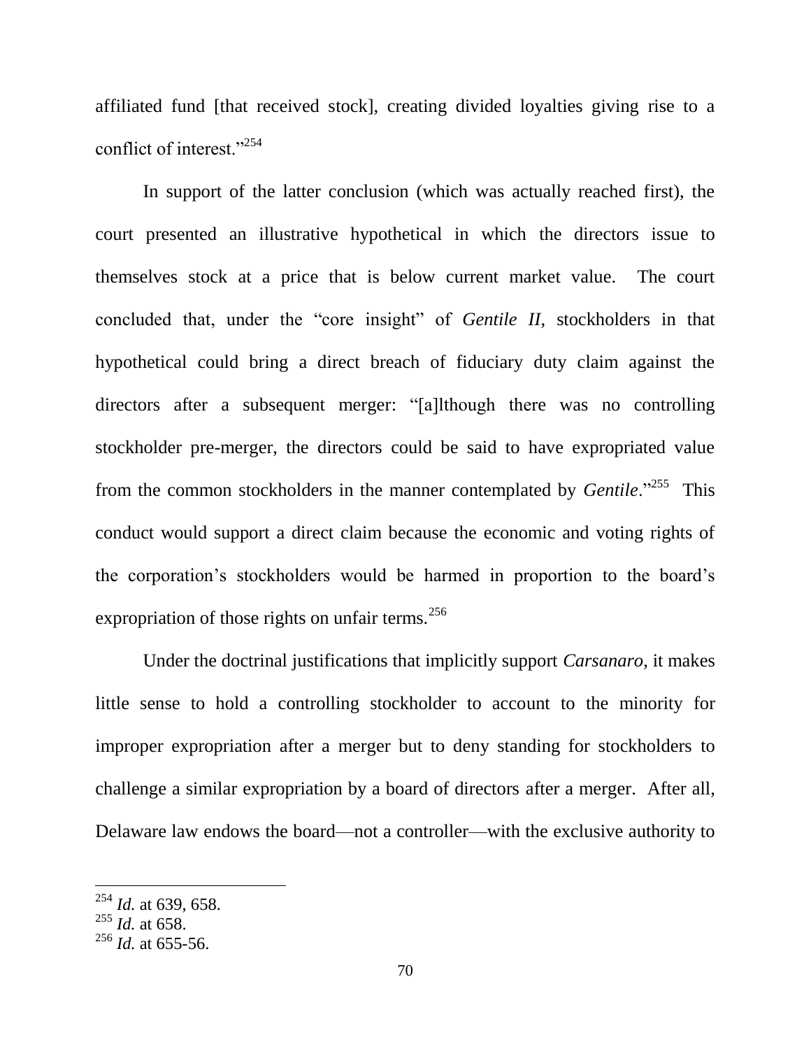affiliated fund [that received stock], creating divided loyalties giving rise to a conflict of interest."[254]

In support of the latter conclusion (which was actually reached first), the court presented an illustrative hypothetical in which the directors issue to themselves stock at a price that is below current market value. The court concluded that, under the "core insight" of *Gentile II*, stockholders in that hypothetical could bring a direct breach of fiduciary duty claim against the directors after a subsequent merger: "[a]lthough there was no controlling stockholder pre-merger, the directors could be said to have expropriated value from the common stockholders in the manner contemplated by *Gentile*."[255] This conduct would support a direct claim because the economic and voting rights of the corporation's stockholders would be harmed in proportion to the board's expropriation of those rights on unfair terms.[256]

Under the doctrinal justifications that implicitly support *Carsanaro*, it makes little sense to hold a controlling stockholder to account to the minority for improper expropriation after a merger but to deny standing for stockholders to challenge a similar expropriation by a board of directors after a merger. After all, Delaware law endows the board—not a controller—with the exclusive authority to

---

[254] *Id.* at 639, 658.

[255] *Id.* at 658.

[256] *Id.* at 655-56.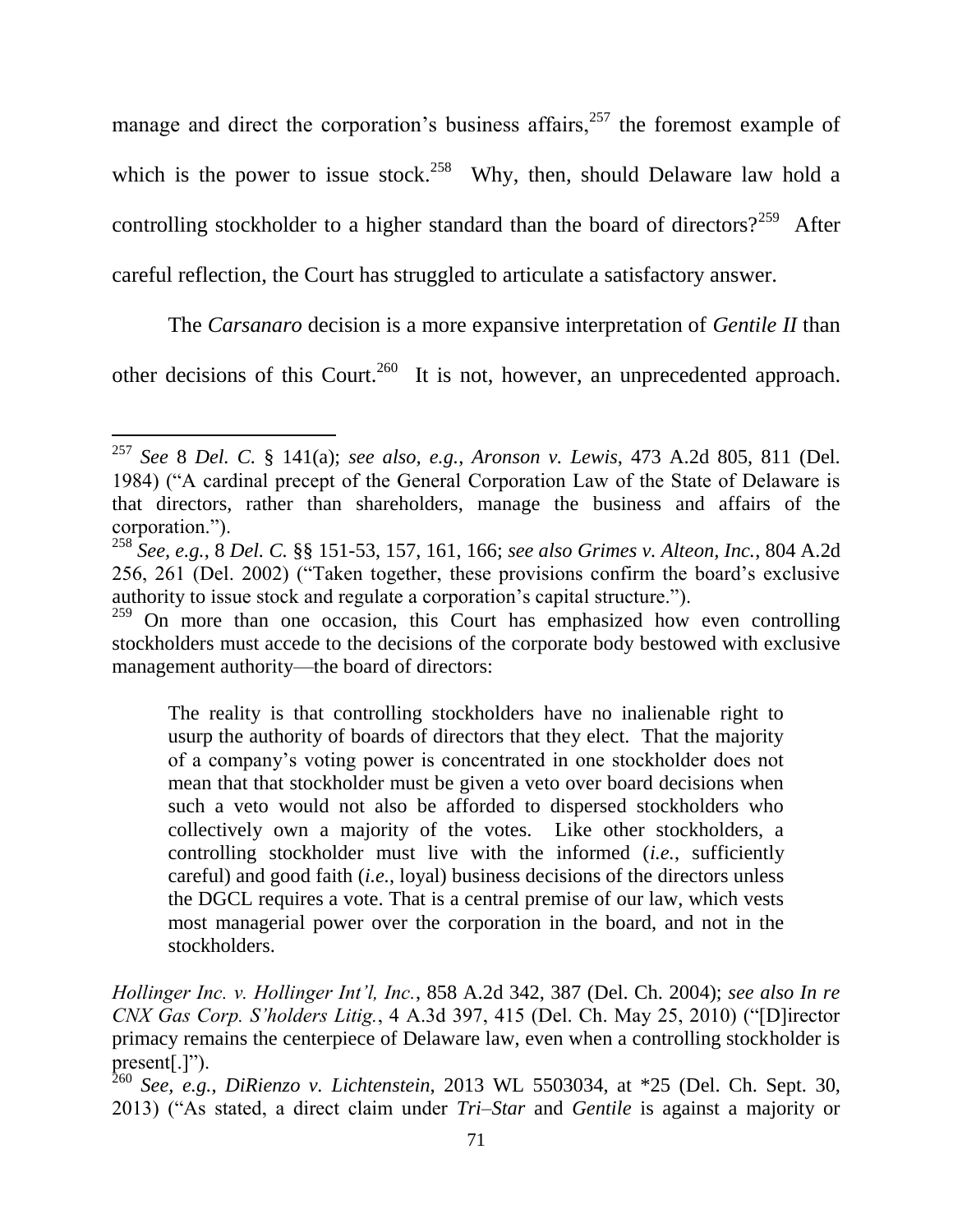manage and direct the corporation's business affairs,[257] the foremost example of which is the power to issue stock.[258] Why, then, should Delaware law hold a controlling stockholder to a higher standard than the board of directors?[259] After careful reflection, the Court has struggled to articulate a satisfactory answer.

The *Carsanaro* decision is a more expansive interpretation of *Gentile II* than other decisions of this Court.[260] It is not, however, an unprecedented approach.

---

[257] *See* 8 *Del. C.* § 141(a); *see also, e.g.*, *Aronson v. Lewis*, 473 A.2d 805, 811 (Del. 1984) ("A cardinal precept of the General Corporation Law of the State of Delaware is that directors, rather than shareholders, manage the business and affairs of the corporation.").

[258] *See, e.g.*, 8 *Del. C.* §§ 151-53, 157, 161, 166; *see also Grimes v. Alteon, Inc.*, 804 A.2d 256, 261 (Del. 2002) ("Taken together, these provisions confirm the board's exclusive authority to issue stock and regulate a corporation's capital structure.").

[259] On more than one occasion, this Court has emphasized how even controlling stockholders must accede to the decisions of the corporate body bestowed with exclusive management authority—the board of directors:

> The reality is that controlling stockholders have no inalienable right to usurp the authority of boards of directors that they elect. That the majority of a company's voting power is concentrated in one stockholder does not mean that that stockholder must be given a veto over board decisions when such a veto would not also be afforded to dispersed stockholders who collectively own a majority of the votes. Like other stockholders, a controlling stockholder must live with the informed (*i.e.*, sufficiently careful) and good faith (*i.e.*, loyal) business decisions of the directors unless the DGCL requires a vote. That is a central premise of our law, which vests most managerial power over the corporation in the board, and not in the stockholders.

*Hollinger Inc. v. Hollinger Int'l, Inc.*, 858 A.2d 342, 387 (Del. Ch. 2004); *see also In re CNX Gas Corp. S'holders Litig.*, 4 A.3d 397, 415 (Del. Ch. May 25, 2010) ("[D]irector primacy remains the centerpiece of Delaware law, even when a controlling stockholder is present[.]").

[260] *See, e.g.*, *DiRienzo v. Lichtenstein*, 2013 WL 5503034, at *25 (Del. Ch. Sept. 30, 2013) ("As stated, a direct claim under *Tri–Star* and *Gentile* is against a majority or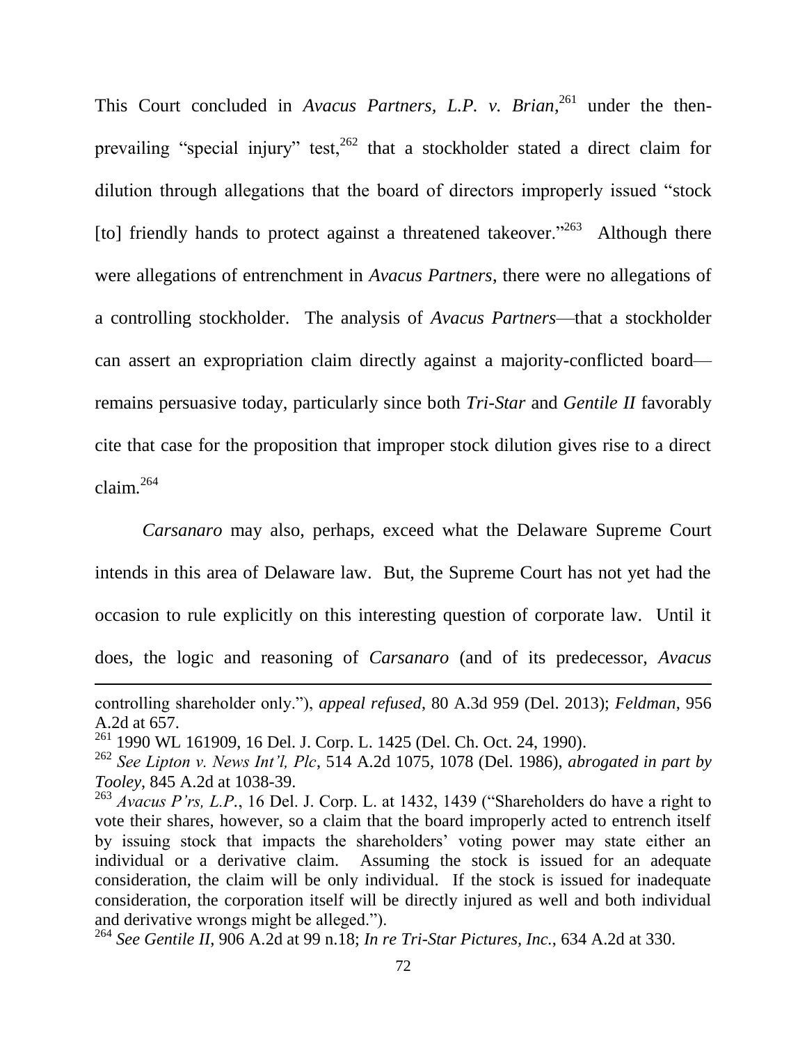This Court concluded in *Avacus Partners, L.P. v. Brian*,[261] under the then-prevailing "special injury" test,[262] that a stockholder stated a direct claim for dilution through allegations that the board of directors improperly issued "stock [to] friendly hands to protect against a threatened takeover."[263] Although there were allegations of entrenchment in *Avacus Partners*, there were no allegations of a controlling stockholder. The analysis of *Avacus Partners*—that a stockholder can assert an expropriation claim directly against a majority-conflicted board—remains persuasive today, particularly since both *Tri-Star* and *Gentile II* favorably cite that case for the proposition that improper stock dilution gives rise to a direct claim.[264]

*Carsanaro* may also, perhaps, exceed what the Delaware Supreme Court intends in this area of Delaware law. But, the Supreme Court has not yet had the occasion to rule explicitly on this interesting question of corporate law. Until it does, the logic and reasoning of *Carsanaro* (and of its predecessor, *Avacus*

---

controlling shareholder only."), *appeal refused*, 80 A.3d 959 (Del. 2013); *Feldman*, 956 A.2d at 657.

[261] 1990 WL 161909, 16 Del. J. Corp. L. 1425 (Del. Ch. Oct. 24, 1990).

[262] *See Lipton v. News Int'l, Plc*, 514 A.2d 1075, 1078 (Del. 1986), *abrogated in part by Tooley*, 845 A.2d at 1038-39.

[263] *Avacus P'rs, L.P.*, 16 Del. J. Corp. L. at 1432, 1439 ("Shareholders do have a right to vote their shares, however, so a claim that the board improperly acted to entrench itself by issuing stock that impacts the shareholders' voting power may state either an individual or a derivative claim. Assuming the stock is issued for an adequate consideration, the claim will be only individual. If the stock is issued for inadequate consideration, the corporation itself will be directly injured as well and both individual and derivative wrongs might be alleged.").

[264] *See Gentile II*, 906 A.2d at 99 n.18; *In re Tri-Star Pictures, Inc.*, 634 A.2d at 330.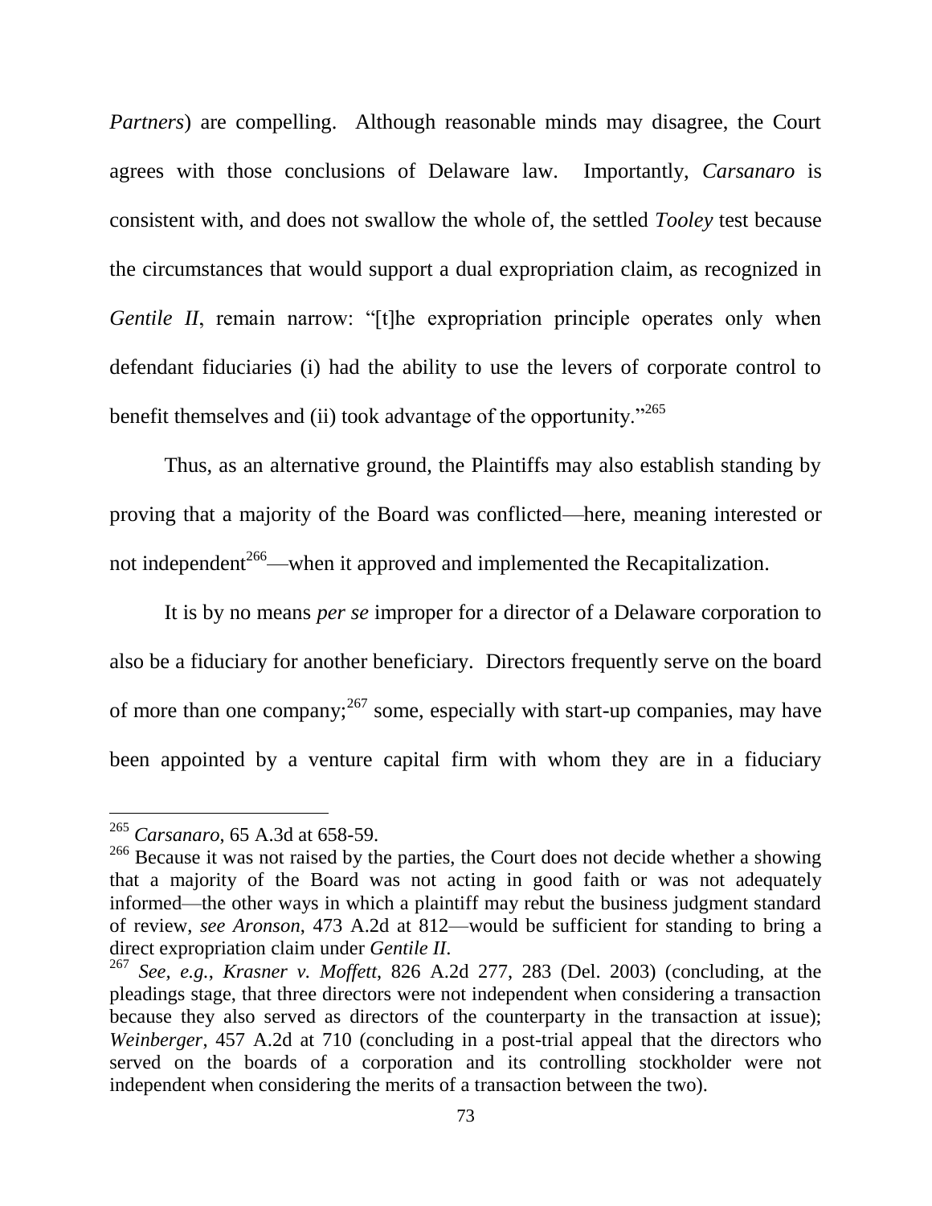*Partners*) are compelling. Although reasonable minds may disagree, the Court agrees with those conclusions of Delaware law. Importantly, *Carsanaro* is consistent with, and does not swallow the whole of, the settled *Tooley* test because the circumstances that would support a dual expropriation claim, as recognized in *Gentile II*, remain narrow: "[t]he expropriation principle operates only when defendant fiduciaries (i) had the ability to use the levers of corporate control to benefit themselves and (ii) took advantage of the opportunity."[265]

Thus, as an alternative ground, the Plaintiffs may also establish standing by proving that a majority of the Board was conflicted—here, meaning interested or not independent[266]—when it approved and implemented the Recapitalization.

It is by no means *per se* improper for a director of a Delaware corporation to also be a fiduciary for another beneficiary. Directors frequently serve on the board of more than one company;[267] some, especially with start-up companies, may have been appointed by a venture capital firm with whom they are in a fiduciary

---

[265] *Carsanaro*, 65 A.3d at 658-59.

[266] Because it was not raised by the parties, the Court does not decide whether a showing that a majority of the Board was not acting in good faith or was not adequately informed—the other ways in which a plaintiff may rebut the business judgment standard of review, *see Aronson*, 473 A.2d at 812—would be sufficient for standing to bring a direct expropriation claim under *Gentile II*.

[267] *See, e.g.*, *Krasner v. Moffett*, 826 A.2d 277, 283 (Del. 2003) (concluding, at the pleadings stage, that three directors were not independent when considering a transaction because they also served as directors of the counterparty in the transaction at issue); *Weinberger*, 457 A.2d at 710 (concluding in a post-trial appeal that the directors who served on the boards of a corporation and its controlling stockholder were not independent when considering the merits of a transaction between the two).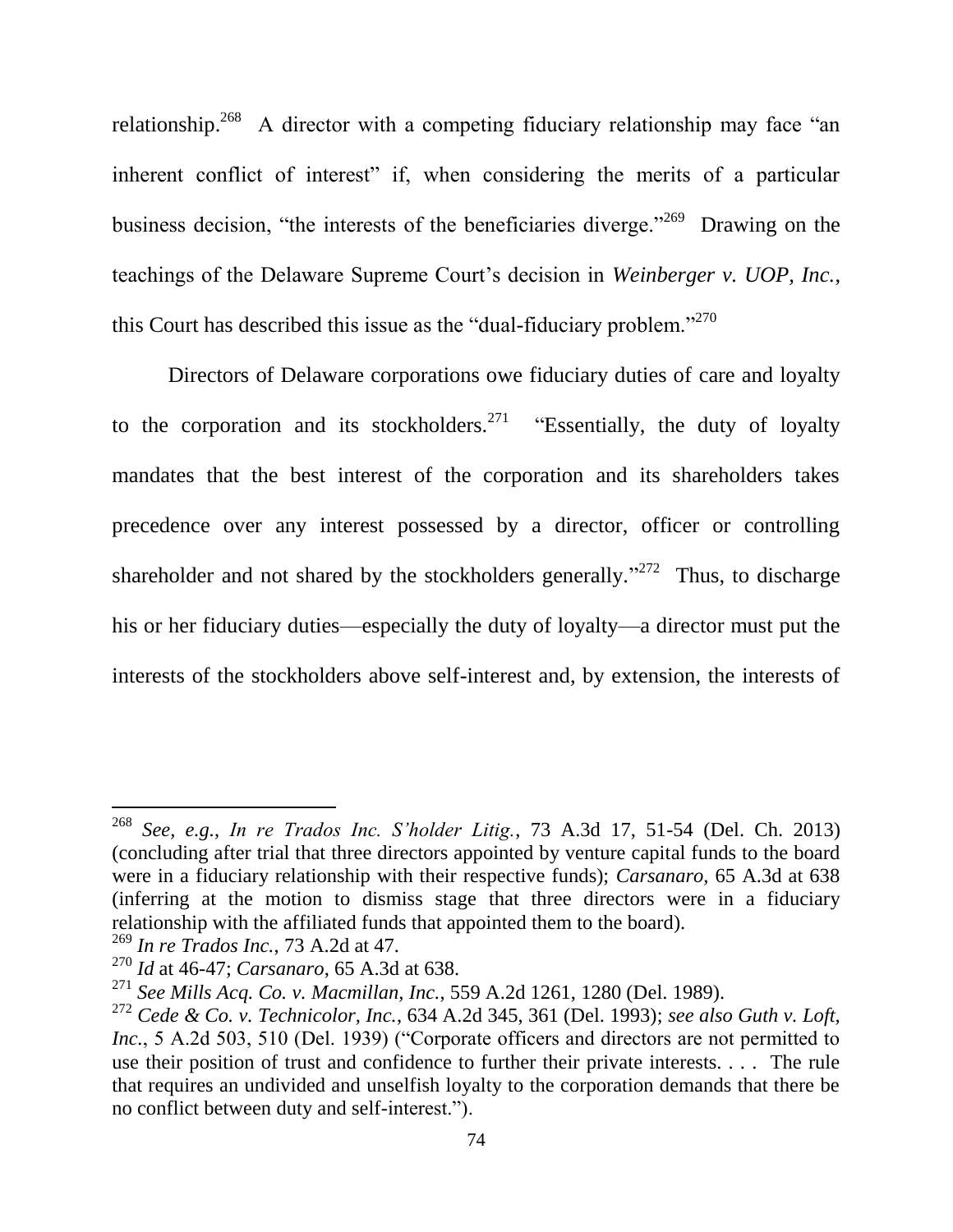relationship.[268] A director with a competing fiduciary relationship may face "an inherent conflict of interest" if, when considering the merits of a particular business decision, "the interests of the beneficiaries diverge."[269] Drawing on the teachings of the Delaware Supreme Court's decision in *Weinberger v. UOP, Inc.*, this Court has described this issue as the "dual-fiduciary problem."[270]

Directors of Delaware corporations owe fiduciary duties of care and loyalty to the corporation and its stockholders.[271] "Essentially, the duty of loyalty mandates that the best interest of the corporation and its shareholders takes precedence over any interest possessed by a director, officer or controlling shareholder and not shared by the stockholders generally."[272] Thus, to discharge his or her fiduciary duties—especially the duty of loyalty—a director must put the interests of the stockholders above self-interest and, by extension, the interests of

---

[268] *See, e.g.*, *In re Trados Inc. S'holder Litig.*, 73 A.3d 17, 51-54 (Del. Ch. 2013) (concluding after trial that three directors appointed by venture capital funds to the board were in a fiduciary relationship with their respective funds); *Carsanaro*, 65 A.3d at 638 (inferring at the motion to dismiss stage that three directors were in a fiduciary relationship with the affiliated funds that appointed them to the board).

[269] *In re Trados Inc.*, 73 A.2d at 47.

[270] *Id* at 46-47; *Carsanaro*, 65 A.3d at 638.

[271] *See Mills Acq. Co. v. Macmillan, Inc.*, 559 A.2d 1261, 1280 (Del. 1989).

[272] *Cede & Co. v. Technicolor, Inc.*, 634 A.2d 345, 361 (Del. 1993); *see also Guth v. Loft, Inc.*, 5 A.2d 503, 510 (Del. 1939) ("Corporate officers and directors are not permitted to use their position of trust and confidence to further their private interests. . . . The rule that requires an undivided and unselfish loyalty to the corporation demands that there be no conflict between duty and self-interest.").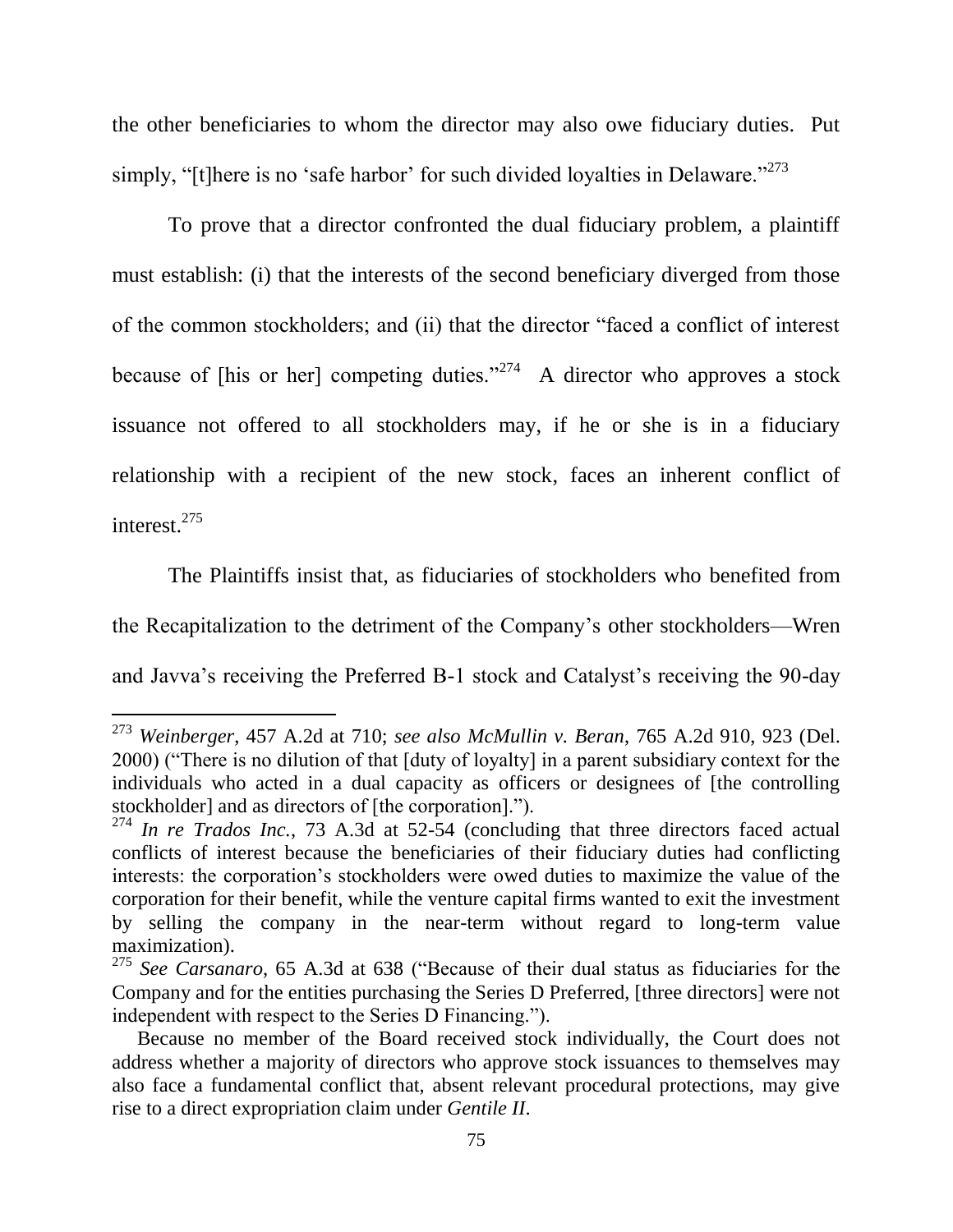the other beneficiaries to whom the director may also owe fiduciary duties. Put simply, "[t]here is no 'safe harbor' for such divided loyalties in Delaware."[273]

To prove that a director confronted the dual fiduciary problem, a plaintiff must establish: (i) that the interests of the second beneficiary diverged from those of the common stockholders; and (ii) that the director "faced a conflict of interest because of [his or her] competing duties."[274] A director who approves a stock issuance not offered to all stockholders may, if he or she is in a fiduciary relationship with a recipient of the new stock, faces an inherent conflict of interest.[275]

The Plaintiffs insist that, as fiduciaries of stockholders who benefited from the Recapitalization to the detriment of the Company's other stockholders—Wren and Javva's receiving the Preferred B-1 stock and Catalyst's receiving the 90-day

---

[273] *Weinberger*, 457 A.2d at 710; *see also McMullin v. Beran*, 765 A.2d 910, 923 (Del. 2000) ("There is no dilution of that [duty of loyalty] in a parent subsidiary context for the individuals who acted in a dual capacity as officers or designees of [the controlling stockholder] and as directors of [the corporation].").

[274] *In re Trados Inc.*, 73 A.3d at 52-54 (concluding that three directors faced actual conflicts of interest because the beneficiaries of their fiduciary duties had conflicting interests: the corporation's stockholders were owed duties to maximize the value of the corporation for their benefit, while the venture capital firms wanted to exit the investment by selling the company in the near-term without regard to long-term value maximization).

[275] *See Carsanaro*, 65 A.3d at 638 ("Because of their dual status as fiduciaries for the Company and for the entities purchasing the Series D Preferred, [three directors] were not independent with respect to the Series D Financing.").

Because no member of the Board received stock individually, the Court does not address whether a majority of directors who approve stock issuances to themselves may also face a fundamental conflict that, absent relevant procedural protections, may give rise to a direct expropriation claim under *Gentile II*.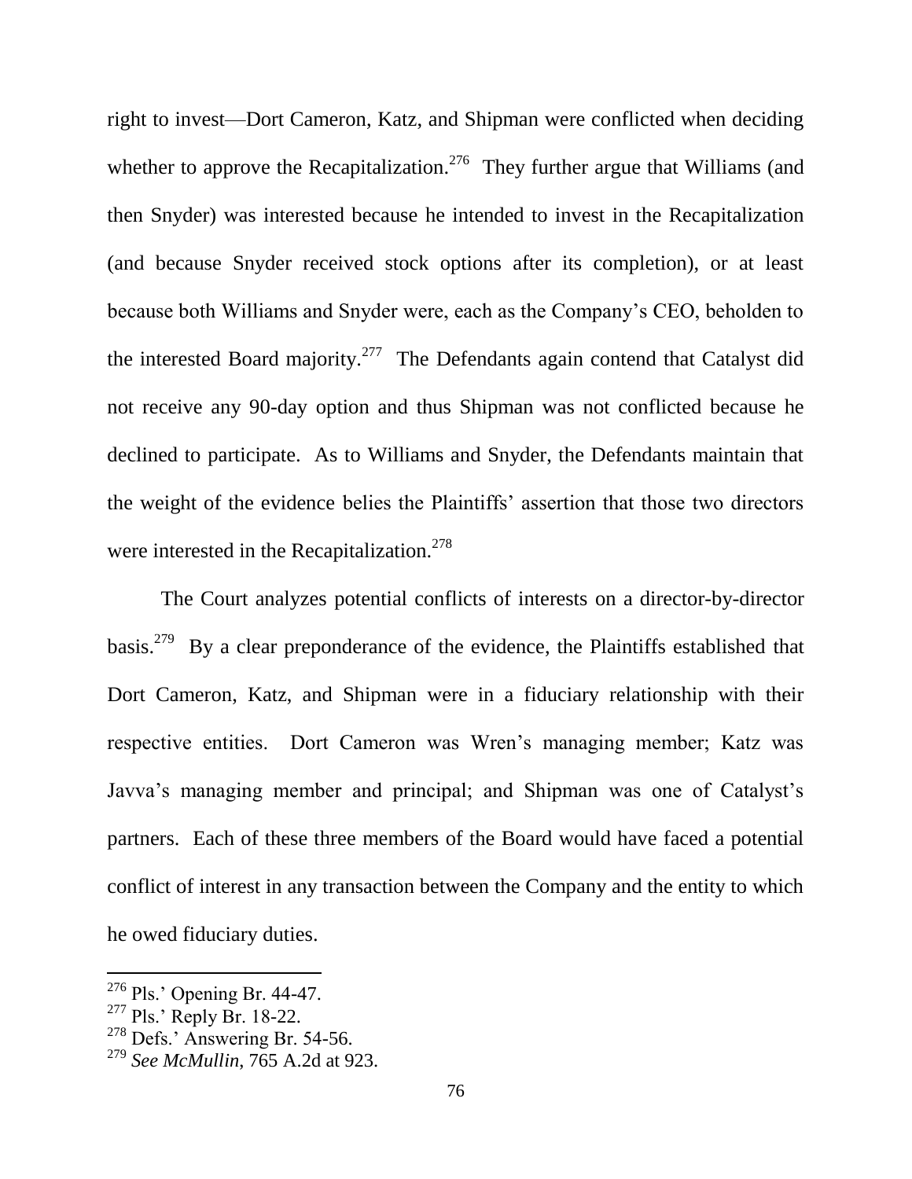right to invest—Dort Cameron, Katz, and Shipman were conflicted when deciding whether to approve the Recapitalization.[276] They further argue that Williams (and then Snyder) was interested because he intended to invest in the Recapitalization (and because Snyder received stock options after its completion), or at least because both Williams and Snyder were, each as the Company's CEO, beholden to the interested Board majority.[277] The Defendants again contend that Catalyst did not receive any 90-day option and thus Shipman was not conflicted because he declined to participate. As to Williams and Snyder, the Defendants maintain that the weight of the evidence belies the Plaintiffs' assertion that those two directors were interested in the Recapitalization.[278]

The Court analyzes potential conflicts of interests on a director-by-director basis.[279] By a clear preponderance of the evidence, the Plaintiffs established that Dort Cameron, Katz, and Shipman were in a fiduciary relationship with their respective entities. Dort Cameron was Wren's managing member; Katz was Javva's managing member and principal; and Shipman was one of Catalyst's partners. Each of these three members of the Board would have faced a potential conflict of interest in any transaction between the Company and the entity to which he owed fiduciary duties.

---

[276] Pls.' Opening Br. 44-47.

[277] Pls.' Reply Br. 18-22.

[278] Defs.' Answering Br. 54-56.

[279] *See McMullin*, 765 A.2d at 923.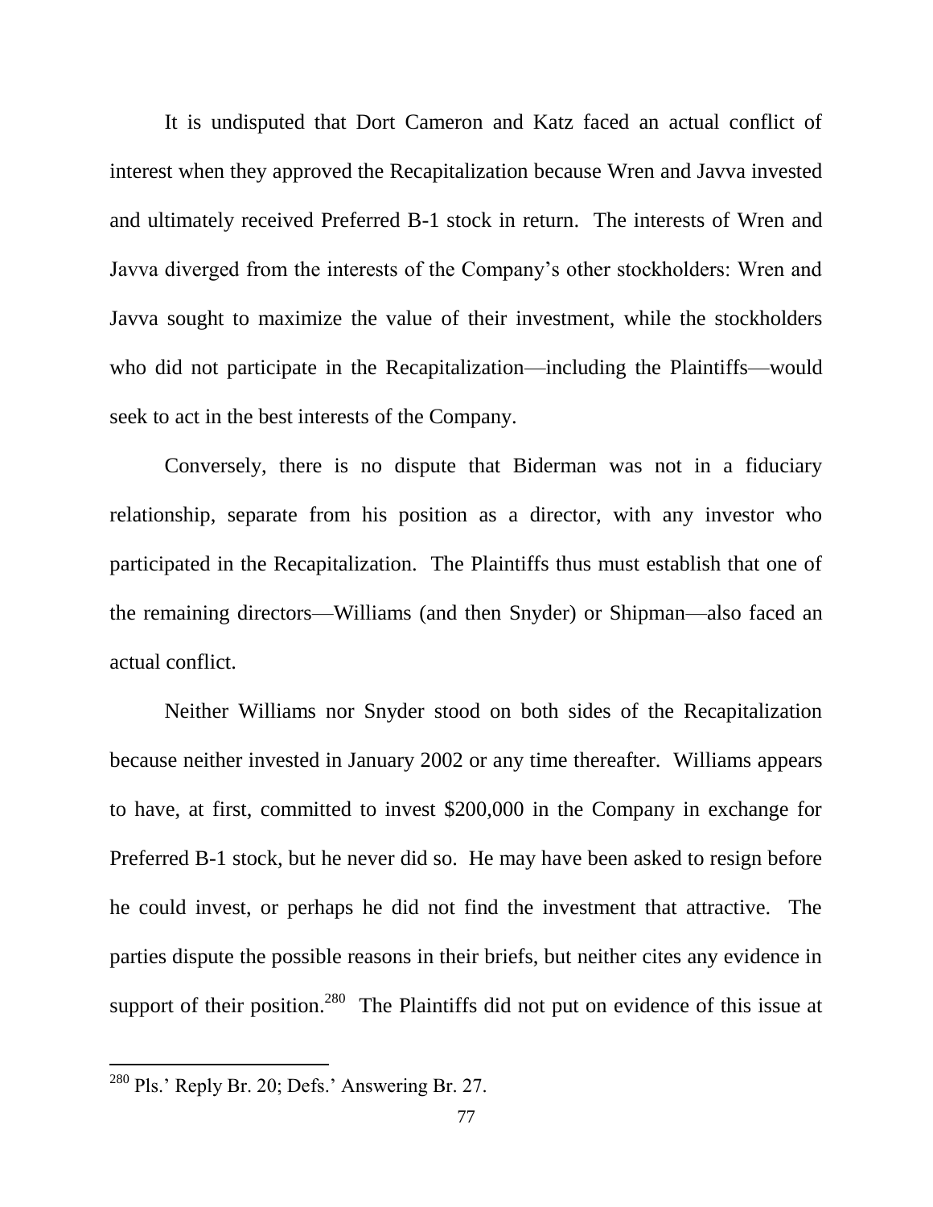It is undisputed that Dort Cameron and Katz faced an actual conflict of interest when they approved the Recapitalization because Wren and Javva invested and ultimately received Preferred B-1 stock in return. The interests of Wren and Javva diverged from the interests of the Company's other stockholders: Wren and Javva sought to maximize the value of their investment, while the stockholders who did not participate in the Recapitalization—including the Plaintiffs—would seek to act in the best interests of the Company.

Conversely, there is no dispute that Biderman was not in a fiduciary relationship, separate from his position as a director, with any investor who participated in the Recapitalization. The Plaintiffs thus must establish that one of the remaining directors—Williams (and then Snyder) or Shipman—also faced an actual conflict.

Neither Williams nor Snyder stood on both sides of the Recapitalization because neither invested in January 2002 or any time thereafter. Williams appears to have, at first, committed to invest $200,000 in the Company in exchange for Preferred B-1 stock, but he never did so. He may have been asked to resign before he could invest, or perhaps he did not find the investment that attractive. The parties dispute the possible reasons in their briefs, but neither cites any evidence in support of their position.[280] The Plaintiffs did not put on evidence of this issue at

[280] Pls.' Reply Br. 20; Defs.' Answering Br. 27.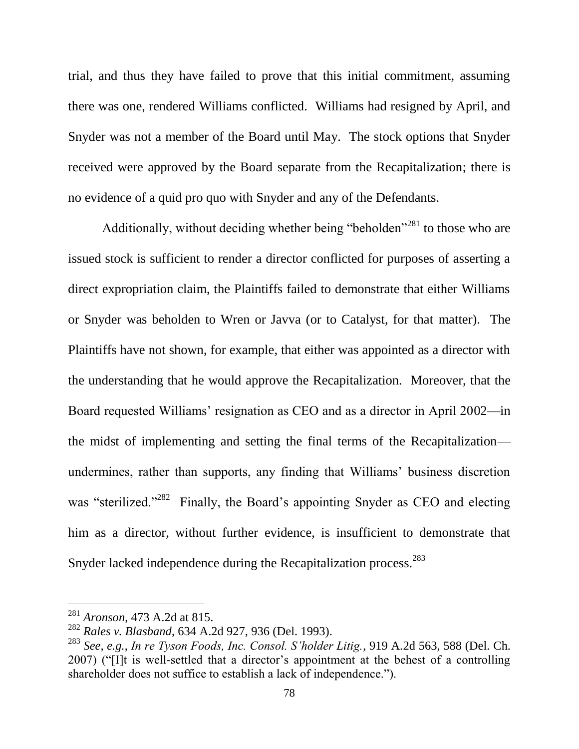trial, and thus they have failed to prove that this initial commitment, assuming there was one, rendered Williams conflicted. Williams had resigned by April, and Snyder was not a member of the Board until May. The stock options that Snyder received were approved by the Board separate from the Recapitalization; there is no evidence of a quid pro quo with Snyder and any of the Defendants.

Additionally, without deciding whether being "beholden"[281] to those who are issued stock is sufficient to render a director conflicted for purposes of asserting a direct expropriation claim, the Plaintiffs failed to demonstrate that either Williams or Snyder was beholden to Wren or Javva (or to Catalyst, for that matter). The Plaintiffs have not shown, for example, that either was appointed as a director with the understanding that he would approve the Recapitalization. Moreover, that the Board requested Williams' resignation as CEO and as a director in April 2002—in the midst of implementing and setting the final terms of the Recapitalization—undermines, rather than supports, any finding that Williams' business discretion was "sterilized."[282] Finally, the Board's appointing Snyder as CEO and electing him as a director, without further evidence, is insufficient to demonstrate that Snyder lacked independence during the Recapitalization process.[283]

---

[281] *Aronson*, 473 A.2d at 815.

[282] *Rales v. Blasband*, 634 A.2d 927, 936 (Del. 1993).

[283] *See, e.g.*, *In re Tyson Foods, Inc. Consol. S'holder Litig.*, 919 A.2d 563, 588 (Del. Ch. 2007) ("[I]t is well-settled that a director's appointment at the behest of a controlling shareholder does not suffice to establish a lack of independence.").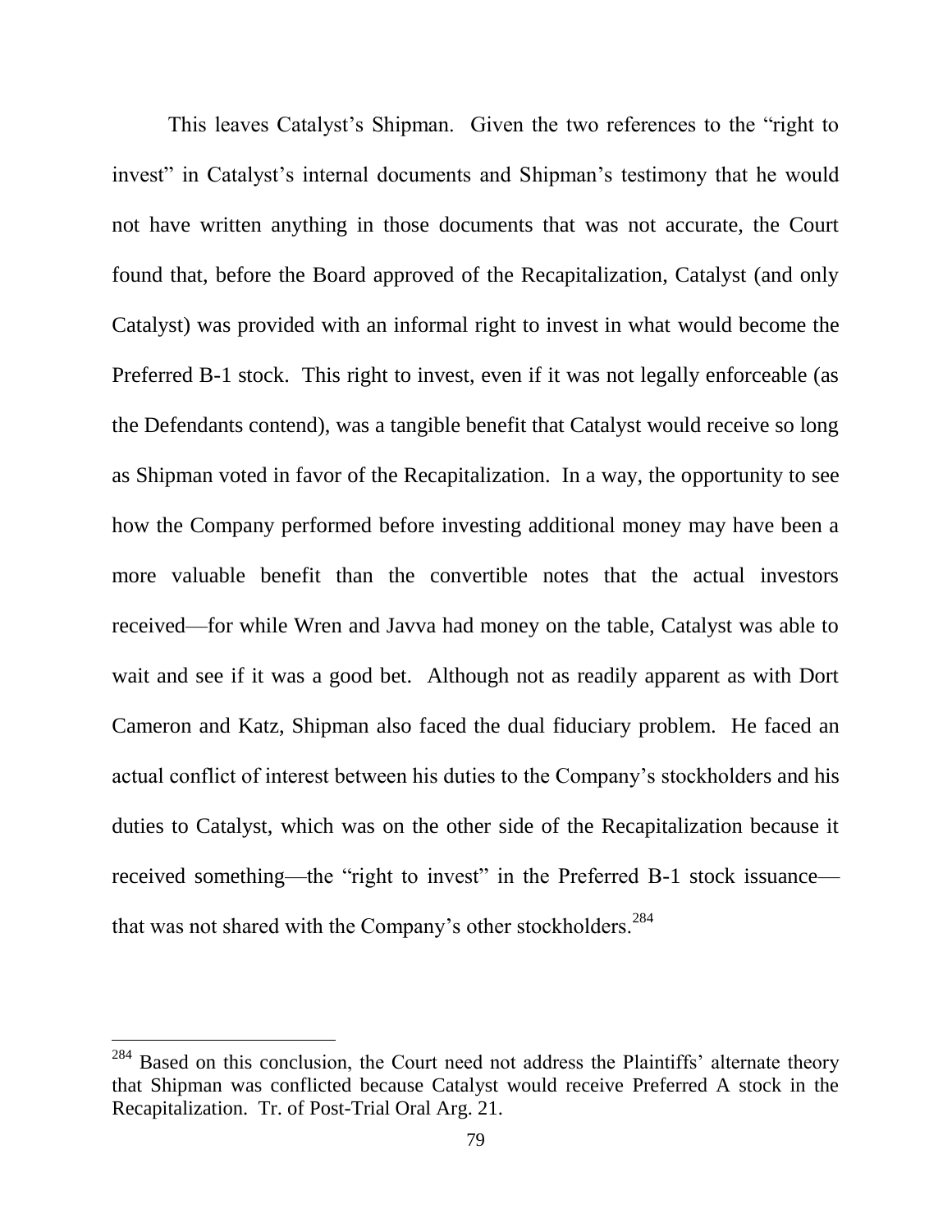This leaves Catalyst's Shipman. Given the two references to the "right to invest" in Catalyst's internal documents and Shipman's testimony that he would not have written anything in those documents that was not accurate, the Court found that, before the Board approved of the Recapitalization, Catalyst (and only Catalyst) was provided with an informal right to invest in what would become the Preferred B-1 stock. This right to invest, even if it was not legally enforceable (as the Defendants contend), was a tangible benefit that Catalyst would receive so long as Shipman voted in favor of the Recapitalization. In a way, the opportunity to see how the Company performed before investing additional money may have been a more valuable benefit than the convertible notes that the actual investors received—for while Wren and Javva had money on the table, Catalyst was able to wait and see if it was a good bet. Although not as readily apparent as with Dort Cameron and Katz, Shipman also faced the dual fiduciary problem. He faced an actual conflict of interest between his duties to the Company's stockholders and his duties to Catalyst, which was on the other side of the Recapitalization because it received something—the "right to invest" in the Preferred B-1 stock issuance—that was not shared with the Company's other stockholders.[284]

[284] Based on this conclusion, the Court need not address the Plaintiffs' alternate theory that Shipman was conflicted because Catalyst would receive Preferred A stock in the Recapitalization. Tr. of Post-Trial Oral Arg. 21.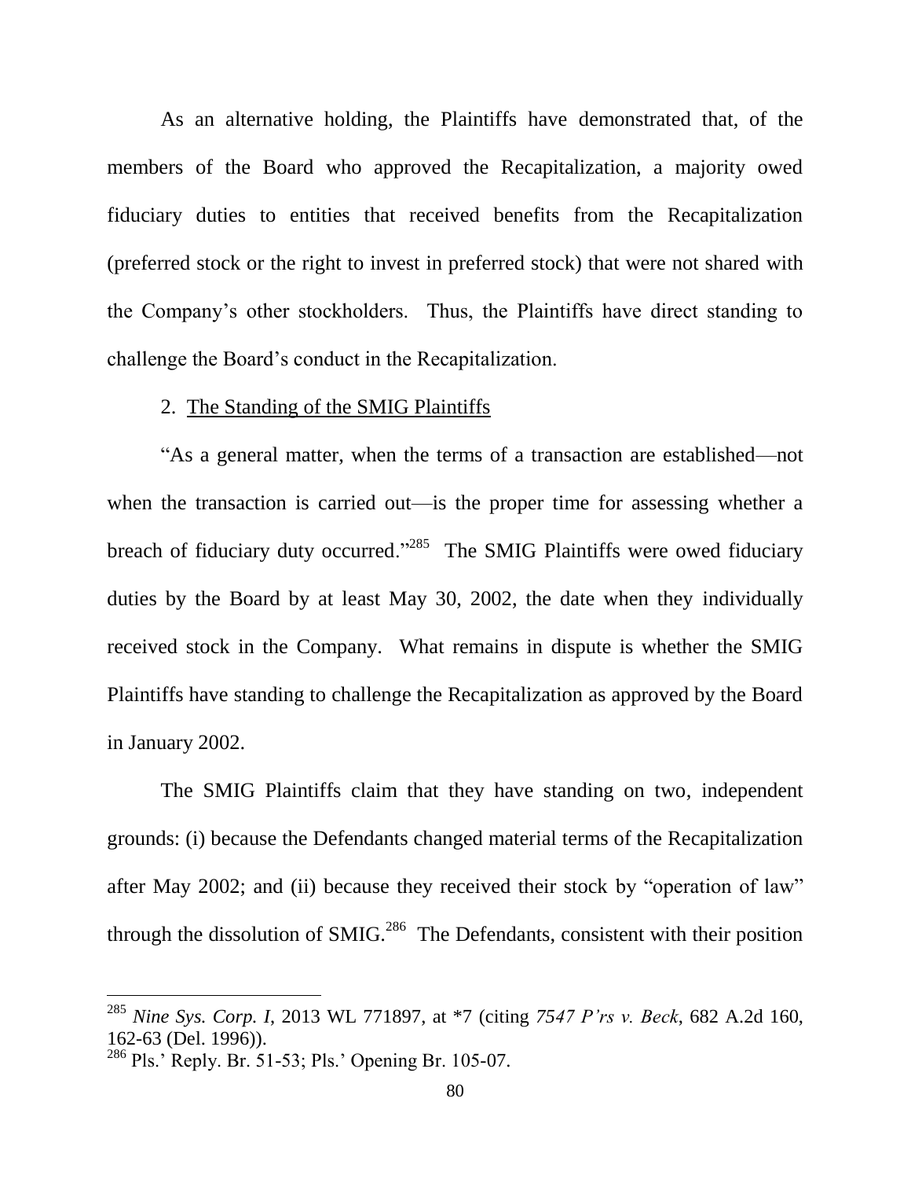As an alternative holding, the Plaintiffs have demonstrated that, of the members of the Board who approved the Recapitalization, a majority owed fiduciary duties to entities that received benefits from the Recapitalization (preferred stock or the right to invest in preferred stock) that were not shared with the Company's other stockholders. Thus, the Plaintiffs have direct standing to challenge the Board's conduct in the Recapitalization.

2. <u>The Standing of the SMIG Plaintiffs</u>

"As a general matter, when the terms of a transaction are established—not when the transaction is carried out—is the proper time for assessing whether a breach of fiduciary duty occurred."[285] The SMIG Plaintiffs were owed fiduciary duties by the Board by at least May 30, 2002, the date when they individually received stock in the Company. What remains in dispute is whether the SMIG Plaintiffs have standing to challenge the Recapitalization as approved by the Board in January 2002.

The SMIG Plaintiffs claim that they have standing on two, independent grounds: (i) because the Defendants changed material terms of the Recapitalization after May 2002; and (ii) because they received their stock by "operation of law" through the dissolution of SMIG.[286] The Defendants, consistent with their position

---

[285] *Nine Sys. Corp. I*, 2013 WL 771897, at *7 (citing *7547 P'rs v. Beck*, 682 A.2d 160, 162-63 (Del. 1996)).

[286] Pls.' Reply. Br. 51-53; Pls.' Opening Br. 105-07.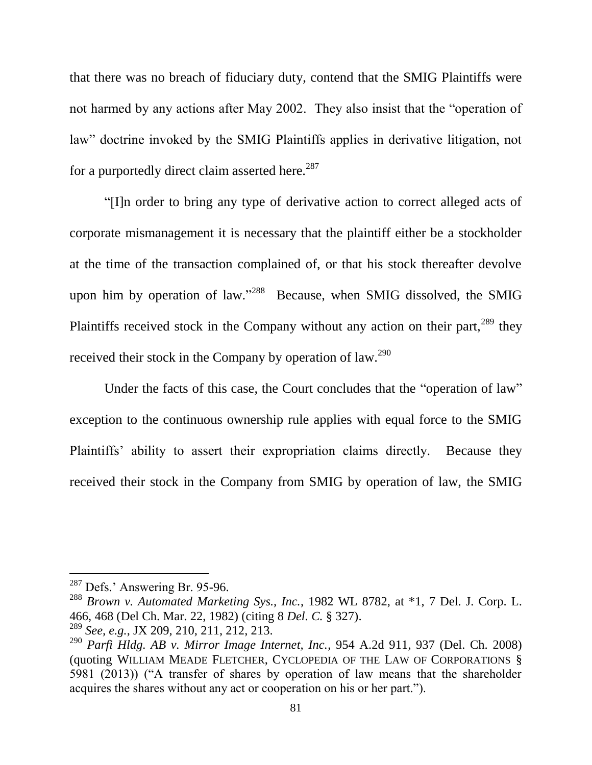that there was no breach of fiduciary duty, contend that the SMIG Plaintiffs were not harmed by any actions after May 2002. They also insist that the "operation of law" doctrine invoked by the SMIG Plaintiffs applies in derivative litigation, not for a purportedly direct claim asserted here.[287]

"[I]n order to bring any type of derivative action to correct alleged acts of corporate mismanagement it is necessary that the plaintiff either be a stockholder at the time of the transaction complained of, or that his stock thereafter devolve upon him by operation of law."[288] Because, when SMIG dissolved, the SMIG Plaintiffs received stock in the Company without any action on their part,[289] they received their stock in the Company by operation of law.[290]

Under the facts of this case, the Court concludes that the "operation of law" exception to the continuous ownership rule applies with equal force to the SMIG Plaintiffs' ability to assert their expropriation claims directly. Because they received their stock in the Company from SMIG by operation of law, the SMIG

---

[287] Defs.' Answering Br. 95-96.

[288] *Brown v. Automated Marketing Sys., Inc.*, 1982 WL 8782, at *1, 7 Del. J. Corp. L. 466, 468 (Del Ch. Mar. 22, 1982) (citing 8 *Del. C.* § 327).

[289] *See, e.g.*, JX 209, 210, 211, 212, 213.

[290] *Parfi Hldg. AB v. Mirror Image Internet, Inc.*, 954 A.2d 911, 937 (Del. Ch. 2008) (quoting WILLIAM MEADE FLETCHER, CYCLOPEDIA OF THE LAW OF CORPORATIONS § 5981 (2013)) ("A transfer of shares by operation of law means that the shareholder acquires the shares without any act or cooperation on his or her part.").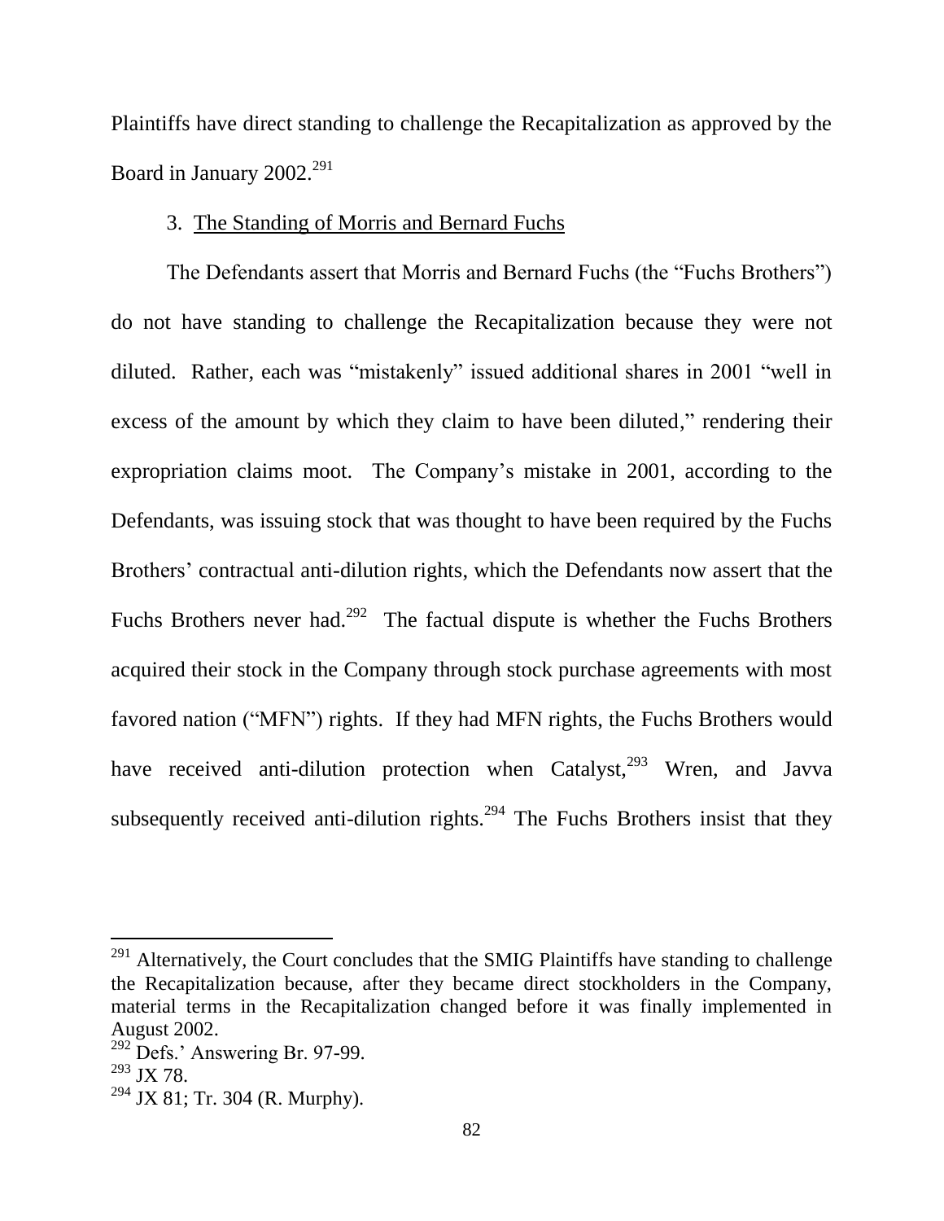Plaintiffs have direct standing to challenge the Recapitalization as approved by the Board in January 2002.[291]

3. <u>The Standing of Morris and Bernard Fuchs</u>

The Defendants assert that Morris and Bernard Fuchs (the "Fuchs Brothers") do not have standing to challenge the Recapitalization because they were not diluted. Rather, each was "mistakenly" issued additional shares in 2001 "well in excess of the amount by which they claim to have been diluted," rendering their expropriation claims moot. The Company's mistake in 2001, according to the Defendants, was issuing stock that was thought to have been required by the Fuchs Brothers' contractual anti-dilution rights, which the Defendants now assert that the Fuchs Brothers never had.[292] The factual dispute is whether the Fuchs Brothers acquired their stock in the Company through stock purchase agreements with most favored nation ("MFN") rights. If they had MFN rights, the Fuchs Brothers would have received anti-dilution protection when Catalyst,[293] Wren, and Javva subsequently received anti-dilution rights.[294] The Fuchs Brothers insist that they

---

[291] Alternatively, the Court concludes that the SMIG Plaintiffs have standing to challenge the Recapitalization because, after they became direct stockholders in the Company, material terms in the Recapitalization changed before it was finally implemented in August 2002.

[292] Defs.' Answering Br. 97-99.

[293] JX 78.

[294] JX 81; Tr. 304 (R. Murphy).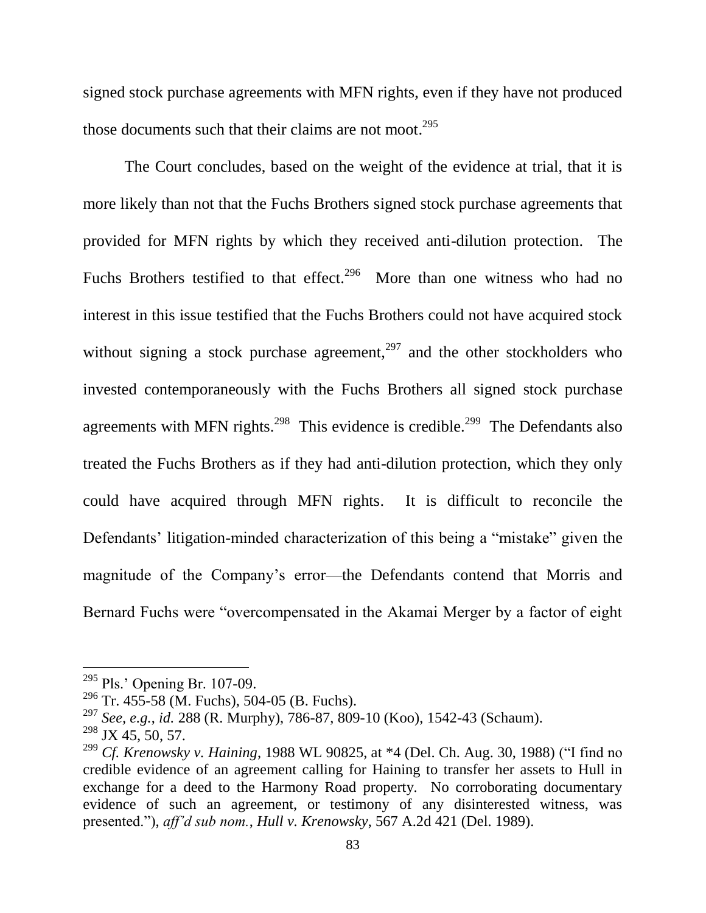signed stock purchase agreements with MFN rights, even if they have not produced those documents such that their claims are not moot.[295]

The Court concludes, based on the weight of the evidence at trial, that it is more likely than not that the Fuchs Brothers signed stock purchase agreements that provided for MFN rights by which they received anti-dilution protection. The Fuchs Brothers testified to that effect.[296] More than one witness who had no interest in this issue testified that the Fuchs Brothers could not have acquired stock without signing a stock purchase agreement,[297] and the other stockholders who invested contemporaneously with the Fuchs Brothers all signed stock purchase agreements with MFN rights.[298] This evidence is credible.[299] The Defendants also treated the Fuchs Brothers as if they had anti-dilution protection, which they only could have acquired through MFN rights. It is difficult to reconcile the Defendants' litigation-minded characterization of this being a "mistake" given the magnitude of the Company's error—the Defendants contend that Morris and Bernard Fuchs were "overcompensated in the Akamai Merger by a factor of eight

---

[295] Pls.' Opening Br. 107-09.

[296] Tr. 455-58 (M. Fuchs), 504-05 (B. Fuchs).

[297] *See, e.g.*, *id.* 288 (R. Murphy), 786-87, 809-10 (Koo), 1542-43 (Schaum).

[298] JX 45, 50, 57.

[299] *Cf. Krenowsky v. Haining*, 1988 WL 90825, at *4 (Del. Ch. Aug. 30, 1988) ("I find no credible evidence of an agreement calling for Haining to transfer her assets to Hull in exchange for a deed to the Harmony Road property. No corroborating documentary evidence of such an agreement, or testimony of any disinterested witness, was presented."), *aff'd sub nom.*, *Hull v. Krenowsky*, 567 A.2d 421 (Del. 1989).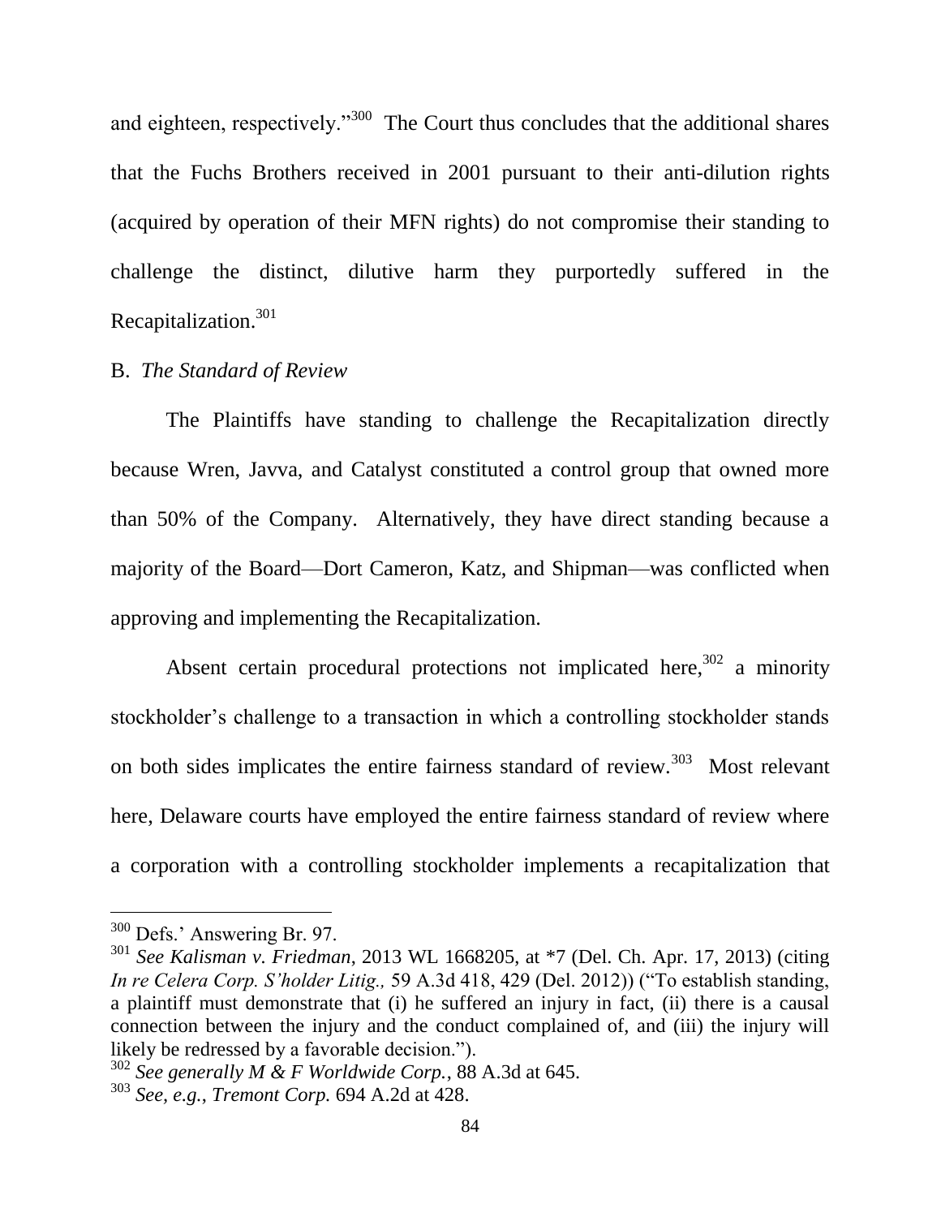and eighteen, respectively."[300] The Court thus concludes that the additional shares that the Fuchs Brothers received in 2001 pursuant to their anti-dilution rights (acquired by operation of their MFN rights) do not compromise their standing to challenge the distinct, dilutive harm they purportedly suffered in the Recapitalization.[301]

## B. *The Standard of Review*

The Plaintiffs have standing to challenge the Recapitalization directly because Wren, Javva, and Catalyst constituted a control group that owned more than 50% of the Company. Alternatively, they have direct standing because a majority of the Board—Dort Cameron, Katz, and Shipman—was conflicted when approving and implementing the Recapitalization.

Absent certain procedural protections not implicated here,[302] a minority stockholder's challenge to a transaction in which a controlling stockholder stands on both sides implicates the entire fairness standard of review.[303] Most relevant here, Delaware courts have employed the entire fairness standard of review where a corporation with a controlling stockholder implements a recapitalization that

---

[300] Defs.' Answering Br. 97.

[301] *See Kalisman v. Friedman*, 2013 WL 1668205, at *7 (Del. Ch. Apr. 17, 2013) (citing *In re Celera Corp. S'holder Litig.,* 59 A.3d 418, 429 (Del. 2012)) ("To establish standing, a plaintiff must demonstrate that (i) he suffered an injury in fact, (ii) there is a causal connection between the injury and the conduct complained of, and (iii) the injury will likely be redressed by a favorable decision.").

[302] *See generally M & F Worldwide Corp.*, 88 A.3d at 645.

[303] *See, e.g., Tremont Corp.* 694 A.2d at 428.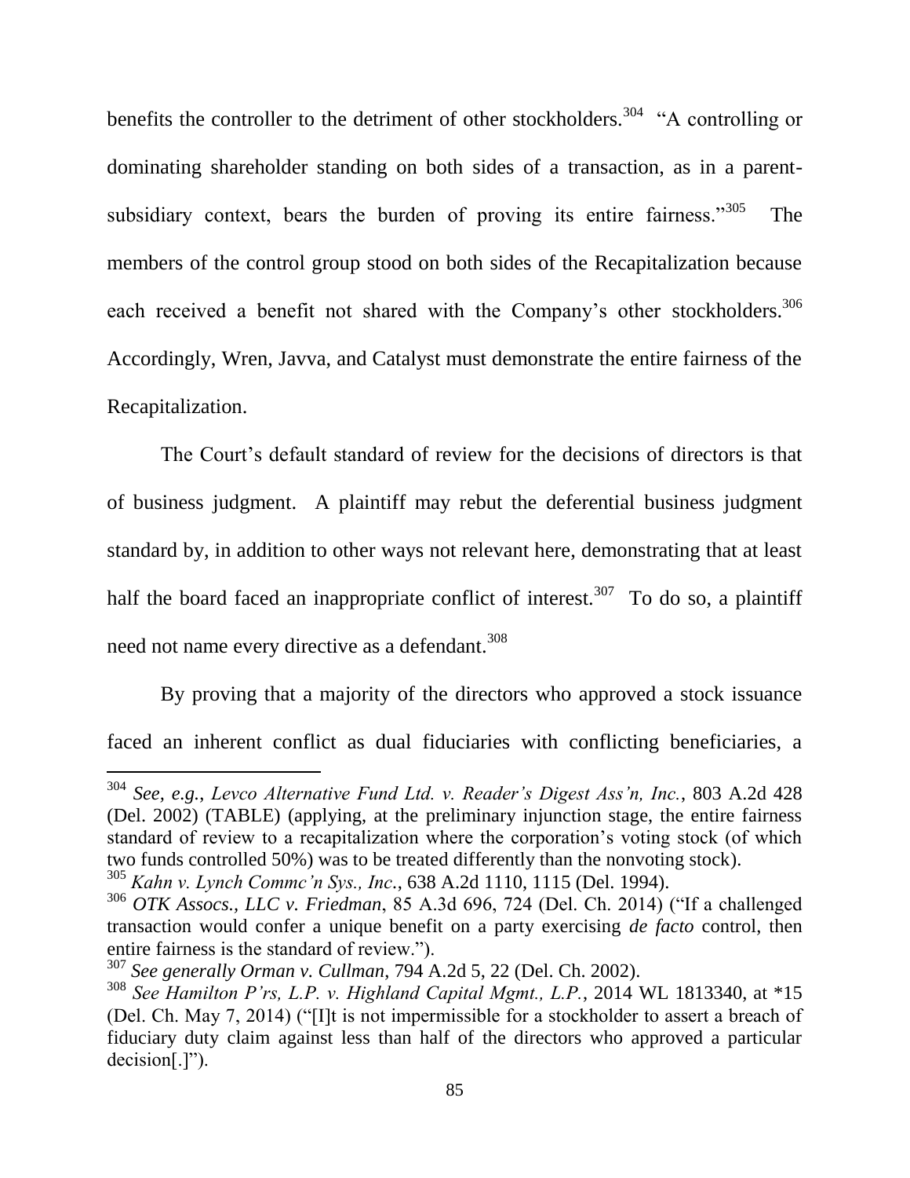benefits the controller to the detriment of other stockholders.[304] "A controlling or dominating shareholder standing on both sides of a transaction, as in a parent-subsidiary context, bears the burden of proving its entire fairness."[305] The members of the control group stood on both sides of the Recapitalization because each received a benefit not shared with the Company's other stockholders.[306] Accordingly, Wren, Javva, and Catalyst must demonstrate the entire fairness of the Recapitalization.

The Court's default standard of review for the decisions of directors is that of business judgment. A plaintiff may rebut the deferential business judgment standard by, in addition to other ways not relevant here, demonstrating that at least half the board faced an inappropriate conflict of interest.[307] To do so, a plaintiff need not name every directive as a defendant.[308]

By proving that a majority of the directors who approved a stock issuance faced an inherent conflict as dual fiduciaries with conflicting beneficiaries, a

---

[304] *See, e.g.*, *Levco Alternative Fund Ltd. v. Reader's Digest Ass'n, Inc.*, 803 A.2d 428 (Del. 2002) (TABLE) (applying, at the preliminary injunction stage, the entire fairness standard of review to a recapitalization where the corporation's voting stock (of which two funds controlled 50%) was to be treated differently than the nonvoting stock).

[305] *Kahn v. Lynch Commc'n Sys., Inc.*, 638 A.2d 1110, 1115 (Del. 1994).

[306] *OTK Assocs., LLC v. Friedman*, 85 A.3d 696, 724 (Del. Ch. 2014) ("If a challenged transaction would confer a unique benefit on a party exercising *de facto* control, then entire fairness is the standard of review.").

[307] *See generally Orman v. Cullman*, 794 A.2d 5, 22 (Del. Ch. 2002).

[308] *See Hamilton P'rs, L.P. v. Highland Capital Mgmt., L.P.*, 2014 WL 1813340, at *15 (Del. Ch. May 7, 2014) ("[I]t is not impermissible for a stockholder to assert a breach of fiduciary duty claim against less than half of the directors who approved a particular decision[.]").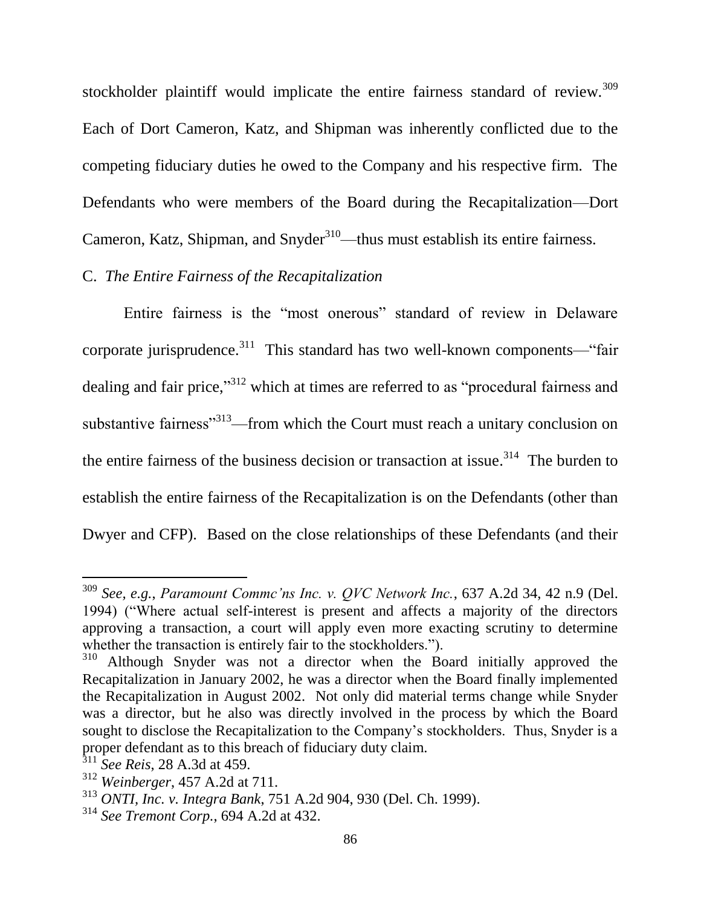stockholder plaintiff would implicate the entire fairness standard of review.[309] Each of Dort Cameron, Katz, and Shipman was inherently conflicted due to the competing fiduciary duties he owed to the Company and his respective firm. The Defendants who were members of the Board during the Recapitalization—Dort Cameron, Katz, Shipman, and Snyder[310]—thus must establish its entire fairness.

C. *The Entire Fairness of the Recapitalization*

Entire fairness is the "most onerous" standard of review in Delaware corporate jurisprudence.[311] This standard has two well-known components—"fair dealing and fair price,"[312] which at times are referred to as "procedural fairness and substantive fairness"[313]—from which the Court must reach a unitary conclusion on the entire fairness of the business decision or transaction at issue.[314] The burden to establish the entire fairness of the Recapitalization is on the Defendants (other than Dwyer and CFP). Based on the close relationships of these Defendants (and their

---

[309] *See, e.g.*, *Paramount Commc'ns Inc. v. QVC Network Inc.*, 637 A.2d 34, 42 n.9 (Del. 1994) ("Where actual self-interest is present and affects a majority of the directors approving a transaction, a court will apply even more exacting scrutiny to determine whether the transaction is entirely fair to the stockholders.").

[310] Although Snyder was not a director when the Board initially approved the Recapitalization in January 2002, he was a director when the Board finally implemented the Recapitalization in August 2002. Not only did material terms change while Snyder was a director, but he also was directly involved in the process by which the Board sought to disclose the Recapitalization to the Company's stockholders. Thus, Snyder is a proper defendant as to this breach of fiduciary duty claim.

[311] *See Reis*, 28 A.3d at 459.

[312] *Weinberger*, 457 A.2d at 711.

[313] *ONTI, Inc. v. Integra Bank*, 751 A.2d 904, 930 (Del. Ch. 1999).

[314] *See Tremont Corp.*, 694 A.2d at 432.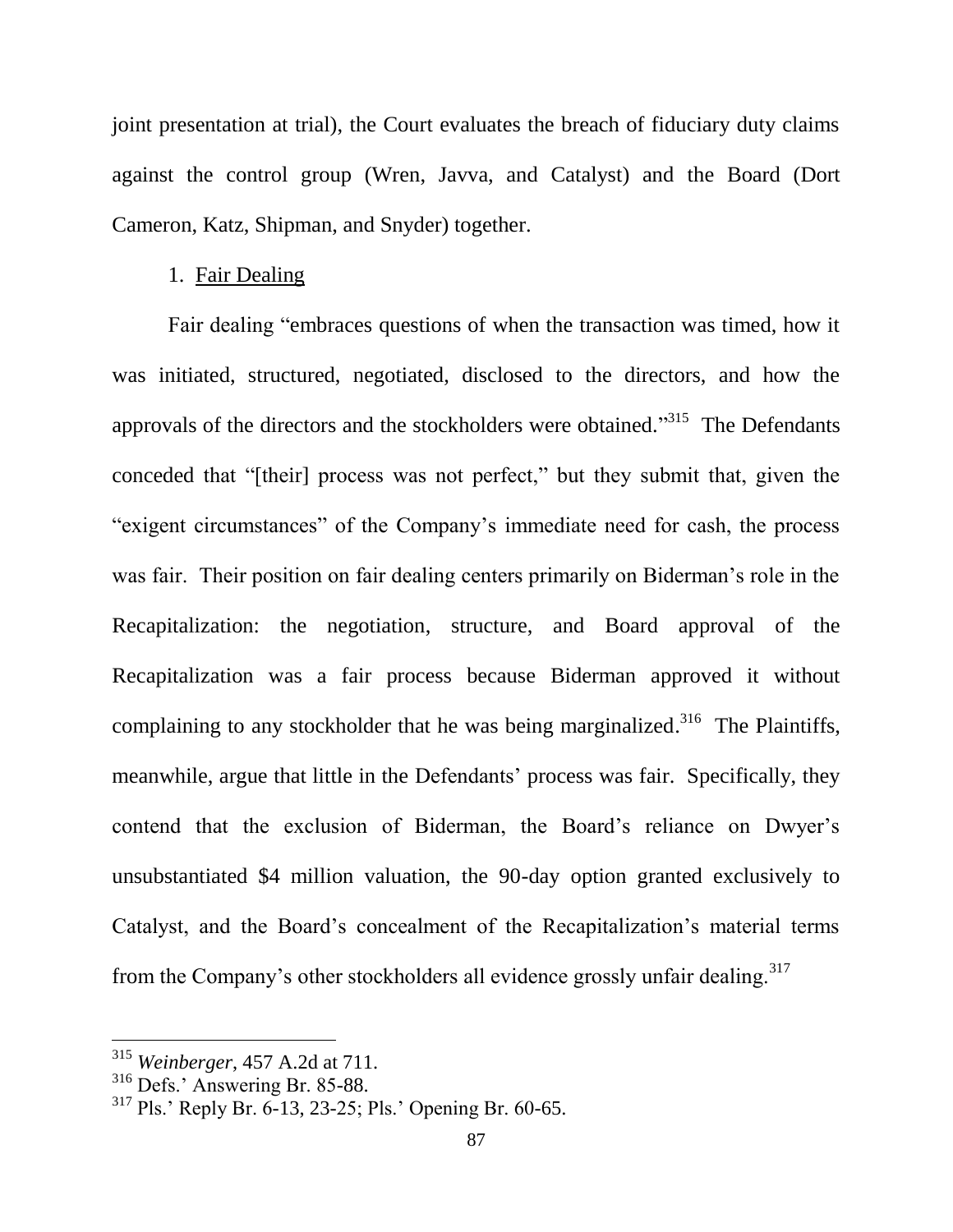joint presentation at trial), the Court evaluates the breach of fiduciary duty claims against the control group (Wren, Javva, and Catalyst) and the Board (Dort Cameron, Katz, Shipman, and Snyder) together.

1. Fair Dealing

Fair dealing "embraces questions of when the transaction was timed, how it was initiated, structured, negotiated, disclosed to the directors, and how the approvals of the directors and the stockholders were obtained."[315] The Defendants conceded that "[their] process was not perfect," but they submit that, given the "exigent circumstances" of the Company's immediate need for cash, the process was fair. Their position on fair dealing centers primarily on Biderman's role in the Recapitalization: the negotiation, structure, and Board approval of the Recapitalization was a fair process because Biderman approved it without complaining to any stockholder that he was being marginalized.[316] The Plaintiffs, meanwhile, argue that little in the Defendants' process was fair. Specifically, they contend that the exclusion of Biderman, the Board's reliance on Dwyer's unsubstantiated $4 million valuation, the 90-day option granted exclusively to Catalyst, and the Board's concealment of the Recapitalization's material terms from the Company's other stockholders all evidence grossly unfair dealing.[317]

---

[315] *Weinberger*, 457 A.2d at 711.

[316] Defs.' Answering Br. 85-88.

[317] Pls.' Reply Br. 6-13, 23-25; Pls.' Opening Br. 60-65.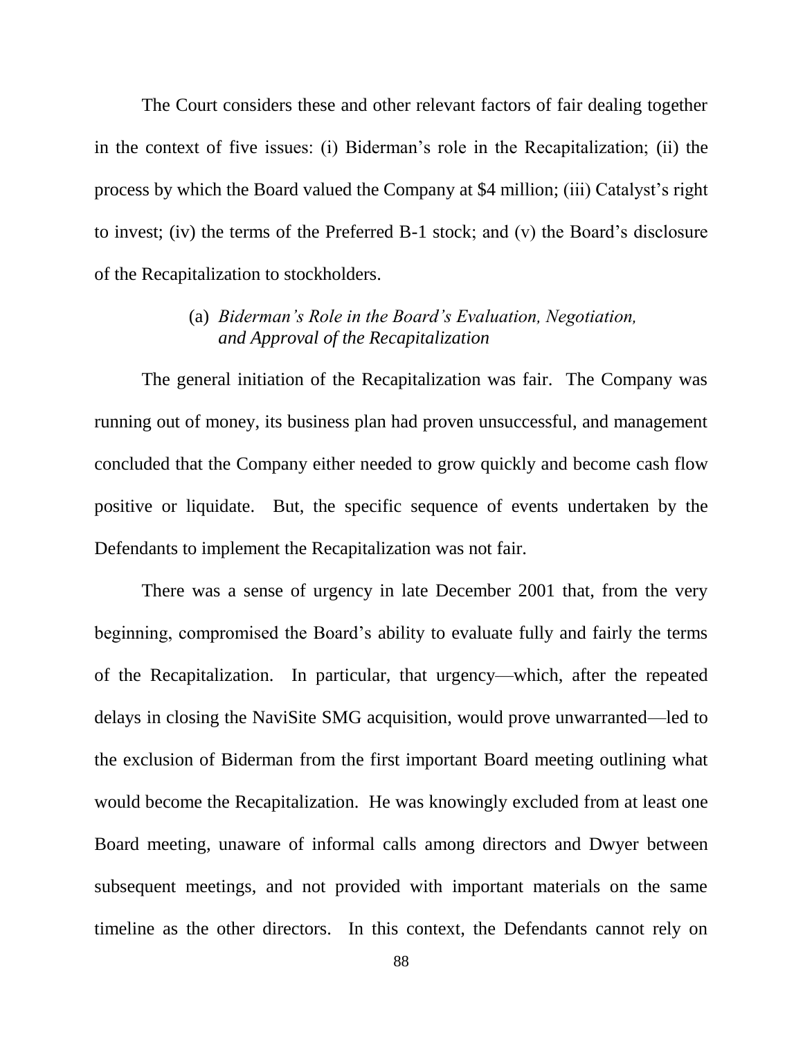The Court considers these and other relevant factors of fair dealing together in the context of five issues: (i) Biderman's role in the Recapitalization; (ii) the process by which the Board valued the Company at $4 million; (iii) Catalyst's right to invest; (iv) the terms of the Preferred B-1 stock; and (v) the Board's disclosure of the Recapitalization to stockholders.

(a) *Biderman's Role in the Board's Evaluation, Negotiation, and Approval of the Recapitalization*

The general initiation of the Recapitalization was fair. The Company was running out of money, its business plan had proven unsuccessful, and management concluded that the Company either needed to grow quickly and become cash flow positive or liquidate. But, the specific sequence of events undertaken by the Defendants to implement the Recapitalization was not fair.

There was a sense of urgency in late December 2001 that, from the very beginning, compromised the Board's ability to evaluate fully and fairly the terms of the Recapitalization. In particular, that urgency—which, after the repeated delays in closing the NaviSite SMG acquisition, would prove unwarranted—led to the exclusion of Biderman from the first important Board meeting outlining what would become the Recapitalization. He was knowingly excluded from at least one Board meeting, unaware of informal calls among directors and Dwyer between subsequent meetings, and not provided with important materials on the same timeline as the other directors. In this context, the Defendants cannot rely on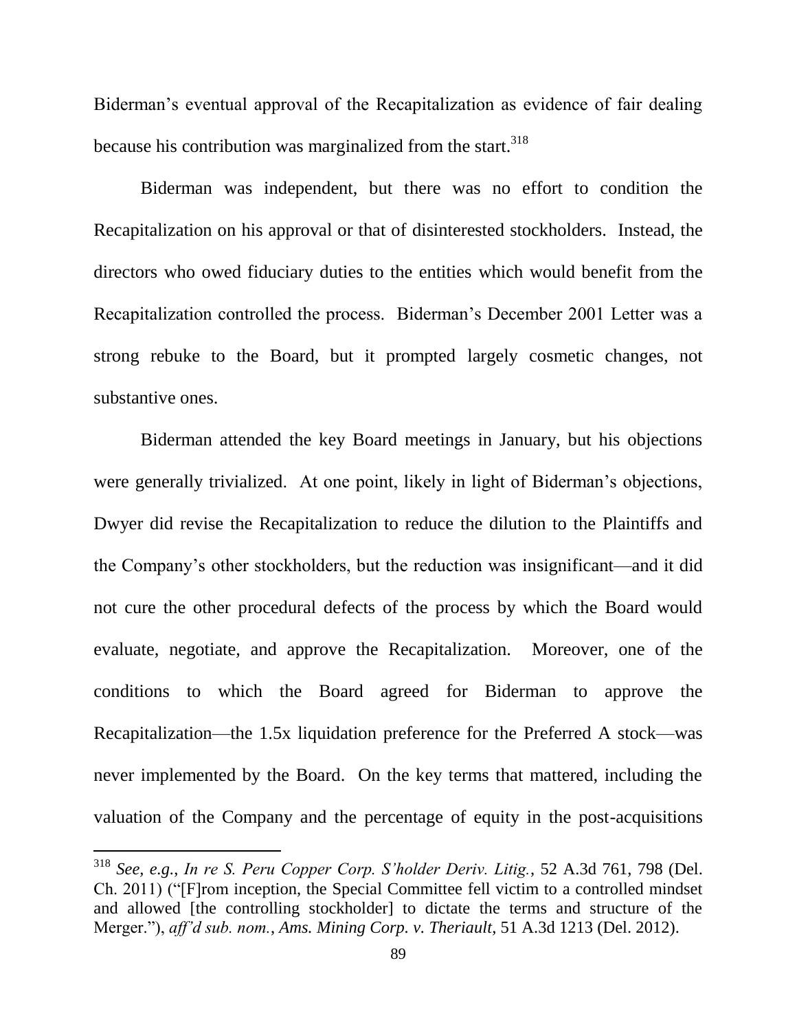Biderman's eventual approval of the Recapitalization as evidence of fair dealing because his contribution was marginalized from the start.[318]

Biderman was independent, but there was no effort to condition the Recapitalization on his approval or that of disinterested stockholders. Instead, the directors who owed fiduciary duties to the entities which would benefit from the Recapitalization controlled the process. Biderman's December 2001 Letter was a strong rebuke to the Board, but it prompted largely cosmetic changes, not substantive ones.

Biderman attended the key Board meetings in January, but his objections were generally trivialized. At one point, likely in light of Biderman's objections, Dwyer did revise the Recapitalization to reduce the dilution to the Plaintiffs and the Company's other stockholders, but the reduction was insignificant—and it did not cure the other procedural defects of the process by which the Board would evaluate, negotiate, and approve the Recapitalization. Moreover, one of the conditions to which the Board agreed for Biderman to approve the Recapitalization—the 1.5x liquidation preference for the Preferred A stock—was never implemented by the Board. On the key terms that mattered, including the valuation of the Company and the percentage of equity in the post-acquisitions

---

[318] *See, e.g.*, *In re S. Peru Copper Corp. S'holder Deriv. Litig.*, 52 A.3d 761, 798 (Del. Ch. 2011) ("[F]rom inception, the Special Committee fell victim to a controlled mindset and allowed [the controlling stockholder] to dictate the terms and structure of the Merger."), *aff'd sub. nom.*, *Ams. Mining Corp. v. Theriault*, 51 A.3d 1213 (Del. 2012).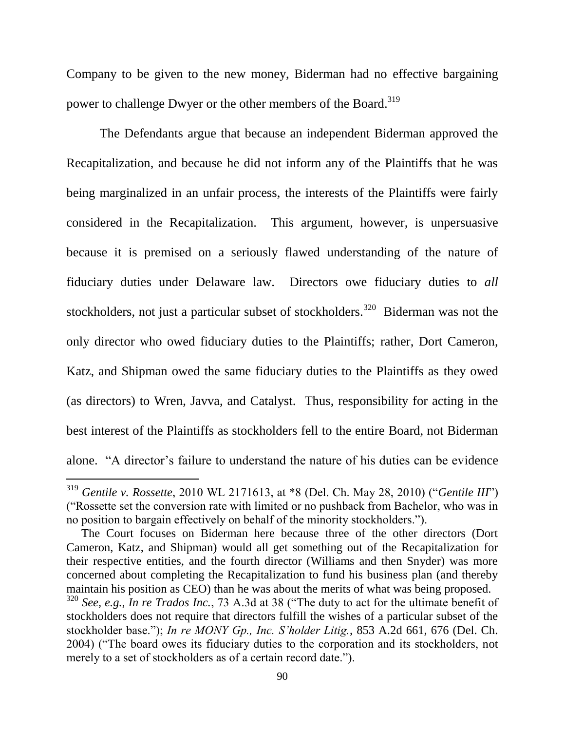Company to be given to the new money, Biderman had no effective bargaining power to challenge Dwyer or the other members of the Board.[319]

The Defendants argue that because an independent Biderman approved the Recapitalization, and because he did not inform any of the Plaintiffs that he was being marginalized in an unfair process, the interests of the Plaintiffs were fairly considered in the Recapitalization. This argument, however, is unpersuasive because it is premised on a seriously flawed understanding of the nature of fiduciary duties under Delaware law. Directors owe fiduciary duties to *all* stockholders, not just a particular subset of stockholders.[320] Biderman was not the only director who owed fiduciary duties to the Plaintiffs; rather, Dort Cameron, Katz, and Shipman owed the same fiduciary duties to the Plaintiffs as they owed (as directors) to Wren, Javva, and Catalyst. Thus, responsibility for acting in the best interest of the Plaintiffs as stockholders fell to the entire Board, not Biderman alone. "A director's failure to understand the nature of his duties can be evidence

---

[319] *Gentile v. Rossette*, 2010 WL 2171613, at *8 (Del. Ch. May 28, 2010) ("*Gentile III*") ("Rossette set the conversion rate with limited or no pushback from Bachelor, who was in no position to bargain effectively on behalf of the minority stockholders.").

The Court focuses on Biderman here because three of the other directors (Dort Cameron, Katz, and Shipman) would all get something out of the Recapitalization for their respective entities, and the fourth director (Williams and then Snyder) was more concerned about completing the Recapitalization to fund his business plan (and thereby maintain his position as CEO) than he was about the merits of what was being proposed.

[320] *See, e.g.*, *In re Trados Inc.*, 73 A.3d at 38 ("The duty to act for the ultimate benefit of stockholders does not require that directors fulfill the wishes of a particular subset of the stockholder base."); *In re MONY Gp., Inc. S'holder Litig.*, 853 A.2d 661, 676 (Del. Ch. 2004) ("The board owes its fiduciary duties to the corporation and its stockholders, not merely to a set of stockholders as of a certain record date.").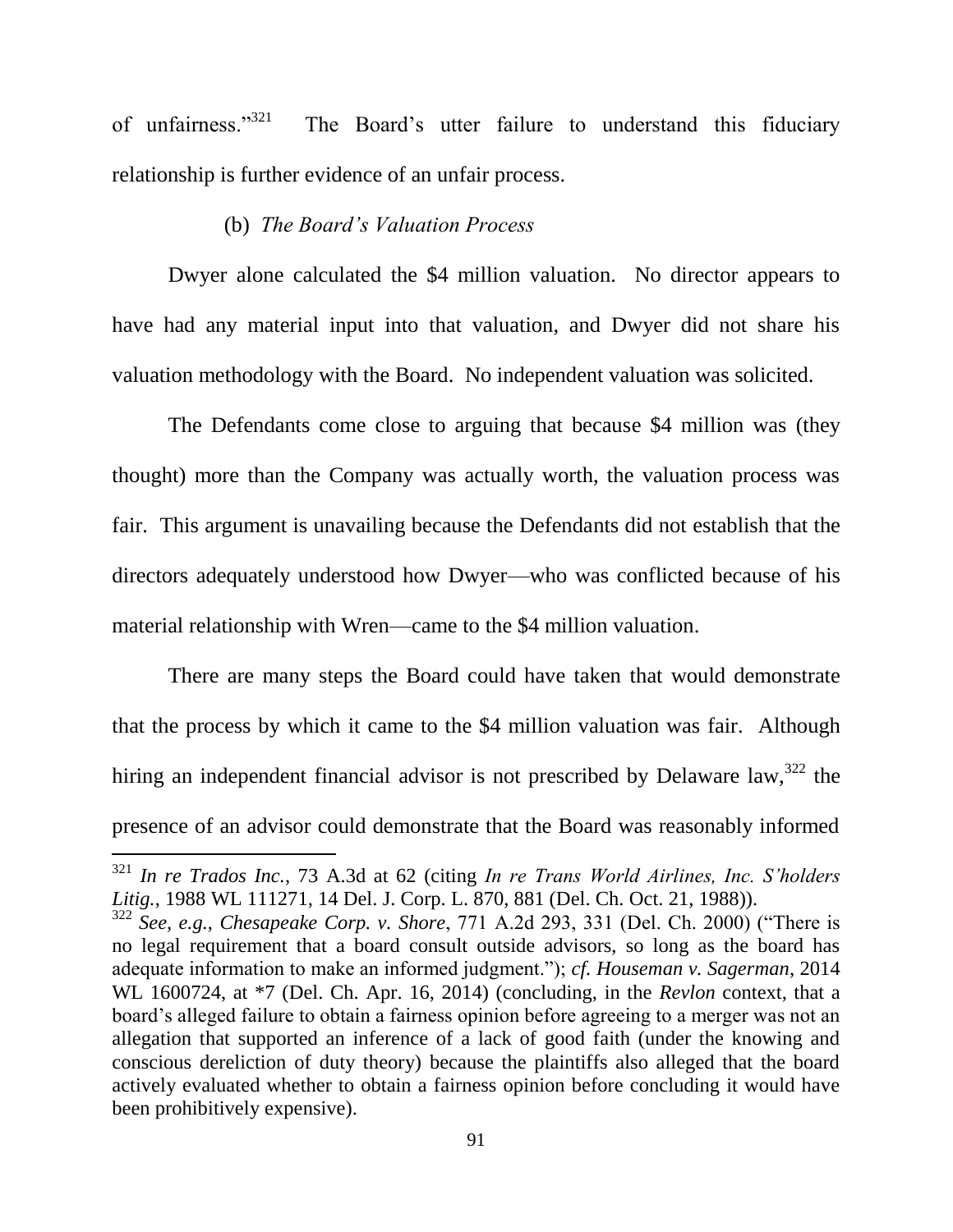of unfairness."[321] The Board's utter failure to understand this fiduciary relationship is further evidence of an unfair process.

(b) *The Board's Valuation Process*

Dwyer alone calculated the \$4 million valuation. No director appears to have had any material input into that valuation, and Dwyer did not share his valuation methodology with the Board. No independent valuation was solicited.

The Defendants come close to arguing that because \$4 million was (they thought) more than the Company was actually worth, the valuation process was fair. This argument is unavailing because the Defendants did not establish that the directors adequately understood how Dwyer—who was conflicted because of his material relationship with Wren—came to the \$4 million valuation.

There are many steps the Board could have taken that would demonstrate that the process by which it came to the \$4 million valuation was fair. Although hiring an independent financial advisor is not prescribed by Delaware law,[322] the presence of an advisor could demonstrate that the Board was reasonably informed

---

[321] *In re Trados Inc.*, 73 A.3d at 62 (citing *In re Trans World Airlines, Inc. S'holders Litig.*, 1988 WL 111271, 14 Del. J. Corp. L. 870, 881 (Del. Ch. Oct. 21, 1988)).

[322] *See, e.g.*, *Chesapeake Corp. v. Shore*, 771 A.2d 293, 331 (Del. Ch. 2000) ("There is no legal requirement that a board consult outside advisors, so long as the board has adequate information to make an informed judgment."); *cf. Houseman v. Sagerman*, 2014 WL 1600724, at *7 (Del. Ch. Apr. 16, 2014) (concluding, in the *Revlon* context, that a board's alleged failure to obtain a fairness opinion before agreeing to a merger was not an allegation that supported an inference of a lack of good faith (under the knowing and conscious dereliction of duty theory) because the plaintiffs also alleged that the board actively evaluated whether to obtain a fairness opinion before concluding it would have been prohibitively expensive).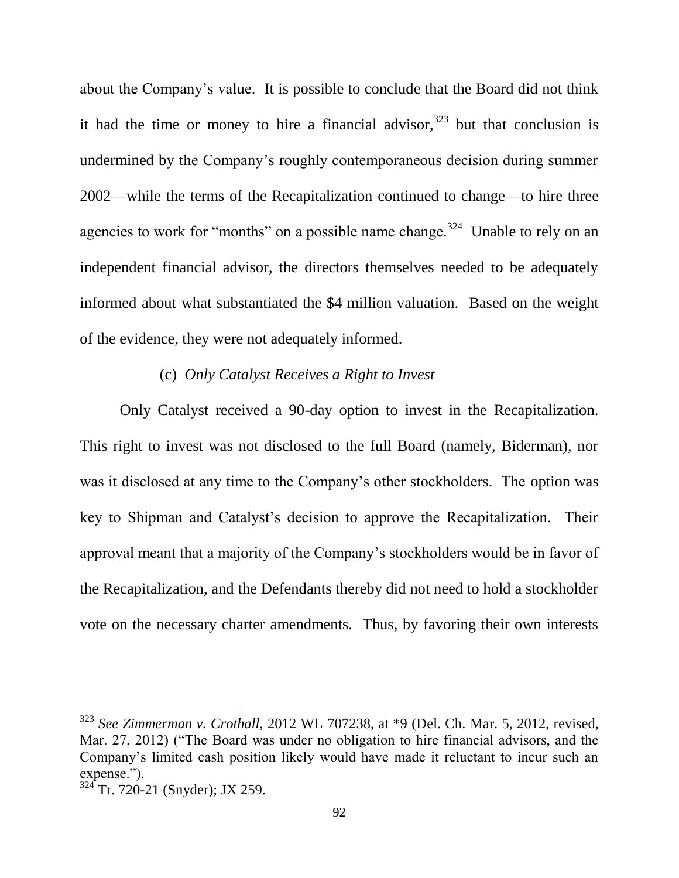about the Company's value. It is possible to conclude that the Board did not think it had the time or money to hire a financial advisor,[323] but that conclusion is undermined by the Company's roughly contemporaneous decision during summer 2002—while the terms of the Recapitalization continued to change—to hire three agencies to work for "months" on a possible name change.[324] Unable to rely on an independent financial advisor, the directors themselves needed to be adequately informed about what substantiated the $4 million valuation. Based on the weight of the evidence, they were not adequately informed.

(c) *Only Catalyst Receives a Right to Invest*

Only Catalyst received a 90-day option to invest in the Recapitalization. This right to invest was not disclosed to the full Board (namely, Biderman), nor was it disclosed at any time to the Company's other stockholders. The option was key to Shipman and Catalyst's decision to approve the Recapitalization. Their approval meant that a majority of the Company's stockholders would be in favor of the Recapitalization, and the Defendants thereby did not need to hold a stockholder vote on the necessary charter amendments. Thus, by favoring their own interests

---

[323] *See Zimmerman v. Crothall*, 2012 WL 707238, at *9 (Del. Ch. Mar. 5, 2012, revised, Mar. 27, 2012) ("The Board was under no obligation to hire financial advisors, and the Company's limited cash position likely would have made it reluctant to incur such an expense.").

[324] Tr. 720-21 (Snyder); JX 259.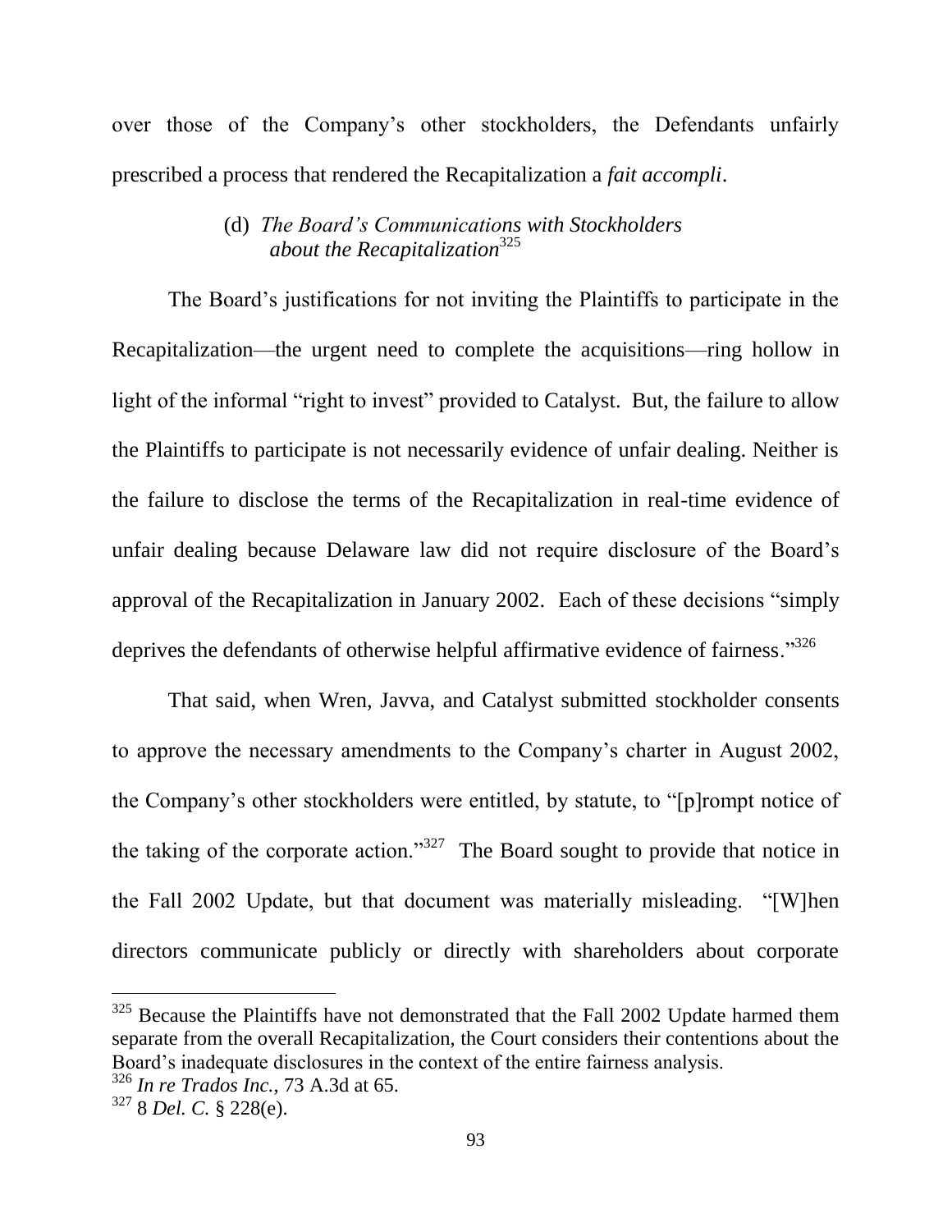over those of the Company's other stockholders, the Defendants unfairly prescribed a process that rendered the Recapitalization a *fait accompli*.

#### (d) *The Board's Communications with Stockholders about the Recapitalization*[325]

The Board's justifications for not inviting the Plaintiffs to participate in the Recapitalization—the urgent need to complete the acquisitions—ring hollow in light of the informal "right to invest" provided to Catalyst. But, the failure to allow the Plaintiffs to participate is not necessarily evidence of unfair dealing. Neither is the failure to disclose the terms of the Recapitalization in real-time evidence of unfair dealing because Delaware law did not require disclosure of the Board's approval of the Recapitalization in January 2002. Each of these decisions "simply deprives the defendants of otherwise helpful affirmative evidence of fairness."[326]

That said, when Wren, Javva, and Catalyst submitted stockholder consents to approve the necessary amendments to the Company's charter in August 2002, the Company's other stockholders were entitled, by statute, to "[p]rompt notice of the taking of the corporate action."[327] The Board sought to provide that notice in the Fall 2002 Update, but that document was materially misleading. "[W]hen directors communicate publicly or directly with shareholders about corporate

---

[325] Because the Plaintiffs have not demonstrated that the Fall 2002 Update harmed them separate from the overall Recapitalization, the Court considers their contentions about the Board's inadequate disclosures in the context of the entire fairness analysis.

[326] *In re Trados Inc.*, 73 A.3d at 65.

[327] 8 *Del. C.* § 228(e).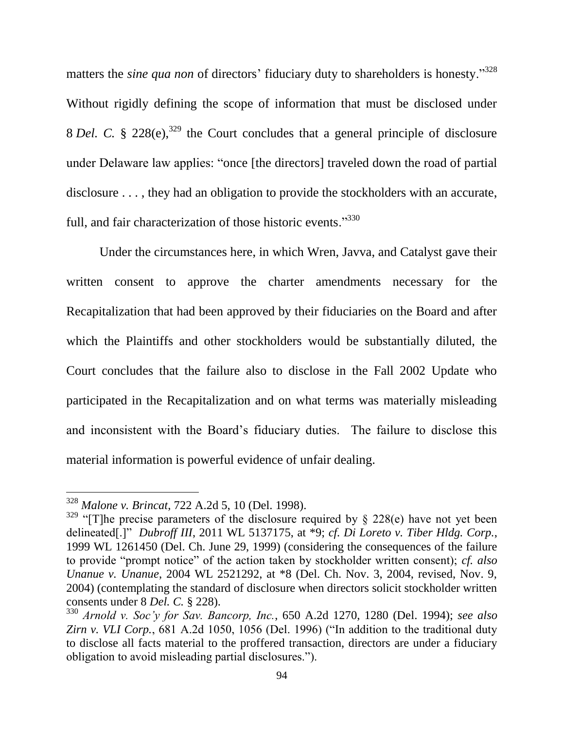matters the *sine qua non* of directors' fiduciary duty to shareholders is honesty."[328] Without rigidly defining the scope of information that must be disclosed under 8 *Del. C.* § 228(e),[329] the Court concludes that a general principle of disclosure under Delaware law applies: "once [the directors] traveled down the road of partial disclosure . . . , they had an obligation to provide the stockholders with an accurate, full, and fair characterization of those historic events."[330]

Under the circumstances here, in which Wren, Javva, and Catalyst gave their written consent to approve the charter amendments necessary for the Recapitalization that had been approved by their fiduciaries on the Board and after which the Plaintiffs and other stockholders would be substantially diluted, the Court concludes that the failure also to disclose in the Fall 2002 Update who participated in the Recapitalization and on what terms was materially misleading and inconsistent with the Board's fiduciary duties. The failure to disclose this material information is powerful evidence of unfair dealing.

---

[328] *Malone v. Brincat*, 722 A.2d 5, 10 (Del. 1998).

[329] "[T]he precise parameters of the disclosure required by § 228(e) have not yet been delineated[.]" *Dubroff III*, 2011 WL 5137175, at *9; *cf. Di Loreto v. Tiber Hldg. Corp.*, 1999 WL 1261450 (Del. Ch. June 29, 1999) (considering the consequences of the failure to provide "prompt notice" of the action taken by stockholder written consent); *cf. also Unanue v. Unanue*, 2004 WL 2521292, at *8 (Del. Ch. Nov. 3, 2004, revised, Nov. 9, 2004) (contemplating the standard of disclosure when directors solicit stockholder written consents under 8 *Del. C.* § 228).

[330] *Arnold v. Soc'y for Sav. Bancorp, Inc.*, 650 A.2d 1270, 1280 (Del. 1994); *see also Zirn v. VLI Corp.*, 681 A.2d 1050, 1056 (Del. 1996) ("In addition to the traditional duty to disclose all facts material to the proffered transaction, directors are under a fiduciary obligation to avoid misleading partial disclosures.").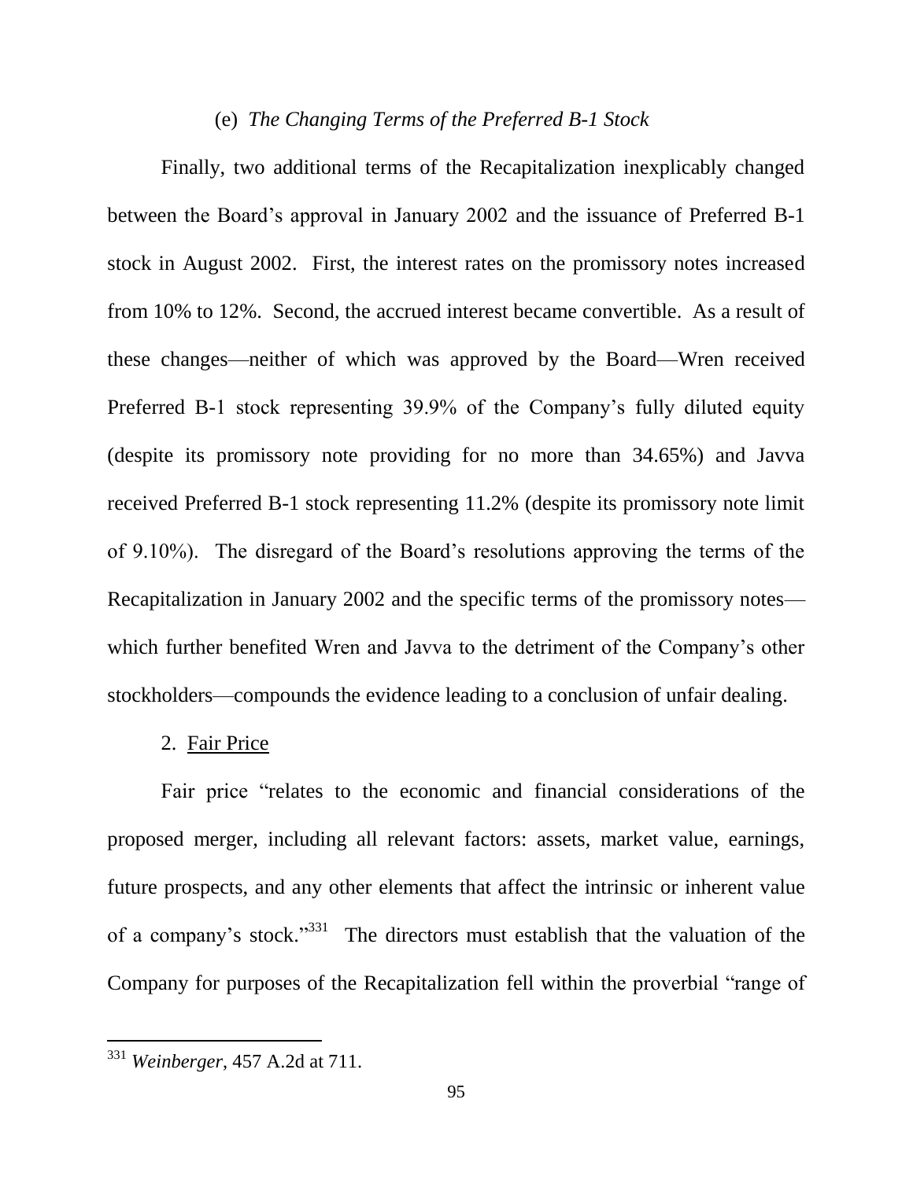(e) *The Changing Terms of the Preferred B-1 Stock*

Finally, two additional terms of the Recapitalization inexplicably changed between the Board's approval in January 2002 and the issuance of Preferred B-1 stock in August 2002. First, the interest rates on the promissory notes increased from 10% to 12%. Second, the accrued interest became convertible. As a result of these changes—neither of which was approved by the Board—Wren received Preferred B-1 stock representing 39.9% of the Company's fully diluted equity (despite its promissory note providing for no more than 34.65%) and Javva received Preferred B-1 stock representing 11.2% (despite its promissory note limit of 9.10%). The disregard of the Board's resolutions approving the terms of the Recapitalization in January 2002 and the specific terms of the promissory notes—which further benefited Wren and Javva to the detriment of the Company's other stockholders—compounds the evidence leading to a conclusion of unfair dealing.

2. <u>Fair Price</u>

Fair price "relates to the economic and financial considerations of the proposed merger, including all relevant factors: assets, market value, earnings, future prospects, and any other elements that affect the intrinsic or inherent value of a company's stock."[331] The directors must establish that the valuation of the Company for purposes of the Recapitalization fell within the proverbial "range of

---

[331] *Weinberger*, 457 A.2d at 711.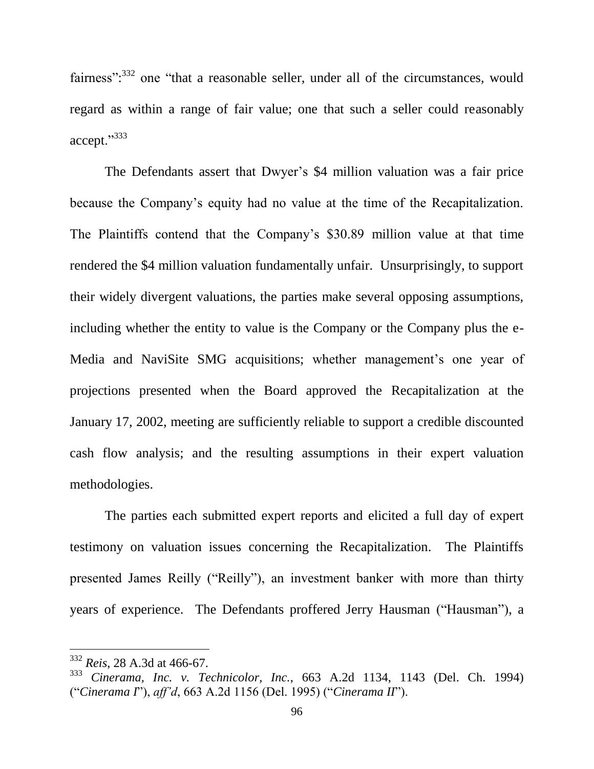fairness":[332] one "that a reasonable seller, under all of the circumstances, would regard as within a range of fair value; one that such a seller could reasonably accept."[333]

The Defendants assert that Dwyer's $4 million valuation was a fair price because the Company's equity had no value at the time of the Recapitalization. The Plaintiffs contend that the Company's $30.89 million value at that time rendered the $4 million valuation fundamentally unfair. Unsurprisingly, to support their widely divergent valuations, the parties make several opposing assumptions, including whether the entity to value is the Company or the Company plus the e-Media and NaviSite SMG acquisitions; whether management's one year of projections presented when the Board approved the Recapitalization at the January 17, 2002, meeting are sufficiently reliable to support a credible discounted cash flow analysis; and the resulting assumptions in their expert valuation methodologies.

The parties each submitted expert reports and elicited a full day of expert testimony on valuation issues concerning the Recapitalization. The Plaintiffs presented James Reilly ("Reilly"), an investment banker with more than thirty years of experience. The Defendants proffered Jerry Hausman ("Hausman"), a

---

[332] *Reis*, 28 A.3d at 466-67.

[333] *Cinerama, Inc. v. Technicolor, Inc.*, 663 A.2d 1134, 1143 (Del. Ch. 1994) ("*Cinerama I*"), *aff'd*, 663 A.2d 1156 (Del. 1995) ("*Cinerama II*").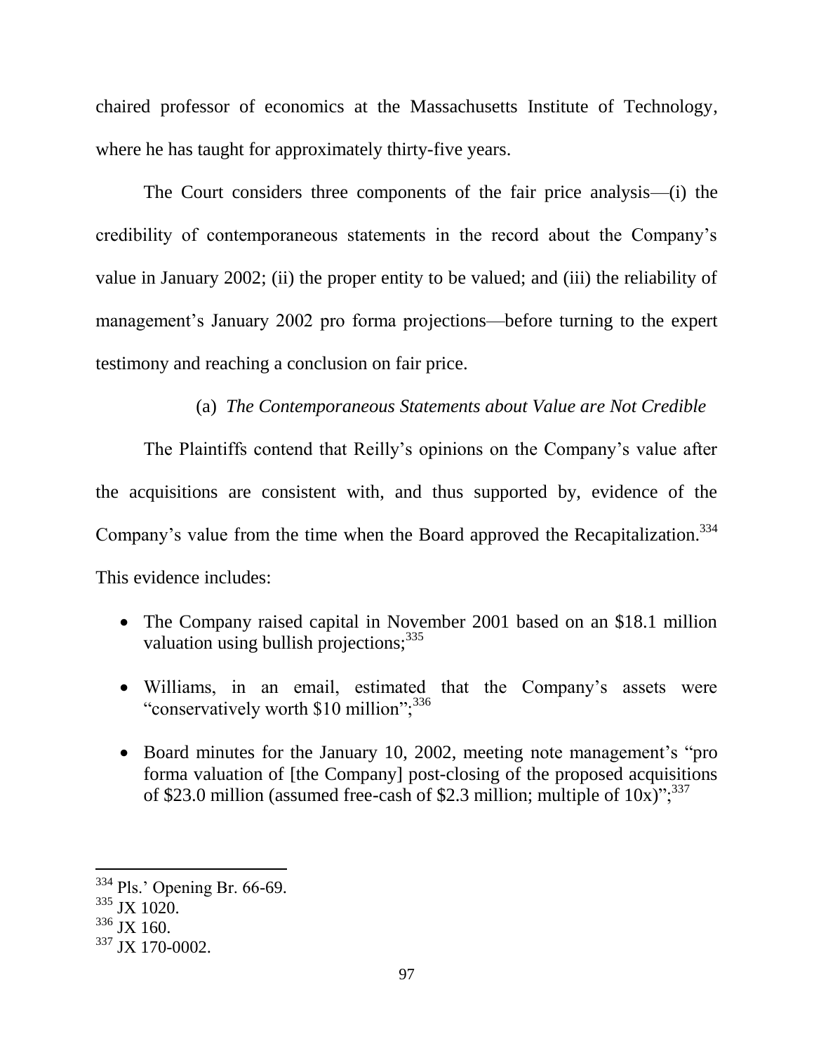chaired professor of economics at the Massachusetts Institute of Technology, where he has taught for approximately thirty-five years.

The Court considers three components of the fair price analysis—(i) the credibility of contemporaneous statements in the record about the Company's value in January 2002; (ii) the proper entity to be valued; and (iii) the reliability of management's January 2002 pro forma projections—before turning to the expert testimony and reaching a conclusion on fair price.

(a) *The Contemporaneous Statements about Value are Not Credible*

The Plaintiffs contend that Reilly's opinions on the Company's value after the acquisitions are consistent with, and thus supported by, evidence of the Company's value from the time when the Board approved the Recapitalization.[334] This evidence includes:

- The Company raised capital in November 2001 based on an $18.1 million valuation using bullish projections;[335]
- Williams, in an email, estimated that the Company's assets were "conservatively worth $10 million";[336]
- Board minutes for the January 10, 2002, meeting note management's "pro forma valuation of [the Company] post-closing of the proposed acquisitions of $23.0 million (assumed free-cash of $2.3 million; multiple of 10x)";[337]

[334] Pls.' Opening Br. 66-69.
[335] JX 1020.
[336] JX 160.
[337] JX 170-0002.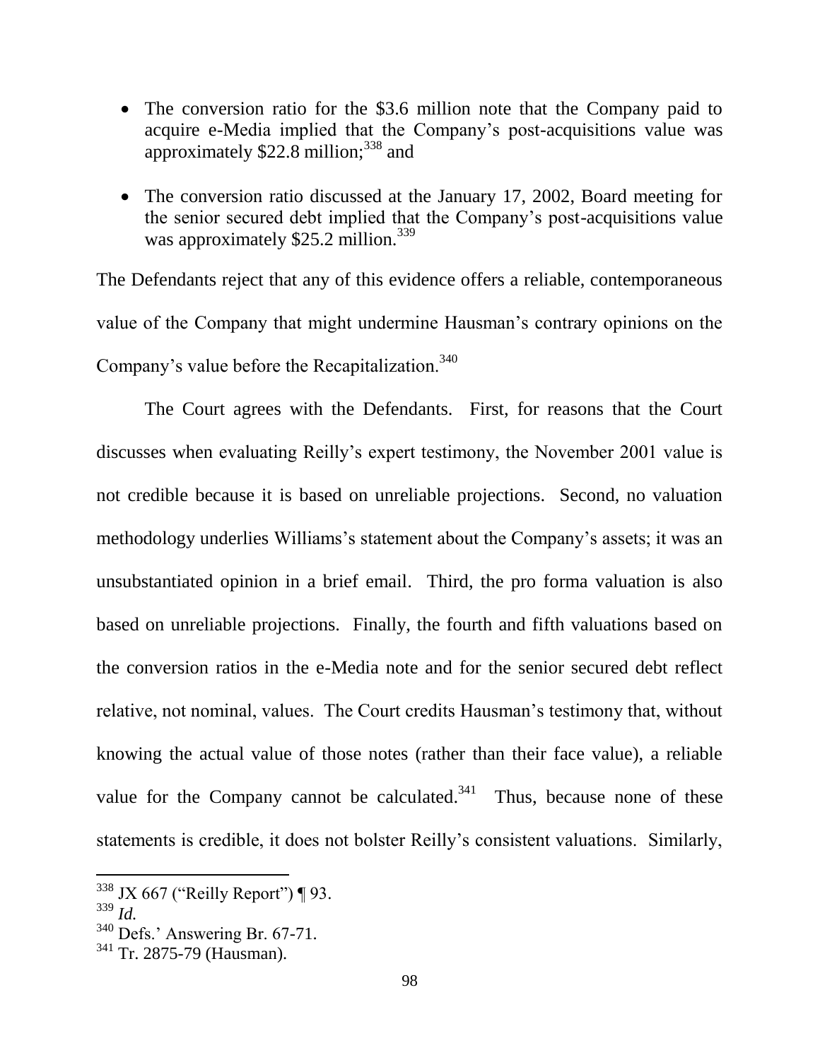- The conversion ratio for the $3.6 million note that the Company paid to acquire e-Media implied that the Company's post-acquisitions value was approximately $22.8 million;[338] and
- The conversion ratio discussed at the January 17, 2002, Board meeting for the senior secured debt implied that the Company's post-acquisitions value was approximately $25.2 million.[339]

The Defendants reject that any of this evidence offers a reliable, contemporaneous value of the Company that might undermine Hausman's contrary opinions on the Company's value before the Recapitalization.[340]

The Court agrees with the Defendants. First, for reasons that the Court discusses when evaluating Reilly's expert testimony, the November 2001 value is not credible because it is based on unreliable projections. Second, no valuation methodology underlies Williams's statement about the Company's assets; it was an unsubstantiated opinion in a brief email. Third, the pro forma valuation is also based on unreliable projections. Finally, the fourth and fifth valuations based on the conversion ratios in the e-Media note and for the senior secured debt reflect relative, not nominal, values. The Court credits Hausman's testimony that, without knowing the actual value of those notes (rather than their face value), a reliable value for the Company cannot be calculated.[341] Thus, because none of these statements is credible, it does not bolster Reilly's consistent valuations. Similarly,

---

[338] JX 667 ("Reilly Report") ¶ 93.

[339] *Id.*

[340] Defs.' Answering Br. 67-71.

[341] Tr. 2875-79 (Hausman).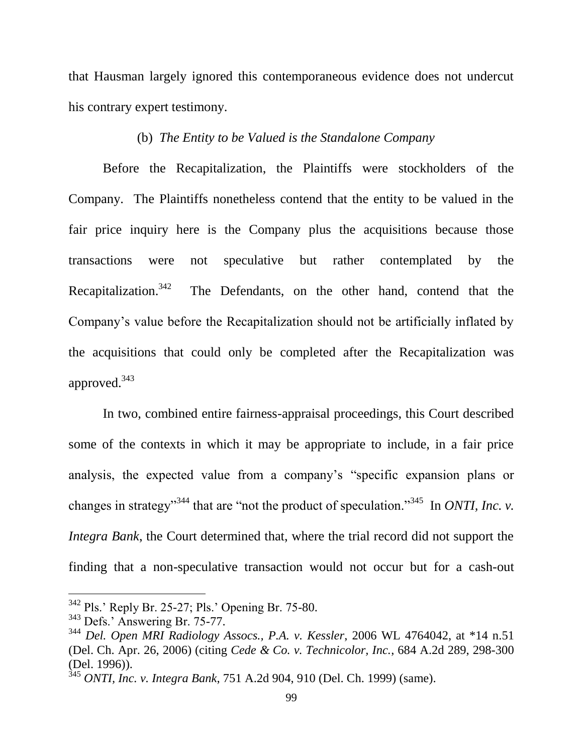that Hausman largely ignored this contemporaneous evidence does not undercut his contrary expert testimony.

### (b) *The Entity to be Valued is the Standalone Company*

Before the Recapitalization, the Plaintiffs were stockholders of the Company. The Plaintiffs nonetheless contend that the entity to be valued in the fair price inquiry here is the Company plus the acquisitions because those transactions were not speculative but rather contemplated by the Recapitalization.[342] The Defendants, on the other hand, contend that the Company's value before the Recapitalization should not be artificially inflated by the acquisitions that could only be completed after the Recapitalization was approved.[343]

In two, combined entire fairness-appraisal proceedings, this Court described some of the contexts in which it may be appropriate to include, in a fair price analysis, the expected value from a company's "specific expansion plans or changes in strategy"[344] that are "not the product of speculation."[345] In *ONTI, Inc. v. Integra Bank*, the Court determined that, where the trial record did not support the finding that a non-speculative transaction would not occur but for a cash-out

---

[342] Pls.' Reply Br. 25-27; Pls.' Opening Br. 75-80.

[343] Defs.' Answering Br. 75-77.

[344] *Del. Open MRI Radiology Assocs., P.A. v. Kessler*, 2006 WL 4764042, at *14 n.51 (Del. Ch. Apr. 26, 2006) (citing *Cede & Co. v. Technicolor, Inc.*, 684 A.2d 289, 298-300 (Del. 1996)).

[345] *ONTI, Inc. v. Integra Bank*, 751 A.2d 904, 910 (Del. Ch. 1999) (same).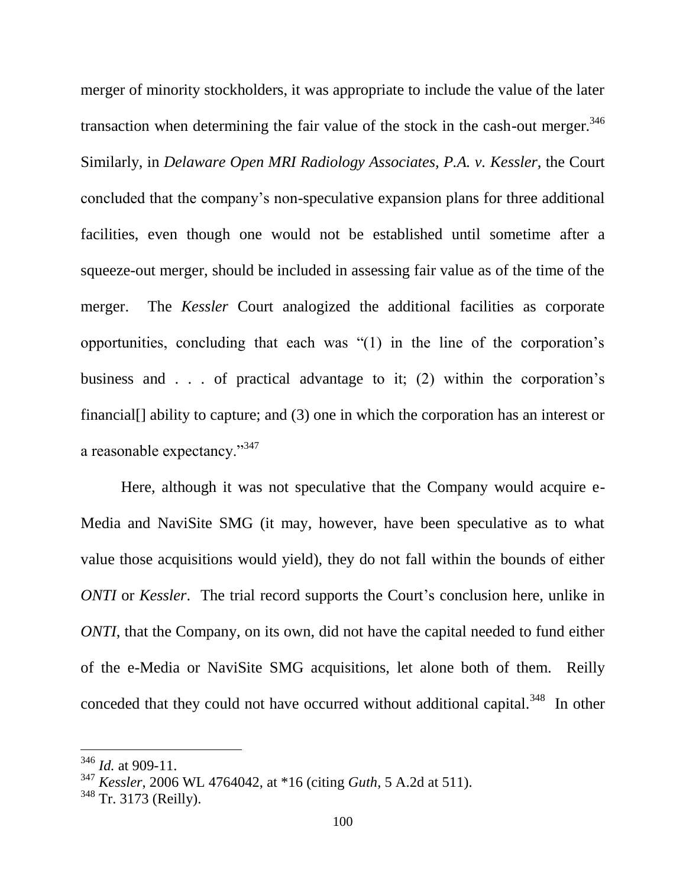merger of minority stockholders, it was appropriate to include the value of the later transaction when determining the fair value of the stock in the cash-out merger.[346] Similarly, in *Delaware Open MRI Radiology Associates, P.A. v. Kessler*, the Court concluded that the company's non-speculative expansion plans for three additional facilities, even though one would not be established until sometime after a squeeze-out merger, should be included in assessing fair value as of the time of the merger. The *Kessler* Court analogized the additional facilities as corporate opportunities, concluding that each was "(1) in the line of the corporation's business and . . . of practical advantage to it; (2) within the corporation's financial[] ability to capture; and (3) one in which the corporation has an interest or a reasonable expectancy."[347]

Here, although it was not speculative that the Company would acquire e-Media and NaviSite SMG (it may, however, have been speculative as to what value those acquisitions would yield), they do not fall within the bounds of either *ONTI* or *Kessler*. The trial record supports the Court's conclusion here, unlike in *ONTI*, that the Company, on its own, did not have the capital needed to fund either of the e-Media or NaviSite SMG acquisitions, let alone both of them. Reilly conceded that they could not have occurred without additional capital.[348] In other

---

[346] *Id.* at 909-11.

[347] *Kessler*, 2006 WL 4764042, at *16 (citing *Guth*, 5 A.2d at 511).

[348] Tr. 3173 (Reilly).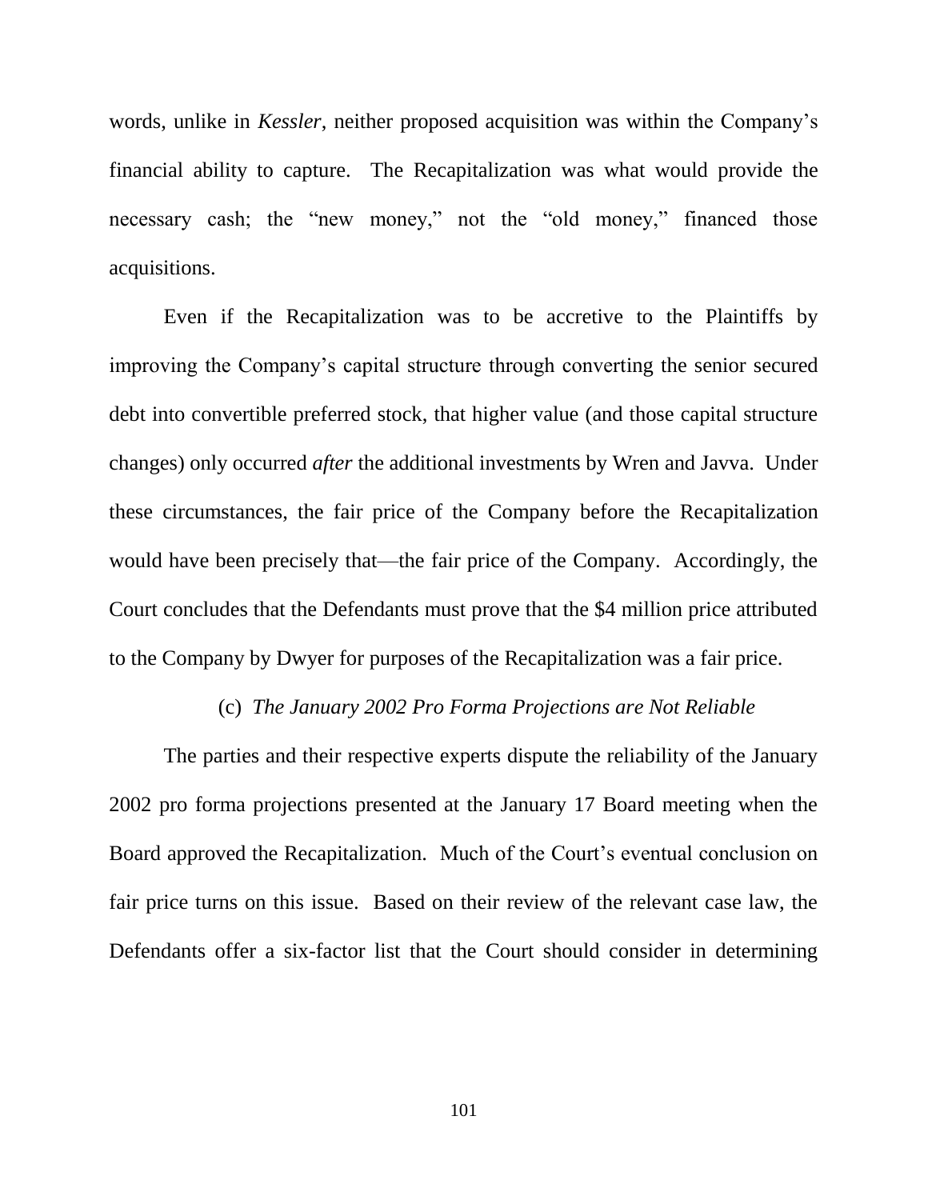words, unlike in *Kessler*, neither proposed acquisition was within the Company's financial ability to capture. The Recapitalization was what would provide the necessary cash; the "new money," not the "old money," financed those acquisitions.

Even if the Recapitalization was to be accretive to the Plaintiffs by improving the Company's capital structure through converting the senior secured debt into convertible preferred stock, that higher value (and those capital structure changes) only occurred *after* the additional investments by Wren and Javva. Under these circumstances, the fair price of the Company before the Recapitalization would have been precisely that—the fair price of the Company. Accordingly, the Court concludes that the Defendants must prove that the $4 million price attributed to the Company by Dwyer for purposes of the Recapitalization was a fair price.

(c) *The January 2002 Pro Forma Projections are Not Reliable*

The parties and their respective experts dispute the reliability of the January 2002 pro forma projections presented at the January 17 Board meeting when the Board approved the Recapitalization. Much of the Court's eventual conclusion on fair price turns on this issue. Based on their review of the relevant case law, the Defendants offer a six-factor list that the Court should consider in determining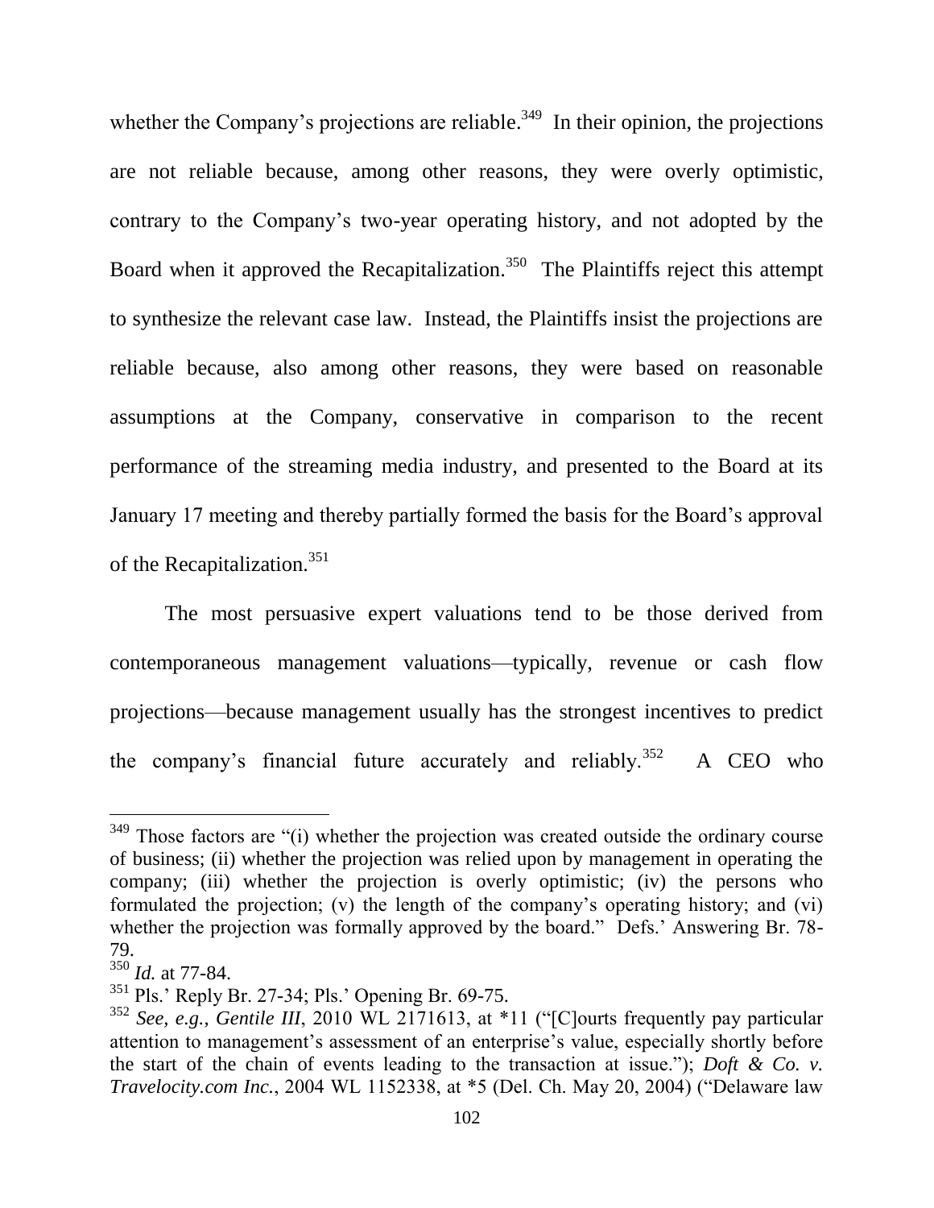whether the Company's projections are reliable.[349] In their opinion, the projections are not reliable because, among other reasons, they were overly optimistic, contrary to the Company's two-year operating history, and not adopted by the Board when it approved the Recapitalization.[350] The Plaintiffs reject this attempt to synthesize the relevant case law. Instead, the Plaintiffs insist the projections are reliable because, also among other reasons, they were based on reasonable assumptions at the Company, conservative in comparison to the recent performance of the streaming media industry, and presented to the Board at its January 17 meeting and thereby partially formed the basis for the Board's approval of the Recapitalization.[351]

The most persuasive expert valuations tend to be those derived from contemporaneous management valuations—typically, revenue or cash flow projections—because management usually has the strongest incentives to predict the company's financial future accurately and reliably.[352] A CEO who

---

[349] Those factors are "(i) whether the projection was created outside the ordinary course of business; (ii) whether the projection was relied upon by management in operating the company; (iii) whether the projection is overly optimistic; (iv) the persons who formulated the projection; (v) the length of the company's operating history; and (vi) whether the projection was formally approved by the board." Defs.' Answering Br. 78-79.

[350] *Id.* at 77-84.

[351] Pls.' Reply Br. 27-34; Pls.' Opening Br. 69-75.

[352] *See, e.g.*, *Gentile III*, 2010 WL 2171613, at *11 ("[C]ourts frequently pay particular attention to management's assessment of an enterprise's value, especially shortly before the start of the chain of events leading to the transaction at issue."); *Doft & Co. v. Travelocity.com Inc.*, 2004 WL 1152338, at *5 (Del. Ch. May 20, 2004) ("Delaware law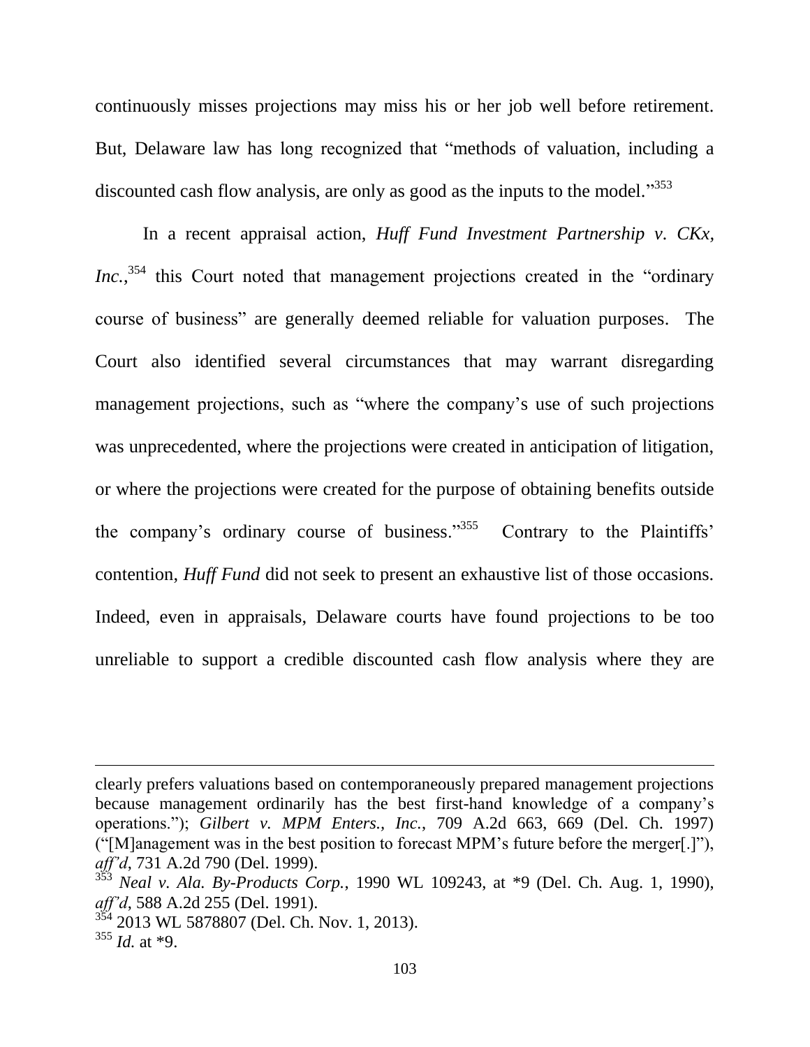continuously misses projections may miss his or her job well before retirement. But, Delaware law has long recognized that "methods of valuation, including a discounted cash flow analysis, are only as good as the inputs to the model."[353]

In a recent appraisal action, *Huff Fund Investment Partnership v. CKx, Inc.*,[354] this Court noted that management projections created in the "ordinary course of business" are generally deemed reliable for valuation purposes. The Court also identified several circumstances that may warrant disregarding management projections, such as "where the company's use of such projections was unprecedented, where the projections were created in anticipation of litigation, or where the projections were created for the purpose of obtaining benefits outside the company's ordinary course of business."[355] Contrary to the Plaintiffs' contention, *Huff Fund* did not seek to present an exhaustive list of those occasions. Indeed, even in appraisals, Delaware courts have found projections to be too unreliable to support a credible discounted cash flow analysis where they are

---

clearly prefers valuations based on contemporaneously prepared management projections because management ordinarily has the best first-hand knowledge of a company's operations."); *Gilbert v. MPM Enters., Inc.*, 709 A.2d 663, 669 (Del. Ch. 1997) ("[M]anagement was in the best position to forecast MPM's future before the merger[.]"), *aff'd*, 731 A.2d 790 (Del. 1999).

[353] *Neal v. Ala. By-Products Corp.*, 1990 WL 109243, at *9 (Del. Ch. Aug. 1, 1990), *aff'd*, 588 A.2d 255 (Del. 1991).

[354] 2013 WL 5878807 (Del. Ch. Nov. 1, 2013).

[355] *Id.* at *9.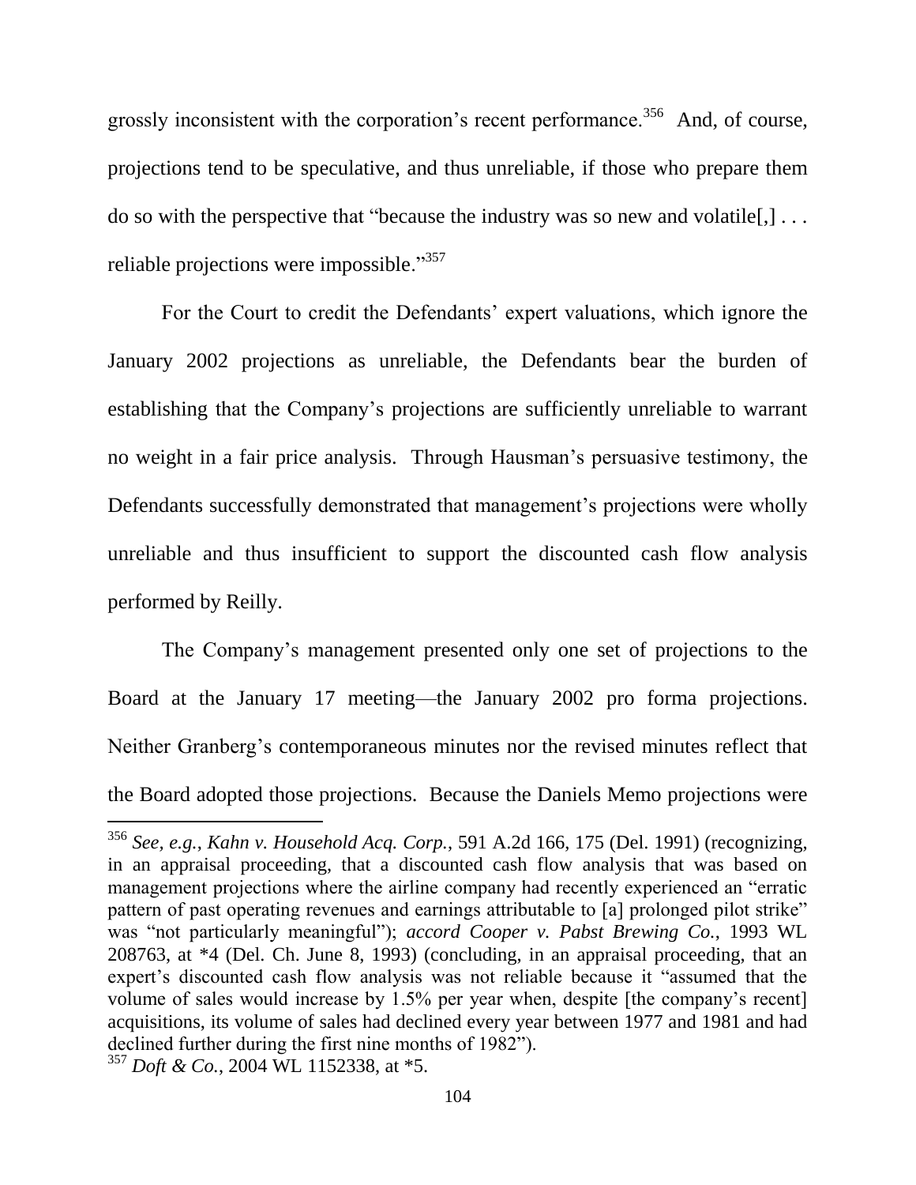grossly inconsistent with the corporation's recent performance.[356] And, of course, projections tend to be speculative, and thus unreliable, if those who prepare them do so with the perspective that "because the industry was so new and volatile[,] . . . reliable projections were impossible."[357]

For the Court to credit the Defendants' expert valuations, which ignore the January 2002 projections as unreliable, the Defendants bear the burden of establishing that the Company's projections are sufficiently unreliable to warrant no weight in a fair price analysis. Through Hausman's persuasive testimony, the Defendants successfully demonstrated that management's projections were wholly unreliable and thus insufficient to support the discounted cash flow analysis performed by Reilly.

The Company's management presented only one set of projections to the Board at the January 17 meeting—the January 2002 pro forma projections. Neither Granberg's contemporaneous minutes nor the revised minutes reflect that the Board adopted those projections. Because the Daniels Memo projections were

---

[356] *See, e.g.*, *Kahn v. Household Acq. Corp.*, 591 A.2d 166, 175 (Del. 1991) (recognizing, in an appraisal proceeding, that a discounted cash flow analysis that was based on management projections where the airline company had recently experienced an "erratic pattern of past operating revenues and earnings attributable to [a] prolonged pilot strike" was "not particularly meaningful"); *accord Cooper v. Pabst Brewing Co.*, 1993 WL 208763, at *4 (Del. Ch. June 8, 1993) (concluding, in an appraisal proceeding, that an expert's discounted cash flow analysis was not reliable because it "assumed that the volume of sales would increase by 1.5% per year when, despite [the company's recent] acquisitions, its volume of sales had declined every year between 1977 and 1981 and had declined further during the first nine months of 1982").

[357] *Doft & Co.*, 2004 WL 1152338, at *5.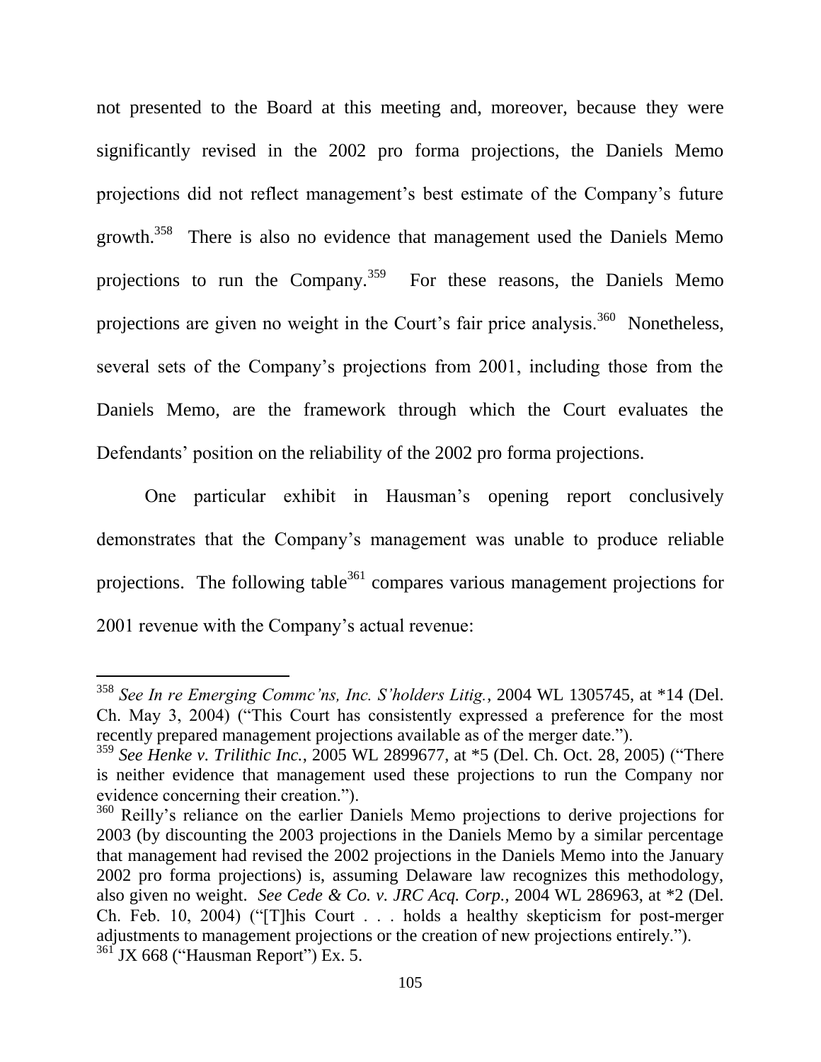not presented to the Board at this meeting and, moreover, because they were significantly revised in the 2002 pro forma projections, the Daniels Memo projections did not reflect management's best estimate of the Company's future growth.[358] There is also no evidence that management used the Daniels Memo projections to run the Company.[359] For these reasons, the Daniels Memo projections are given no weight in the Court's fair price analysis.[360] Nonetheless, several sets of the Company's projections from 2001, including those from the Daniels Memo, are the framework through which the Court evaluates the Defendants' position on the reliability of the 2002 pro forma projections.

One particular exhibit in Hausman's opening report conclusively demonstrates that the Company's management was unable to produce reliable projections. The following table[361] compares various management projections for 2001 revenue with the Company's actual revenue:

---

[358] *See In re Emerging Commc'ns, Inc. S'holders Litig.*, 2004 WL 1305745, at *14 (Del. Ch. May 3, 2004) ("This Court has consistently expressed a preference for the most recently prepared management projections available as of the merger date.").

[359] *See Henke v. Trilithic Inc.*, 2005 WL 2899677, at *5 (Del. Ch. Oct. 28, 2005) ("There is neither evidence that management used these projections to run the Company nor evidence concerning their creation.").

[360] Reilly's reliance on the earlier Daniels Memo projections to derive projections for 2003 (by discounting the 2003 projections in the Daniels Memo by a similar percentage that management had revised the 2002 projections in the Daniels Memo into the January 2002 pro forma projections) is, assuming Delaware law recognizes this methodology, also given no weight. *See Cede & Co. v. JRC Acq. Corp.*, 2004 WL 286963, at *2 (Del. Ch. Feb. 10, 2004) ("[T]his Court . . . holds a healthy skepticism for post-merger adjustments to management projections or the creation of new projections entirely.").

[361] JX 668 ("Hausman Report") Ex. 5.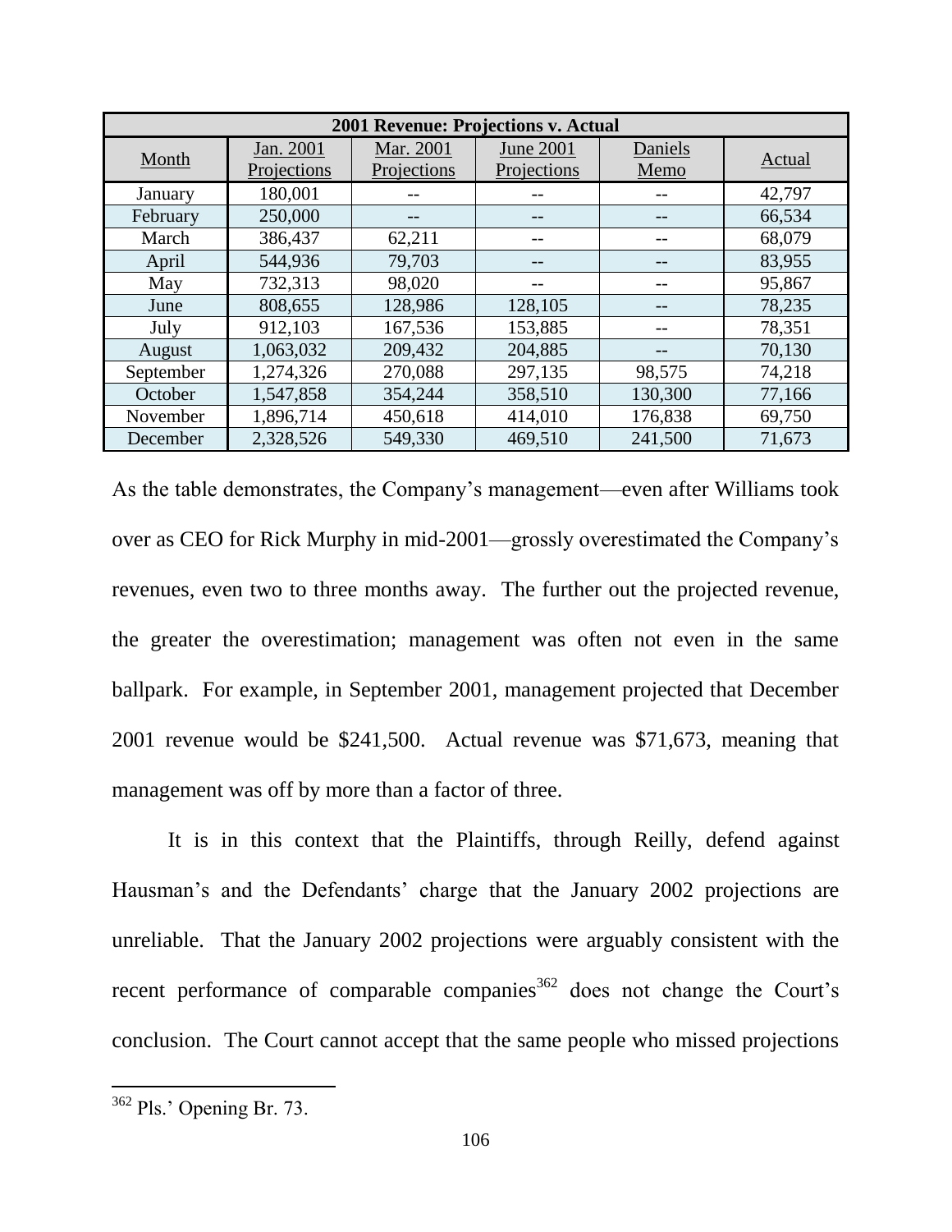| 2001 Revenue: Projections v. Actual | | | | | |
|---|---|---|---|---|---|
| Month | Jan. 2001 Projections | Mar. 2001 Projections | June 2001 Projections | Daniels Memo | Actual |
| January | 180,001 | -- | -- | -- | 42,797 |
| February | 250,000 | -- | -- | -- | 66,534 |
| March | 386,437 | 62,211 | -- | -- | 68,079 |
| April | 544,936 | 79,703 | -- | -- | 83,955 |
| May | 732,313 | 98,020 | -- | -- | 95,867 |
| June | 808,655 | 128,986 | 128,105 | -- | 78,235 |
| July | 912,103 | 167,536 | 153,885 | -- | 78,351 |
| August | 1,063,032 | 209,432 | 204,885 | -- | 70,130 |
| September | 1,274,326 | 270,088 | 297,135 | 98,575 | 74,218 |
| October | 1,547,858 | 354,244 | 358,510 | 130,300 | 77,166 |
| November | 1,896,714 | 450,618 | 414,010 | 176,838 | 69,750 |
| December | 2,328,526 | 549,330 | 469,510 | 241,500 | 71,673 |

As the table demonstrates, the Company's management—even after Williams took over as CEO for Rick Murphy in mid-2001—grossly overestimated the Company's revenues, even two to three months away. The further out the projected revenue, the greater the overestimation; management was often not even in the same ballpark. For example, in September 2001, management projected that December 2001 revenue would be $241,500. Actual revenue was $71,673, meaning that management was off by more than a factor of three.

It is in this context that the Plaintiffs, through Reilly, defend against Hausman's and the Defendants' charge that the January 2002 projections are unreliable. That the January 2002 projections were arguably consistent with the recent performance of comparable companies[362] does not change the Court's conclusion. The Court cannot accept that the same people who missed projections

[362] Pls.' Opening Br. 73.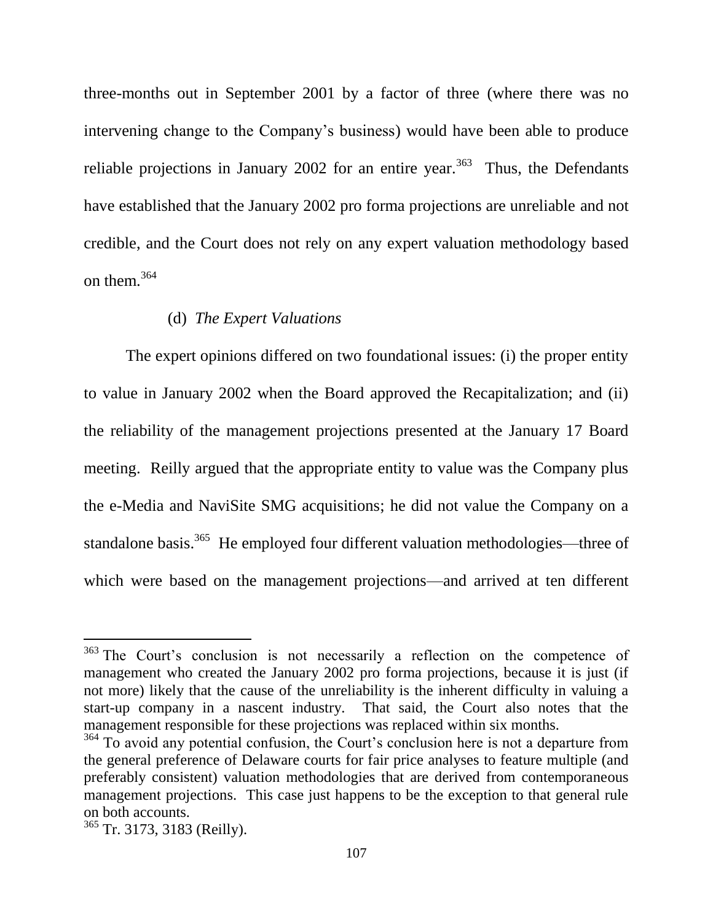three-months out in September 2001 by a factor of three (where there was no intervening change to the Company's business) would have been able to produce reliable projections in January 2002 for an entire year.[363] Thus, the Defendants have established that the January 2002 pro forma projections are unreliable and not credible, and the Court does not rely on any expert valuation methodology based on them.[364]

(d) *The Expert Valuations*

The expert opinions differed on two foundational issues: (i) the proper entity to value in January 2002 when the Board approved the Recapitalization; and (ii) the reliability of the management projections presented at the January 17 Board meeting. Reilly argued that the appropriate entity to value was the Company plus the e-Media and NaviSite SMG acquisitions; he did not value the Company on a standalone basis.[365] He employed four different valuation methodologies—three of which were based on the management projections—and arrived at ten different

---

[363] The Court's conclusion is not necessarily a reflection on the competence of management who created the January 2002 pro forma projections, because it is just (if not more) likely that the cause of the unreliability is the inherent difficulty in valuing a start-up company in a nascent industry. That said, the Court also notes that the management responsible for these projections was replaced within six months.

[364] To avoid any potential confusion, the Court's conclusion here is not a departure from the general preference of Delaware courts for fair price analyses to feature multiple (and preferably consistent) valuation methodologies that are derived from contemporaneous management projections. This case just happens to be the exception to that general rule on both accounts.

[365] Tr. 3173, 3183 (Reilly).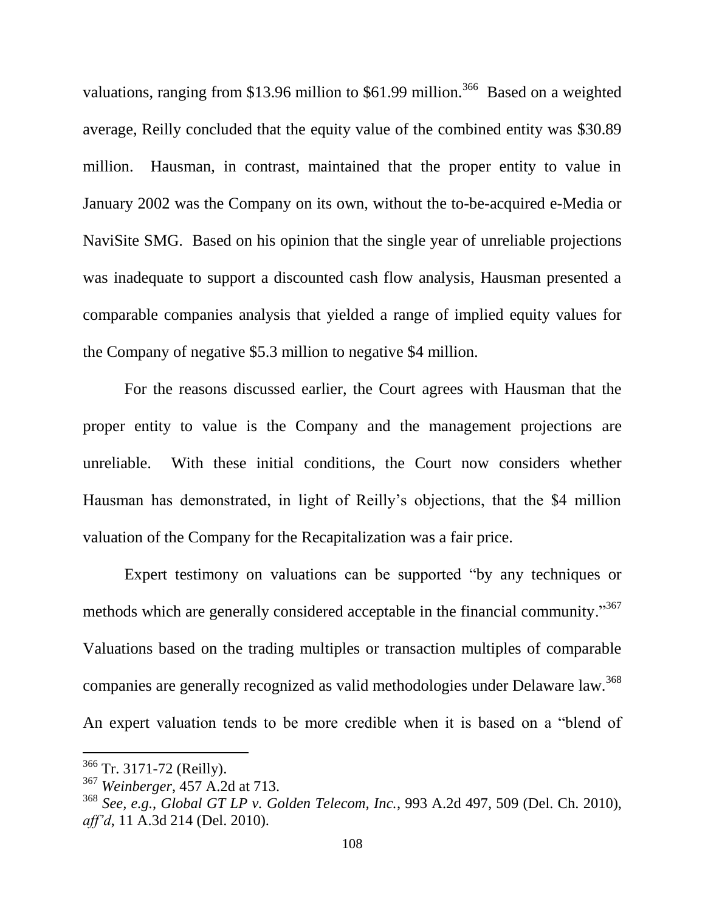valuations, ranging from \$13.96 million to \$61.99 million.[366] Based on a weighted average, Reilly concluded that the equity value of the combined entity was \$30.89 million. Hausman, in contrast, maintained that the proper entity to value in January 2002 was the Company on its own, without the to-be-acquired e-Media or NaviSite SMG. Based on his opinion that the single year of unreliable projections was inadequate to support a discounted cash flow analysis, Hausman presented a comparable companies analysis that yielded a range of implied equity values for the Company of negative \$5.3 million to negative \$4 million.

For the reasons discussed earlier, the Court agrees with Hausman that the proper entity to value is the Company and the management projections are unreliable. With these initial conditions, the Court now considers whether Hausman has demonstrated, in light of Reilly's objections, that the \$4 million valuation of the Company for the Recapitalization was a fair price.

Expert testimony on valuations can be supported "by any techniques or methods which are generally considered acceptable in the financial community."[367] Valuations based on the trading multiples or transaction multiples of comparable companies are generally recognized as valid methodologies under Delaware law.[368] An expert valuation tends to be more credible when it is based on a "blend of

---

[366] Tr. 3171-72 (Reilly).

[367] *Weinberger*, 457 A.2d at 713.

[368] *See, e.g.*, *Global GT LP v. Golden Telecom, Inc.*, 993 A.2d 497, 509 (Del. Ch. 2010), *aff'd*, 11 A.3d 214 (Del. 2010).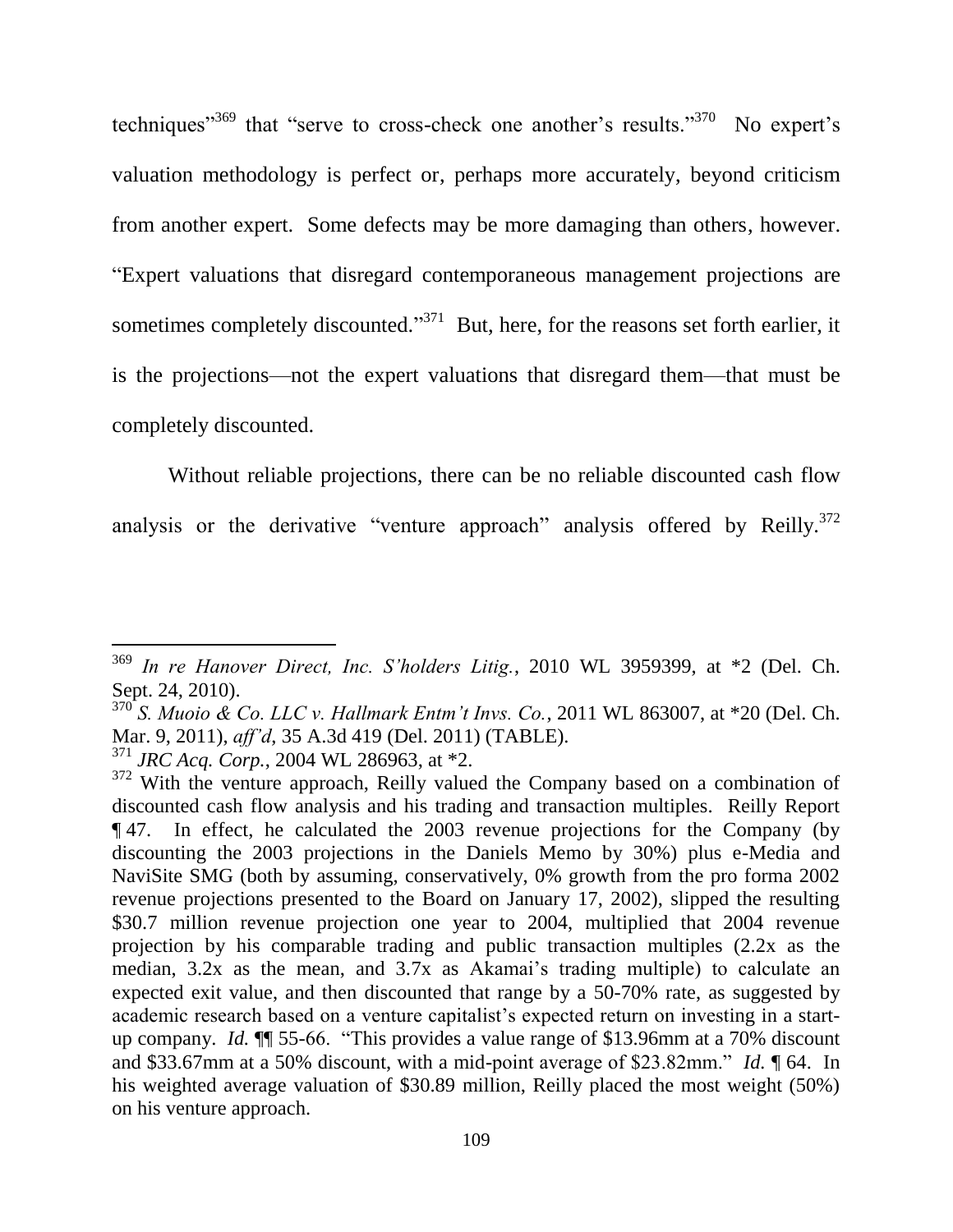techniques"[369] that "serve to cross-check one another's results."[370] No expert's valuation methodology is perfect or, perhaps more accurately, beyond criticism from another expert. Some defects may be more damaging than others, however. "Expert valuations that disregard contemporaneous management projections are sometimes completely discounted."[371] But, here, for the reasons set forth earlier, it is the projections—not the expert valuations that disregard them—that must be completely discounted.

Without reliable projections, there can be no reliable discounted cash flow analysis or the derivative "venture approach" analysis offered by Reilly.[372]

---

[369] *In re Hanover Direct, Inc. S'holders Litig.*, 2010 WL 3959399, at *2 (Del. Ch. Sept. 24, 2010).

[370] *S. Muoio & Co. LLC v. Hallmark Entm't Invs. Co.*, 2011 WL 863007, at *20 (Del. Ch. Mar. 9, 2011), *aff'd*, 35 A.3d 419 (Del. 2011) (TABLE).

[371] *JRC Acq. Corp.*, 2004 WL 286963, at *2.

[372] With the venture approach, Reilly valued the Company based on a combination of discounted cash flow analysis and his trading and transaction multiples. Reilly Report ¶ 47. In effect, he calculated the 2003 revenue projections for the Company (by discounting the 2003 projections in the Daniels Memo by 30%) plus e-Media and NaviSite SMG (both by assuming, conservatively, 0% growth from the pro forma 2002 revenue projections presented to the Board on January 17, 2002), slipped the resulting \$30.7 million revenue projection one year to 2004, multiplied that 2004 revenue projection by his comparable trading and public transaction multiples (2.2x as the median, 3.2x as the mean, and 3.7x as Akamai's trading multiple) to calculate an expected exit value, and then discounted that range by a 50-70% rate, as suggested by academic research based on a venture capitalist's expected return on investing in a start-up company. *Id.* ¶¶ 55-66. "This provides a value range of \$13.96mm at a 70% discount and \$33.67mm at a 50% discount, with a mid-point average of \$23.82mm." *Id.* ¶ 64. In his weighted average valuation of \$30.89 million, Reilly placed the most weight (50%) on his venture approach.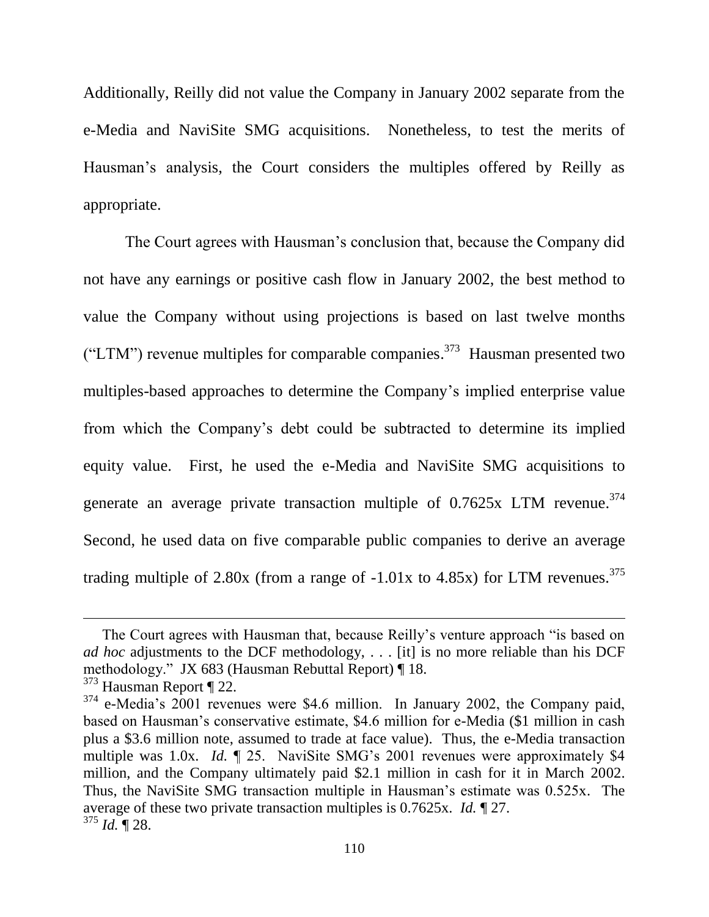Additionally, Reilly did not value the Company in January 2002 separate from the e-Media and NaviSite SMG acquisitions. Nonetheless, to test the merits of Hausman's analysis, the Court considers the multiples offered by Reilly as appropriate.

The Court agrees with Hausman's conclusion that, because the Company did not have any earnings or positive cash flow in January 2002, the best method to value the Company without using projections is based on last twelve months ("LTM") revenue multiples for comparable companies.[373] Hausman presented two multiples-based approaches to determine the Company's implied enterprise value from which the Company's debt could be subtracted to determine its implied equity value. First, he used the e-Media and NaviSite SMG acquisitions to generate an average private transaction multiple of 0.7625x LTM revenue.[374] Second, he used data on five comparable public companies to derive an average trading multiple of 2.80x (from a range of -1.01x to 4.85x) for LTM revenues.[375]

---

The Court agrees with Hausman that, because Reilly's venture approach "is based on *ad hoc* adjustments to the DCF methodology, . . . [it] is no more reliable than his DCF methodology." JX 683 (Hausman Rebuttal Report) ¶ 18.

[373] Hausman Report ¶ 22.

[374] e-Media's 2001 revenues were $4.6 million. In January 2002, the Company paid, based on Hausman's conservative estimate, $4.6 million for e-Media ($1 million in cash plus a $3.6 million note, assumed to trade at face value). Thus, the e-Media transaction multiple was 1.0x. *Id.* ¶ 25. NaviSite SMG's 2001 revenues were approximately $4 million, and the Company ultimately paid $2.1 million in cash for it in March 2002. Thus, the NaviSite SMG transaction multiple in Hausman's estimate was 0.525x. The average of these two private transaction multiples is 0.7625x. *Id.* ¶ 27.

[375] *Id.* ¶ 28.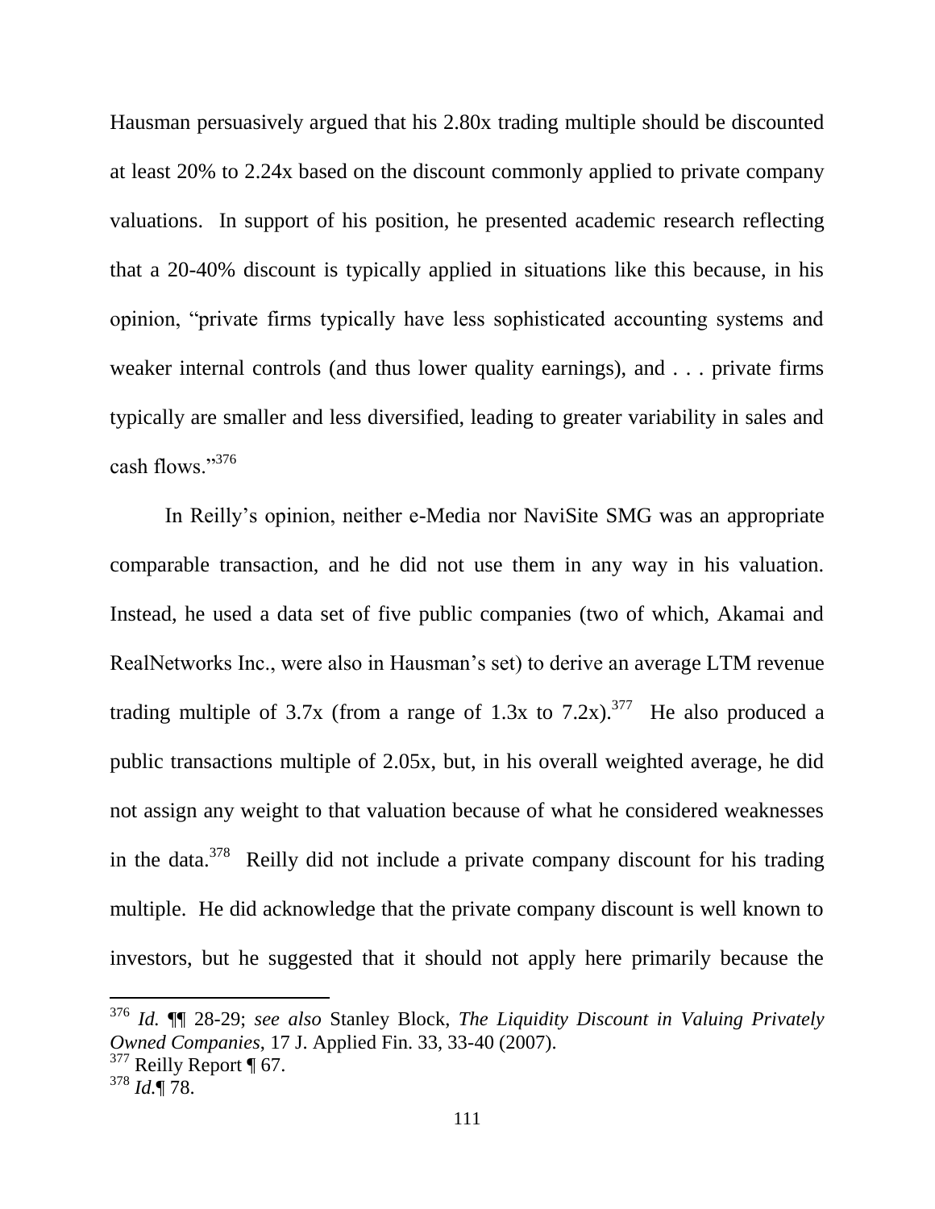Hausman persuasively argued that his 2.80x trading multiple should be discounted at least 20% to 2.24x based on the discount commonly applied to private company valuations. In support of his position, he presented academic research reflecting that a 20-40% discount is typically applied in situations like this because, in his opinion, "private firms typically have less sophisticated accounting systems and weaker internal controls (and thus lower quality earnings), and . . . private firms typically are smaller and less diversified, leading to greater variability in sales and cash flows."[376]

In Reilly's opinion, neither e-Media nor NaviSite SMG was an appropriate comparable transaction, and he did not use them in any way in his valuation. Instead, he used a data set of five public companies (two of which, Akamai and RealNetworks Inc., were also in Hausman's set) to derive an average LTM revenue trading multiple of 3.7x (from a range of 1.3x to 7.2x).[377] He also produced a public transactions multiple of 2.05x, but, in his overall weighted average, he did not assign any weight to that valuation because of what he considered weaknesses in the data.[378] Reilly did not include a private company discount for his trading multiple. He did acknowledge that the private company discount is well known to investors, but he suggested that it should not apply here primarily because the

---

[376] *Id.* ¶¶ 28-29; *see also* Stanley Block, *The Liquidity Discount in Valuing Privately Owned Companies*, 17 J. Applied Fin. 33, 33-40 (2007).

[377] Reilly Report ¶ 67.

[378] *Id.*¶ 78.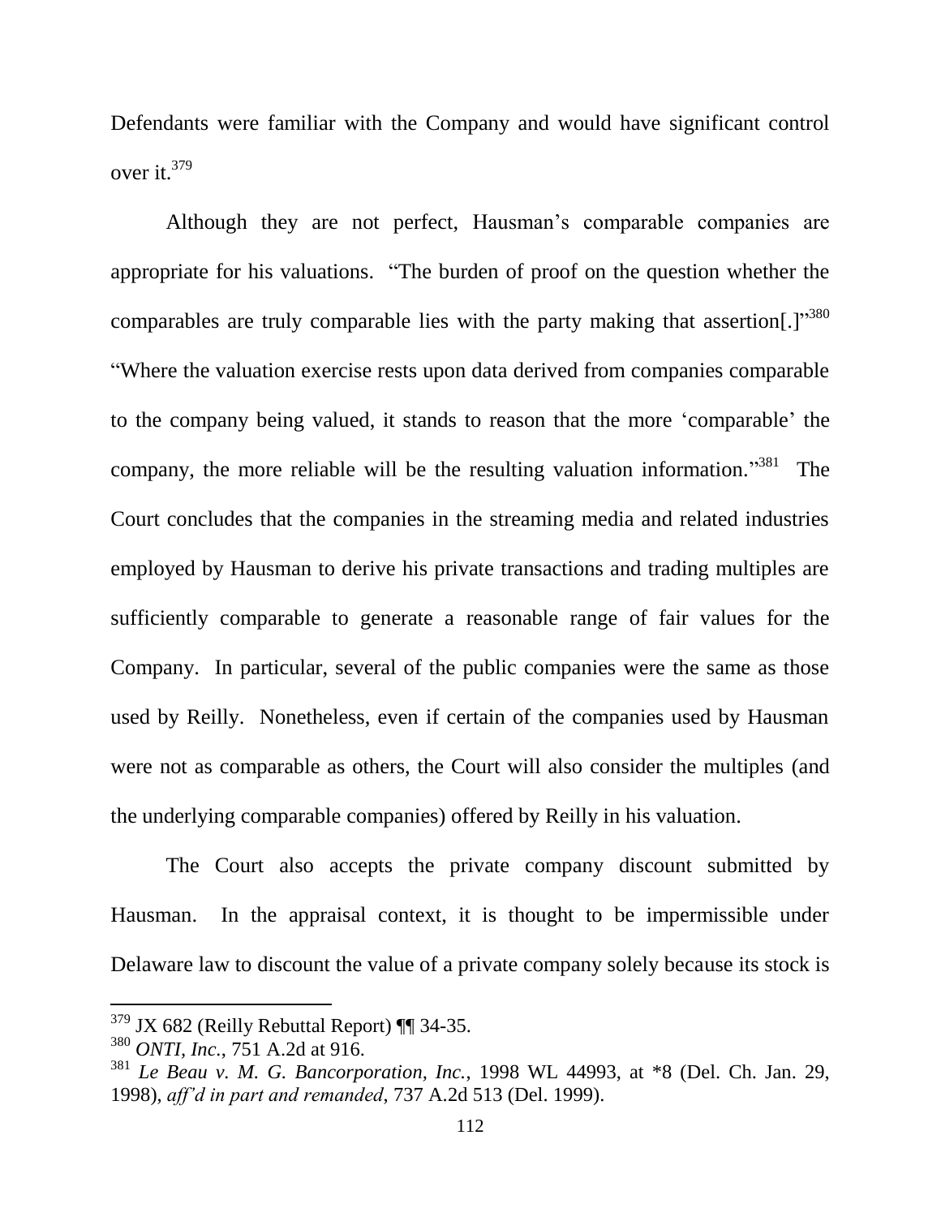Defendants were familiar with the Company and would have significant control over it.[379]

Although they are not perfect, Hausman's comparable companies are appropriate for his valuations. "The burden of proof on the question whether the comparables are truly comparable lies with the party making that assertion[.]"[380] "Where the valuation exercise rests upon data derived from companies comparable to the company being valued, it stands to reason that the more 'comparable' the company, the more reliable will be the resulting valuation information."[381] The Court concludes that the companies in the streaming media and related industries employed by Hausman to derive his private transactions and trading multiples are sufficiently comparable to generate a reasonable range of fair values for the Company. In particular, several of the public companies were the same as those used by Reilly. Nonetheless, even if certain of the companies used by Hausman were not as comparable as others, the Court will also consider the multiples (and the underlying comparable companies) offered by Reilly in his valuation.

The Court also accepts the private company discount submitted by Hausman. In the appraisal context, it is thought to be impermissible under Delaware law to discount the value of a private company solely because its stock is

---

[379] JX 682 (Reilly Rebuttal Report) ¶¶ 34-35.

[380] *ONTI, Inc.*, 751 A.2d at 916.

[381] *Le Beau v. M. G. Bancorporation, Inc.*, 1998 WL 44993, at *8 (Del. Ch. Jan. 29, 1998), *aff'd in part and remanded*, 737 A.2d 513 (Del. 1999).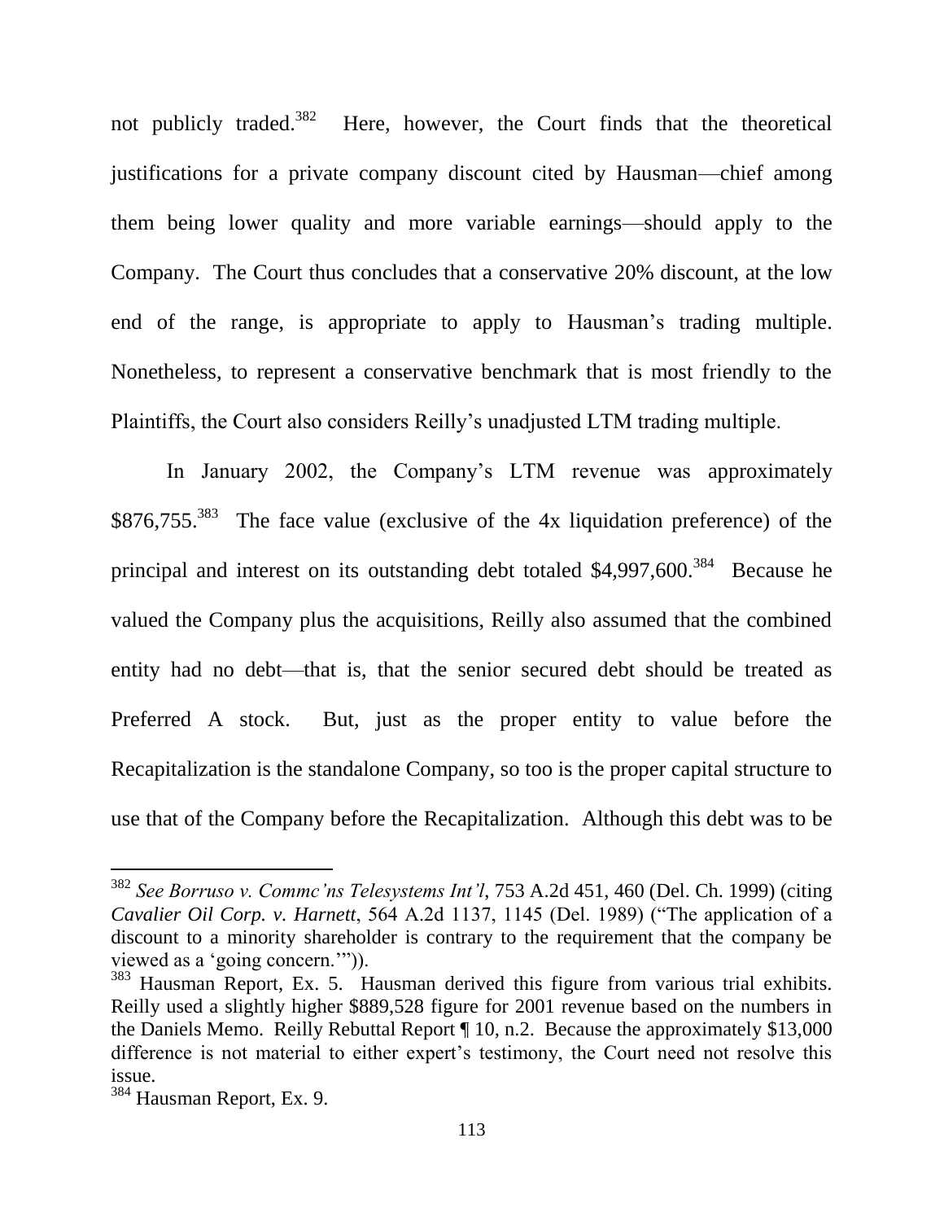not publicly traded.[382] Here, however, the Court finds that the theoretical justifications for a private company discount cited by Hausman—chief among them being lower quality and more variable earnings—should apply to the Company. The Court thus concludes that a conservative 20% discount, at the low end of the range, is appropriate to apply to Hausman's trading multiple. Nonetheless, to represent a conservative benchmark that is most friendly to the Plaintiffs, the Court also considers Reilly's unadjusted LTM trading multiple.

In January 2002, the Company's LTM revenue was approximately $876,755.[383] The face value (exclusive of the 4x liquidation preference) of the principal and interest on its outstanding debt totaled $4,997,600.[384] Because he valued the Company plus the acquisitions, Reilly also assumed that the combined entity had no debt—that is, that the senior secured debt should be treated as Preferred A stock. But, just as the proper entity to value before the Recapitalization is the standalone Company, so too is the proper capital structure to use that of the Company before the Recapitalization. Although this debt was to be

---

[382] *See Borruso v. Commc'ns Telesystems Int'l*, 753 A.2d 451, 460 (Del. Ch. 1999) (citing *Cavalier Oil Corp. v. Harnett*, 564 A.2d 1137, 1145 (Del. 1989) ("The application of a discount to a minority shareholder is contrary to the requirement that the company be viewed as a 'going concern.'")).

[383] Hausman Report, Ex. 5. Hausman derived this figure from various trial exhibits. Reilly used a slightly higher $889,528 figure for 2001 revenue based on the numbers in the Daniels Memo. Reilly Rebuttal Report ¶ 10, n.2. Because the approximately $13,000 difference is not material to either expert's testimony, the Court need not resolve this issue.

[384] Hausman Report, Ex. 9.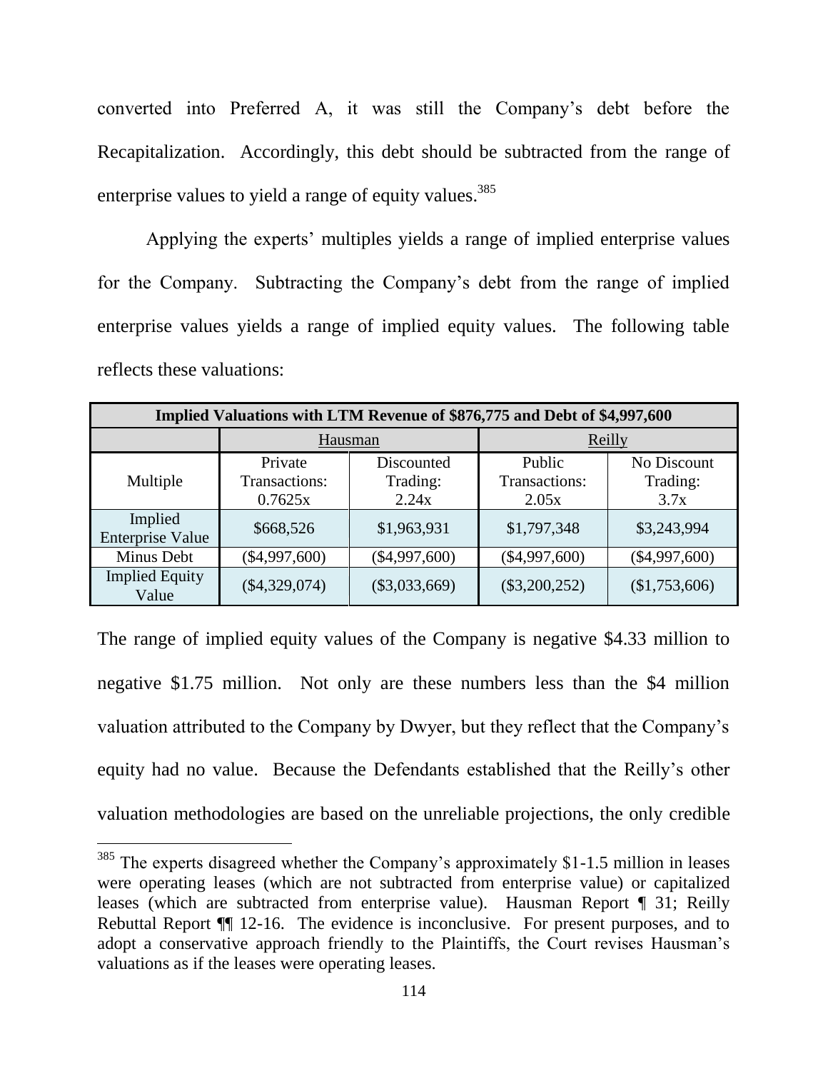converted into Preferred A, it was still the Company's debt before the Recapitalization. Accordingly, this debt should be subtracted from the range of enterprise values to yield a range of equity values.[385]

Applying the experts' multiples yields a range of implied enterprise values for the Company. Subtracting the Company's debt from the range of implied enterprise values yields a range of implied equity values. The following table reflects these valuations:

| Implied Valuations with LTM Revenue of $876,775 and Debt of $4,997,600 | | | | |
|---|---|---|---|---|
| | Hausman | | Reilly | |
| Multiple | Private Transactions: 0.7625x | Discounted Trading: 2.24x | Public Transactions: 2.05x | No Discount Trading: 3.7x |
| Implied Enterprise Value | $668,526 | $1,963,931 | $1,797,348 | $3,243,994 |
| Minus Debt | ($4,997,600) | ($4,997,600) | ($4,997,600) | ($4,997,600) |
| Implied Equity Value | ($4,329,074) | ($3,033,669) | ($3,200,252) | ($1,753,606) |

The range of implied equity values of the Company is negative $4.33 million to negative $1.75 million. Not only are these numbers less than the $4 million valuation attributed to the Company by Dwyer, but they reflect that the Company's equity had no value. Because the Defendants established that the Reilly's other valuation methodologies are based on the unreliable projections, the only credible

[385] The experts disagreed whether the Company's approximately $1-1.5 million in leases were operating leases (which are not subtracted from enterprise value) or capitalized leases (which are subtracted from enterprise value). Hausman Report ¶ 31; Reilly Rebuttal Report ¶¶ 12-16. The evidence is inconclusive. For present purposes, and to adopt a conservative approach friendly to the Plaintiffs, the Court revises Hausman's valuations as if the leases were operating leases.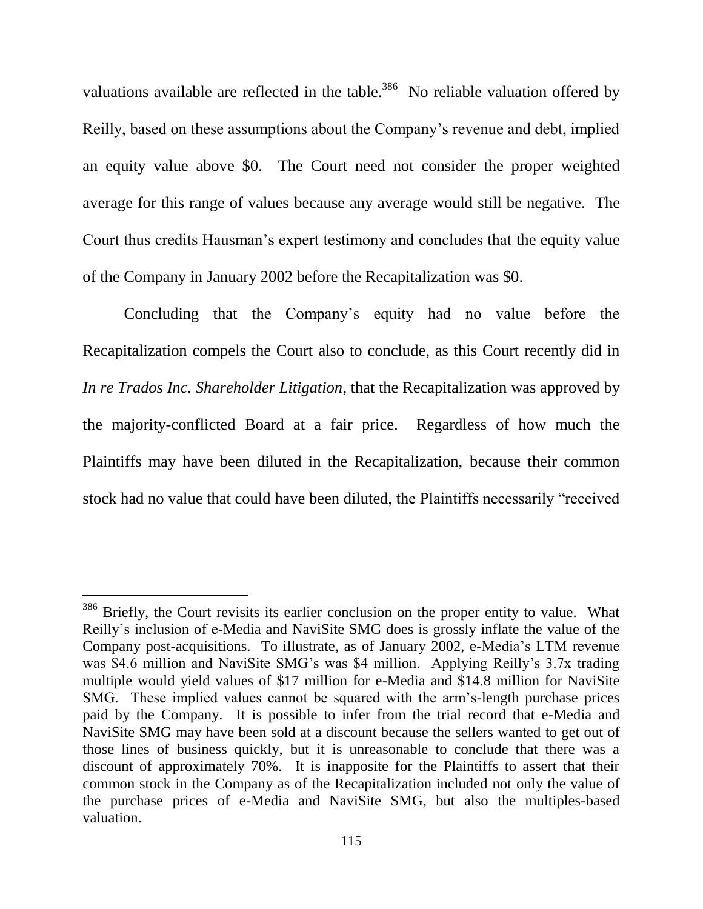valuations available are reflected in the table.[386] No reliable valuation offered by Reilly, based on these assumptions about the Company's revenue and debt, implied an equity value above $0. The Court need not consider the proper weighted average for this range of values because any average would still be negative. The Court thus credits Hausman's expert testimony and concludes that the equity value of the Company in January 2002 before the Recapitalization was $0.

Concluding that the Company's equity had no value before the Recapitalization compels the Court also to conclude, as this Court recently did in *In re Trados Inc. Shareholder Litigation*, that the Recapitalization was approved by the majority-conflicted Board at a fair price. Regardless of how much the Plaintiffs may have been diluted in the Recapitalization, because their common stock had no value that could have been diluted, the Plaintiffs necessarily "received

---

[386] Briefly, the Court revisits its earlier conclusion on the proper entity to value. What Reilly's inclusion of e-Media and NaviSite SMG does is grossly inflate the value of the Company post-acquisitions. To illustrate, as of January 2002, e-Media's LTM revenue was $4.6 million and NaviSite SMG's was $4 million. Applying Reilly's 3.7x trading multiple would yield values of $17 million for e-Media and $14.8 million for NaviSite SMG. These implied values cannot be squared with the arm's-length purchase prices paid by the Company. It is possible to infer from the trial record that e-Media and NaviSite SMG may have been sold at a discount because the sellers wanted to get out of those lines of business quickly, but it is unreasonable to conclude that there was a discount of approximately 70%. It is inapposite for the Plaintiffs to assert that their common stock in the Company as of the Recapitalization included not only the value of the purchase prices of e-Media and NaviSite SMG, but also the multiples-based valuation.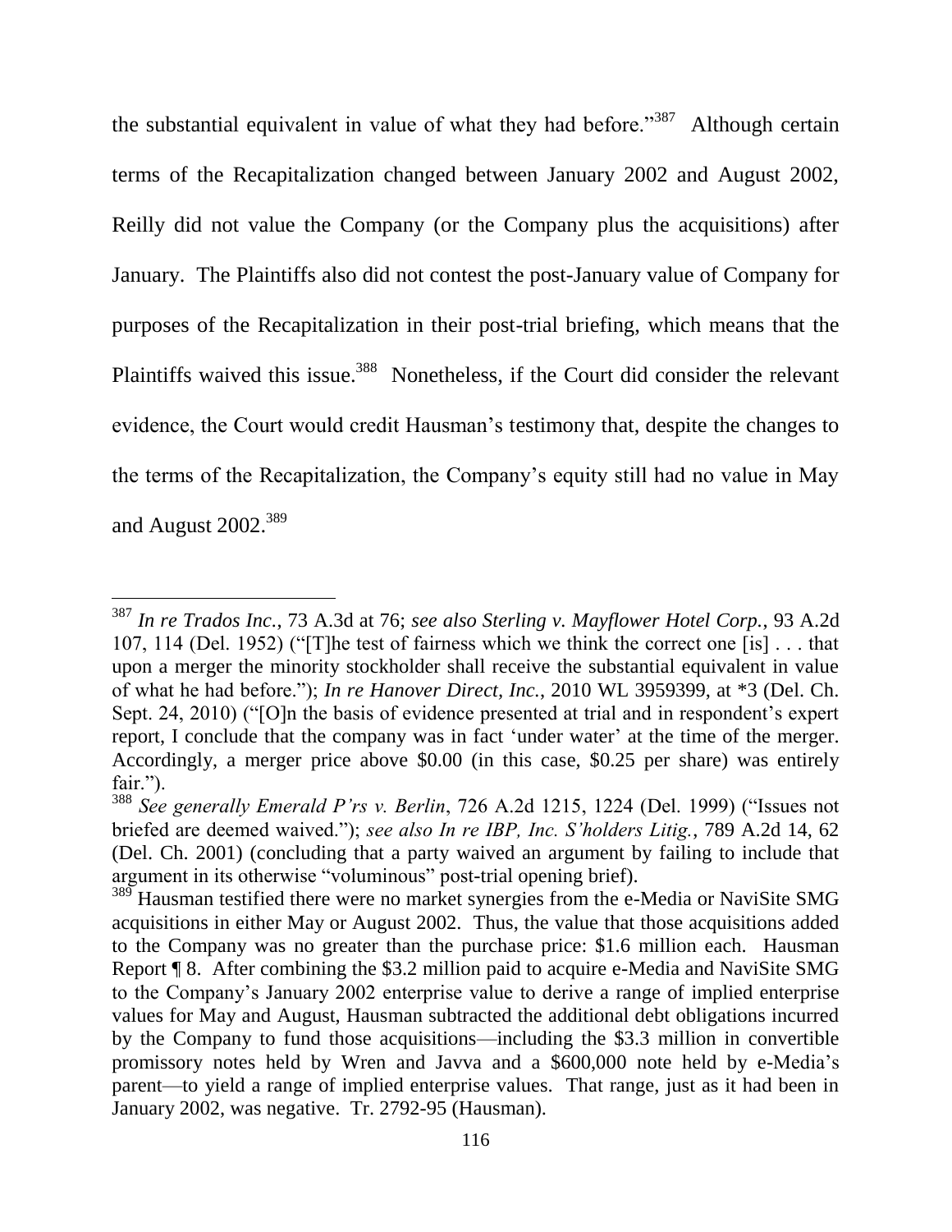the substantial equivalent in value of what they had before."[387] Although certain terms of the Recapitalization changed between January 2002 and August 2002, Reilly did not value the Company (or the Company plus the acquisitions) after January. The Plaintiffs also did not contest the post-January value of Company for purposes of the Recapitalization in their post-trial briefing, which means that the Plaintiffs waived this issue.[388] Nonetheless, if the Court did consider the relevant evidence, the Court would credit Hausman's testimony that, despite the changes to the terms of the Recapitalization, the Company's equity still had no value in May and August 2002.[389]

---

[387] *In re Trados Inc.*, 73 A.3d at 76; *see also Sterling v. Mayflower Hotel Corp.*, 93 A.2d 107, 114 (Del. 1952) ("[T]he test of fairness which we think the correct one [is] . . . that upon a merger the minority stockholder shall receive the substantial equivalent in value of what he had before."); *In re Hanover Direct, Inc.*, 2010 WL 3959399, at *3 (Del. Ch. Sept. 24, 2010) ("[O]n the basis of evidence presented at trial and in respondent's expert report, I conclude that the company was in fact 'under water' at the time of the merger. Accordingly, a merger price above $0.00 (in this case, $0.25 per share) was entirely fair.").

[388] *See generally Emerald P'rs v. Berlin*, 726 A.2d 1215, 1224 (Del. 1999) ("Issues not briefed are deemed waived."); *see also In re IBP, Inc. S'holders Litig.*, 789 A.2d 14, 62 (Del. Ch. 2001) (concluding that a party waived an argument by failing to include that argument in its otherwise "voluminous" post-trial opening brief).

[389] Hausman testified there were no market synergies from the e-Media or NaviSite SMG acquisitions in either May or August 2002. Thus, the value that those acquisitions added to the Company was no greater than the purchase price: $1.6 million each. Hausman Report ¶ 8. After combining the $3.2 million paid to acquire e-Media and NaviSite SMG to the Company's January 2002 enterprise value to derive a range of implied enterprise values for May and August, Hausman subtracted the additional debt obligations incurred by the Company to fund those acquisitions—including the $3.3 million in convertible promissory notes held by Wren and Javva and a $600,000 note held by e-Media's parent—to yield a range of implied enterprise values. That range, just as it had been in January 2002, was negative. Tr. 2792-95 (Hausman).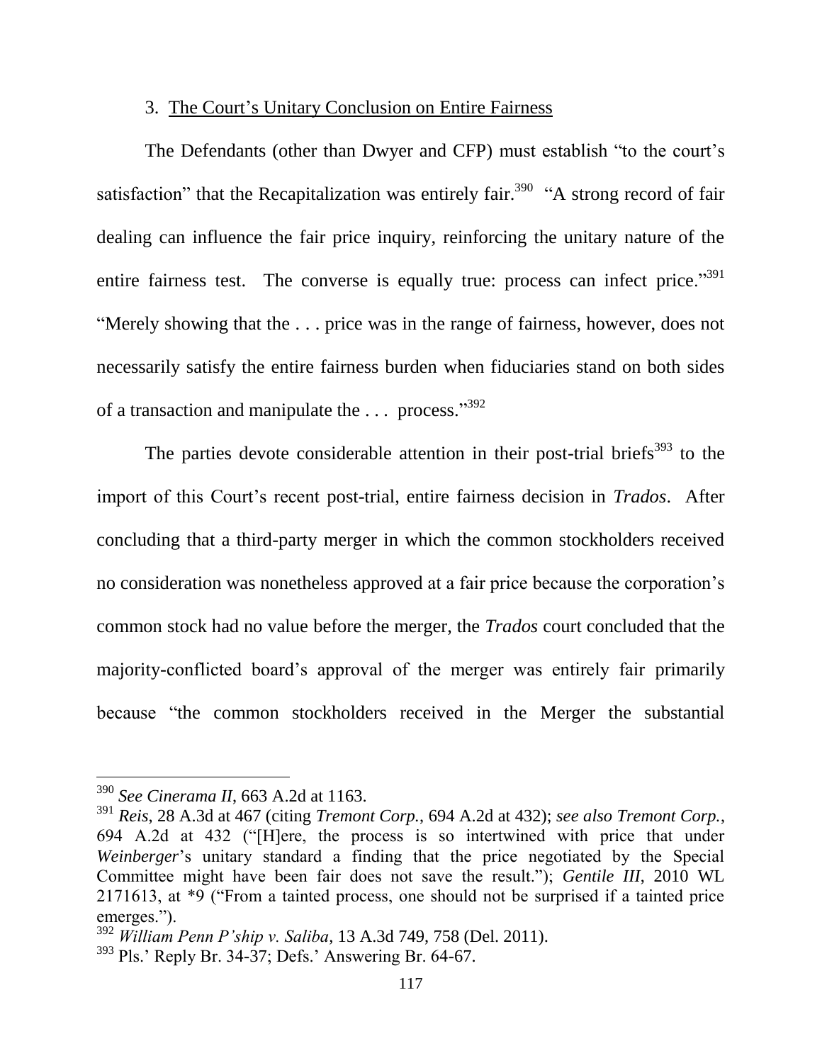3. <u>The Court's Unitary Conclusion on Entire Fairness</u>

The Defendants (other than Dwyer and CFP) must establish "to the court's satisfaction" that the Recapitalization was entirely fair.[390] "A strong record of fair dealing can influence the fair price inquiry, reinforcing the unitary nature of the entire fairness test. The converse is equally true: process can infect price."[391] "Merely showing that the . . . price was in the range of fairness, however, does not necessarily satisfy the entire fairness burden when fiduciaries stand on both sides of a transaction and manipulate the . . . process."[392]

The parties devote considerable attention in their post-trial briefs[393] to the import of this Court's recent post-trial, entire fairness decision in *Trados*. After concluding that a third-party merger in which the common stockholders received no consideration was nonetheless approved at a fair price because the corporation's common stock had no value before the merger, the *Trados* court concluded that the majority-conflicted board's approval of the merger was entirely fair primarily because "the common stockholders received in the Merger the substantial

---

[390] *See Cinerama II*, 663 A.2d at 1163.

[391] *Reis*, 28 A.3d at 467 (citing *Tremont Corp.*, 694 A.2d at 432); *see also Tremont Corp.*, 694 A.2d at 432 ("[H]ere, the process is so intertwined with price that under *Weinberger*'s unitary standard a finding that the price negotiated by the Special Committee might have been fair does not save the result."); *Gentile III*, 2010 WL 2171613, at *9 ("From a tainted process, one should not be surprised if a tainted price emerges.").

[392] *William Penn P'ship v. Saliba*, 13 A.3d 749, 758 (Del. 2011).

[393] Pls.' Reply Br. 34-37; Defs.' Answering Br. 64-67.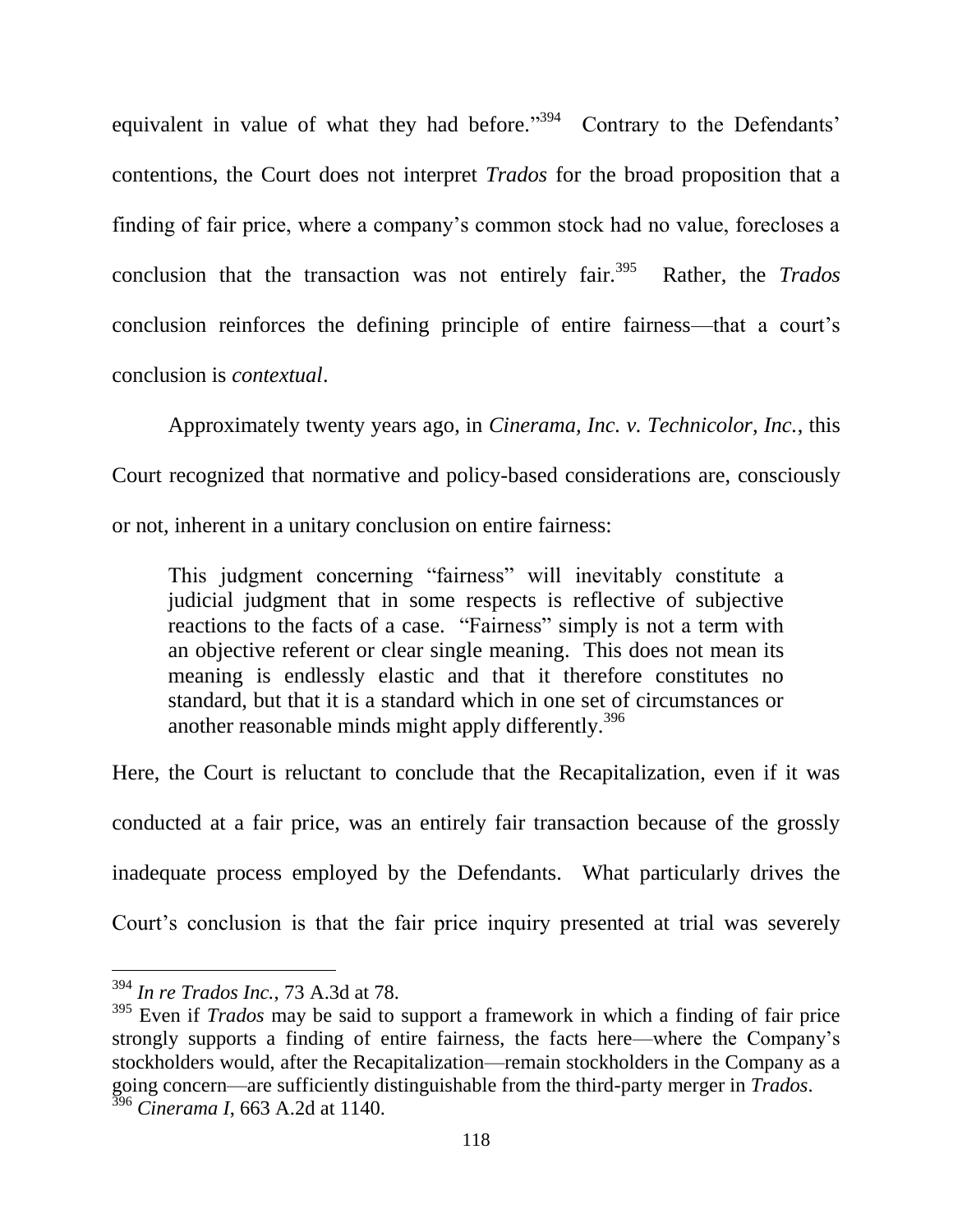equivalent in value of what they had before."[394] Contrary to the Defendants' contentions, the Court does not interpret *Trados* for the broad proposition that a finding of fair price, where a company's common stock had no value, forecloses a conclusion that the transaction was not entirely fair.[395] Rather, the *Trados* conclusion reinforces the defining principle of entire fairness—that a court's conclusion is *contextual*.

Approximately twenty years ago, in *Cinerama, Inc. v. Technicolor, Inc.*, this Court recognized that normative and policy-based considerations are, consciously or not, inherent in a unitary conclusion on entire fairness:

> This judgment concerning "fairness" will inevitably constitute a judicial judgment that in some respects is reflective of subjective reactions to the facts of a case. "Fairness" simply is not a term with an objective referent or clear single meaning. This does not mean its meaning is endlessly elastic and that it therefore constitutes no standard, but that it is a standard which in one set of circumstances or another reasonable minds might apply differently.[396]

Here, the Court is reluctant to conclude that the Recapitalization, even if it was conducted at a fair price, was an entirely fair transaction because of the grossly inadequate process employed by the Defendants. What particularly drives the Court's conclusion is that the fair price inquiry presented at trial was severely

---

[394] *In re Trados Inc.*, 73 A.3d at 78.

[395] Even if *Trados* may be said to support a framework in which a finding of fair price strongly supports a finding of entire fairness, the facts here—where the Company's stockholders would, after the Recapitalization—remain stockholders in the Company as a going concern—are sufficiently distinguishable from the third-party merger in *Trados*.

[396] *Cinerama I*, 663 A.2d at 1140.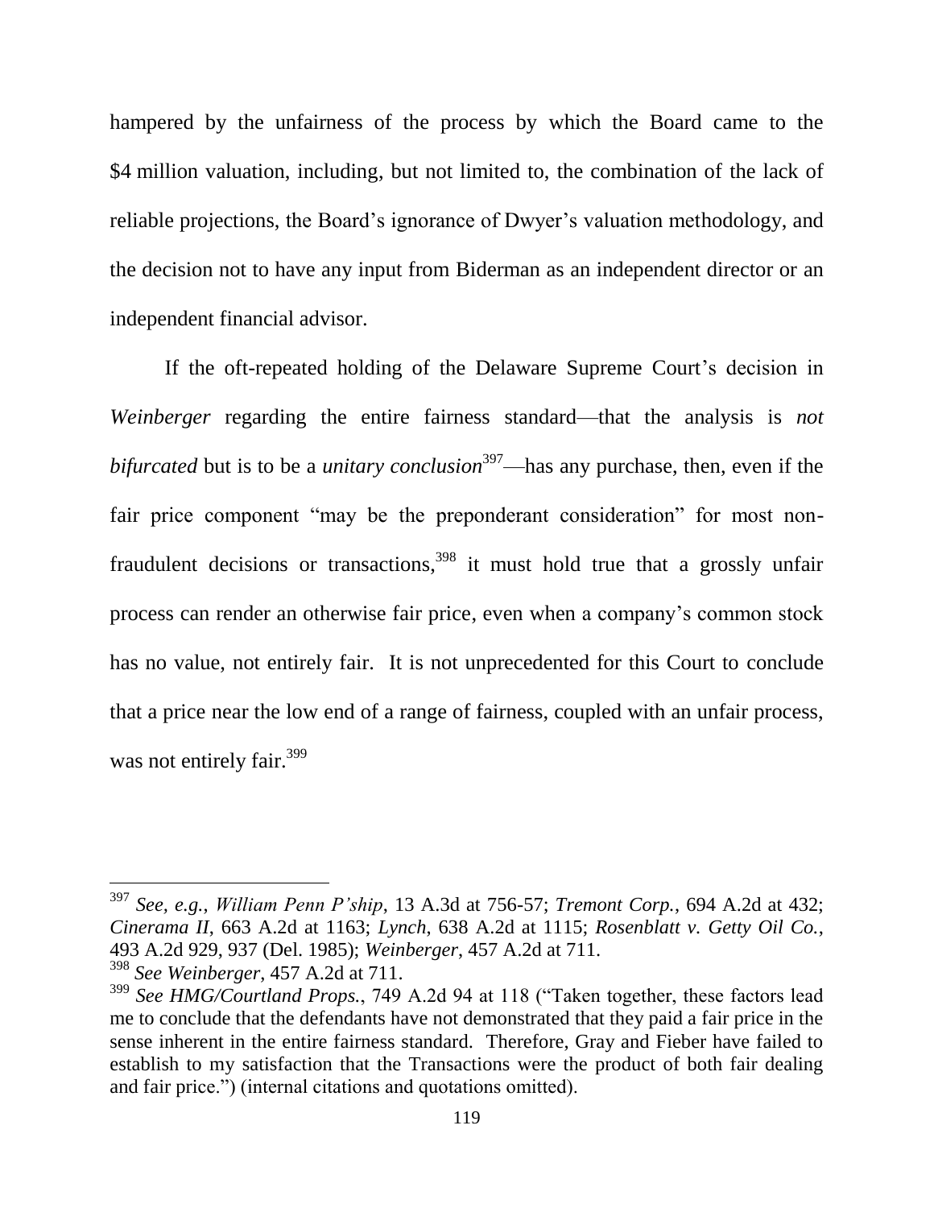hampered by the unfairness of the process by which the Board came to the $4 million valuation, including, but not limited to, the combination of the lack of reliable projections, the Board's ignorance of Dwyer's valuation methodology, and the decision not to have any input from Biderman as an independent director or an independent financial advisor.

If the oft-repeated holding of the Delaware Supreme Court's decision in *Weinberger* regarding the entire fairness standard—that the analysis is *not bifurcated* but is to be a *unitary conclusion*[397]—has any purchase, then, even if the fair price component "may be the preponderant consideration" for most non-fraudulent decisions or transactions,[398] it must hold true that a grossly unfair process can render an otherwise fair price, even when a company's common stock has no value, not entirely fair. It is not unprecedented for this Court to conclude that a price near the low end of a range of fairness, coupled with an unfair process, was not entirely fair.[399]

---

[397] *See, e.g.*, *William Penn P'ship*, 13 A.3d at 756-57; *Tremont Corp.*, 694 A.2d at 432; *Cinerama II*, 663 A.2d at 1163; *Lynch*, 638 A.2d at 1115; *Rosenblatt v. Getty Oil Co.*, 493 A.2d 929, 937 (Del. 1985); *Weinberger*, 457 A.2d at 711.

[398] *See Weinberger*, 457 A.2d at 711.

[399] *See HMG/Courtland Props.*, 749 A.2d 94 at 118 ("Taken together, these factors lead me to conclude that the defendants have not demonstrated that they paid a fair price in the sense inherent in the entire fairness standard. Therefore, Gray and Fieber have failed to establish to my satisfaction that the Transactions were the product of both fair dealing and fair price.") (internal citations and quotations omitted).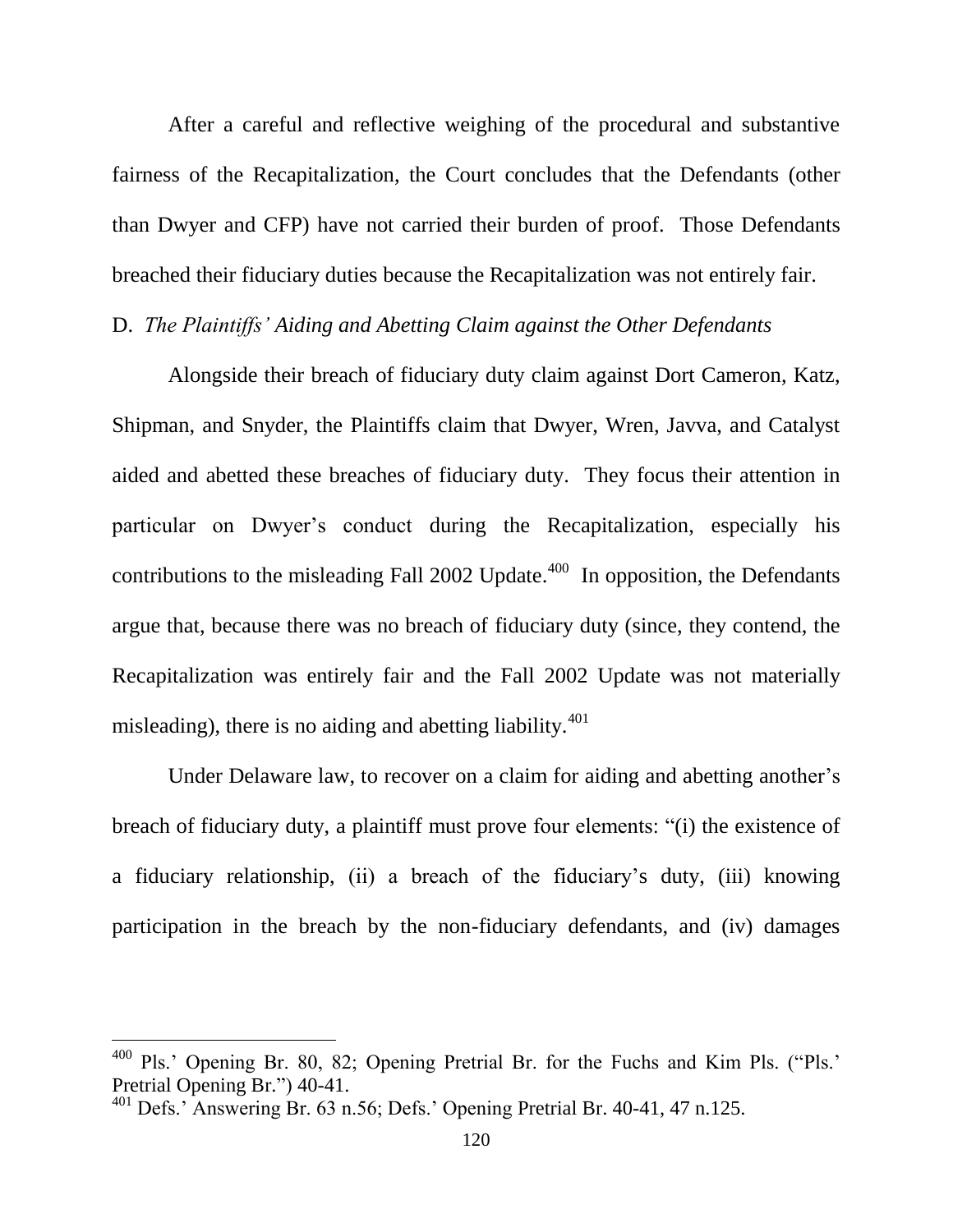After a careful and reflective weighing of the procedural and substantive fairness of the Recapitalization, the Court concludes that the Defendants (other than Dwyer and CFP) have not carried their burden of proof. Those Defendants breached their fiduciary duties because the Recapitalization was not entirely fair.

D. *The Plaintiffs' Aiding and Abetting Claim against the Other Defendants*

Alongside their breach of fiduciary duty claim against Dort Cameron, Katz, Shipman, and Snyder, the Plaintiffs claim that Dwyer, Wren, Javva, and Catalyst aided and abetted these breaches of fiduciary duty. They focus their attention in particular on Dwyer's conduct during the Recapitalization, especially his contributions to the misleading Fall 2002 Update.[400] In opposition, the Defendants argue that, because there was no breach of fiduciary duty (since, they contend, the Recapitalization was entirely fair and the Fall 2002 Update was not materially misleading), there is no aiding and abetting liability.[401]

Under Delaware law, to recover on a claim for aiding and abetting another's breach of fiduciary duty, a plaintiff must prove four elements: "(i) the existence of a fiduciary relationship, (ii) a breach of the fiduciary's duty, (iii) knowing participation in the breach by the non-fiduciary defendants, and (iv) damages

---

[400] Pls.' Opening Br. 80, 82; Opening Pretrial Br. for the Fuchs and Kim Pls. ("Pls.' Pretrial Opening Br.") 40-41.

[401] Defs.' Answering Br. 63 n.56; Defs.' Opening Pretrial Br. 40-41, 47 n.125.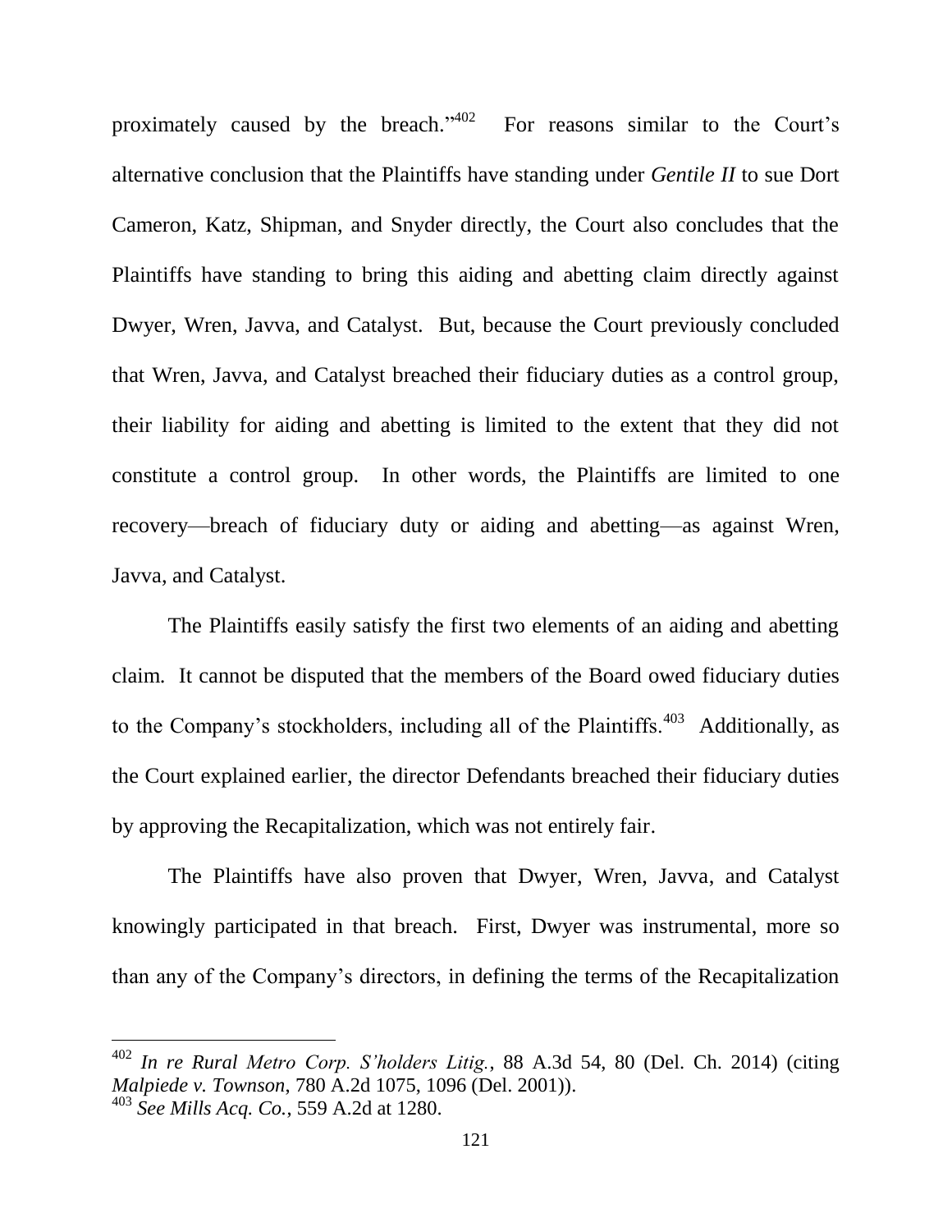proximately caused by the breach."[402] For reasons similar to the Court's alternative conclusion that the Plaintiffs have standing under *Gentile II* to sue Dort Cameron, Katz, Shipman, and Snyder directly, the Court also concludes that the Plaintiffs have standing to bring this aiding and abetting claim directly against Dwyer, Wren, Javva, and Catalyst. But, because the Court previously concluded that Wren, Javva, and Catalyst breached their fiduciary duties as a control group, their liability for aiding and abetting is limited to the extent that they did not constitute a control group. In other words, the Plaintiffs are limited to one recovery—breach of fiduciary duty or aiding and abetting—as against Wren, Javva, and Catalyst.

The Plaintiffs easily satisfy the first two elements of an aiding and abetting claim. It cannot be disputed that the members of the Board owed fiduciary duties to the Company's stockholders, including all of the Plaintiffs.[403] Additionally, as the Court explained earlier, the director Defendants breached their fiduciary duties by approving the Recapitalization, which was not entirely fair.

The Plaintiffs have also proven that Dwyer, Wren, Javva, and Catalyst knowingly participated in that breach. First, Dwyer was instrumental, more so than any of the Company's directors, in defining the terms of the Recapitalization

---

[402] *In re Rural Metro Corp. S'holders Litig.*, 88 A.3d 54, 80 (Del. Ch. 2014) (citing *Malpiede v. Townson*, 780 A.2d 1075, 1096 (Del. 2001)).

[403] *See Mills Acq. Co.*, 559 A.2d at 1280.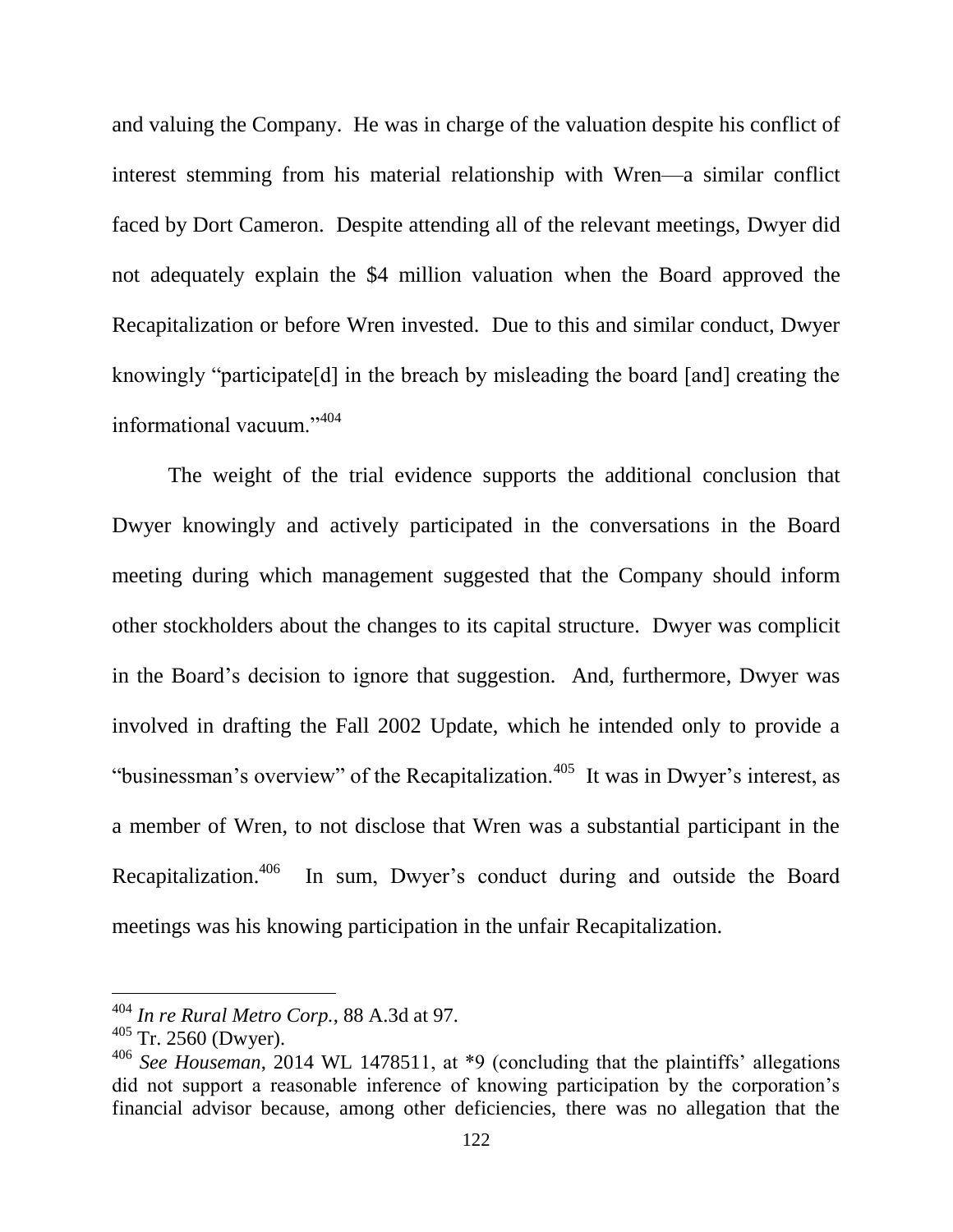and valuing the Company. He was in charge of the valuation despite his conflict of interest stemming from his material relationship with Wren—a similar conflict faced by Dort Cameron. Despite attending all of the relevant meetings, Dwyer did not adequately explain the $4 million valuation when the Board approved the Recapitalization or before Wren invested. Due to this and similar conduct, Dwyer knowingly "participate[d] in the breach by misleading the board [and] creating the informational vacuum."[404]

The weight of the trial evidence supports the additional conclusion that Dwyer knowingly and actively participated in the conversations in the Board meeting during which management suggested that the Company should inform other stockholders about the changes to its capital structure. Dwyer was complicit in the Board's decision to ignore that suggestion. And, furthermore, Dwyer was involved in drafting the Fall 2002 Update, which he intended only to provide a "businessman's overview" of the Recapitalization.[405] It was in Dwyer's interest, as a member of Wren, to not disclose that Wren was a substantial participant in the Recapitalization.[406] In sum, Dwyer's conduct during and outside the Board meetings was his knowing participation in the unfair Recapitalization.

---

[404] *In re Rural Metro Corp.*, 88 A.3d at 97.

[405] Tr. 2560 (Dwyer).

[406] *See Houseman*, 2014 WL 1478511, at *9 (concluding that the plaintiffs' allegations did not support a reasonable inference of knowing participation by the corporation's financial advisor because, among other deficiencies, there was no allegation that the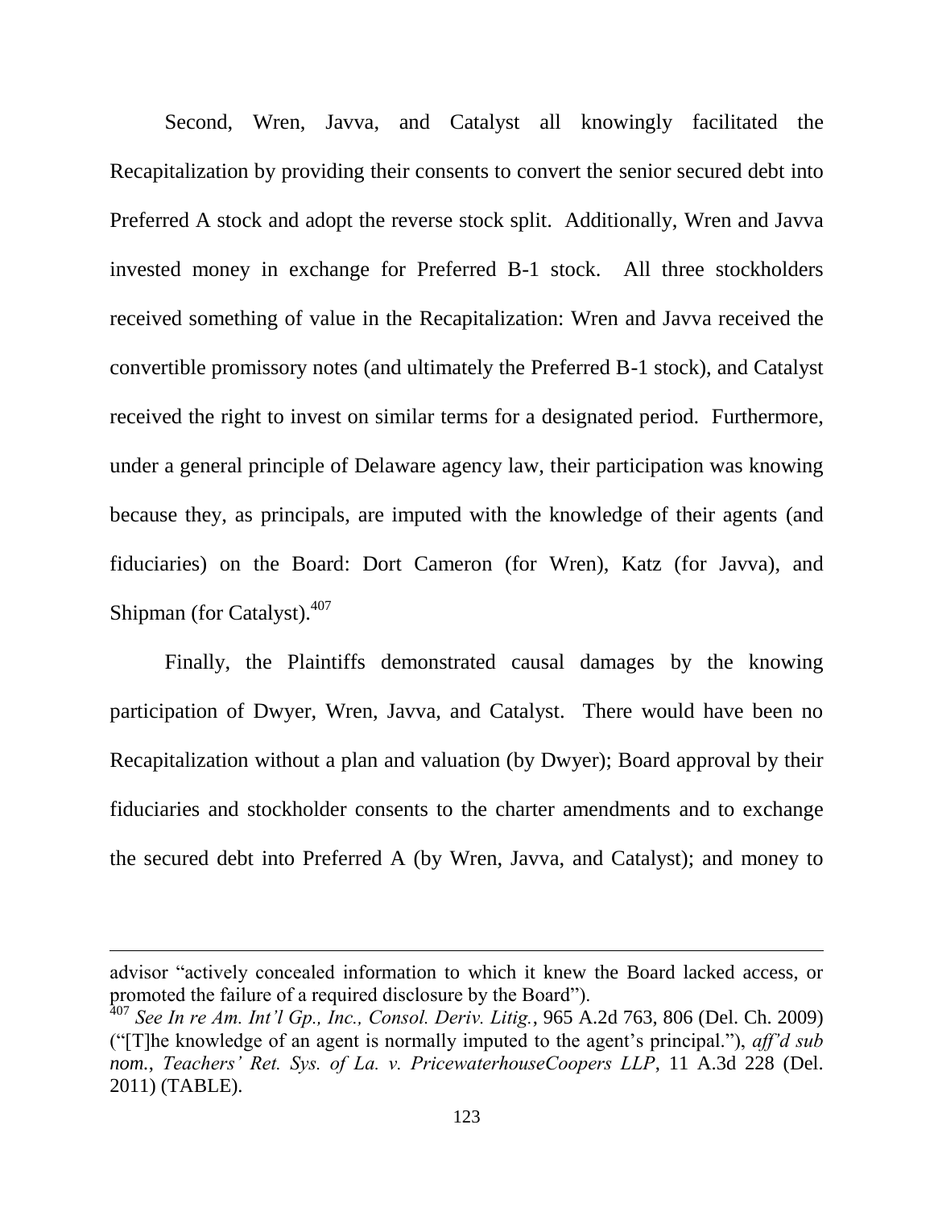Second, Wren, Javva, and Catalyst all knowingly facilitated the Recapitalization by providing their consents to convert the senior secured debt into Preferred A stock and adopt the reverse stock split. Additionally, Wren and Javva invested money in exchange for Preferred B-1 stock. All three stockholders received something of value in the Recapitalization: Wren and Javva received the convertible promissory notes (and ultimately the Preferred B-1 stock), and Catalyst received the right to invest on similar terms for a designated period. Furthermore, under a general principle of Delaware agency law, their participation was knowing because they, as principals, are imputed with the knowledge of their agents (and fiduciaries) on the Board: Dort Cameron (for Wren), Katz (for Javva), and Shipman (for Catalyst).[407]

Finally, the Plaintiffs demonstrated causal damages by the knowing participation of Dwyer, Wren, Javva, and Catalyst. There would have been no Recapitalization without a plan and valuation (by Dwyer); Board approval by their fiduciaries and stockholder consents to the charter amendments and to exchange the secured debt into Preferred A (by Wren, Javva, and Catalyst); and money to

---

advisor "actively concealed information to which it knew the Board lacked access, or promoted the failure of a required disclosure by the Board").

[407] *See In re Am. Int'l Gp., Inc., Consol. Deriv. Litig.*, 965 A.2d 763, 806 (Del. Ch. 2009) ("[T]he knowledge of an agent is normally imputed to the agent's principal."), *aff'd sub nom.*, *Teachers' Ret. Sys. of La. v. PricewaterhouseCoopers LLP*, 11 A.3d 228 (Del. 2011) (TABLE).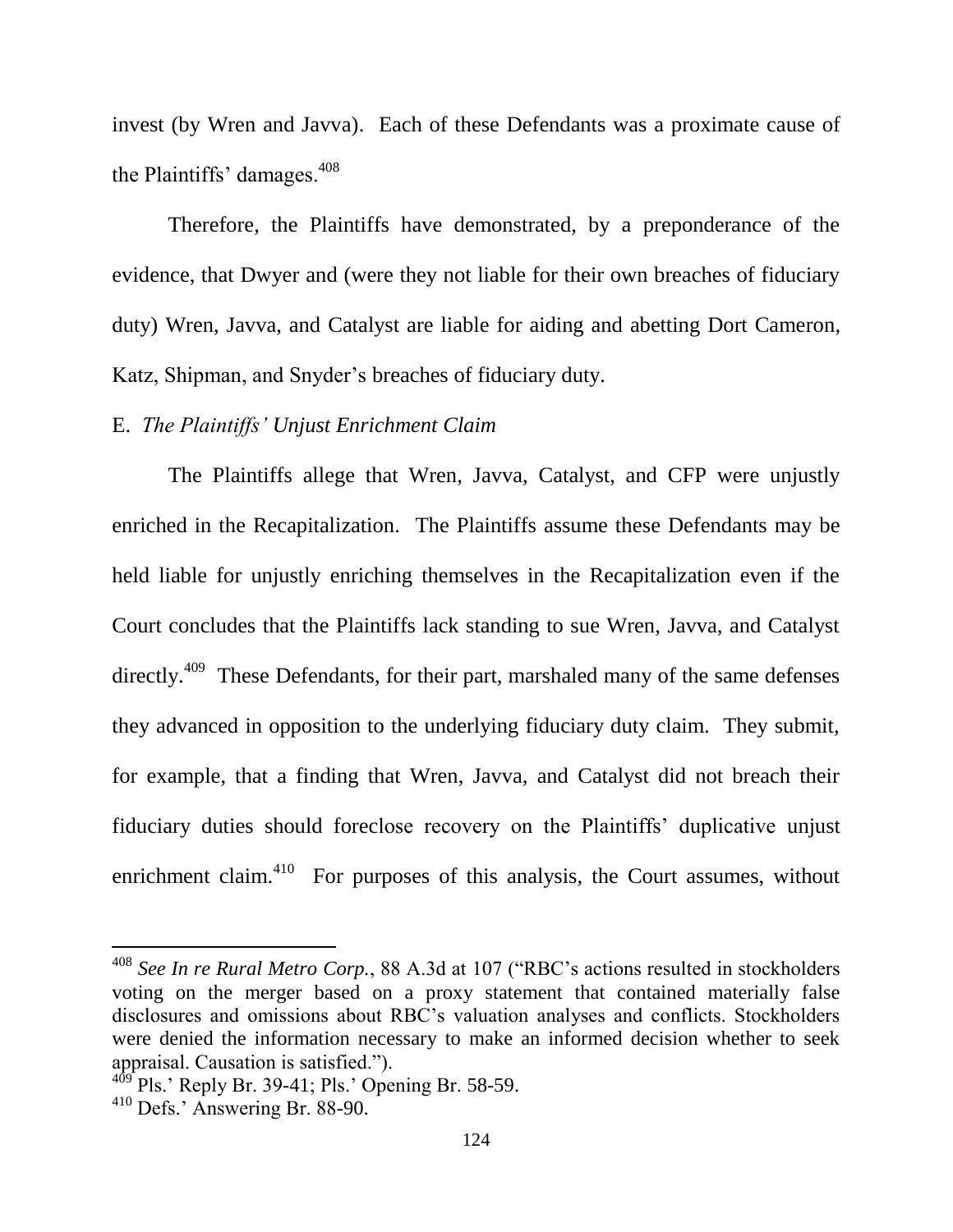invest (by Wren and Javva). Each of these Defendants was a proximate cause of the Plaintiffs' damages.[408]

Therefore, the Plaintiffs have demonstrated, by a preponderance of the evidence, that Dwyer and (were they not liable for their own breaches of fiduciary duty) Wren, Javva, and Catalyst are liable for aiding and abetting Dort Cameron, Katz, Shipman, and Snyder's breaches of fiduciary duty.

E. *The Plaintiffs' Unjust Enrichment Claim*

The Plaintiffs allege that Wren, Javva, Catalyst, and CFP were unjustly enriched in the Recapitalization. The Plaintiffs assume these Defendants may be held liable for unjustly enriching themselves in the Recapitalization even if the Court concludes that the Plaintiffs lack standing to sue Wren, Javva, and Catalyst directly.[409] These Defendants, for their part, marshaled many of the same defenses they advanced in opposition to the underlying fiduciary duty claim. They submit, for example, that a finding that Wren, Javva, and Catalyst did not breach their fiduciary duties should foreclose recovery on the Plaintiffs' duplicative unjust enrichment claim.[410] For purposes of this analysis, the Court assumes, without

---

[408] *See In re Rural Metro Corp.*, 88 A.3d at 107 ("RBC's actions resulted in stockholders voting on the merger based on a proxy statement that contained materially false disclosures and omissions about RBC's valuation analyses and conflicts. Stockholders were denied the information necessary to make an informed decision whether to seek appraisal. Causation is satisfied.").

[409] Pls.' Reply Br. 39-41; Pls.' Opening Br. 58-59.

[410] Defs.' Answering Br. 88-90.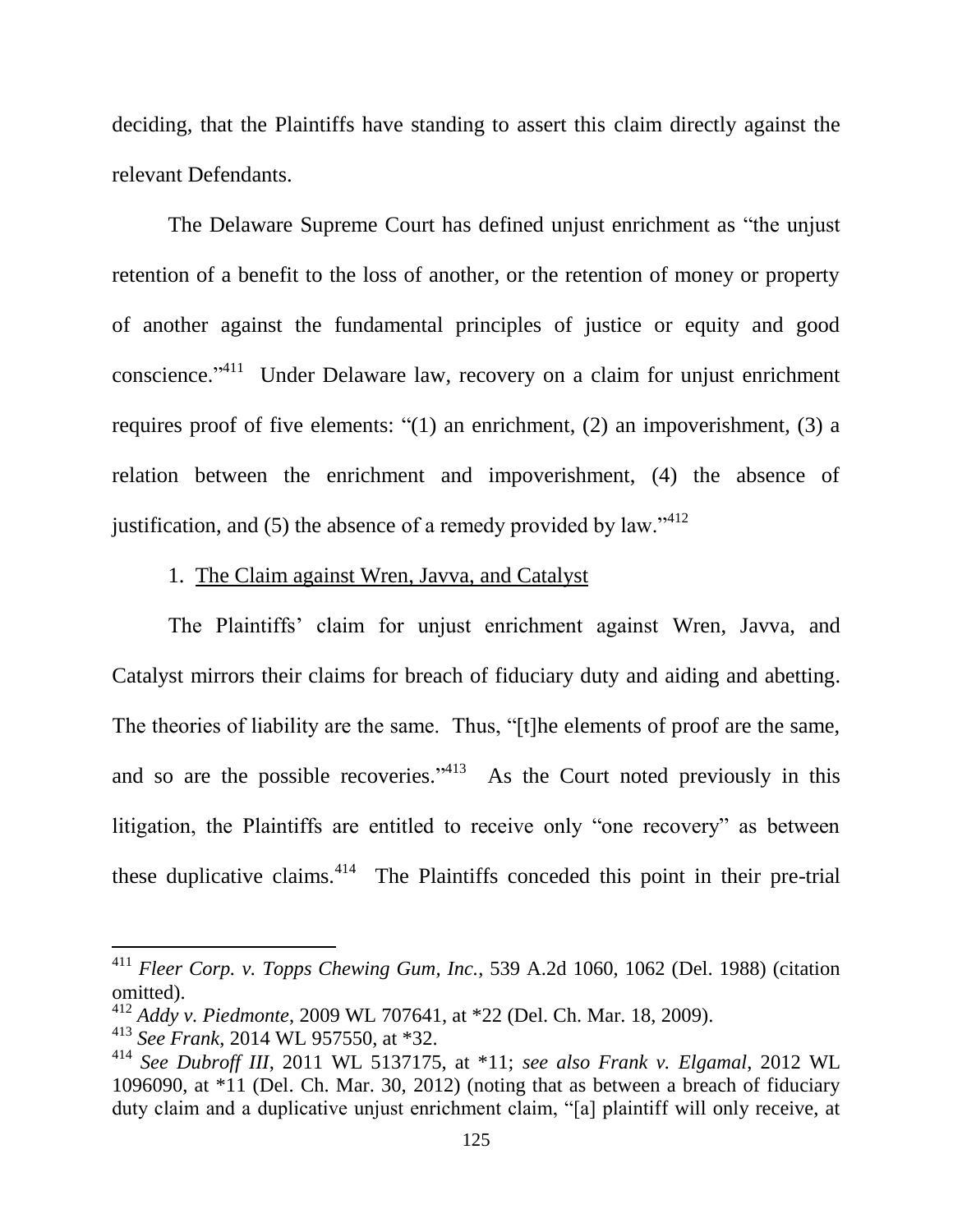deciding, that the Plaintiffs have standing to assert this claim directly against the relevant Defendants.

The Delaware Supreme Court has defined unjust enrichment as "the unjust retention of a benefit to the loss of another, or the retention of money or property of another against the fundamental principles of justice or equity and good conscience."[411] Under Delaware law, recovery on a claim for unjust enrichment requires proof of five elements: "(1) an enrichment, (2) an impoverishment, (3) a relation between the enrichment and impoverishment, (4) the absence of justification, and (5) the absence of a remedy provided by law."[412]

1. The Claim against Wren, Javva, and Catalyst

The Plaintiffs' claim for unjust enrichment against Wren, Javva, and Catalyst mirrors their claims for breach of fiduciary duty and aiding and abetting. The theories of liability are the same. Thus, "[t]he elements of proof are the same, and so are the possible recoveries."[413] As the Court noted previously in this litigation, the Plaintiffs are entitled to receive only "one recovery" as between these duplicative claims.[414] The Plaintiffs conceded this point in their pre-trial

---

[411] *Fleer Corp. v. Topps Chewing Gum, Inc.*, 539 A.2d 1060, 1062 (Del. 1988) (citation omitted).

[412] *Addy v. Piedmonte*, 2009 WL 707641, at *22 (Del. Ch. Mar. 18, 2009).

[413] *See Frank*, 2014 WL 957550, at *32.

[414] *See Dubroff III*, 2011 WL 5137175, at *11; *see also Frank v. Elgamal*, 2012 WL 1096090, at *11 (Del. Ch. Mar. 30, 2012) (noting that as between a breach of fiduciary duty claim and a duplicative unjust enrichment claim, "[a] plaintiff will only receive, at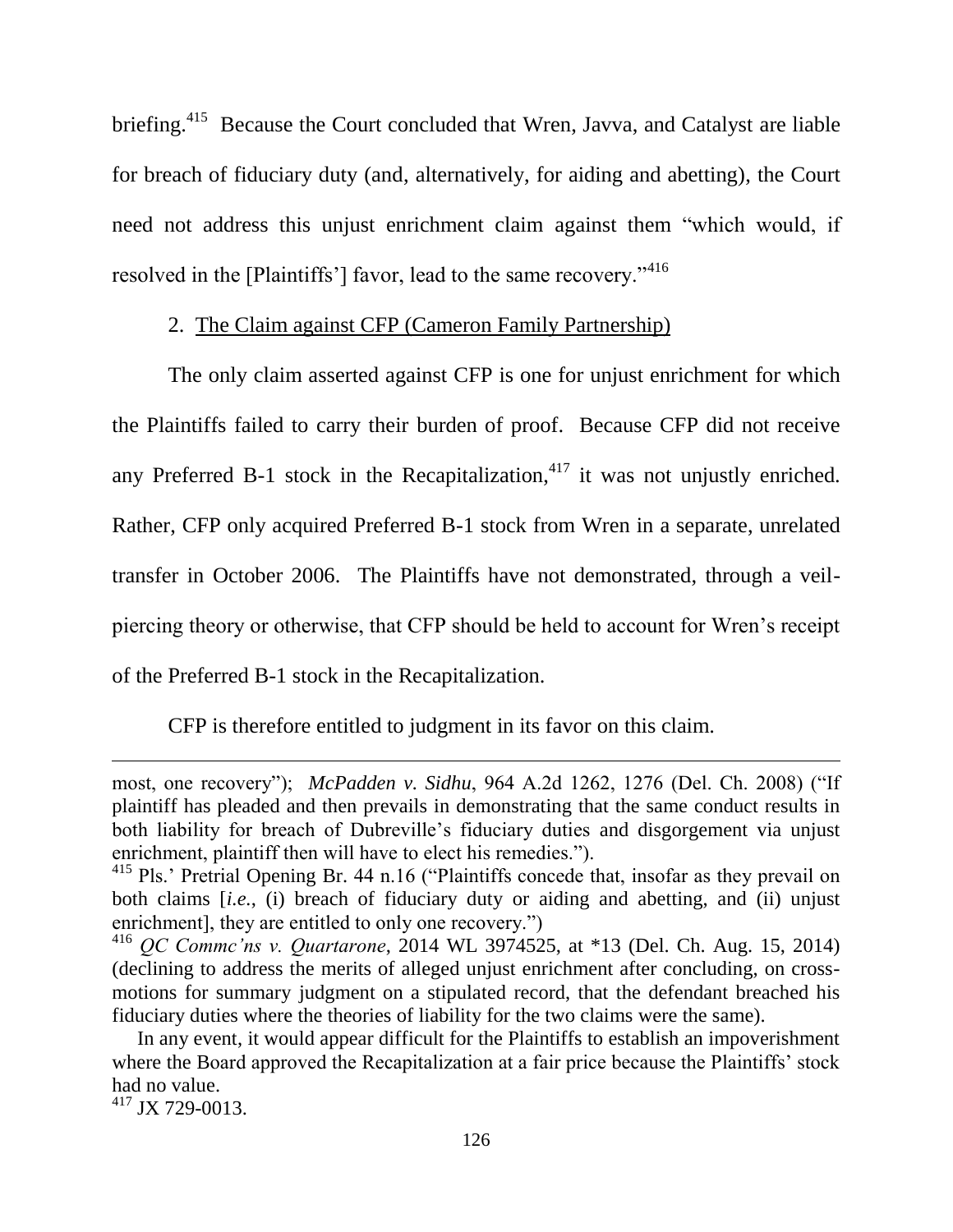briefing.[415] Because the Court concluded that Wren, Javva, and Catalyst are liable for breach of fiduciary duty (and, alternatively, for aiding and abetting), the Court need not address this unjust enrichment claim against them "which would, if resolved in the [Plaintiffs'] favor, lead to the same recovery."[416]

2. The Claim against CFP (Cameron Family Partnership)

The only claim asserted against CFP is one for unjust enrichment for which the Plaintiffs failed to carry their burden of proof. Because CFP did not receive any Preferred B-1 stock in the Recapitalization,[417] it was not unjustly enriched. Rather, CFP only acquired Preferred B-1 stock from Wren in a separate, unrelated transfer in October 2006. The Plaintiffs have not demonstrated, through a veil-piercing theory or otherwise, that CFP should be held to account for Wren's receipt of the Preferred B-1 stock in the Recapitalization.

CFP is therefore entitled to judgment in its favor on this claim.

---

most, one recovery"); *McPadden v. Sidhu*, 964 A.2d 1262, 1276 (Del. Ch. 2008) ("If plaintiff has pleaded and then prevails in demonstrating that the same conduct results in both liability for breach of Dubreville's fiduciary duties and disgorgement via unjust enrichment, plaintiff then will have to elect his remedies.").

[415] Pls.' Pretrial Opening Br. 44 n.16 ("Plaintiffs concede that, insofar as they prevail on both claims [*i.e.*, (i) breach of fiduciary duty or aiding and abetting, and (ii) unjust enrichment], they are entitled to only one recovery.")

[416] *QC Commc'ns v. Quartarone*, 2014 WL 3974525, at *13 (Del. Ch. Aug. 15, 2014) (declining to address the merits of alleged unjust enrichment after concluding, on cross-motions for summary judgment on a stipulated record, that the defendant breached his fiduciary duties where the theories of liability for the two claims were the same).

In any event, it would appear difficult for the Plaintiffs to establish an impoverishment where the Board approved the Recapitalization at a fair price because the Plaintiffs' stock had no value.

[417] JX 729-0013.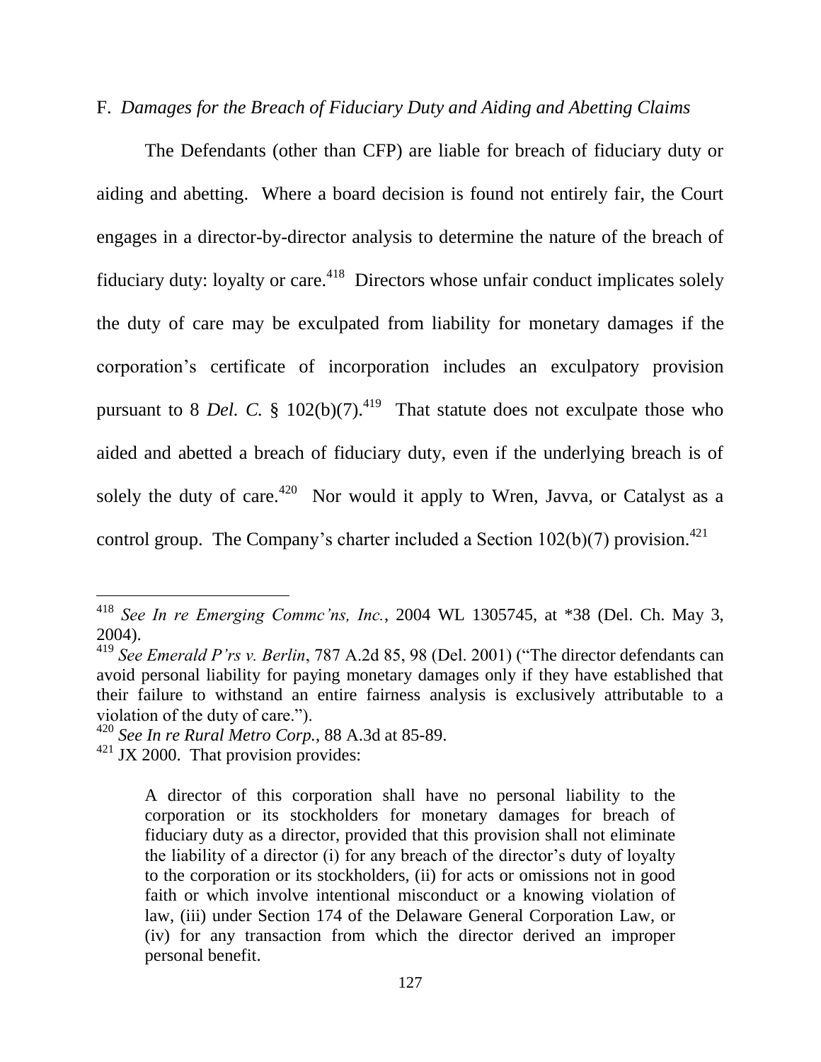F. *Damages for the Breach of Fiduciary Duty and Aiding and Abetting Claims*

The Defendants (other than CFP) are liable for breach of fiduciary duty or aiding and abetting. Where a board decision is found not entirely fair, the Court engages in a director-by-director analysis to determine the nature of the breach of fiduciary duty: loyalty or care.[418] Directors whose unfair conduct implicates solely the duty of care may be exculpated from liability for monetary damages if the corporation's certificate of incorporation includes an exculpatory provision pursuant to 8 *Del. C.* § 102(b)(7).[419] That statute does not exculpate those who aided and abetted a breach of fiduciary duty, even if the underlying breach is of solely the duty of care.[420] Nor would it apply to Wren, Javva, or Catalyst as a control group. The Company's charter included a Section 102(b)(7) provision.[421]

---

[418] *See In re Emerging Commc'ns, Inc.*, 2004 WL 1305745, at *38 (Del. Ch. May 3, 2004).

[419] *See Emerald P'rs v. Berlin*, 787 A.2d 85, 98 (Del. 2001) ("The director defendants can avoid personal liability for paying monetary damages only if they have established that their failure to withstand an entire fairness analysis is exclusively attributable to a violation of the duty of care.").

[420] *See In re Rural Metro Corp.*, 88 A.3d at 85-89.

[421] JX 2000. That provision provides:

> A director of this corporation shall have no personal liability to the corporation or its stockholders for monetary damages for breach of fiduciary duty as a director, provided that this provision shall not eliminate the liability of a director (i) for any breach of the director's duty of loyalty to the corporation or its stockholders, (ii) for acts or omissions not in good faith or which involve intentional misconduct or a knowing violation of law, (iii) under Section 174 of the Delaware General Corporation Law, or (iv) for any transaction from which the director derived an improper personal benefit.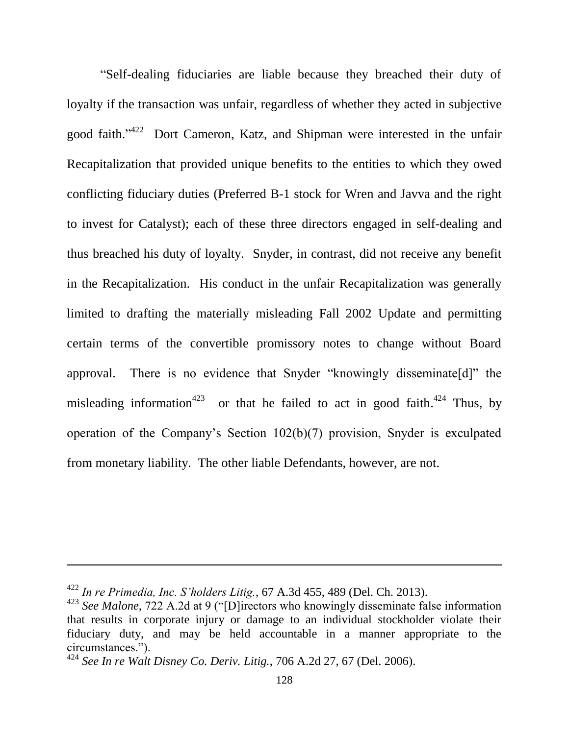"Self-dealing fiduciaries are liable because they breached their duty of loyalty if the transaction was unfair, regardless of whether they acted in subjective good faith."[422] Dort Cameron, Katz, and Shipman were interested in the unfair Recapitalization that provided unique benefits to the entities to which they owed conflicting fiduciary duties (Preferred B-1 stock for Wren and Javva and the right to invest for Catalyst); each of these three directors engaged in self-dealing and thus breached his duty of loyalty. Snyder, in contrast, did not receive any benefit in the Recapitalization. His conduct in the unfair Recapitalization was generally limited to drafting the materially misleading Fall 2002 Update and permitting certain terms of the convertible promissory notes to change without Board approval. There is no evidence that Snyder "knowingly disseminate[d]" the misleading information[423] or that he failed to act in good faith.[424] Thus, by operation of the Company's Section 102(b)(7) provision, Snyder is exculpated from monetary liability. The other liable Defendants, however, are not.

---

[422] *In re Primedia, Inc. S'holders Litig.*, 67 A.3d 455, 489 (Del. Ch. 2013).

[423] *See Malone*, 722 A.2d at 9 ("[D]irectors who knowingly disseminate false information that results in corporate injury or damage to an individual stockholder violate their fiduciary duty, and may be held accountable in a manner appropriate to the circumstances.").

[424] *See In re Walt Disney Co. Deriv. Litig.*, 706 A.2d 27, 67 (Del. 2006).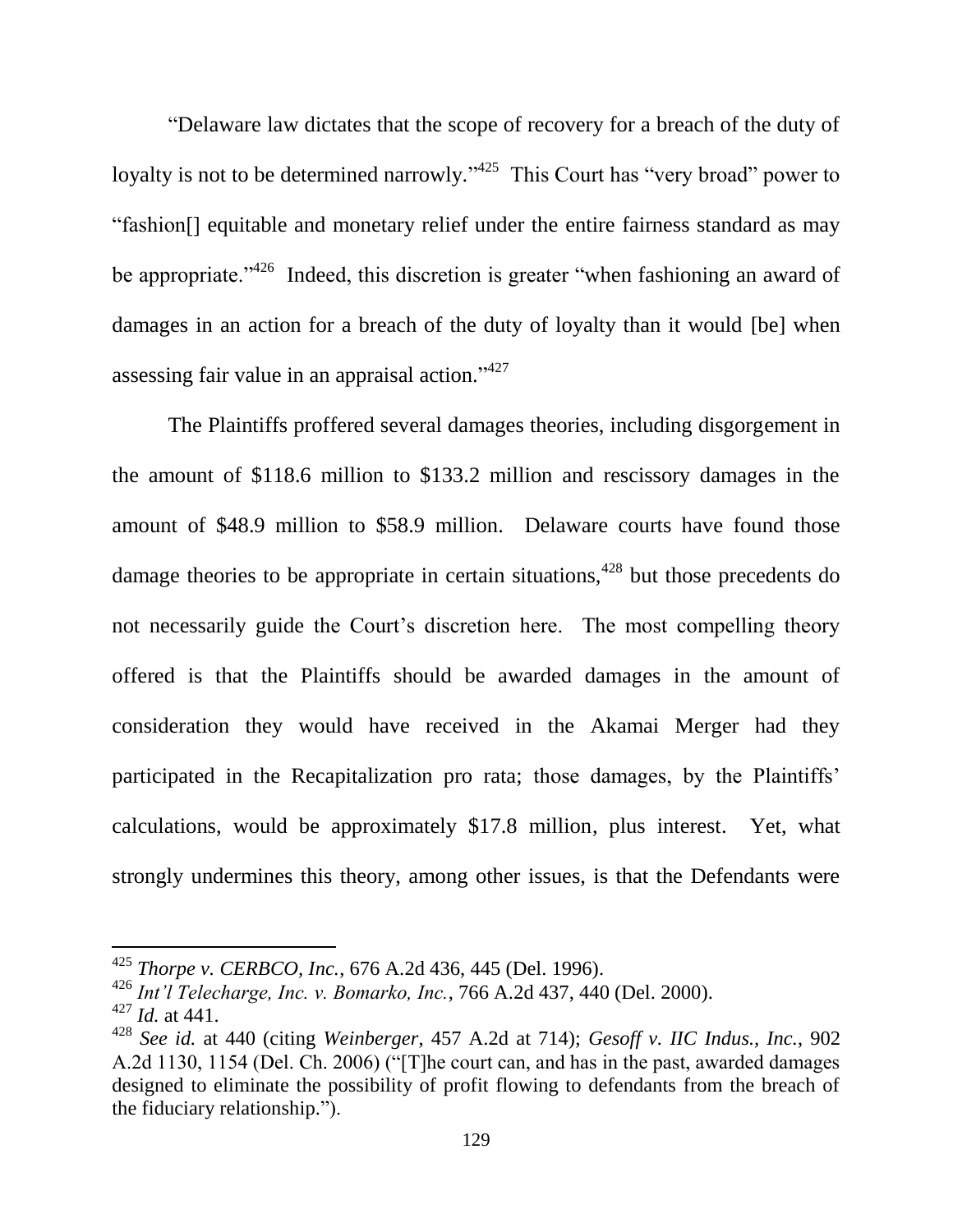"Delaware law dictates that the scope of recovery for a breach of the duty of loyalty is not to be determined narrowly."[425] This Court has "very broad" power to "fashion[] equitable and monetary relief under the entire fairness standard as may be appropriate."[426] Indeed, this discretion is greater "when fashioning an award of damages in an action for a breach of the duty of loyalty than it would [be] when assessing fair value in an appraisal action."[427]

The Plaintiffs proffered several damages theories, including disgorgement in the amount of $118.6 million to $133.2 million and rescissory damages in the amount of $48.9 million to $58.9 million. Delaware courts have found those damage theories to be appropriate in certain situations,[428] but those precedents do not necessarily guide the Court's discretion here. The most compelling theory offered is that the Plaintiffs should be awarded damages in the amount of consideration they would have received in the Akamai Merger had they participated in the Recapitalization pro rata; those damages, by the Plaintiffs' calculations, would be approximately $17.8 million, plus interest. Yet, what strongly undermines this theory, among other issues, is that the Defendants were

---

[425] *Thorpe v. CERBCO, Inc.*, 676 A.2d 436, 445 (Del. 1996).

[426] *Int'l Telecharge, Inc. v. Bomarko, Inc.*, 766 A.2d 437, 440 (Del. 2000).

[427] *Id.* at 441.

[428] *See id.* at 440 (citing *Weinberger*, 457 A.2d at 714); *Gesoff v. IIC Indus., Inc.*, 902 A.2d 1130, 1154 (Del. Ch. 2006) ("[T]he court can, and has in the past, awarded damages designed to eliminate the possibility of profit flowing to defendants from the breach of the fiduciary relationship.").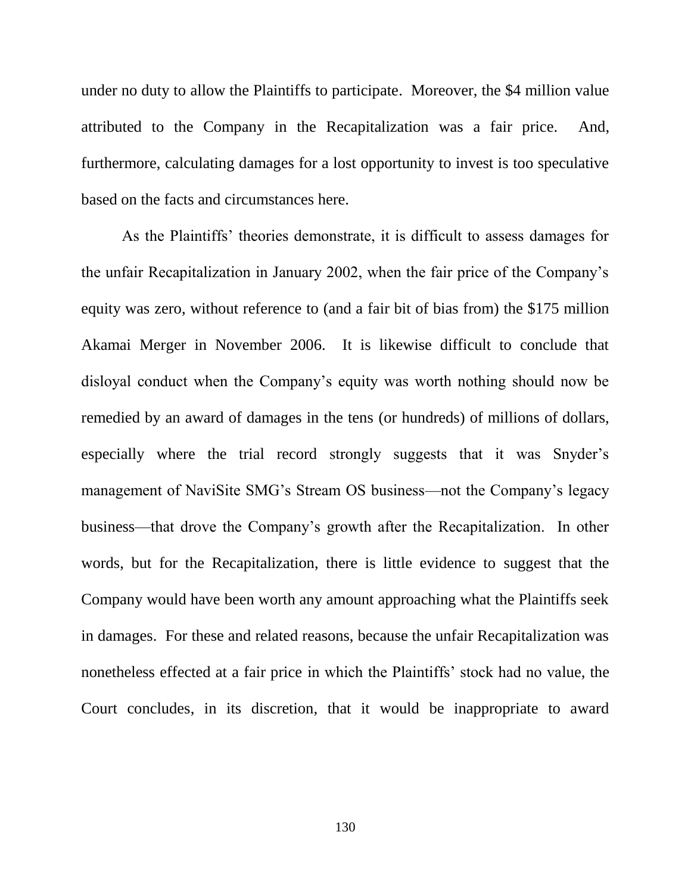under no duty to allow the Plaintiffs to participate. Moreover, the $4 million value attributed to the Company in the Recapitalization was a fair price. And, furthermore, calculating damages for a lost opportunity to invest is too speculative based on the facts and circumstances here.

As the Plaintiffs' theories demonstrate, it is difficult to assess damages for the unfair Recapitalization in January 2002, when the fair price of the Company's equity was zero, without reference to (and a fair bit of bias from) the $175 million Akamai Merger in November 2006. It is likewise difficult to conclude that disloyal conduct when the Company's equity was worth nothing should now be remedied by an award of damages in the tens (or hundreds) of millions of dollars, especially where the trial record strongly suggests that it was Snyder's management of NaviSite SMG's Stream OS business—not the Company's legacy business—that drove the Company's growth after the Recapitalization. In other words, but for the Recapitalization, there is little evidence to suggest that the Company would have been worth any amount approaching what the Plaintiffs seek in damages. For these and related reasons, because the unfair Recapitalization was nonetheless effected at a fair price in which the Plaintiffs' stock had no value, the Court concludes, in its discretion, that it would be inappropriate to award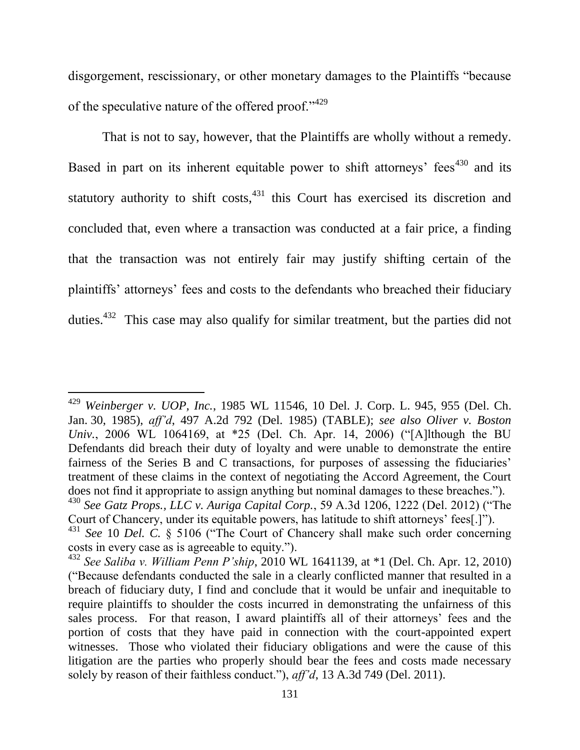disgorgement, rescissionary, or other monetary damages to the Plaintiffs "because of the speculative nature of the offered proof."[429]

That is not to say, however, that the Plaintiffs are wholly without a remedy. Based in part on its inherent equitable power to shift attorneys' fees[430] and its statutory authority to shift costs,[431] this Court has exercised its discretion and concluded that, even where a transaction was conducted at a fair price, a finding that the transaction was not entirely fair may justify shifting certain of the plaintiffs' attorneys' fees and costs to the defendants who breached their fiduciary duties.[432] This case may also qualify for similar treatment, but the parties did not

---

[429] *Weinberger v. UOP, Inc.*, 1985 WL 11546, 10 Del. J. Corp. L. 945, 955 (Del. Ch. Jan. 30, 1985), *aff'd*, 497 A.2d 792 (Del. 1985) (TABLE); *see also Oliver v. Boston Univ.*, 2006 WL 1064169, at *25 (Del. Ch. Apr. 14, 2006) ("[A]lthough the BU Defendants did breach their duty of loyalty and were unable to demonstrate the entire fairness of the Series B and C transactions, for purposes of assessing the fiduciaries' treatment of these claims in the context of negotiating the Accord Agreement, the Court does not find it appropriate to assign anything but nominal damages to these breaches.").

[430] *See Gatz Props., LLC v. Auriga Capital Corp.*, 59 A.3d 1206, 1222 (Del. 2012) ("The Court of Chancery, under its equitable powers, has latitude to shift attorneys' fees[.]").

[431] *See* 10 *Del. C.* § 5106 ("The Court of Chancery shall make such order concerning costs in every case as is agreeable to equity.").

[432] *See Saliba v. William Penn P'ship*, 2010 WL 1641139, at *1 (Del. Ch. Apr. 12, 2010) ("Because defendants conducted the sale in a clearly conflicted manner that resulted in a breach of fiduciary duty, I find and conclude that it would be unfair and inequitable to require plaintiffs to shoulder the costs incurred in demonstrating the unfairness of this sales process. For that reason, I award plaintiffs all of their attorneys' fees and the portion of costs that they have paid in connection with the court-appointed expert witnesses. Those who violated their fiduciary obligations and were the cause of this litigation are the parties who properly should bear the fees and costs made necessary solely by reason of their faithless conduct."), *aff'd*, 13 A.3d 749 (Del. 2011).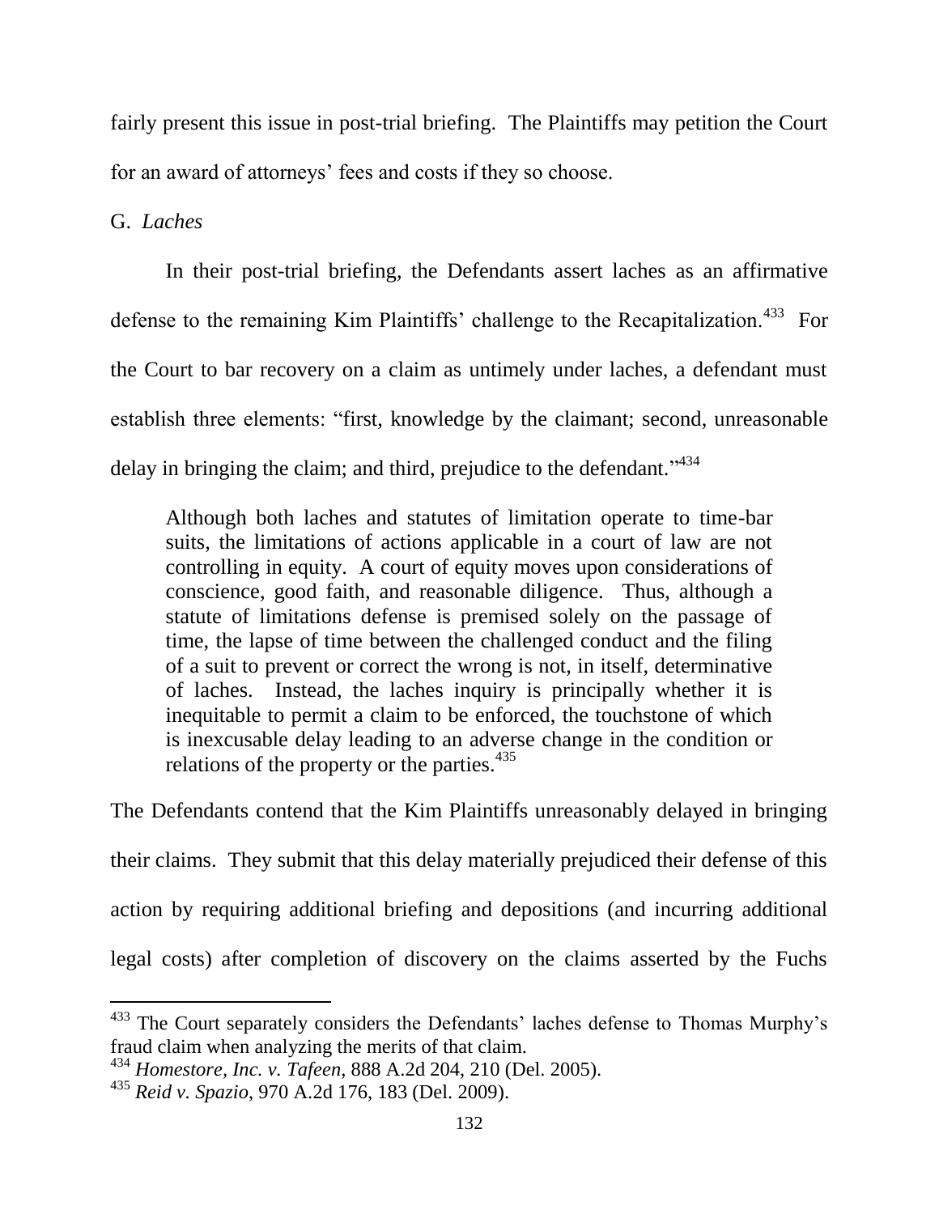fairly present this issue in post-trial briefing. The Plaintiffs may petition the Court for an award of attorneys' fees and costs if they so choose.

G. *Laches*

In their post-trial briefing, the Defendants assert laches as an affirmative defense to the remaining Kim Plaintiffs' challenge to the Recapitalization.[433] For the Court to bar recovery on a claim as untimely under laches, a defendant must establish three elements: "first, knowledge by the claimant; second, unreasonable delay in bringing the claim; and third, prejudice to the defendant."[434]

> Although both laches and statutes of limitation operate to time-bar suits, the limitations of actions applicable in a court of law are not controlling in equity. A court of equity moves upon considerations of conscience, good faith, and reasonable diligence. Thus, although a statute of limitations defense is premised solely on the passage of time, the lapse of time between the challenged conduct and the filing of a suit to prevent or correct the wrong is not, in itself, determinative of laches. Instead, the laches inquiry is principally whether it is inequitable to permit a claim to be enforced, the touchstone of which is inexcusable delay leading to an adverse change in the condition or relations of the property or the parties.[435]

The Defendants contend that the Kim Plaintiffs unreasonably delayed in bringing their claims. They submit that this delay materially prejudiced their defense of this action by requiring additional briefing and depositions (and incurring additional legal costs) after completion of discovery on the claims asserted by the Fuchs

---

[433] The Court separately considers the Defendants' laches defense to Thomas Murphy's fraud claim when analyzing the merits of that claim.

[434] *Homestore, Inc. v. Tafeen*, 888 A.2d 204, 210 (Del. 2005).

[435] *Reid v. Spazio*, 970 A.2d 176, 183 (Del. 2009).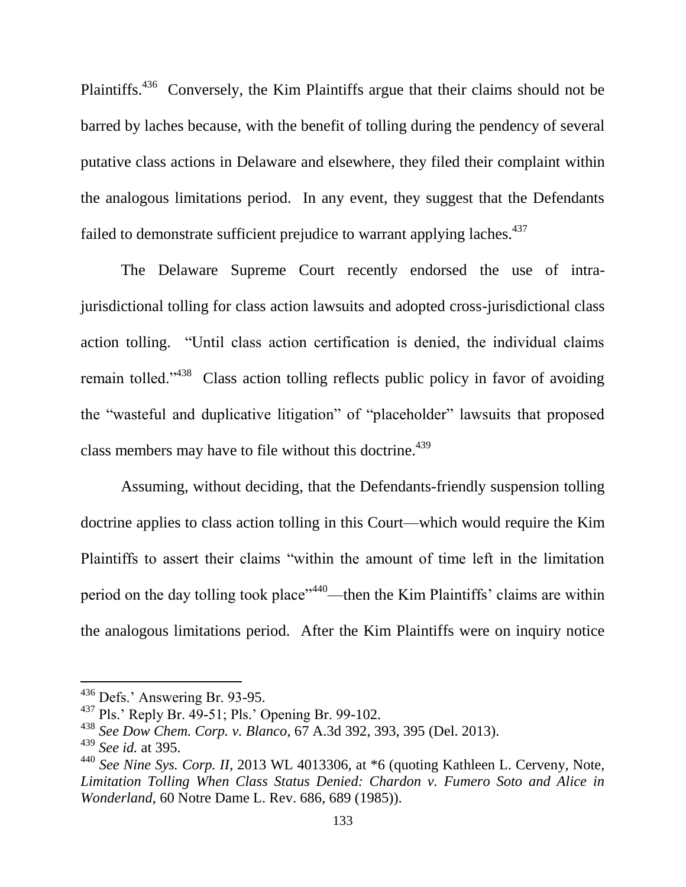Plaintiffs.[436] Conversely, the Kim Plaintiffs argue that their claims should not be barred by laches because, with the benefit of tolling during the pendency of several putative class actions in Delaware and elsewhere, they filed their complaint within the analogous limitations period. In any event, they suggest that the Defendants failed to demonstrate sufficient prejudice to warrant applying laches.[437]

The Delaware Supreme Court recently endorsed the use of intra-jurisdictional tolling for class action lawsuits and adopted cross-jurisdictional class action tolling. "Until class action certification is denied, the individual claims remain tolled."[438] Class action tolling reflects public policy in favor of avoiding the "wasteful and duplicative litigation" of "placeholder" lawsuits that proposed class members may have to file without this doctrine.[439]

Assuming, without deciding, that the Defendants-friendly suspension tolling doctrine applies to class action tolling in this Court—which would require the Kim Plaintiffs to assert their claims "within the amount of time left in the limitation period on the day tolling took place"[440]—then the Kim Plaintiffs' claims are within the analogous limitations period. After the Kim Plaintiffs were on inquiry notice

---

[436] Defs.' Answering Br. 93-95.

[437] Pls.' Reply Br. 49-51; Pls.' Opening Br. 99-102.

[438] *See Dow Chem. Corp. v. Blanco*, 67 A.3d 392, 393, 395 (Del. 2013).

[439] *See id.* at 395.

[440] *See Nine Sys. Corp. II*, 2013 WL 4013306, at *6 (quoting Kathleen L. Cerveny, Note, *Limitation Tolling When Class Status Denied: Chardon v. Fumero Soto and Alice in Wonderland*, 60 Notre Dame L. Rev. 686, 689 (1985)).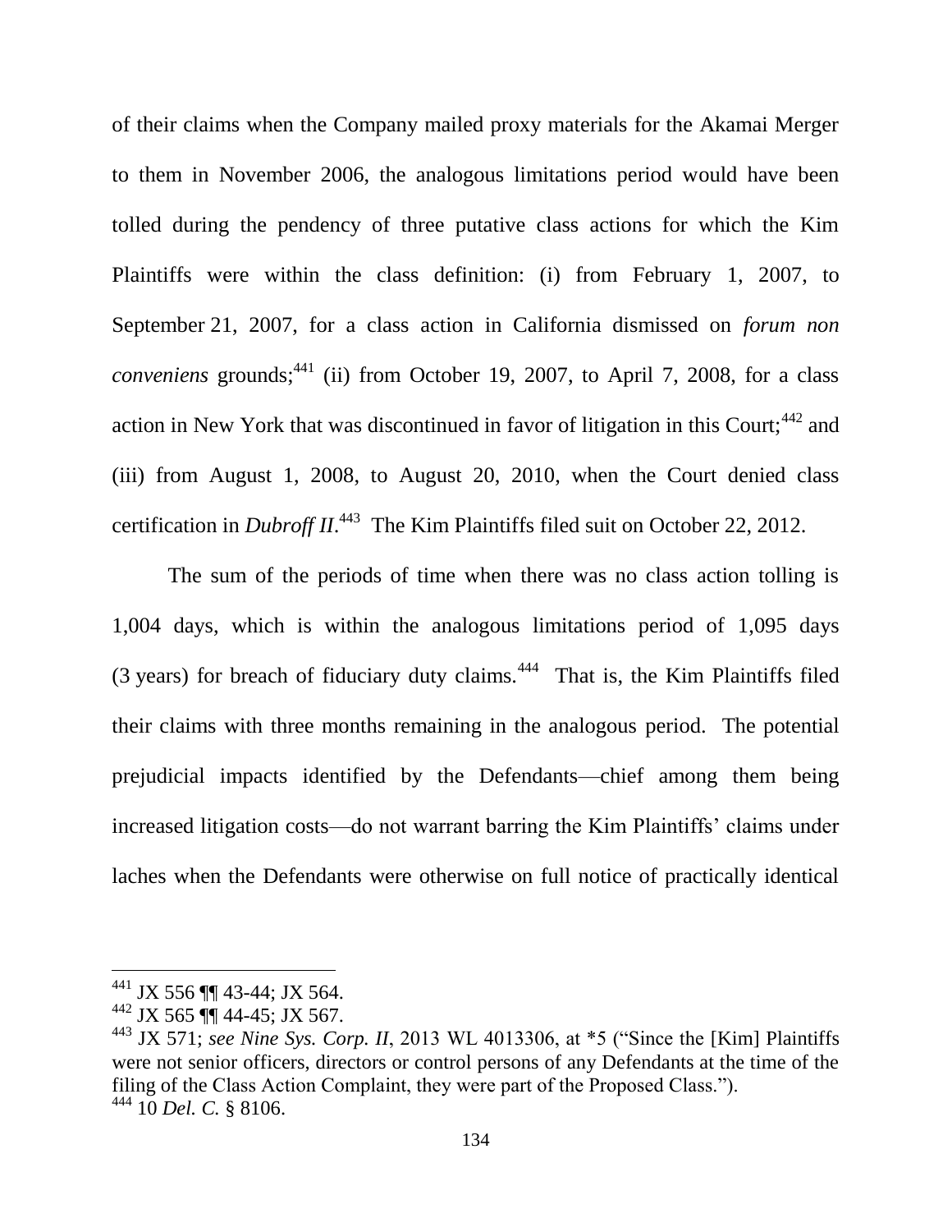of their claims when the Company mailed proxy materials for the Akamai Merger to them in November 2006, the analogous limitations period would have been tolled during the pendency of three putative class actions for which the Kim Plaintiffs were within the class definition: (i) from February 1, 2007, to September 21, 2007, for a class action in California dismissed on *forum non conveniens* grounds;[441] (ii) from October 19, 2007, to April 7, 2008, for a class action in New York that was discontinued in favor of litigation in this Court;[442] and (iii) from August 1, 2008, to August 20, 2010, when the Court denied class certification in *Dubroff II*.[443] The Kim Plaintiffs filed suit on October 22, 2012.

The sum of the periods of time when there was no class action tolling is 1,004 days, which is within the analogous limitations period of 1,095 days (3 years) for breach of fiduciary duty claims.[444] That is, the Kim Plaintiffs filed their claims with three months remaining in the analogous period. The potential prejudicial impacts identified by the Defendants—chief among them being increased litigation costs—do not warrant barring the Kim Plaintiffs' claims under laches when the Defendants were otherwise on full notice of practically identical

---

[441] JX 556 ¶¶ 43-44; JX 564.

[442] JX 565 ¶¶ 44-45; JX 567.

[443] JX 571; *see Nine Sys. Corp. II*, 2013 WL 4013306, at *5 ("Since the [Kim] Plaintiffs were not senior officers, directors or control persons of any Defendants at the time of the filing of the Class Action Complaint, they were part of the Proposed Class.").

[444] 10 *Del. C.* § 8106.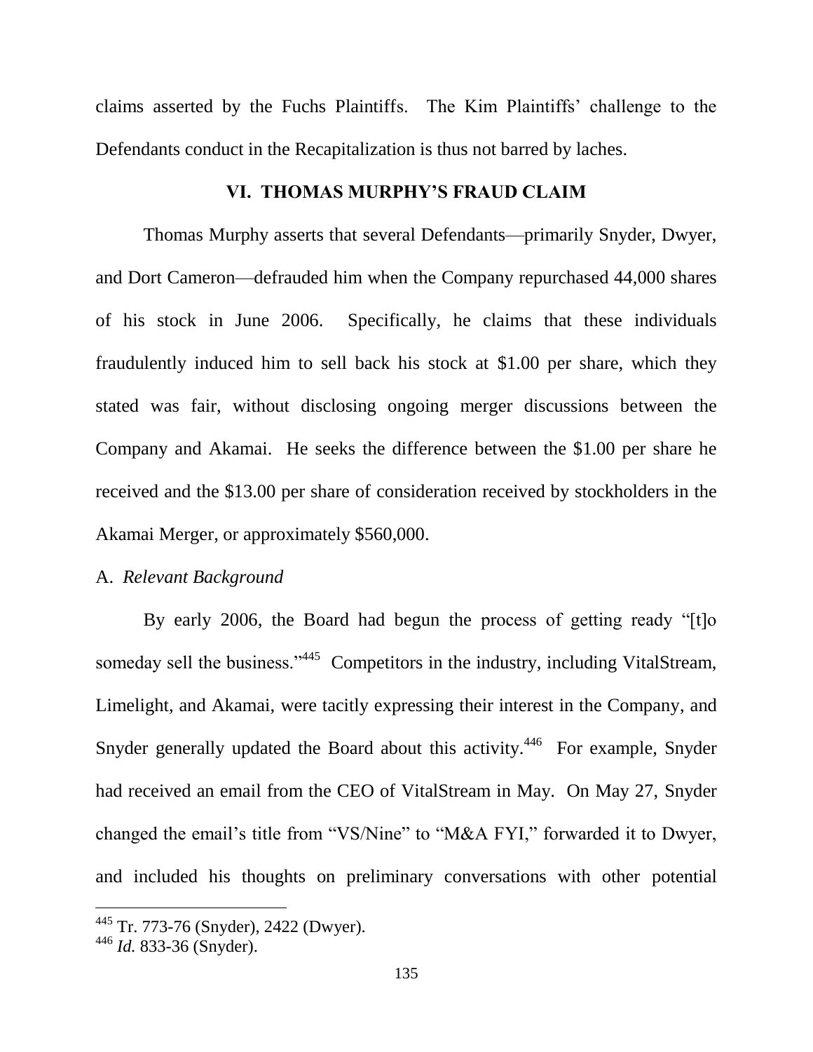claims asserted by the Fuchs Plaintiffs. The Kim Plaintiffs' challenge to the Defendants conduct in the Recapitalization is thus not barred by laches.

## VI. THOMAS MURPHY'S FRAUD CLAIM

Thomas Murphy asserts that several Defendants—primarily Snyder, Dwyer, and Dort Cameron—defrauded him when the Company repurchased 44,000 shares of his stock in June 2006. Specifically, he claims that these individuals fraudulently induced him to sell back his stock at $1.00 per share, which they stated was fair, without disclosing ongoing merger discussions between the Company and Akamai. He seeks the difference between the $1.00 per share he received and the $13.00 per share of consideration received by stockholders in the Akamai Merger, or approximately $560,000.

### A. *Relevant Background*

By early 2006, the Board had begun the process of getting ready "[t]o someday sell the business."[445] Competitors in the industry, including VitalStream, Limelight, and Akamai, were tacitly expressing their interest in the Company, and Snyder generally updated the Board about this activity.[446] For example, Snyder had received an email from the CEO of VitalStream in May. On May 27, Snyder changed the email's title from "VS/Nine" to "M&A FYI," forwarded it to Dwyer, and included his thoughts on preliminary conversations with other potential

---

[445] Tr. 773-76 (Snyder), 2422 (Dwyer).

[446] *Id.* 833-36 (Snyder).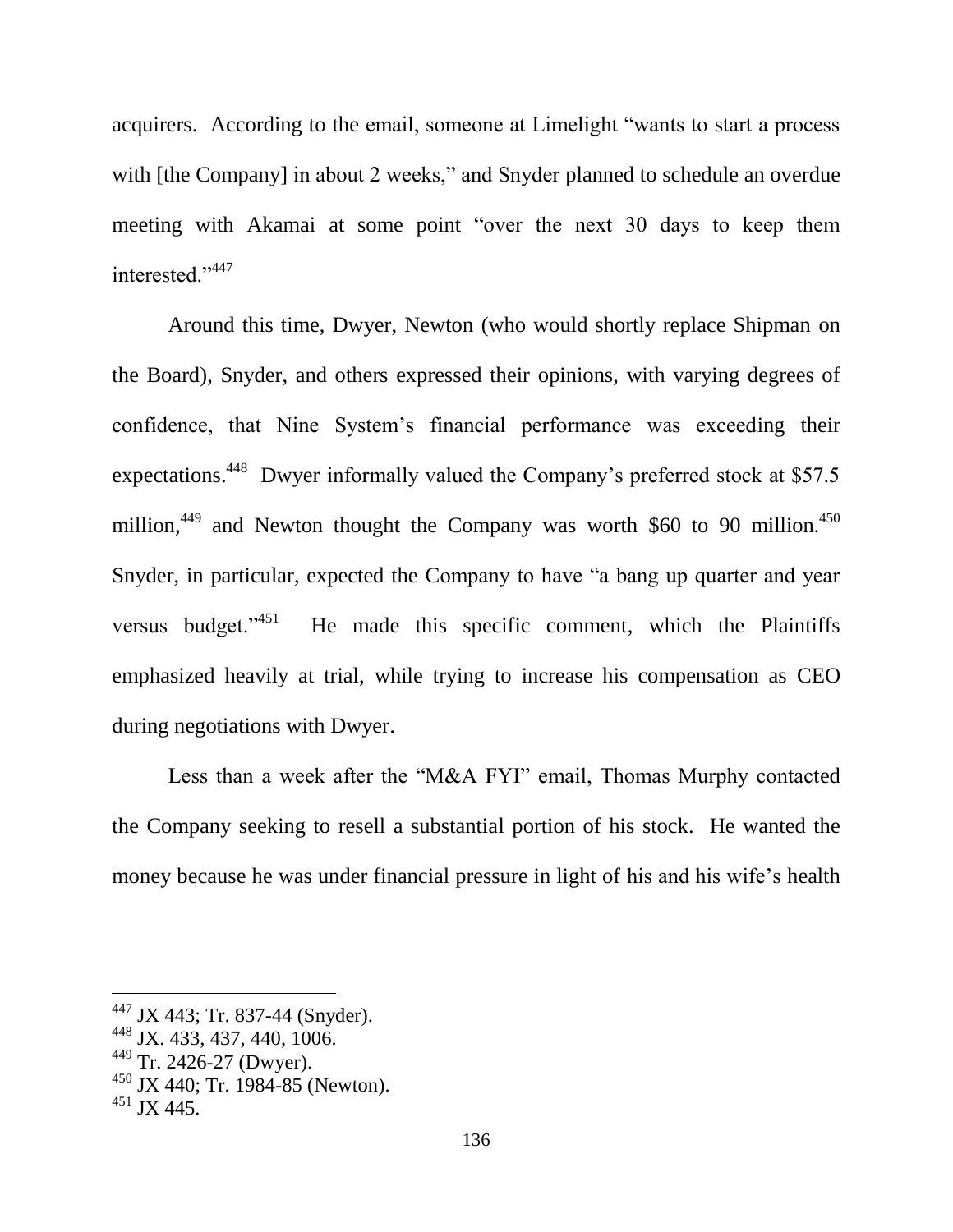acquirers. According to the email, someone at Limelight "wants to start a process with [the Company] in about 2 weeks," and Snyder planned to schedule an overdue meeting with Akamai at some point "over the next 30 days to keep them interested."[447]

Around this time, Dwyer, Newton (who would shortly replace Shipman on the Board), Snyder, and others expressed their opinions, with varying degrees of confidence, that Nine System's financial performance was exceeding their expectations.[448] Dwyer informally valued the Company's preferred stock at $57.5 million,[449] and Newton thought the Company was worth $60 to 90 million.[450] Snyder, in particular, expected the Company to have "a bang up quarter and year versus budget."[451] He made this specific comment, which the Plaintiffs emphasized heavily at trial, while trying to increase his compensation as CEO during negotiations with Dwyer.

Less than a week after the "M&A FYI" email, Thomas Murphy contacted the Company seeking to resell a substantial portion of his stock. He wanted the money because he was under financial pressure in light of his and his wife's health

---

[447] JX 443; Tr. 837-44 (Snyder).

[448] JX. 433, 437, 440, 1006.

[449] Tr. 2426-27 (Dwyer).

[450] JX 440; Tr. 1984-85 (Newton).

[451] JX 445.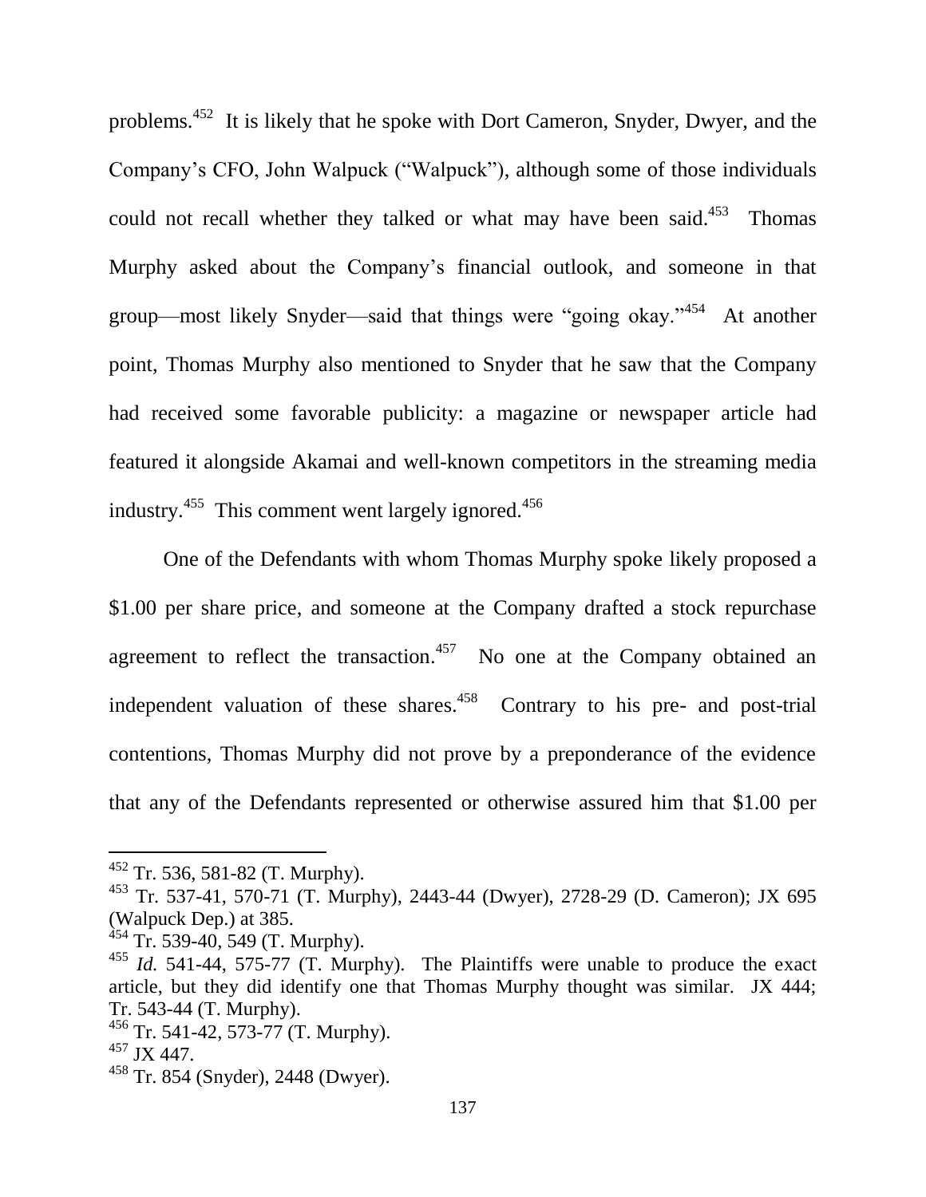problems.[452] It is likely that he spoke with Dort Cameron, Snyder, Dwyer, and the Company's CFO, John Walpuck ("Walpuck"), although some of those individuals could not recall whether they talked or what may have been said.[453] Thomas Murphy asked about the Company's financial outlook, and someone in that group—most likely Snyder—said that things were "going okay."[454] At another point, Thomas Murphy also mentioned to Snyder that he saw that the Company had received some favorable publicity: a magazine or newspaper article had featured it alongside Akamai and well-known competitors in the streaming media industry.[455] This comment went largely ignored.[456]

One of the Defendants with whom Thomas Murphy spoke likely proposed a $1.00 per share price, and someone at the Company drafted a stock repurchase agreement to reflect the transaction.[457] No one at the Company obtained an independent valuation of these shares.[458] Contrary to his pre- and post-trial contentions, Thomas Murphy did not prove by a preponderance of the evidence that any of the Defendants represented or otherwise assured him that $1.00 per

---

[452] Tr. 536, 581-82 (T. Murphy).

[453] Tr. 537-41, 570-71 (T. Murphy), 2443-44 (Dwyer), 2728-29 (D. Cameron); JX 695 (Walpuck Dep.) at 385.

[454] Tr. 539-40, 549 (T. Murphy).

[455] *Id.* 541-44, 575-77 (T. Murphy). The Plaintiffs were unable to produce the exact article, but they did identify one that Thomas Murphy thought was similar. JX 444; Tr. 543-44 (T. Murphy).

[456] Tr. 541-42, 573-77 (T. Murphy).

[457] JX 447.

[458] Tr. 854 (Snyder), 2448 (Dwyer).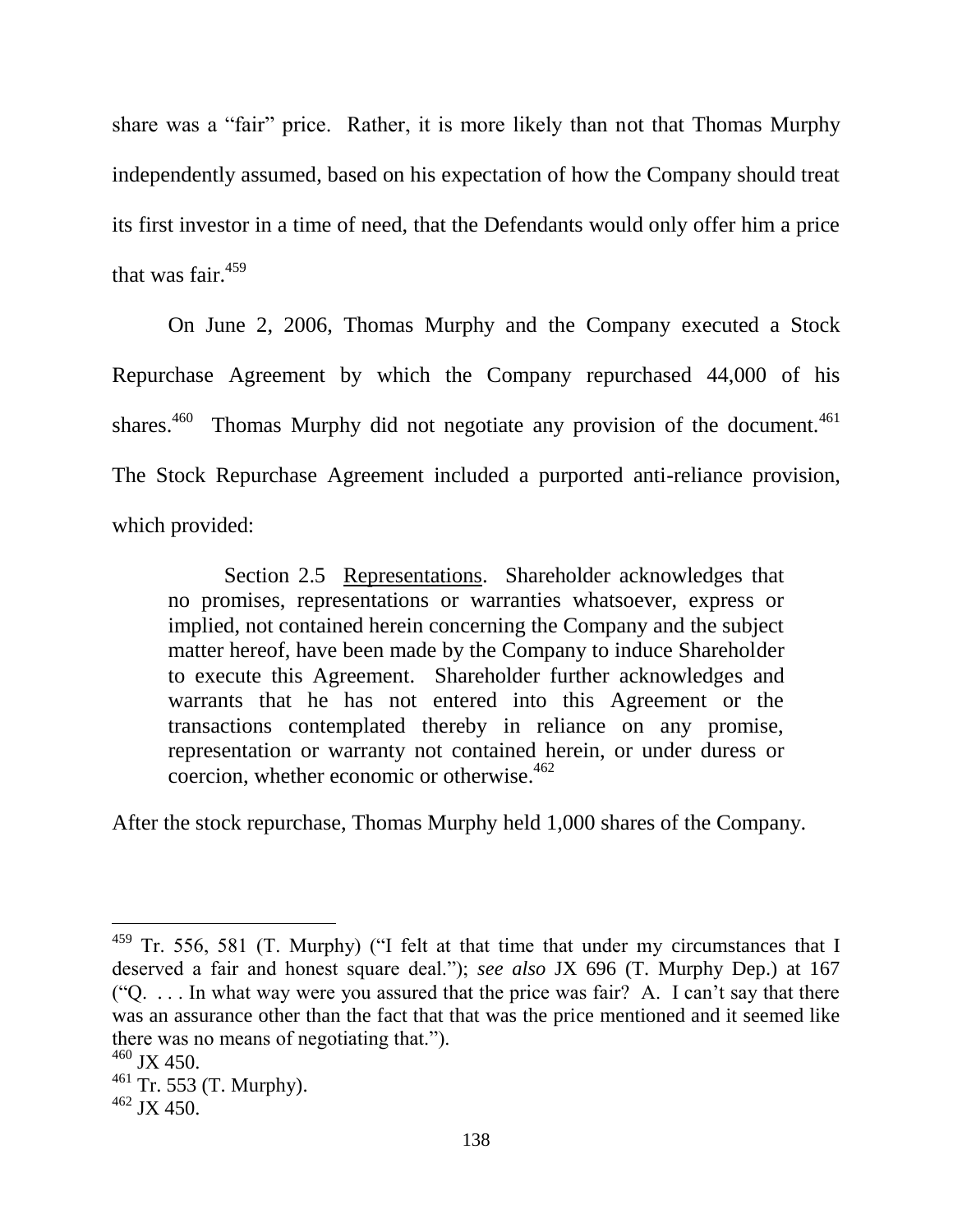share was a "fair" price. Rather, it is more likely than not that Thomas Murphy independently assumed, based on his expectation of how the Company should treat its first investor in a time of need, that the Defendants would only offer him a price that was fair.[459]

On June 2, 2006, Thomas Murphy and the Company executed a Stock Repurchase Agreement by which the Company repurchased 44,000 of his shares.[460] Thomas Murphy did not negotiate any provision of the document.[461] The Stock Repurchase Agreement included a purported anti-reliance provision, which provided:

> Section 2.5 Representations. Shareholder acknowledges that no promises, representations or warranties whatsoever, express or implied, not contained herein concerning the Company and the subject matter hereof, have been made by the Company to induce Shareholder to execute this Agreement. Shareholder further acknowledges and warrants that he has not entered into this Agreement or the transactions contemplated thereby in reliance on any promise, representation or warranty not contained herein, or under duress or coercion, whether economic or otherwise.[462]

After the stock repurchase, Thomas Murphy held 1,000 shares of the Company.

---

[459] Tr. 556, 581 (T. Murphy) ("I felt at that time that under my circumstances that I deserved a fair and honest square deal."); *see also* JX 696 (T. Murphy Dep.) at 167 ("Q. . . . In what way were you assured that the price was fair? A. I can't say that there was an assurance other than the fact that that was the price mentioned and it seemed like there was no means of negotiating that.").

[460] JX 450.

[461] Tr. 553 (T. Murphy).

[462] JX 450.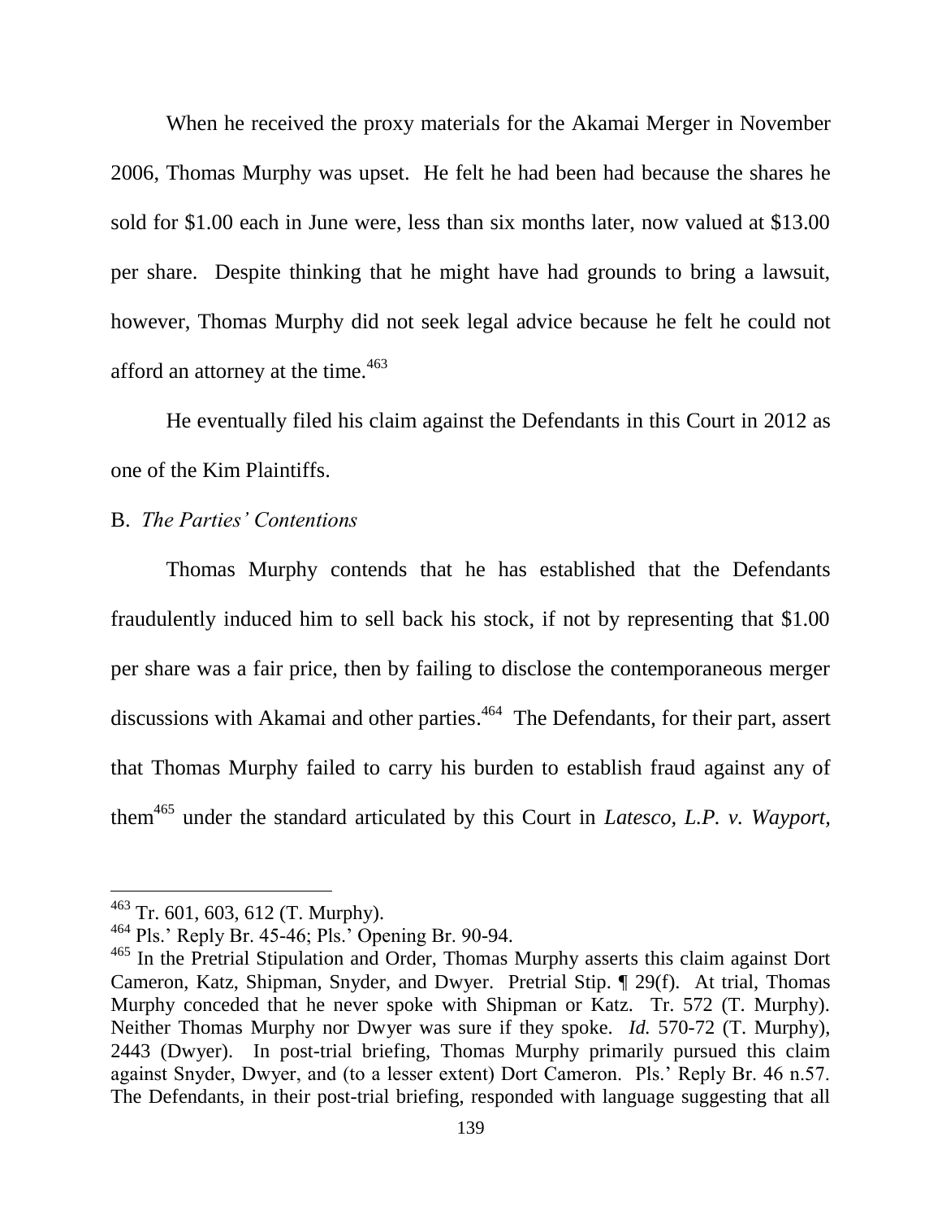When he received the proxy materials for the Akamai Merger in November 2006, Thomas Murphy was upset. He felt he had been had because the shares he sold for \$1.00 each in June were, less than six months later, now valued at \$13.00 per share. Despite thinking that he might have had grounds to bring a lawsuit, however, Thomas Murphy did not seek legal advice because he felt he could not afford an attorney at the time.[463]

He eventually filed his claim against the Defendants in this Court in 2012 as one of the Kim Plaintiffs.

B. *The Parties' Contentions*

Thomas Murphy contends that he has established that the Defendants fraudulently induced him to sell back his stock, if not by representing that \$1.00 per share was a fair price, then by failing to disclose the contemporaneous merger discussions with Akamai and other parties.[464] The Defendants, for their part, assert that Thomas Murphy failed to carry his burden to establish fraud against any of them[465] under the standard articulated by this Court in *Latesco, L.P. v. Wayport,*

---

[463] Tr. 601, 603, 612 (T. Murphy).

[464] Pls.' Reply Br. 45-46; Pls.' Opening Br. 90-94.

[465] In the Pretrial Stipulation and Order, Thomas Murphy asserts this claim against Dort Cameron, Katz, Shipman, Snyder, and Dwyer. Pretrial Stip. ¶ 29(f). At trial, Thomas Murphy conceded that he never spoke with Shipman or Katz. Tr. 572 (T. Murphy). Neither Thomas Murphy nor Dwyer was sure if they spoke. *Id.* 570-72 (T. Murphy), 2443 (Dwyer). In post-trial briefing, Thomas Murphy primarily pursued this claim against Snyder, Dwyer, and (to a lesser extent) Dort Cameron. Pls.' Reply Br. 46 n.57. The Defendants, in their post-trial briefing, responded with language suggesting that all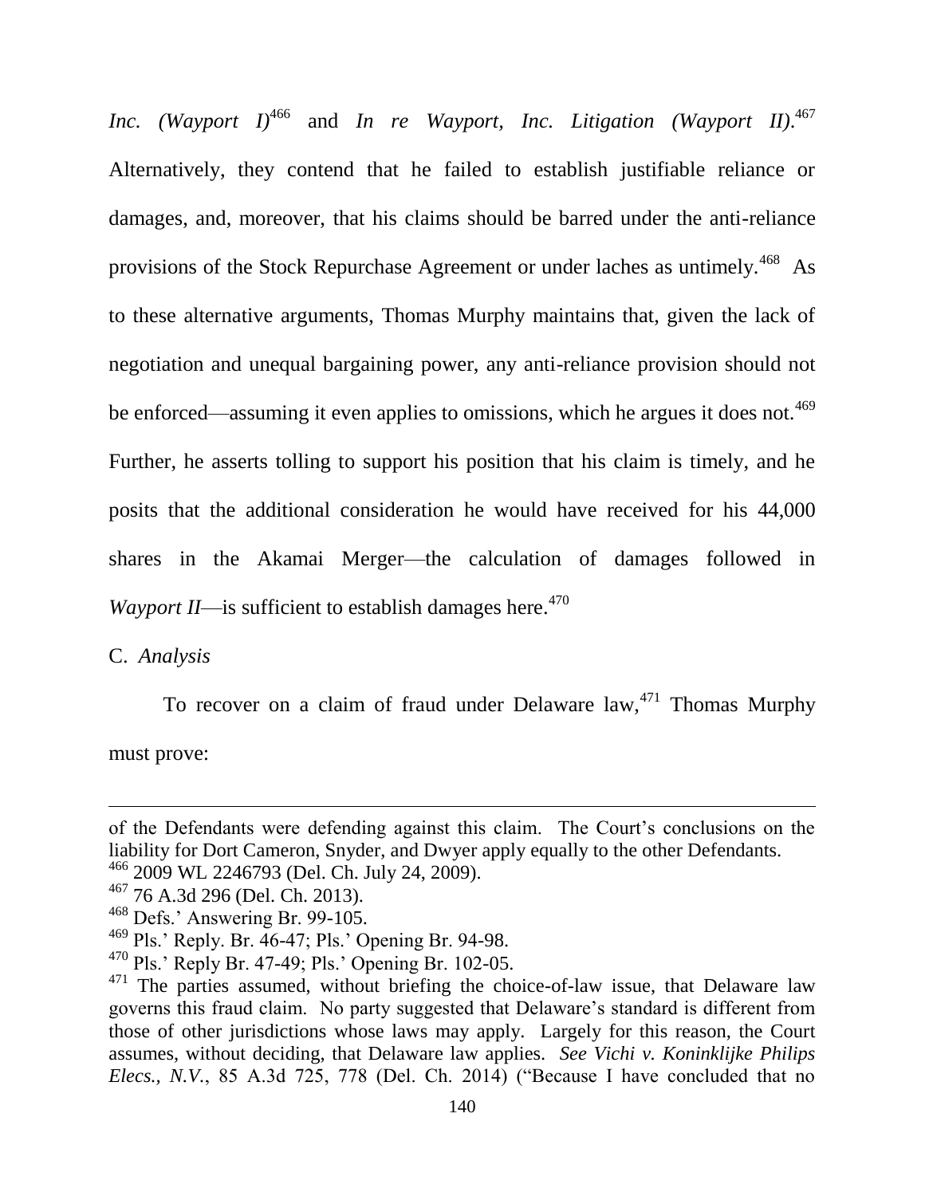*Inc. (Wayport I)*[466] and *In re Wayport, Inc. Litigation (Wayport II)*.[467] Alternatively, they contend that he failed to establish justifiable reliance or damages, and, moreover, that his claims should be barred under the anti-reliance provisions of the Stock Repurchase Agreement or under laches as untimely.[468] As to these alternative arguments, Thomas Murphy maintains that, given the lack of negotiation and unequal bargaining power, any anti-reliance provision should not be enforced—assuming it even applies to omissions, which he argues it does not.[469] Further, he asserts tolling to support his position that his claim is timely, and he posits that the additional consideration he would have received for his 44,000 shares in the Akamai Merger—the calculation of damages followed in *Wayport II*—is sufficient to establish damages here.[470]

C. *Analysis*

To recover on a claim of fraud under Delaware law,[471] Thomas Murphy must prove:

---

of the Defendants were defending against this claim. The Court's conclusions on the liability for Dort Cameron, Snyder, and Dwyer apply equally to the other Defendants.

[466] 2009 WL 2246793 (Del. Ch. July 24, 2009).

[467] 76 A.3d 296 (Del. Ch. 2013).

[468] Defs.' Answering Br. 99-105.

[469] Pls.' Reply. Br. 46-47; Pls.' Opening Br. 94-98.

[470] Pls.' Reply Br. 47-49; Pls.' Opening Br. 102-05.

[471] The parties assumed, without briefing the choice-of-law issue, that Delaware law governs this fraud claim. No party suggested that Delaware's standard is different from those of other jurisdictions whose laws may apply. Largely for this reason, the Court assumes, without deciding, that Delaware law applies. *See Vichi v. Koninklijke Philips Elecs., N.V.*, 85 A.3d 725, 778 (Del. Ch. 2014) ("Because I have concluded that no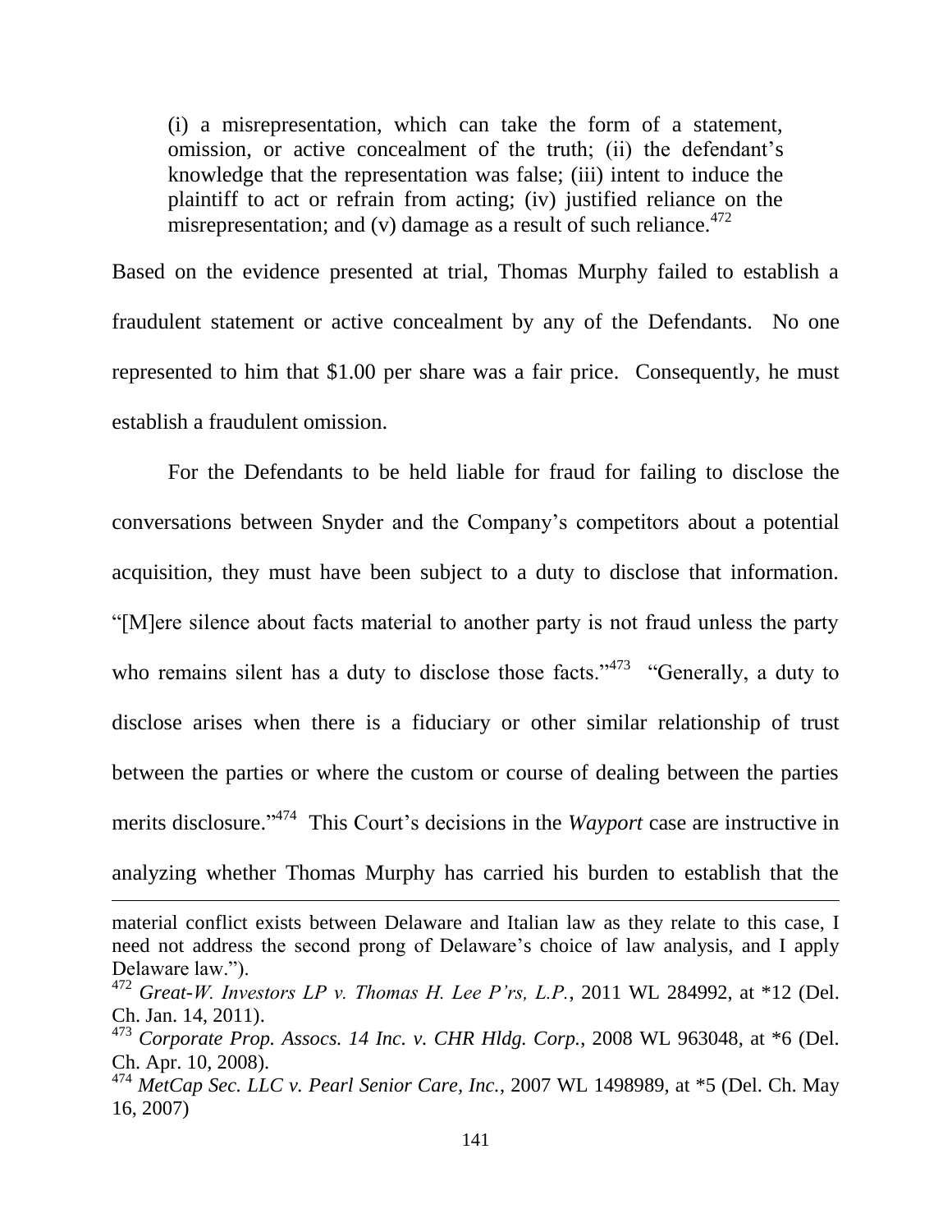> (i) a misrepresentation, which can take the form of a statement, omission, or active concealment of the truth; (ii) the defendant's knowledge that the representation was false; (iii) intent to induce the plaintiff to act or refrain from acting; (iv) justified reliance on the misrepresentation; and (v) damage as a result of such reliance.[472]

Based on the evidence presented at trial, Thomas Murphy failed to establish a fraudulent statement or active concealment by any of the Defendants. No one represented to him that $1.00 per share was a fair price. Consequently, he must establish a fraudulent omission.

For the Defendants to be held liable for fraud for failing to disclose the conversations between Snyder and the Company's competitors about a potential acquisition, they must have been subject to a duty to disclose that information. "[M]ere silence about facts material to another party is not fraud unless the party who remains silent has a duty to disclose those facts."[473] "Generally, a duty to disclose arises when there is a fiduciary or other similar relationship of trust between the parties or where the custom or course of dealing between the parties merits disclosure."[474] This Court's decisions in the *Wayport* case are instructive in analyzing whether Thomas Murphy has carried his burden to establish that the

---

material conflict exists between Delaware and Italian law as they relate to this case, I need not address the second prong of Delaware's choice of law analysis, and I apply Delaware law.").

[472] *Great-W. Investors LP v. Thomas H. Lee P'rs, L.P.*, 2011 WL 284992, at *12 (Del. Ch. Jan. 14, 2011).

[473] *Corporate Prop. Assocs. 14 Inc. v. CHR Hldg. Corp.*, 2008 WL 963048, at *6 (Del. Ch. Apr. 10, 2008).

[474] *MetCap Sec. LLC v. Pearl Senior Care, Inc.*, 2007 WL 1498989, at *5 (Del. Ch. May 16, 2007)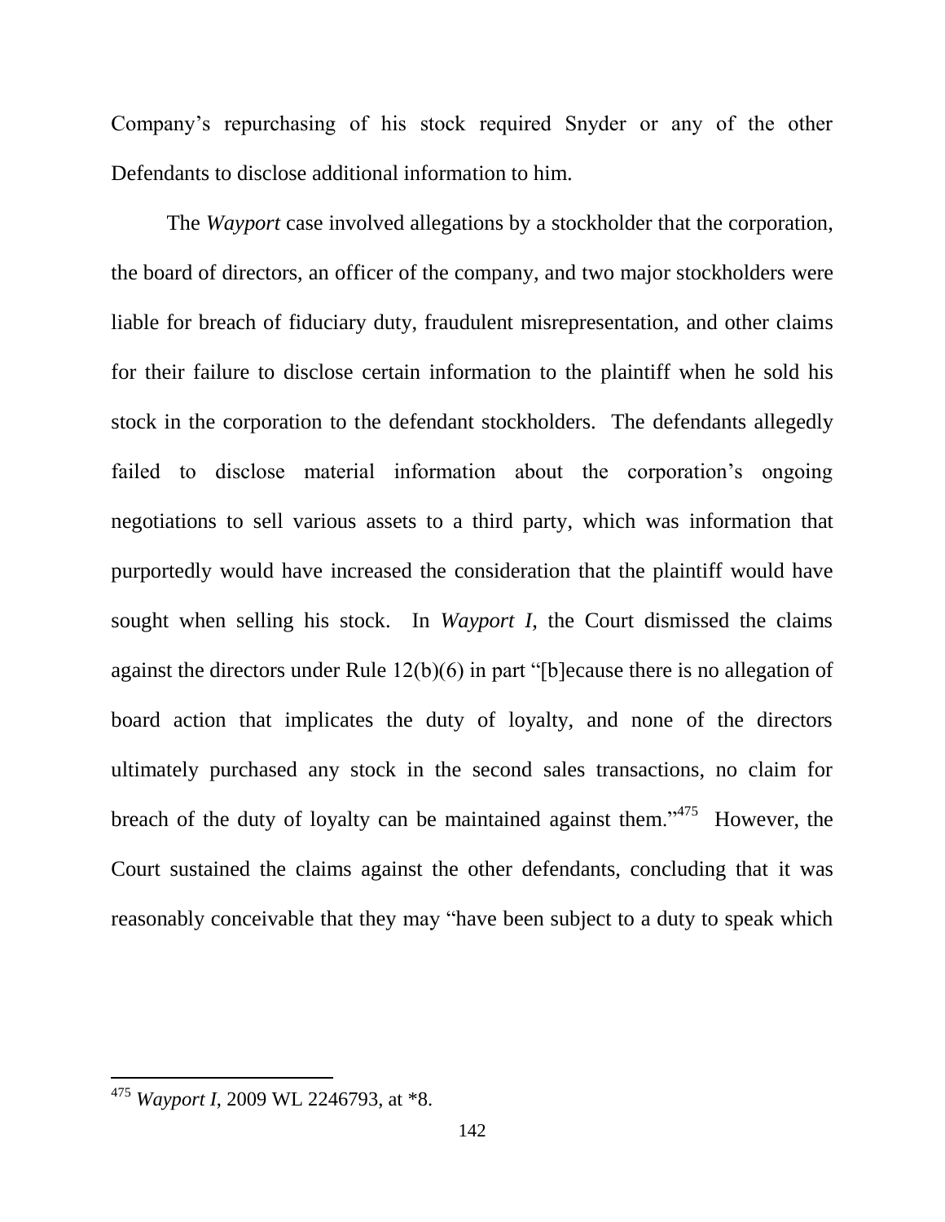Company's repurchasing of his stock required Snyder or any of the other Defendants to disclose additional information to him.

The *Wayport* case involved allegations by a stockholder that the corporation, the board of directors, an officer of the company, and two major stockholders were liable for breach of fiduciary duty, fraudulent misrepresentation, and other claims for their failure to disclose certain information to the plaintiff when he sold his stock in the corporation to the defendant stockholders. The defendants allegedly failed to disclose material information about the corporation's ongoing negotiations to sell various assets to a third party, which was information that purportedly would have increased the consideration that the plaintiff would have sought when selling his stock. In *Wayport I*, the Court dismissed the claims against the directors under Rule 12(b)(6) in part "[b]ecause there is no allegation of board action that implicates the duty of loyalty, and none of the directors ultimately purchased any stock in the second sales transactions, no claim for breach of the duty of loyalty can be maintained against them."[475] However, the Court sustained the claims against the other defendants, concluding that it was reasonably conceivable that they may "have been subject to a duty to speak which

---

[475] *Wayport I*, 2009 WL 2246793, at *8.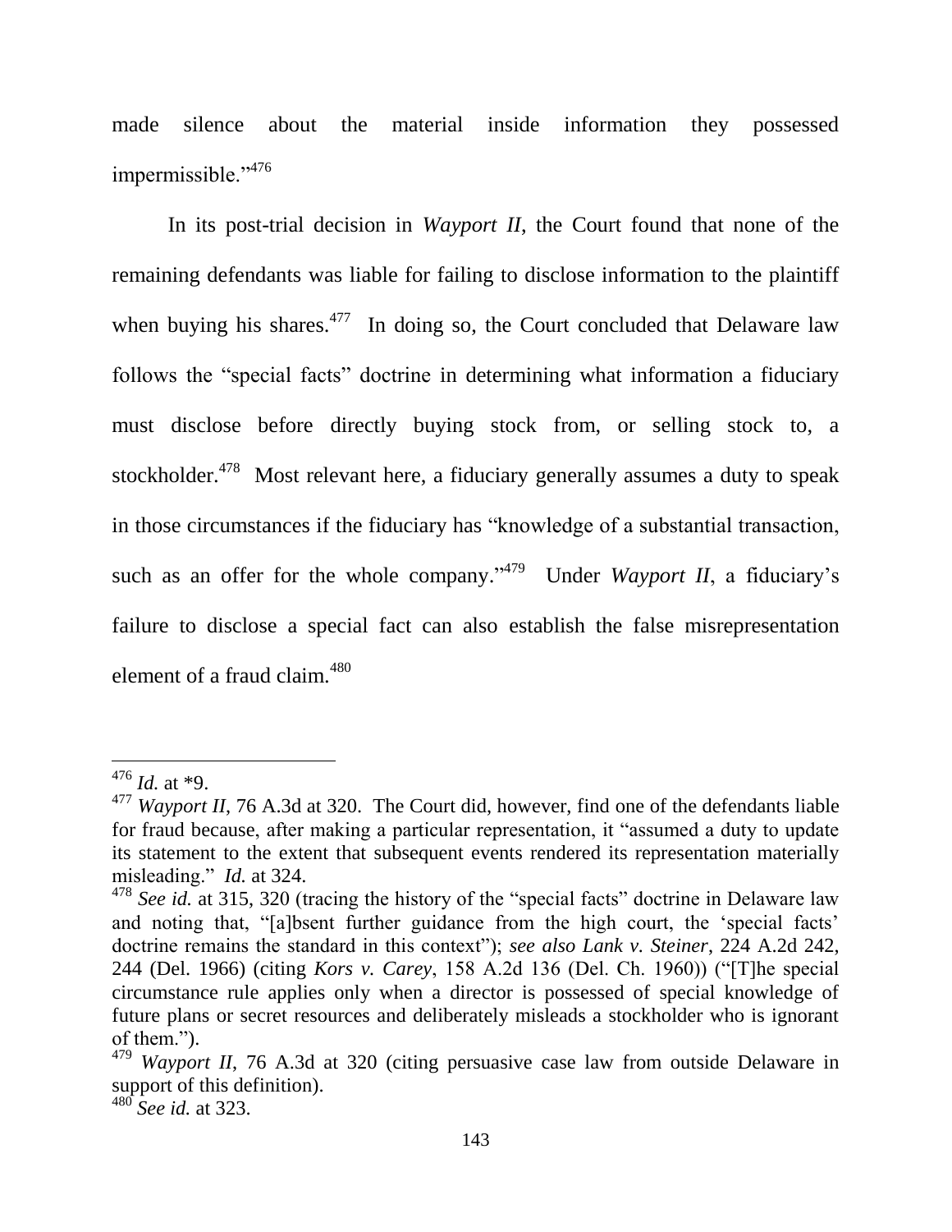made silence about the material inside information they possessed impermissible."[476]

In its post-trial decision in *Wayport II*, the Court found that none of the remaining defendants was liable for failing to disclose information to the plaintiff when buying his shares.[477] In doing so, the Court concluded that Delaware law follows the "special facts" doctrine in determining what information a fiduciary must disclose before directly buying stock from, or selling stock to, a stockholder.[478] Most relevant here, a fiduciary generally assumes a duty to speak in those circumstances if the fiduciary has "knowledge of a substantial transaction, such as an offer for the whole company."[479] Under *Wayport II*, a fiduciary's failure to disclose a special fact can also establish the false misrepresentation element of a fraud claim.[480]

---

[476] *Id.* at *9.

[477] *Wayport II*, 76 A.3d at 320. The Court did, however, find one of the defendants liable for fraud because, after making a particular representation, it "assumed a duty to update its statement to the extent that subsequent events rendered its representation materially misleading." *Id.* at 324.

[478] *See id.* at 315, 320 (tracing the history of the "special facts" doctrine in Delaware law and noting that, "[a]bsent further guidance from the high court, the 'special facts' doctrine remains the standard in this context"); *see also Lank v. Steiner*, 224 A.2d 242, 244 (Del. 1966) (citing *Kors v. Carey*, 158 A.2d 136 (Del. Ch. 1960)) ("[T]he special circumstance rule applies only when a director is possessed of special knowledge of future plans or secret resources and deliberately misleads a stockholder who is ignorant of them.").

[479] *Wayport II*, 76 A.3d at 320 (citing persuasive case law from outside Delaware in support of this definition).

[480] *See id.* at 323.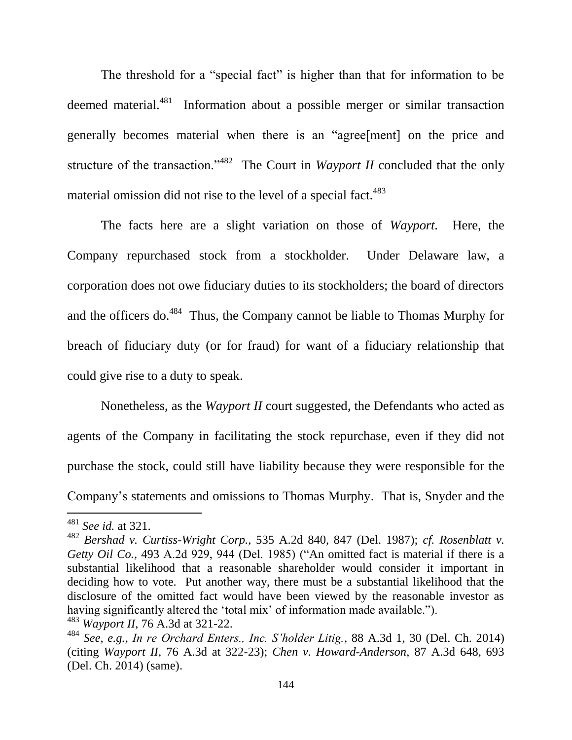The threshold for a "special fact" is higher than that for information to be deemed material.[481] Information about a possible merger or similar transaction generally becomes material when there is an "agree[ment] on the price and structure of the transaction."[482] The Court in *Wayport II* concluded that the only material omission did not rise to the level of a special fact.[483]

The facts here are a slight variation on those of *Wayport*. Here, the Company repurchased stock from a stockholder. Under Delaware law, a corporation does not owe fiduciary duties to its stockholders; the board of directors and the officers do.[484] Thus, the Company cannot be liable to Thomas Murphy for breach of fiduciary duty (or for fraud) for want of a fiduciary relationship that could give rise to a duty to speak.

Nonetheless, as the *Wayport II* court suggested, the Defendants who acted as agents of the Company in facilitating the stock repurchase, even if they did not purchase the stock, could still have liability because they were responsible for the Company's statements and omissions to Thomas Murphy. That is, Snyder and the

---

[481] *See id.* at 321.

[482] *Bershad v. Curtiss-Wright Corp.*, 535 A.2d 840, 847 (Del. 1987); *cf. Rosenblatt v. Getty Oil Co.*, 493 A.2d 929, 944 (Del. 1985) ("An omitted fact is material if there is a substantial likelihood that a reasonable shareholder would consider it important in deciding how to vote. Put another way, there must be a substantial likelihood that the disclosure of the omitted fact would have been viewed by the reasonable investor as having significantly altered the 'total mix' of information made available.").

[483] *Wayport II*, 76 A.3d at 321-22.

[484] *See, e.g.*, *In re Orchard Enters., Inc. S'holder Litig.*, 88 A.3d 1, 30 (Del. Ch. 2014) (citing *Wayport II*, 76 A.3d at 322-23); *Chen v. Howard-Anderson*, 87 A.3d 648, 693 (Del. Ch. 2014) (same).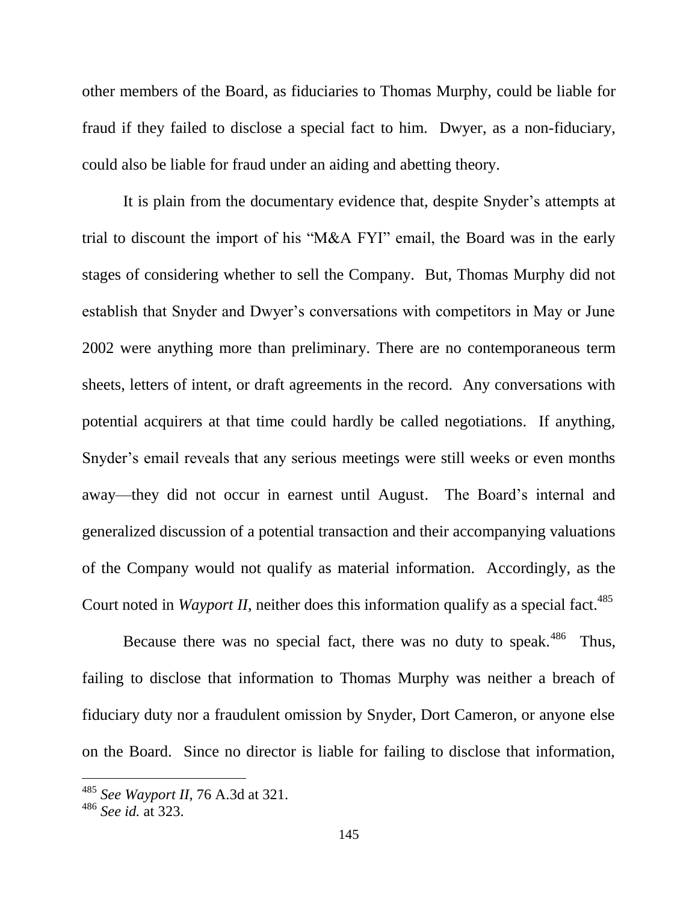other members of the Board, as fiduciaries to Thomas Murphy, could be liable for fraud if they failed to disclose a special fact to him. Dwyer, as a non-fiduciary, could also be liable for fraud under an aiding and abetting theory.

It is plain from the documentary evidence that, despite Snyder's attempts at trial to discount the import of his "M&A FYI" email, the Board was in the early stages of considering whether to sell the Company. But, Thomas Murphy did not establish that Snyder and Dwyer's conversations with competitors in May or June 2002 were anything more than preliminary. There are no contemporaneous term sheets, letters of intent, or draft agreements in the record. Any conversations with potential acquirers at that time could hardly be called negotiations. If anything, Snyder's email reveals that any serious meetings were still weeks or even months away—they did not occur in earnest until August. The Board's internal and generalized discussion of a potential transaction and their accompanying valuations of the Company would not qualify as material information. Accordingly, as the Court noted in *Wayport II*, neither does this information qualify as a special fact.[485]

Because there was no special fact, there was no duty to speak.[486] Thus, failing to disclose that information to Thomas Murphy was neither a breach of fiduciary duty nor a fraudulent omission by Snyder, Dort Cameron, or anyone else on the Board. Since no director is liable for failing to disclose that information,

---

[485] *See Wayport II*, 76 A.3d at 321.

[486] *See id.* at 323.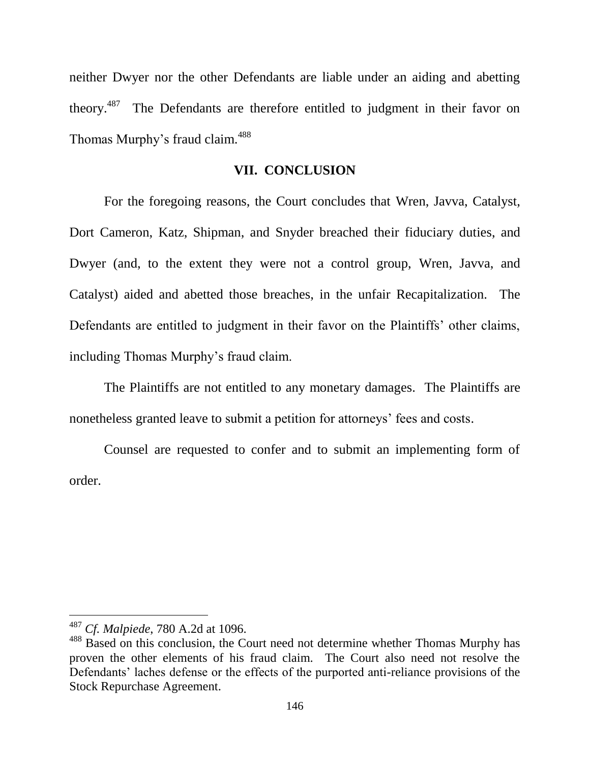neither Dwyer nor the other Defendants are liable under an aiding and abetting theory.[487] The Defendants are therefore entitled to judgment in their favor on Thomas Murphy's fraud claim.[488]

## VII. CONCLUSION

For the foregoing reasons, the Court concludes that Wren, Javva, Catalyst, Dort Cameron, Katz, Shipman, and Snyder breached their fiduciary duties, and Dwyer (and, to the extent they were not a control group, Wren, Javva, and Catalyst) aided and abetted those breaches, in the unfair Recapitalization. The Defendants are entitled to judgment in their favor on the Plaintiffs' other claims, including Thomas Murphy's fraud claim.

The Plaintiffs are not entitled to any monetary damages. The Plaintiffs are nonetheless granted leave to submit a petition for attorneys' fees and costs.

Counsel are requested to confer and to submit an implementing form of order.

---

[487] *Cf. Malpiede*, 780 A.2d at 1096.

[488] Based on this conclusion, the Court need not determine whether Thomas Murphy has proven the other elements of his fraud claim. The Court also need not resolve the Defendants' laches defense or the effects of the purported anti-reliance provisions of the Stock Repurchase Agreement.